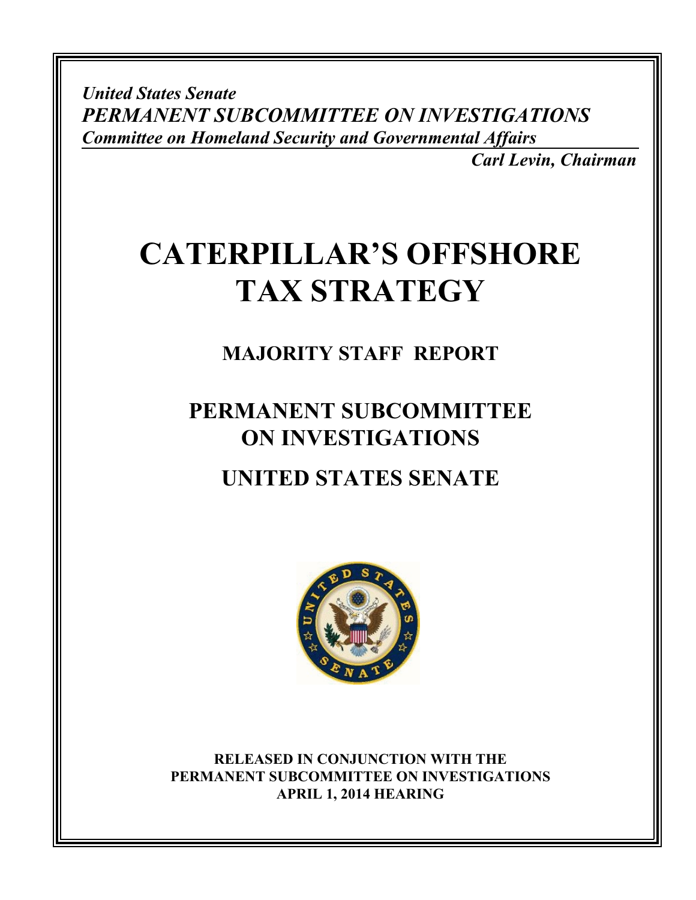*United States Senate*
***PERMANENT SUBCOMMITTEE ON INVESTIGATIONS***
***Committee on Homeland Security and Governmental Affairs***

***Carl Levin, Chairman***

# CATERPILLAR'S OFFSHORE TAX STRATEGY

## MAJORITY STAFF REPORT

## PERMANENT SUBCOMMITTEE ON INVESTIGATIONS

## UNITED STATES SENATE

**RELEASED IN CONJUNCTION WITH THE PERMANENT SUBCOMMITTEE ON INVESTIGATIONS APRIL 1, 2014 HEARING**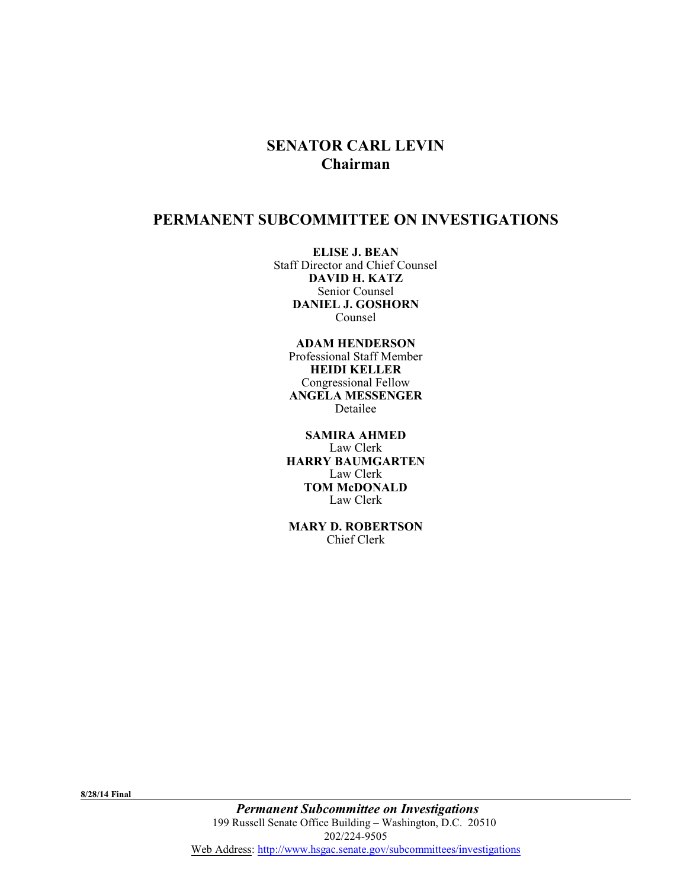**SENATOR CARL LEVIN**
**Chairman**

## PERMANENT SUBCOMMITTEE ON INVESTIGATIONS

**ELISE J. BEAN**
Staff Director and Chief Counsel
**DAVID H. KATZ**
Senior Counsel
**DANIEL J. GOSHORN**
Counsel

**ADAM HENDERSON**
Professional Staff Member
**HEIDI KELLER**
Congressional Fellow
**ANGELA MESSENGER**
Detailee

**SAMIRA AHMED**
Law Clerk
**HARRY BAUMGARTEN**
Law Clerk
**TOM McDONALD**
Law Clerk

**MARY D. ROBERTSON**
Chief Clerk

**8/28/14 Final**

***Permanent Subcommittee on Investigations***
199 Russell Senate Office Building – Washington, D.C. 20510
202/224-9505
Web Address: http://www.hsgac.senate.gov/subcommittees/investigations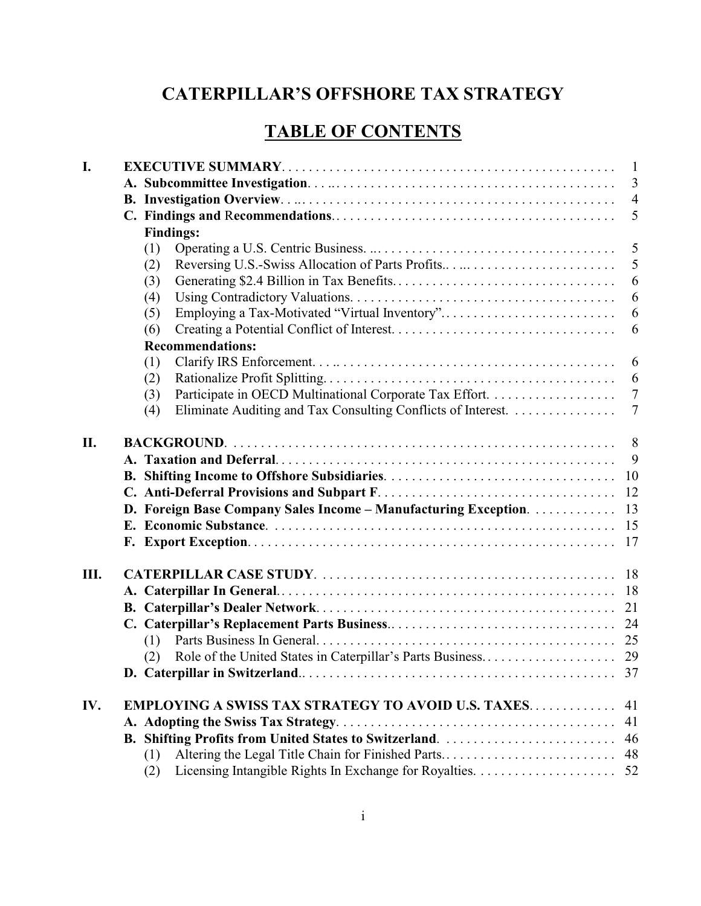# CATERPILLAR'S OFFSHORE TAX STRATEGY

## TABLE OF CONTENTS

| | | |
|---|---|---|
| **I.** | **EXECUTIVE SUMMARY** | 1 |
| | **A. Subcommittee Investigation** | 3 |
| | **B. Investigation Overview** | 4 |
| | **C. Findings and Recommendations** | 5 |
| | **Findings:** | |
| | (1) Operating a U.S. Centric Business | 5 |
| | (2) Reversing U.S.-Swiss Allocation of Parts Profits | 5 |
| | (3) Generating $2.4 Billion in Tax Benefits | 6 |
| | (4) Using Contradictory Valuations | 6 |
| | (5) Employing a Tax-Motivated "Virtual Inventory" | 6 |
| | (6) Creating a Potential Conflict of Interest | 6 |
| | **Recommendations:** | |
| | (1) Clarify IRS Enforcement | 6 |
| | (2) Rationalize Profit Splitting | 6 |
| | (3) Participate in OECD Multinational Corporate Tax Effort | 7 |
| | (4) Eliminate Auditing and Tax Consulting Conflicts of Interest | 7 |
| **II.** | **BACKGROUND** | 8 |
| | **A. Taxation and Deferral** | 9 |
| | **B. Shifting Income to Offshore Subsidiaries** | 10 |
| | **C. Anti-Deferral Provisions and Subpart F** | 12 |
| | **D. Foreign Base Company Sales Income – Manufacturing Exception** | 13 |
| | **E. Economic Substance** | 15 |
| | **F. Export Exception** | 17 |
| **III.** | **CATERPILLAR CASE STUDY** | 18 |
| | **A. Caterpillar In General** | 18 |
| | **B. Caterpillar's Dealer Network** | 21 |
| | **C. Caterpillar's Replacement Parts Business** | 24 |
| | (1) Parts Business In General | 25 |
| | (2) Role of the United States in Caterpillar's Parts Business | 29 |
| | **D. Caterpillar in Switzerland** | 37 |
| **IV.** | **EMPLOYING A SWISS TAX STRATEGY TO AVOID U.S. TAXES** | 41 |
| | **A. Adopting the Swiss Tax Strategy** | 41 |
| | **B. Shifting Profits from United States to Switzerland** | 46 |
| | (1) Altering the Legal Title Chain for Finished Parts | 48 |
| | (2) Licensing Intangible Rights In Exchange for Royalties | 52 |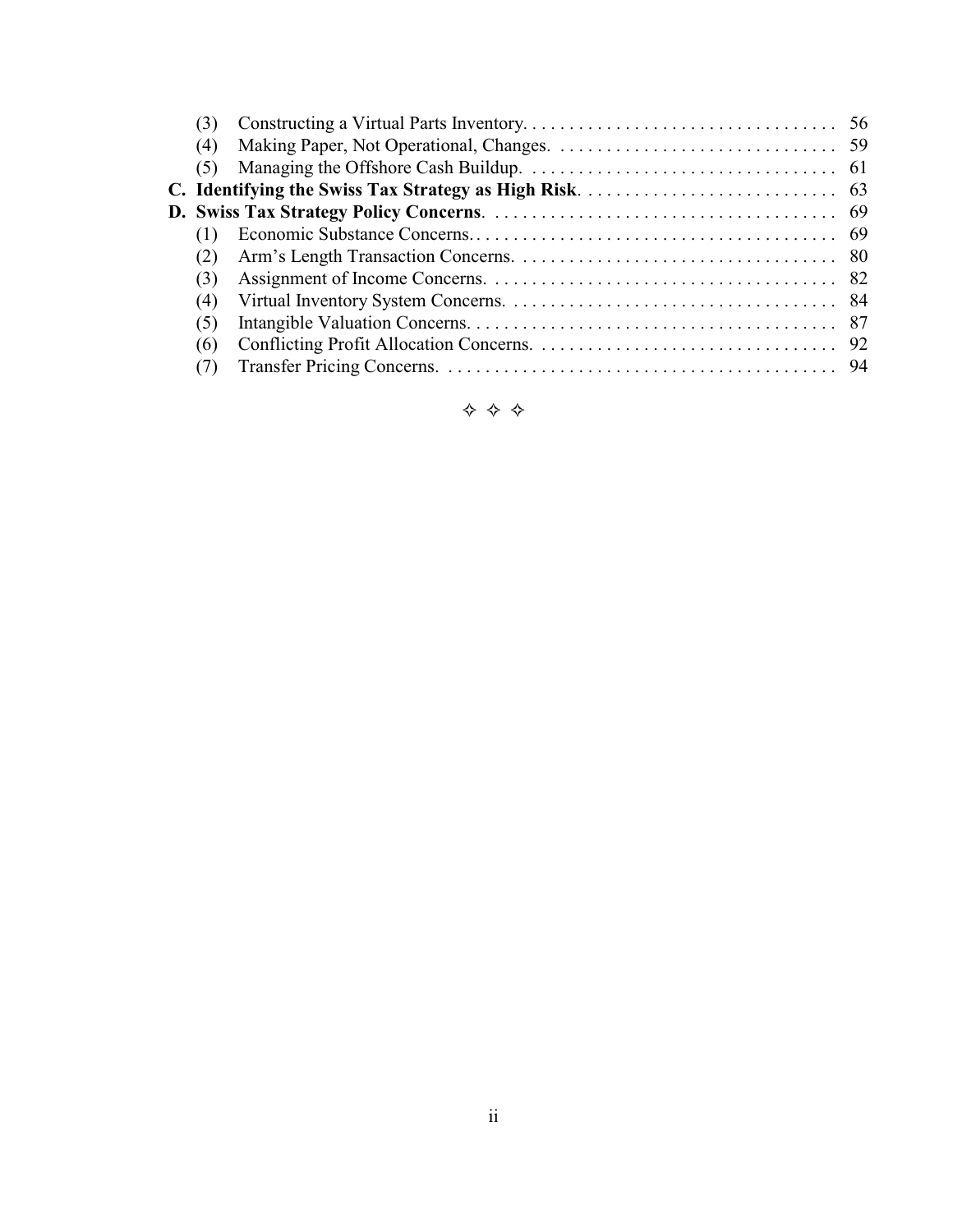(3) Constructing a Virtual Parts Inventory. . . . . . . . . . . . . . . . . . . . . . . . . . . . . . . . . . 56
(4) Making Paper, Not Operational, Changes. . . . . . . . . . . . . . . . . . . . . . . . . . . . . . 59
(5) Managing the Offshore Cash Buildup. . . . . . . . . . . . . . . . . . . . . . . . . . . . . . . . . 61

**C. Identifying the Swiss Tax Strategy as High Risk**. . . . . . . . . . . . . . . . . . . . . . . . . . . 63

**D. Swiss Tax Strategy Policy Concerns**. . . . . . . . . . . . . . . . . . . . . . . . . . . . . . . . . . . . 69

(1) Economic Substance Concerns. . . . . . . . . . . . . . . . . . . . . . . . . . . . . . . . . . . . . . . 69
(2) Arm's Length Transaction Concerns. . . . . . . . . . . . . . . . . . . . . . . . . . . . . . . . . . 80
(3) Assignment of Income Concerns. . . . . . . . . . . . . . . . . . . . . . . . . . . . . . . . . . . . . 82
(4) Virtual Inventory System Concerns. . . . . . . . . . . . . . . . . . . . . . . . . . . . . . . . . . . 84
(5) Intangible Valuation Concerns. . . . . . . . . . . . . . . . . . . . . . . . . . . . . . . . . . . . . . . 87
(6) Conflicting Profit Allocation Concerns. . . . . . . . . . . . . . . . . . . . . . . . . . . . . . . . 92
(7) Transfer Pricing Concerns. . . . . . . . . . . . . . . . . . . . . . . . . . . . . . . . . . . . . . . . . . 94

✧ ✧ ✧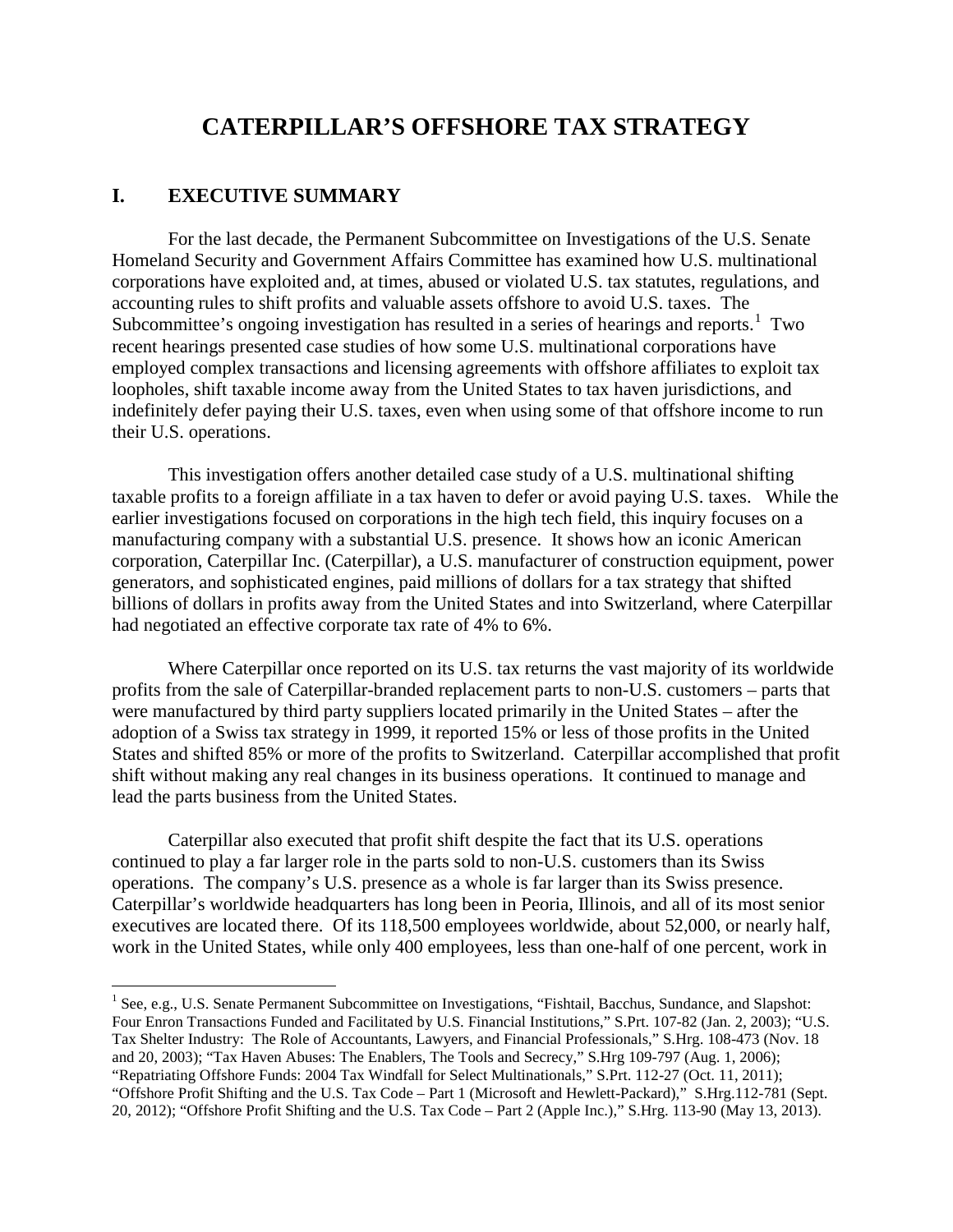# CATERPILLAR'S OFFSHORE TAX STRATEGY

## I. EXECUTIVE SUMMARY

For the last decade, the Permanent Subcommittee on Investigations of the U.S. Senate Homeland Security and Government Affairs Committee has examined how U.S. multinational corporations have exploited and, at times, abused or violated U.S. tax statutes, regulations, and accounting rules to shift profits and valuable assets offshore to avoid U.S. taxes. The Subcommittee's ongoing investigation has resulted in a series of hearings and reports.[1] Two recent hearings presented case studies of how some U.S. multinational corporations have employed complex transactions and licensing agreements with offshore affiliates to exploit tax loopholes, shift taxable income away from the United States to tax haven jurisdictions, and indefinitely defer paying their U.S. taxes, even when using some of that offshore income to run their U.S. operations.

This investigation offers another detailed case study of a U.S. multinational shifting taxable profits to a foreign affiliate in a tax haven to defer or avoid paying U.S. taxes. While the earlier investigations focused on corporations in the high tech field, this inquiry focuses on a manufacturing company with a substantial U.S. presence. It shows how an iconic American corporation, Caterpillar Inc. (Caterpillar), a U.S. manufacturer of construction equipment, power generators, and sophisticated engines, paid millions of dollars for a tax strategy that shifted billions of dollars in profits away from the United States and into Switzerland, where Caterpillar had negotiated an effective corporate tax rate of 4% to 6%.

Where Caterpillar once reported on its U.S. tax returns the vast majority of its worldwide profits from the sale of Caterpillar-branded replacement parts to non-U.S. customers – parts that were manufactured by third party suppliers located primarily in the United States – after the adoption of a Swiss tax strategy in 1999, it reported 15% or less of those profits in the United States and shifted 85% or more of the profits to Switzerland. Caterpillar accomplished that profit shift without making any real changes in its business operations. It continued to manage and lead the parts business from the United States.

Caterpillar also executed that profit shift despite the fact that its U.S. operations continued to play a far larger role in the parts sold to non-U.S. customers than its Swiss operations. The company's U.S. presence as a whole is far larger than its Swiss presence. Caterpillar's worldwide headquarters has long been in Peoria, Illinois, and all of its most senior executives are located there. Of its 118,500 employees worldwide, about 52,000, or nearly half, work in the United States, while only 400 employees, less than one-half of one percent, work in

[1] See, e.g., U.S. Senate Permanent Subcommittee on Investigations, "Fishtail, Bacchus, Sundance, and Slapshot: Four Enron Transactions Funded and Facilitated by U.S. Financial Institutions," S.Prt. 107-82 (Jan. 2, 2003); "U.S. Tax Shelter Industry: The Role of Accountants, Lawyers, and Financial Professionals," S.Hrg. 108-473 (Nov. 18 and 20, 2003); "Tax Haven Abuses: The Enablers, The Tools and Secrecy," S.Hrg 109-797 (Aug. 1, 2006); "Repatriating Offshore Funds: 2004 Tax Windfall for Select Multinationals," S.Prt. 112-27 (Oct. 11, 2011); "Offshore Profit Shifting and the U.S. Tax Code – Part 1 (Microsoft and Hewlett-Packard)," S.Hrg.112-781 (Sept. 20, 2012); "Offshore Profit Shifting and the U.S. Tax Code – Part 2 (Apple Inc.)," S.Hrg. 113-90 (May 13, 2013).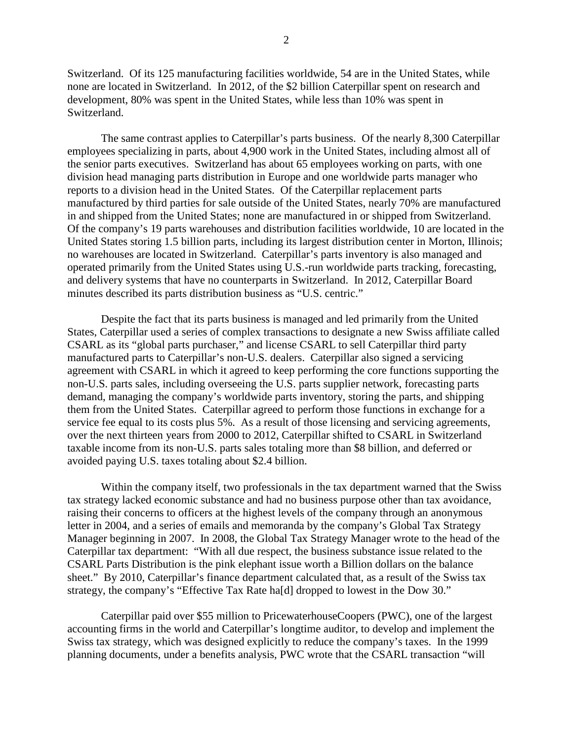Switzerland. Of its 125 manufacturing facilities worldwide, 54 are in the United States, while none are located in Switzerland. In 2012, of the $2 billion Caterpillar spent on research and development, 80% was spent in the United States, while less than 10% was spent in Switzerland.

The same contrast applies to Caterpillar's parts business. Of the nearly 8,300 Caterpillar employees specializing in parts, about 4,900 work in the United States, including almost all of the senior parts executives. Switzerland has about 65 employees working on parts, with one division head managing parts distribution in Europe and one worldwide parts manager who reports to a division head in the United States. Of the Caterpillar replacement parts manufactured by third parties for sale outside of the United States, nearly 70% are manufactured in and shipped from the United States; none are manufactured in or shipped from Switzerland. Of the company's 19 parts warehouses and distribution facilities worldwide, 10 are located in the United States storing 1.5 billion parts, including its largest distribution center in Morton, Illinois; no warehouses are located in Switzerland. Caterpillar's parts inventory is also managed and operated primarily from the United States using U.S.-run worldwide parts tracking, forecasting, and delivery systems that have no counterparts in Switzerland. In 2012, Caterpillar Board minutes described its parts distribution business as "U.S. centric."

Despite the fact that its parts business is managed and led primarily from the United States, Caterpillar used a series of complex transactions to designate a new Swiss affiliate called CSARL as its "global parts purchaser," and license CSARL to sell Caterpillar third party manufactured parts to Caterpillar's non-U.S. dealers. Caterpillar also signed a servicing agreement with CSARL in which it agreed to keep performing the core functions supporting the non-U.S. parts sales, including overseeing the U.S. parts supplier network, forecasting parts demand, managing the company's worldwide parts inventory, storing the parts, and shipping them from the United States. Caterpillar agreed to perform those functions in exchange for a service fee equal to its costs plus 5%. As a result of those licensing and servicing agreements, over the next thirteen years from 2000 to 2012, Caterpillar shifted to CSARL in Switzerland taxable income from its non-U.S. parts sales totaling more than $8 billion, and deferred or avoided paying U.S. taxes totaling about $2.4 billion.

Within the company itself, two professionals in the tax department warned that the Swiss tax strategy lacked economic substance and had no business purpose other than tax avoidance, raising their concerns to officers at the highest levels of the company through an anonymous letter in 2004, and a series of emails and memoranda by the company's Global Tax Strategy Manager beginning in 2007. In 2008, the Global Tax Strategy Manager wrote to the head of the Caterpillar tax department: "With all due respect, the business substance issue related to the CSARL Parts Distribution is the pink elephant issue worth a Billion dollars on the balance sheet." By 2010, Caterpillar's finance department calculated that, as a result of the Swiss tax strategy, the company's "Effective Tax Rate ha[d] dropped to lowest in the Dow 30."

Caterpillar paid over $55 million to PricewaterhouseCoopers (PWC), one of the largest accounting firms in the world and Caterpillar's longtime auditor, to develop and implement the Swiss tax strategy, which was designed explicitly to reduce the company's taxes. In the 1999 planning documents, under a benefits analysis, PWC wrote that the CSARL transaction "will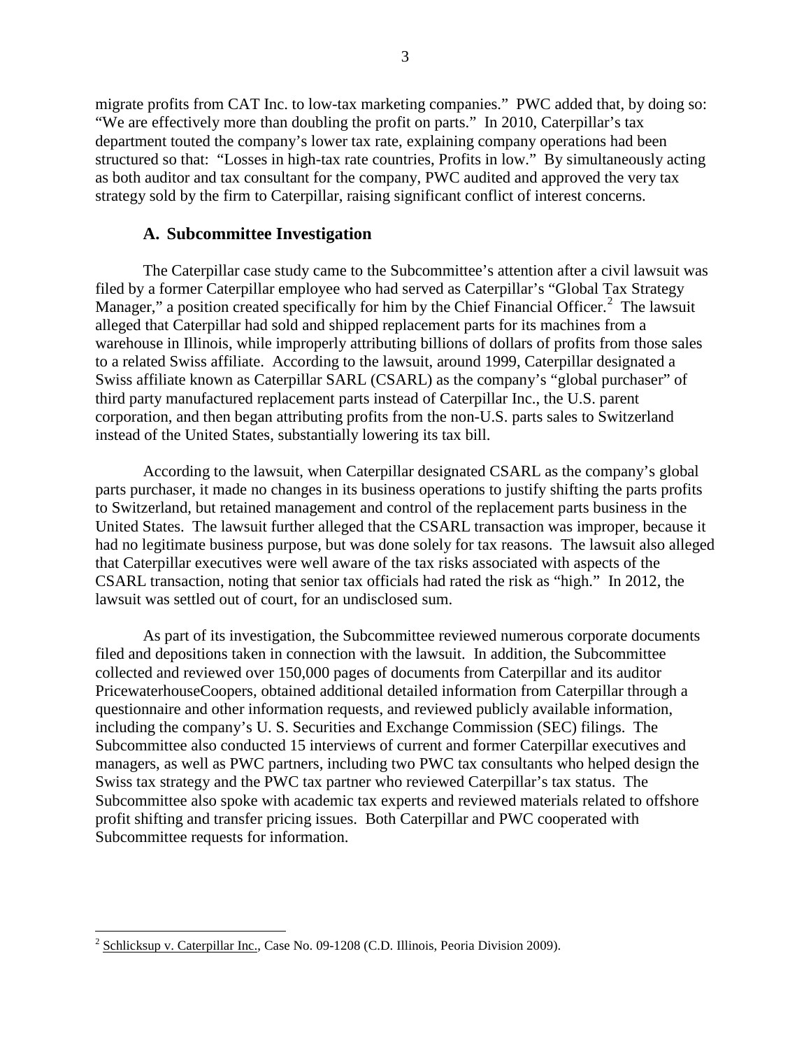migrate profits from CAT Inc. to low-tax marketing companies." PWC added that, by doing so: "We are effectively more than doubling the profit on parts." In 2010, Caterpillar's tax department touted the company's lower tax rate, explaining company operations had been structured so that: "Losses in high-tax rate countries, Profits in low." By simultaneously acting as both auditor and tax consultant for the company, PWC audited and approved the very tax strategy sold by the firm to Caterpillar, raising significant conflict of interest concerns.

### A. Subcommittee Investigation

The Caterpillar case study came to the Subcommittee's attention after a civil lawsuit was filed by a former Caterpillar employee who had served as Caterpillar's "Global Tax Strategy Manager," a position created specifically for him by the Chief Financial Officer.[2] The lawsuit alleged that Caterpillar had sold and shipped replacement parts for its machines from a warehouse in Illinois, while improperly attributing billions of dollars of profits from those sales to a related Swiss affiliate. According to the lawsuit, around 1999, Caterpillar designated a Swiss affiliate known as Caterpillar SARL (CSARL) as the company's "global purchaser" of third party manufactured replacement parts instead of Caterpillar Inc., the U.S. parent corporation, and then began attributing profits from the non-U.S. parts sales to Switzerland instead of the United States, substantially lowering its tax bill.

According to the lawsuit, when Caterpillar designated CSARL as the company's global parts purchaser, it made no changes in its business operations to justify shifting the parts profits to Switzerland, but retained management and control of the replacement parts business in the United States. The lawsuit further alleged that the CSARL transaction was improper, because it had no legitimate business purpose, but was done solely for tax reasons. The lawsuit also alleged that Caterpillar executives were well aware of the tax risks associated with aspects of the CSARL transaction, noting that senior tax officials had rated the risk as "high." In 2012, the lawsuit was settled out of court, for an undisclosed sum.

As part of its investigation, the Subcommittee reviewed numerous corporate documents filed and depositions taken in connection with the lawsuit. In addition, the Subcommittee collected and reviewed over 150,000 pages of documents from Caterpillar and its auditor PricewaterhouseCoopers, obtained additional detailed information from Caterpillar through a questionnaire and other information requests, and reviewed publicly available information, including the company's U. S. Securities and Exchange Commission (SEC) filings. The Subcommittee also conducted 15 interviews of current and former Caterpillar executives and managers, as well as PWC partners, including two PWC tax consultants who helped design the Swiss tax strategy and the PWC tax partner who reviewed Caterpillar's tax status. The Subcommittee also spoke with academic tax experts and reviewed materials related to offshore profit shifting and transfer pricing issues. Both Caterpillar and PWC cooperated with Subcommittee requests for information.

---

[2] Schlicksup v. Caterpillar Inc., Case No. 09-1208 (C.D. Illinois, Peoria Division 2009).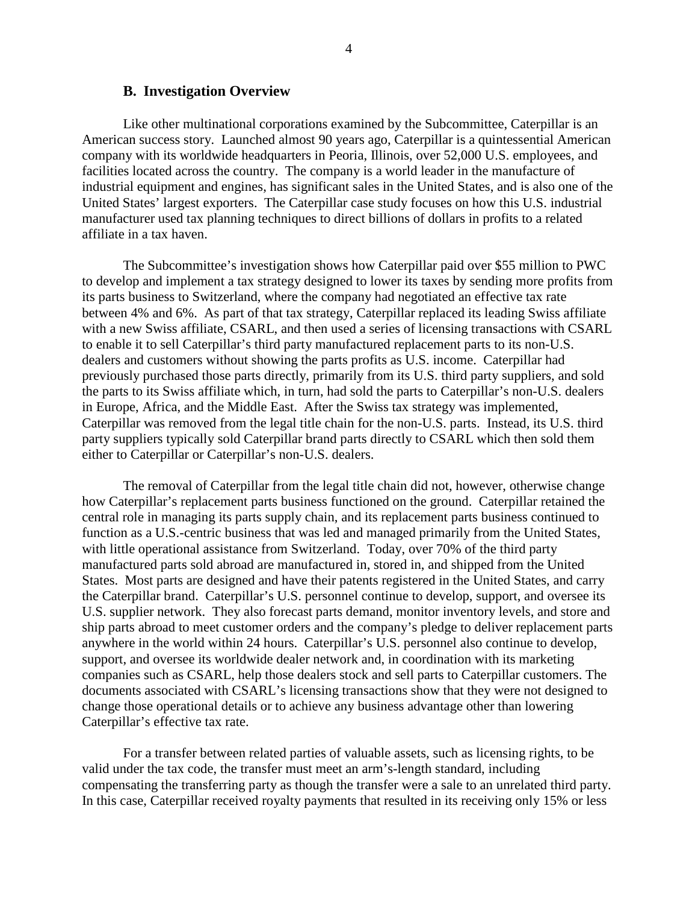### B. Investigation Overview

Like other multinational corporations examined by the Subcommittee, Caterpillar is an American success story. Launched almost 90 years ago, Caterpillar is a quintessential American company with its worldwide headquarters in Peoria, Illinois, over 52,000 U.S. employees, and facilities located across the country. The company is a world leader in the manufacture of industrial equipment and engines, has significant sales in the United States, and is also one of the United States' largest exporters. The Caterpillar case study focuses on how this U.S. industrial manufacturer used tax planning techniques to direct billions of dollars in profits to a related affiliate in a tax haven.

The Subcommittee's investigation shows how Caterpillar paid over $55 million to PWC to develop and implement a tax strategy designed to lower its taxes by sending more profits from its parts business to Switzerland, where the company had negotiated an effective tax rate between 4% and 6%. As part of that tax strategy, Caterpillar replaced its leading Swiss affiliate with a new Swiss affiliate, CSARL, and then used a series of licensing transactions with CSARL to enable it to sell Caterpillar's third party manufactured replacement parts to its non-U.S. dealers and customers without showing the parts profits as U.S. income. Caterpillar had previously purchased those parts directly, primarily from its U.S. third party suppliers, and sold the parts to its Swiss affiliate which, in turn, had sold the parts to Caterpillar's non-U.S. dealers in Europe, Africa, and the Middle East. After the Swiss tax strategy was implemented, Caterpillar was removed from the legal title chain for the non-U.S. parts. Instead, its U.S. third party suppliers typically sold Caterpillar brand parts directly to CSARL which then sold them either to Caterpillar or Caterpillar's non-U.S. dealers.

The removal of Caterpillar from the legal title chain did not, however, otherwise change how Caterpillar's replacement parts business functioned on the ground. Caterpillar retained the central role in managing its parts supply chain, and its replacement parts business continued to function as a U.S.-centric business that was led and managed primarily from the United States, with little operational assistance from Switzerland. Today, over 70% of the third party manufactured parts sold abroad are manufactured in, stored in, and shipped from the United States. Most parts are designed and have their patents registered in the United States, and carry the Caterpillar brand. Caterpillar's U.S. personnel continue to develop, support, and oversee its U.S. supplier network. They also forecast parts demand, monitor inventory levels, and store and ship parts abroad to meet customer orders and the company's pledge to deliver replacement parts anywhere in the world within 24 hours. Caterpillar's U.S. personnel also continue to develop, support, and oversee its worldwide dealer network and, in coordination with its marketing companies such as CSARL, help those dealers stock and sell parts to Caterpillar customers. The documents associated with CSARL's licensing transactions show that they were not designed to change those operational details or to achieve any business advantage other than lowering Caterpillar's effective tax rate.

For a transfer between related parties of valuable assets, such as licensing rights, to be valid under the tax code, the transfer must meet an arm's-length standard, including compensating the transferring party as though the transfer were a sale to an unrelated third party. In this case, Caterpillar received royalty payments that resulted in its receiving only 15% or less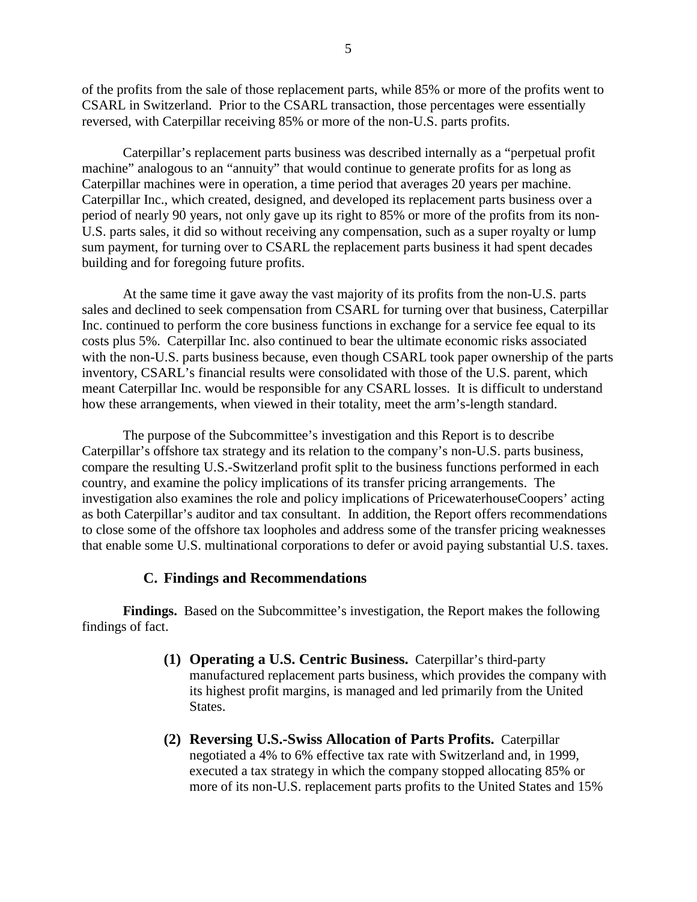of the profits from the sale of those replacement parts, while 85% or more of the profits went to CSARL in Switzerland. Prior to the CSARL transaction, those percentages were essentially reversed, with Caterpillar receiving 85% or more of the non-U.S. parts profits.

Caterpillar's replacement parts business was described internally as a "perpetual profit machine" analogous to an "annuity" that would continue to generate profits for as long as Caterpillar machines were in operation, a time period that averages 20 years per machine. Caterpillar Inc., which created, designed, and developed its replacement parts business over a period of nearly 90 years, not only gave up its right to 85% or more of the profits from its non-U.S. parts sales, it did so without receiving any compensation, such as a super royalty or lump sum payment, for turning over to CSARL the replacement parts business it had spent decades building and for foregoing future profits.

At the same time it gave away the vast majority of its profits from the non-U.S. parts sales and declined to seek compensation from CSARL for turning over that business, Caterpillar Inc. continued to perform the core business functions in exchange for a service fee equal to its costs plus 5%. Caterpillar Inc. also continued to bear the ultimate economic risks associated with the non-U.S. parts business because, even though CSARL took paper ownership of the parts inventory, CSARL's financial results were consolidated with those of the U.S. parent, which meant Caterpillar Inc. would be responsible for any CSARL losses. It is difficult to understand how these arrangements, when viewed in their totality, meet the arm's-length standard.

The purpose of the Subcommittee's investigation and this Report is to describe Caterpillar's offshore tax strategy and its relation to the company's non-U.S. parts business, compare the resulting U.S.-Switzerland profit split to the business functions performed in each country, and examine the policy implications of its transfer pricing arrangements. The investigation also examines the role and policy implications of PricewaterhouseCoopers' acting as both Caterpillar's auditor and tax consultant. In addition, the Report offers recommendations to close some of the offshore tax loopholes and address some of the transfer pricing weaknesses that enable some U.S. multinational corporations to defer or avoid paying substantial U.S. taxes.

### C. Findings and Recommendations

**Findings.** Based on the Subcommittee's investigation, the Report makes the following findings of fact.

(1) **Operating a U.S. Centric Business.** Caterpillar's third-party manufactured replacement parts business, which provides the company with its highest profit margins, is managed and led primarily from the United States.

(2) **Reversing U.S.-Swiss Allocation of Parts Profits.** Caterpillar negotiated a 4% to 6% effective tax rate with Switzerland and, in 1999, executed a tax strategy in which the company stopped allocating 85% or more of its non-U.S. replacement parts profits to the United States and 15%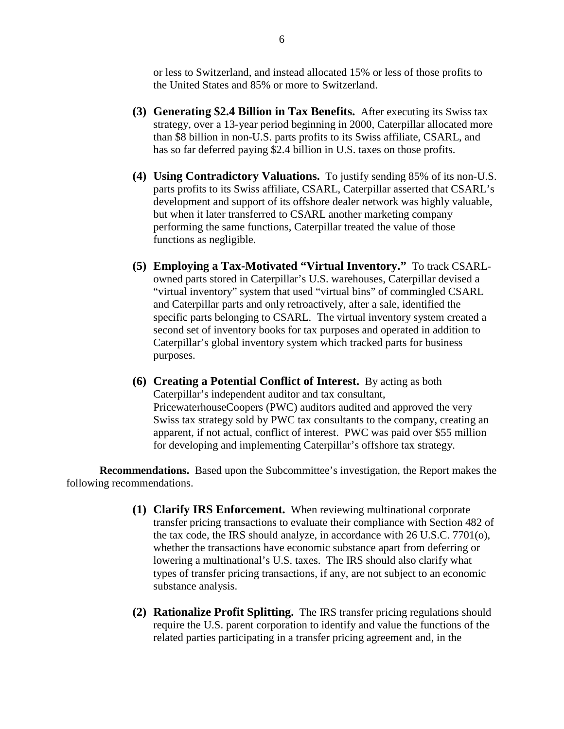or less to Switzerland, and instead allocated 15% or less of those profits to the United States and 85% or more to Switzerland.

**(3) Generating $2.4 Billion in Tax Benefits.** After executing its Swiss tax strategy, over a 13-year period beginning in 2000, Caterpillar allocated more than $8 billion in non-U.S. parts profits to its Swiss affiliate, CSARL, and has so far deferred paying $2.4 billion in U.S. taxes on those profits.

**(4) Using Contradictory Valuations.** To justify sending 85% of its non-U.S. parts profits to its Swiss affiliate, CSARL, Caterpillar asserted that CSARL's development and support of its offshore dealer network was highly valuable, but when it later transferred to CSARL another marketing company performing the same functions, Caterpillar treated the value of those functions as negligible.

**(5) Employing a Tax-Motivated "Virtual Inventory."** To track CSARL-owned parts stored in Caterpillar's U.S. warehouses, Caterpillar devised a "virtual inventory" system that used "virtual bins" of commingled CSARL and Caterpillar parts and only retroactively, after a sale, identified the specific parts belonging to CSARL. The virtual inventory system created a second set of inventory books for tax purposes and operated in addition to Caterpillar's global inventory system which tracked parts for business purposes.

**(6) Creating a Potential Conflict of Interest.** By acting as both Caterpillar's independent auditor and tax consultant, PricewaterhouseCoopers (PWC) auditors audited and approved the very Swiss tax strategy sold by PWC tax consultants to the company, creating an apparent, if not actual, conflict of interest. PWC was paid over $55 million for developing and implementing Caterpillar's offshore tax strategy.

**Recommendations.** Based upon the Subcommittee's investigation, the Report makes the following recommendations.

**(1) Clarify IRS Enforcement.** When reviewing multinational corporate transfer pricing transactions to evaluate their compliance with Section 482 of the tax code, the IRS should analyze, in accordance with 26 U.S.C. 7701(o), whether the transactions have economic substance apart from deferring or lowering a multinational's U.S. taxes. The IRS should also clarify what types of transfer pricing transactions, if any, are not subject to an economic substance analysis.

**(2) Rationalize Profit Splitting.** The IRS transfer pricing regulations should require the U.S. parent corporation to identify and value the functions of the related parties participating in a transfer pricing agreement and, in the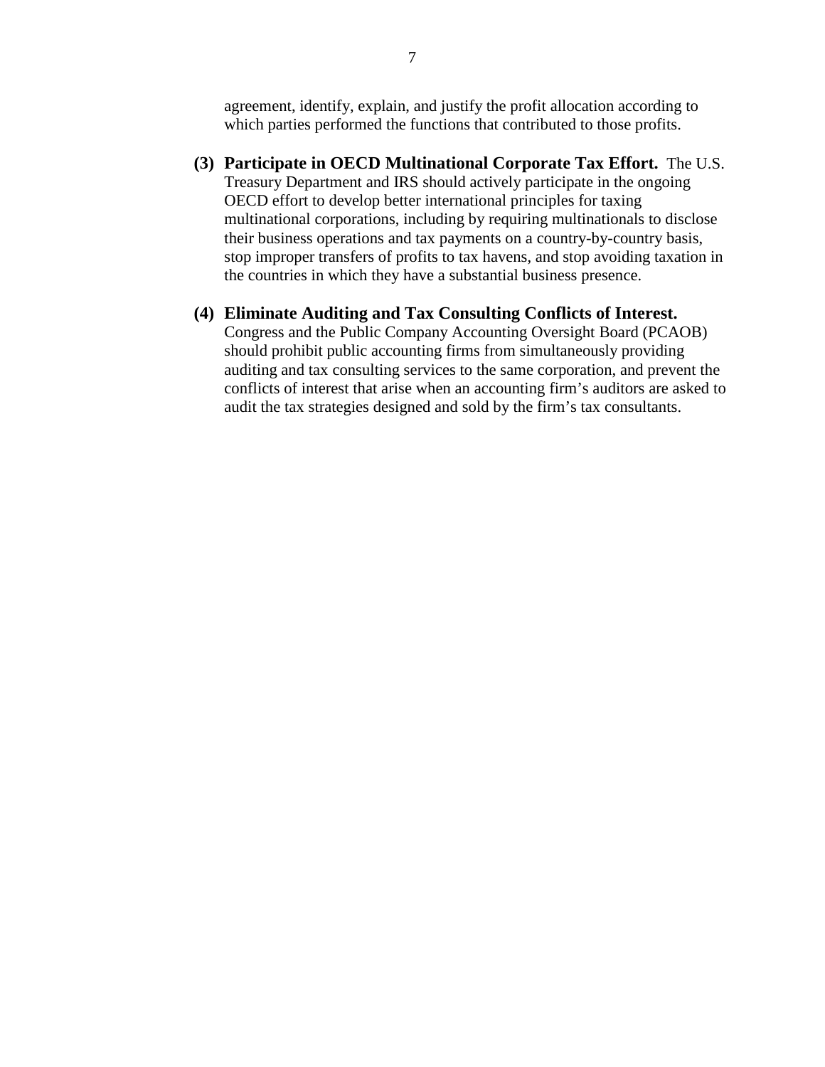agreement, identify, explain, and justify the profit allocation according to which parties performed the functions that contributed to those profits.

**(3) Participate in OECD Multinational Corporate Tax Effort.** The U.S. Treasury Department and IRS should actively participate in the ongoing OECD effort to develop better international principles for taxing multinational corporations, including by requiring multinationals to disclose their business operations and tax payments on a country-by-country basis, stop improper transfers of profits to tax havens, and stop avoiding taxation in the countries in which they have a substantial business presence.

**(4) Eliminate Auditing and Tax Consulting Conflicts of Interest.** Congress and the Public Company Accounting Oversight Board (PCAOB) should prohibit public accounting firms from simultaneously providing auditing and tax consulting services to the same corporation, and prevent the conflicts of interest that arise when an accounting firm's auditors are asked to audit the tax strategies designed and sold by the firm's tax consultants.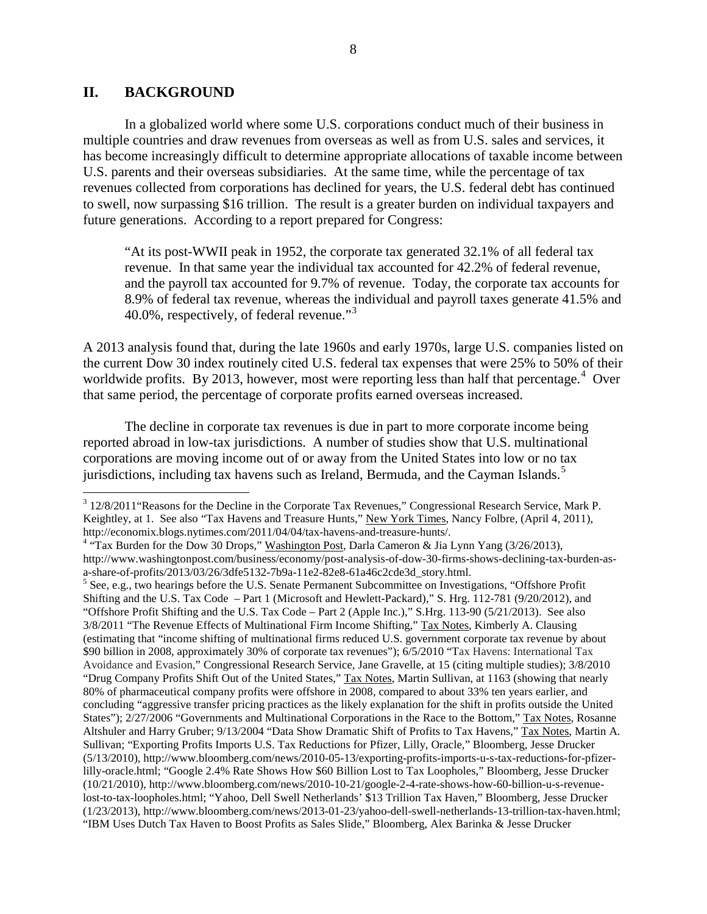## II. BACKGROUND

In a globalized world where some U.S. corporations conduct much of their business in multiple countries and draw revenues from overseas as well as from U.S. sales and services, it has become increasingly difficult to determine appropriate allocations of taxable income between U.S. parents and their overseas subsidiaries. At the same time, while the percentage of tax revenues collected from corporations has declined for years, the U.S. federal debt has continued to swell, now surpassing $16 trillion. The result is a greater burden on individual taxpayers and future generations. According to a report prepared for Congress:

> "At its post-WWII peak in 1952, the corporate tax generated 32.1% of all federal tax revenue. In that same year the individual tax accounted for 42.2% of federal revenue, and the payroll tax accounted for 9.7% of revenue. Today, the corporate tax accounts for 8.9% of federal tax revenue, whereas the individual and payroll taxes generate 41.5% and 40.0%, respectively, of federal revenue."[3]

A 2013 analysis found that, during the late 1960s and early 1970s, large U.S. companies listed on the current Dow 30 index routinely cited U.S. federal tax expenses that were 25% to 50% of their worldwide profits. By 2013, however, most were reporting less than half that percentage.[4] Over that same period, the percentage of corporate profits earned overseas increased.

The decline in corporate tax revenues is due in part to more corporate income being reported abroad in low-tax jurisdictions. A number of studies show that U.S. multinational corporations are moving income out of or away from the United States into low or no tax jurisdictions, including tax havens such as Ireland, Bermuda, and the Cayman Islands.[5]

---

[3] 12/8/2011"Reasons for the Decline in the Corporate Tax Revenues," Congressional Research Service, Mark P. Keightley, at 1. See also "Tax Havens and Treasure Hunts," New York Times, Nancy Folbre, (April 4, 2011), http://economix.blogs.nytimes.com/2011/04/04/tax-havens-and-treasure-hunts/.

[4] "Tax Burden for the Dow 30 Drops," Washington Post, Darla Cameron & Jia Lynn Yang (3/26/2013), http://www.washingtonpost.com/business/economy/post-analysis-of-dow-30-firms-shows-declining-tax-burden-as-a-share-of-profits/2013/03/26/3dfe5132-7b9a-11e2-82e8-61a46c2cde3d_story.html.

[5] See, e.g., two hearings before the U.S. Senate Permanent Subcommittee on Investigations, "Offshore Profit Shifting and the U.S. Tax Code – Part 1 (Microsoft and Hewlett-Packard)," S. Hrg. 112-781 (9/20/2012), and "Offshore Profit Shifting and the U.S. Tax Code – Part 2 (Apple Inc.)," S.Hrg. 113-90 (5/21/2013). See also 3/8/2011 "The Revenue Effects of Multinational Firm Income Shifting," Tax Notes, Kimberly A. Clausing (estimating that "income shifting of multinational firms reduced U.S. government corporate tax revenue by about $90 billion in 2008, approximately 30% of corporate tax revenues"); 6/5/2010 "Tax Havens: International Tax Avoidance and Evasion," Congressional Research Service, Jane Gravelle, at 15 (citing multiple studies); 3/8/2010 "Drug Company Profits Shift Out of the United States," Tax Notes, Martin Sullivan, at 1163 (showing that nearly 80% of pharmaceutical company profits were offshore in 2008, compared to about 33% ten years earlier, and concluding "aggressive transfer pricing practices as the likely explanation for the shift in profits outside the United States"); 2/27/2006 "Governments and Multinational Corporations in the Race to the Bottom," Tax Notes, Rosanne Altshuler and Harry Gruber; 9/13/2004 "Data Show Dramatic Shift of Profits to Tax Havens," Tax Notes, Martin A. Sullivan; "Exporting Profits Imports U.S. Tax Reductions for Pfizer, Lilly, Oracle," Bloomberg, Jesse Drucker (5/13/2010), http://www.bloomberg.com/news/2010-05-13/exporting-profits-imports-u-s-tax-reductions-for-pfizer-lilly-oracle.html; "Google 2.4% Rate Shows How $60 Billion Lost to Tax Loopholes," Bloomberg, Jesse Drucker (10/21/2010), http://www.bloomberg.com/news/2010-10-21/google-2-4-rate-shows-how-60-billion-u-s-revenue-lost-to-tax-loopholes.html; "Yahoo, Dell Swell Netherlands' $13 Trillion Tax Haven," Bloomberg, Jesse Drucker (1/23/2013), http://www.bloomberg.com/news/2013-01-23/yahoo-dell-swell-netherlands-13-trillion-tax-haven.html; "IBM Uses Dutch Tax Haven to Boost Profits as Sales Slide," Bloomberg, Alex Barinka & Jesse Drucker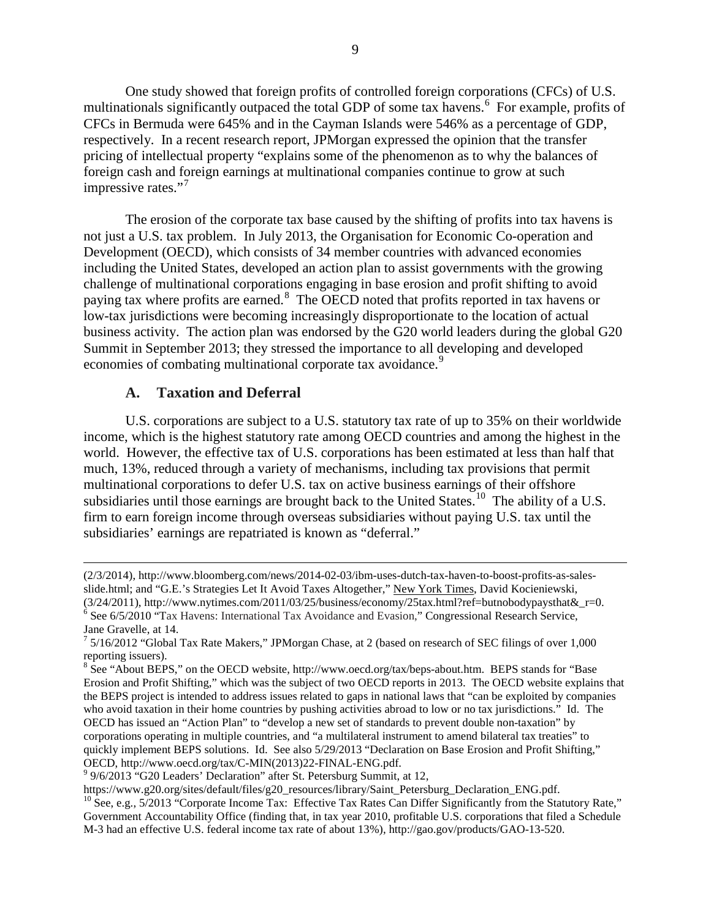One study showed that foreign profits of controlled foreign corporations (CFCs) of U.S. multinationals significantly outpaced the total GDP of some tax havens.[6] For example, profits of CFCs in Bermuda were 645% and in the Cayman Islands were 546% as a percentage of GDP, respectively. In a recent research report, JPMorgan expressed the opinion that the transfer pricing of intellectual property "explains some of the phenomenon as to why the balances of foreign cash and foreign earnings at multinational companies continue to grow at such impressive rates."[7]

The erosion of the corporate tax base caused by the shifting of profits into tax havens is not just a U.S. tax problem. In July 2013, the Organisation for Economic Co-operation and Development (OECD), which consists of 34 member countries with advanced economies including the United States, developed an action plan to assist governments with the growing challenge of multinational corporations engaging in base erosion and profit shifting to avoid paying tax where profits are earned.[8] The OECD noted that profits reported in tax havens or low-tax jurisdictions were becoming increasingly disproportionate to the location of actual business activity. The action plan was endorsed by the G20 world leaders during the global G20 Summit in September 2013; they stressed the importance to all developing and developed economies of combating multinational corporate tax avoidance.[9]

### A. Taxation and Deferral

U.S. corporations are subject to a U.S. statutory tax rate of up to 35% on their worldwide income, which is the highest statutory rate among OECD countries and among the highest in the world. However, the effective tax of U.S. corporations has been estimated at less than half that much, 13%, reduced through a variety of mechanisms, including tax provisions that permit multinational corporations to defer U.S. tax on active business earnings of their offshore subsidiaries until those earnings are brought back to the United States.[10] The ability of a U.S. firm to earn foreign income through overseas subsidiaries without paying U.S. tax until the subsidiaries' earnings are repatriated is known as "deferral."

---

(2/3/2014), http://www.bloomberg.com/news/2014-02-03/ibm-uses-dutch-tax-haven-to-boost-profits-as-sales-slide.html; and "G.E.'s Strategies Let It Avoid Taxes Altogether," New York Times, David Kocieniewski, (3/24/2011), http://www.nytimes.com/2011/03/25/business/economy/25tax.html?ref=butnobodypaysthat&_r=0.

[6] See 6/5/2010 "Tax Havens: International Tax Avoidance and Evasion," Congressional Research Service, Jane Gravelle, at 14.

[7] 5/16/2012 "Global Tax Rate Makers," JPMorgan Chase, at 2 (based on research of SEC filings of over 1,000 reporting issuers).

[8] See "About BEPS," on the OECD website, http://www.oecd.org/tax/beps-about.htm. BEPS stands for "Base Erosion and Profit Shifting," which was the subject of two OECD reports in 2013. The OECD website explains that the BEPS project is intended to address issues related to gaps in national laws that "can be exploited by companies who avoid taxation in their home countries by pushing activities abroad to low or no tax jurisdictions." Id. The OECD has issued an "Action Plan" to "develop a new set of standards to prevent double non-taxation" by corporations operating in multiple countries, and "a multilateral instrument to amend bilateral tax treaties" to quickly implement BEPS solutions. Id. See also 5/29/2013 "Declaration on Base Erosion and Profit Shifting," OECD, http://www.oecd.org/tax/C-MIN(2013)22-FINAL-ENG.pdf.

[9] 9/6/2013 "G20 Leaders' Declaration" after St. Petersburg Summit, at 12, https://www.g20.org/sites/default/files/g20_resources/library/Saint_Petersburg_Declaration_ENG.pdf.

[10] See, e.g., 5/2013 "Corporate Income Tax: Effective Tax Rates Can Differ Significantly from the Statutory Rate," Government Accountability Office (finding that, in tax year 2010, profitable U.S. corporations that filed a Schedule M-3 had an effective U.S. federal income tax rate of about 13%), http://gao.gov/products/GAO-13-520.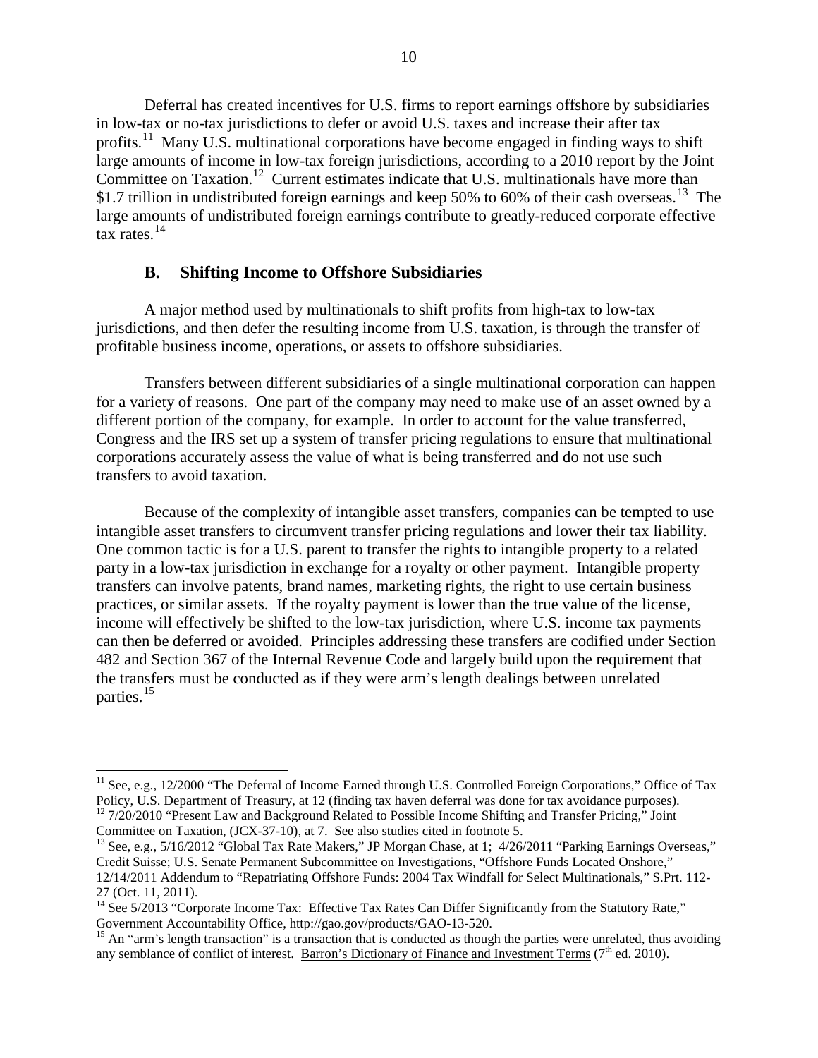Deferral has created incentives for U.S. firms to report earnings offshore by subsidiaries in low-tax or no-tax jurisdictions to defer or avoid U.S. taxes and increase their after tax profits.[11] Many U.S. multinational corporations have become engaged in finding ways to shift large amounts of income in low-tax foreign jurisdictions, according to a 2010 report by the Joint Committee on Taxation.[12] Current estimates indicate that U.S. multinationals have more than $1.7 trillion in undistributed foreign earnings and keep 50% to 60% of their cash overseas.[13] The large amounts of undistributed foreign earnings contribute to greatly-reduced corporate effective tax rates.[14]

## B. Shifting Income to Offshore Subsidiaries

A major method used by multinationals to shift profits from high-tax to low-tax jurisdictions, and then defer the resulting income from U.S. taxation, is through the transfer of profitable business income, operations, or assets to offshore subsidiaries.

Transfers between different subsidiaries of a single multinational corporation can happen for a variety of reasons. One part of the company may need to make use of an asset owned by a different portion of the company, for example. In order to account for the value transferred, Congress and the IRS set up a system of transfer pricing regulations to ensure that multinational corporations accurately assess the value of what is being transferred and do not use such transfers to avoid taxation.

Because of the complexity of intangible asset transfers, companies can be tempted to use intangible asset transfers to circumvent transfer pricing regulations and lower their tax liability. One common tactic is for a U.S. parent to transfer the rights to intangible property to a related party in a low-tax jurisdiction in exchange for a royalty or other payment. Intangible property transfers can involve patents, brand names, marketing rights, the right to use certain business practices, or similar assets. If the royalty payment is lower than the true value of the license, income will effectively be shifted to the low-tax jurisdiction, where U.S. income tax payments can then be deferred or avoided. Principles addressing these transfers are codified under Section 482 and Section 367 of the Internal Revenue Code and largely build upon the requirement that the transfers must be conducted as if they were arm's length dealings between unrelated parties.[15]

---

[11] See, e.g., 12/2000 "The Deferral of Income Earned through U.S. Controlled Foreign Corporations," Office of Tax Policy, U.S. Department of Treasury, at 12 (finding tax haven deferral was done for tax avoidance purposes).

[12] 7/20/2010 "Present Law and Background Related to Possible Income Shifting and Transfer Pricing," Joint Committee on Taxation, (JCX-37-10), at 7. See also studies cited in footnote 5.

[13] See, e.g., 5/16/2012 "Global Tax Rate Makers," JP Morgan Chase, at 1; 4/26/2011 "Parking Earnings Overseas," Credit Suisse; U.S. Senate Permanent Subcommittee on Investigations, "Offshore Funds Located Onshore," 12/14/2011 Addendum to "Repatriating Offshore Funds: 2004 Tax Windfall for Select Multinationals," S.Prt. 112-27 (Oct. 11, 2011).

[14] See 5/2013 "Corporate Income Tax: Effective Tax Rates Can Differ Significantly from the Statutory Rate," Government Accountability Office, http://gao.gov/products/GAO-13-520.

[15] An "arm's length transaction" is a transaction that is conducted as though the parties were unrelated, thus avoiding any semblance of conflict of interest. Barron's Dictionary of Finance and Investment Terms (7th ed. 2010).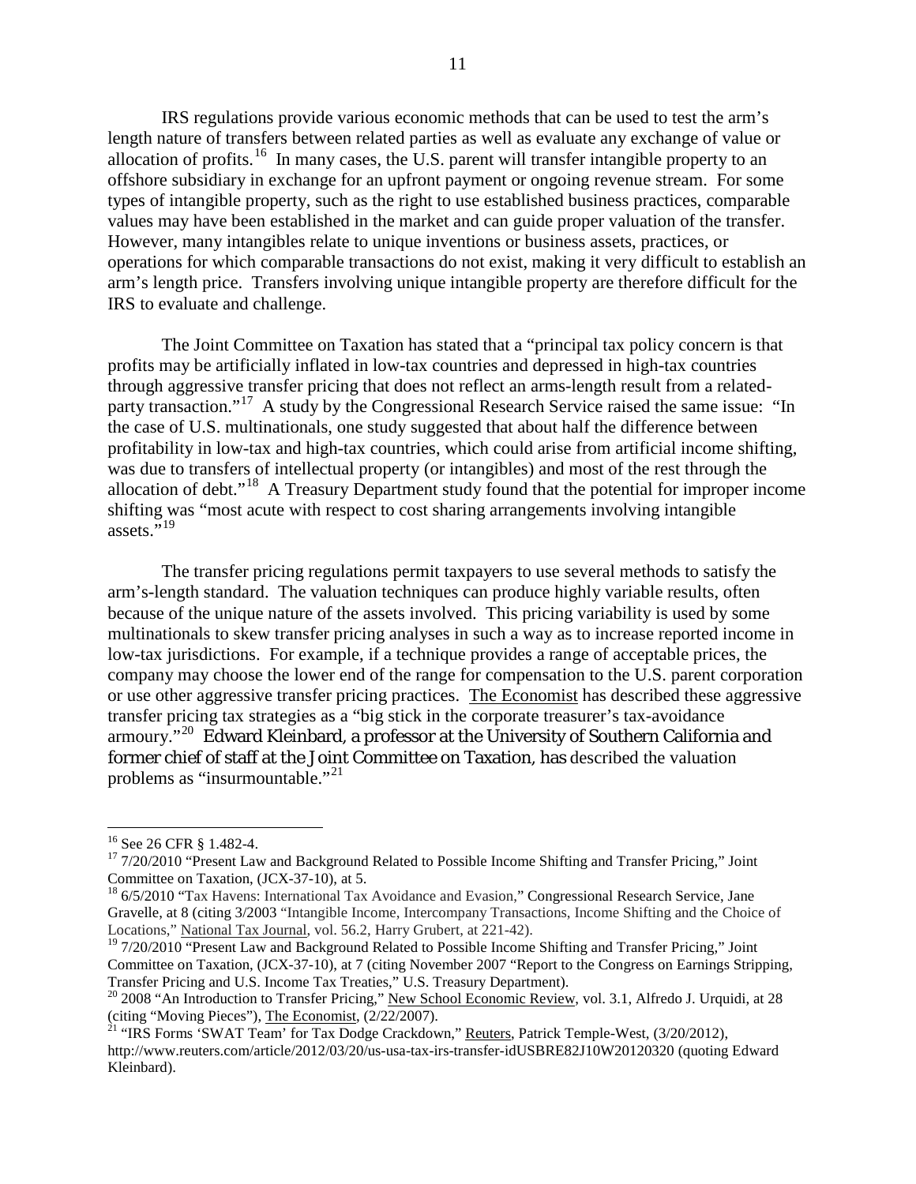IRS regulations provide various economic methods that can be used to test the arm's length nature of transfers between related parties as well as evaluate any exchange of value or allocation of profits.[16] In many cases, the U.S. parent will transfer intangible property to an offshore subsidiary in exchange for an upfront payment or ongoing revenue stream. For some types of intangible property, such as the right to use established business practices, comparable values may have been established in the market and can guide proper valuation of the transfer. However, many intangibles relate to unique inventions or business assets, practices, or operations for which comparable transactions do not exist, making it very difficult to establish an arm's length price. Transfers involving unique intangible property are therefore difficult for the IRS to evaluate and challenge.

The Joint Committee on Taxation has stated that a "principal tax policy concern is that profits may be artificially inflated in low-tax countries and depressed in high-tax countries through aggressive transfer pricing that does not reflect an arms-length result from a related-party transaction."[17] A study by the Congressional Research Service raised the same issue: "In the case of U.S. multinationals, one study suggested that about half the difference between profitability in low-tax and high-tax countries, which could arise from artificial income shifting, was due to transfers of intellectual property (or intangibles) and most of the rest through the allocation of debt."[18] A Treasury Department study found that the potential for improper income shifting was "most acute with respect to cost sharing arrangements involving intangible assets."[19]

The transfer pricing regulations permit taxpayers to use several methods to satisfy the arm's-length standard. The valuation techniques can produce highly variable results, often because of the unique nature of the assets involved. This pricing variability is used by some multinationals to skew transfer pricing analyses in such a way as to increase reported income in low-tax jurisdictions. For example, if a technique provides a range of acceptable prices, the company may choose the lower end of the range for compensation to the U.S. parent corporation or use other aggressive transfer pricing practices. The Economist has described these aggressive transfer pricing tax strategies as a "big stick in the corporate treasurer's tax-avoidance armoury."[20] Edward Kleinbard, a professor at the University of Southern California and former chief of staff at the Joint Committee on Taxation, has described the valuation problems as "insurmountable."[21]

---

[16] See 26 CFR § 1.482-4.

[17] 7/20/2010 "Present Law and Background Related to Possible Income Shifting and Transfer Pricing," Joint Committee on Taxation, (JCX-37-10), at 5.

[18] 6/5/2010 "Tax Havens: International Tax Avoidance and Evasion," Congressional Research Service, Jane Gravelle, at 8 (citing 3/2003 "Intangible Income, Intercompany Transactions, Income Shifting and the Choice of Locations," National Tax Journal, vol. 56.2, Harry Grubert, at 221-42).

[19] 7/20/2010 "Present Law and Background Related to Possible Income Shifting and Transfer Pricing," Joint Committee on Taxation, (JCX-37-10), at 7 (citing November 2007 "Report to the Congress on Earnings Stripping, Transfer Pricing and U.S. Income Tax Treaties," U.S. Treasury Department).

[20] 2008 "An Introduction to Transfer Pricing," New School Economic Review, vol. 3.1, Alfredo J. Urquidi, at 28 (citing "Moving Pieces"), The Economist, (2/22/2007).

[21] "IRS Forms 'SWAT Team' for Tax Dodge Crackdown," Reuters, Patrick Temple-West, (3/20/2012), http://www.reuters.com/article/2012/03/20/us-usa-tax-irs-transfer-idUSBRE82J10W20120320 (quoting Edward Kleinbard).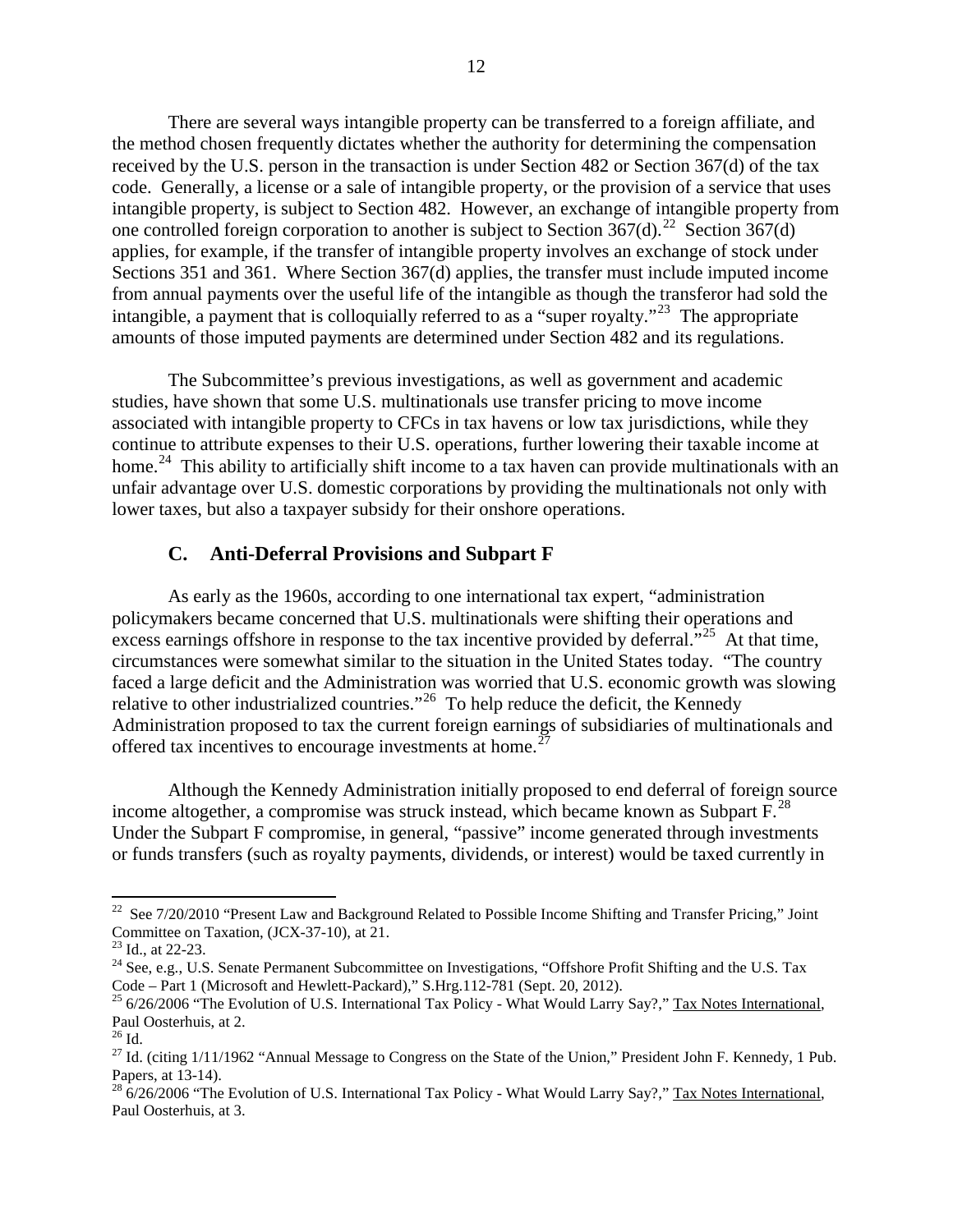There are several ways intangible property can be transferred to a foreign affiliate, and the method chosen frequently dictates whether the authority for determining the compensation received by the U.S. person in the transaction is under Section 482 or Section 367(d) of the tax code. Generally, a license or a sale of intangible property, or the provision of a service that uses intangible property, is subject to Section 482. However, an exchange of intangible property from one controlled foreign corporation to another is subject to Section 367(d).[22] Section 367(d) applies, for example, if the transfer of intangible property involves an exchange of stock under Sections 351 and 361. Where Section 367(d) applies, the transfer must include imputed income from annual payments over the useful life of the intangible as though the transferor had sold the intangible, a payment that is colloquially referred to as a "super royalty."[23] The appropriate amounts of those imputed payments are determined under Section 482 and its regulations.

The Subcommittee's previous investigations, as well as government and academic studies, have shown that some U.S. multinationals use transfer pricing to move income associated with intangible property to CFCs in tax havens or low tax jurisdictions, while they continue to attribute expenses to their U.S. operations, further lowering their taxable income at home.[24] This ability to artificially shift income to a tax haven can provide multinationals with an unfair advantage over U.S. domestic corporations by providing the multinationals not only with lower taxes, but also a taxpayer subsidy for their onshore operations.

### C. Anti-Deferral Provisions and Subpart F

As early as the 1960s, according to one international tax expert, "administration policymakers became concerned that U.S. multinationals were shifting their operations and excess earnings offshore in response to the tax incentive provided by deferral."[25] At that time, circumstances were somewhat similar to the situation in the United States today. "The country faced a large deficit and the Administration was worried that U.S. economic growth was slowing relative to other industrialized countries."[26] To help reduce the deficit, the Kennedy Administration proposed to tax the current foreign earnings of subsidiaries of multinationals and offered tax incentives to encourage investments at home.[27]

Although the Kennedy Administration initially proposed to end deferral of foreign source income altogether, a compromise was struck instead, which became known as Subpart F.[28] Under the Subpart F compromise, in general, "passive" income generated through investments or funds transfers (such as royalty payments, dividends, or interest) would be taxed currently in

---

[22] See 7/20/2010 "Present Law and Background Related to Possible Income Shifting and Transfer Pricing," Joint Committee on Taxation, (JCX-37-10), at 21.

[23] Id., at 22-23.

[24] See, e.g., U.S. Senate Permanent Subcommittee on Investigations, "Offshore Profit Shifting and the U.S. Tax Code – Part 1 (Microsoft and Hewlett-Packard)," S.Hrg.112-781 (Sept. 20, 2012).

[25] 6/26/2006 "The Evolution of U.S. International Tax Policy - What Would Larry Say?," Tax Notes International, Paul Oosterhuis, at 2.

[26] Id.

[27] Id. (citing 1/11/1962 "Annual Message to Congress on the State of the Union," President John F. Kennedy, 1 Pub. Papers, at 13-14).

[28] 6/26/2006 "The Evolution of U.S. International Tax Policy - What Would Larry Say?," Tax Notes International, Paul Oosterhuis, at 3.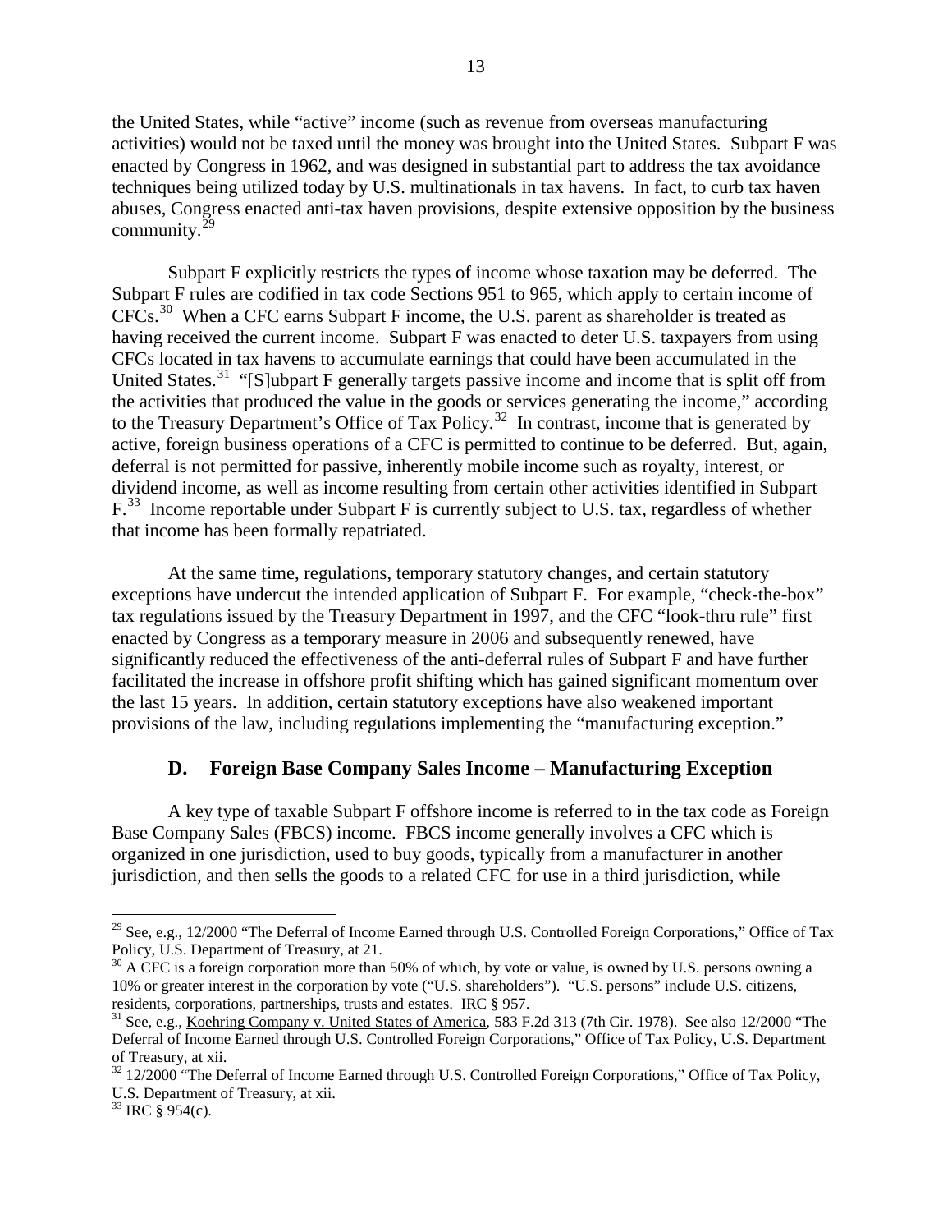the United States, while "active" income (such as revenue from overseas manufacturing activities) would not be taxed until the money was brought into the United States. Subpart F was enacted by Congress in 1962, and was designed in substantial part to address the tax avoidance techniques being utilized today by U.S. multinationals in tax havens. In fact, to curb tax haven abuses, Congress enacted anti-tax haven provisions, despite extensive opposition by the business community.[29]

Subpart F explicitly restricts the types of income whose taxation may be deferred. The Subpart F rules are codified in tax code Sections 951 to 965, which apply to certain income of CFCs.[30] When a CFC earns Subpart F income, the U.S. parent as shareholder is treated as having received the current income. Subpart F was enacted to deter U.S. taxpayers from using CFCs located in tax havens to accumulate earnings that could have been accumulated in the United States.[31] "[S]ubpart F generally targets passive income and income that is split off from the activities that produced the value in the goods or services generating the income," according to the Treasury Department's Office of Tax Policy.[32] In contrast, income that is generated by active, foreign business operations of a CFC is permitted to continue to be deferred. But, again, deferral is not permitted for passive, inherently mobile income such as royalty, interest, or dividend income, as well as income resulting from certain other activities identified in Subpart F.[33] Income reportable under Subpart F is currently subject to U.S. tax, regardless of whether that income has been formally repatriated.

At the same time, regulations, temporary statutory changes, and certain statutory exceptions have undercut the intended application of Subpart F. For example, "check-the-box" tax regulations issued by the Treasury Department in 1997, and the CFC "look-thru rule" first enacted by Congress as a temporary measure in 2006 and subsequently renewed, have significantly reduced the effectiveness of the anti-deferral rules of Subpart F and have further facilitated the increase in offshore profit shifting which has gained significant momentum over the last 15 years. In addition, certain statutory exceptions have also weakened important provisions of the law, including regulations implementing the "manufacturing exception."

### D. Foreign Base Company Sales Income – Manufacturing Exception

A key type of taxable Subpart F offshore income is referred to in the tax code as Foreign Base Company Sales (FBCS) income. FBCS income generally involves a CFC which is organized in one jurisdiction, used to buy goods, typically from a manufacturer in another jurisdiction, and then sells the goods to a related CFC for use in a third jurisdiction, while

---

[29] See, e.g., 12/2000 "The Deferral of Income Earned through U.S. Controlled Foreign Corporations," Office of Tax Policy, U.S. Department of Treasury, at 21.

[30] A CFC is a foreign corporation more than 50% of which, by vote or value, is owned by U.S. persons owning a 10% or greater interest in the corporation by vote ("U.S. shareholders"). "U.S. persons" include U.S. citizens, residents, corporations, partnerships, trusts and estates. IRC § 957.

[31] See, e.g., Koehring Company v. United States of America, 583 F.2d 313 (7th Cir. 1978). See also 12/2000 "The Deferral of Income Earned through U.S. Controlled Foreign Corporations," Office of Tax Policy, U.S. Department of Treasury, at xii.

[32] 12/2000 "The Deferral of Income Earned through U.S. Controlled Foreign Corporations," Office of Tax Policy, U.S. Department of Treasury, at xii.

[33] IRC § 954(c).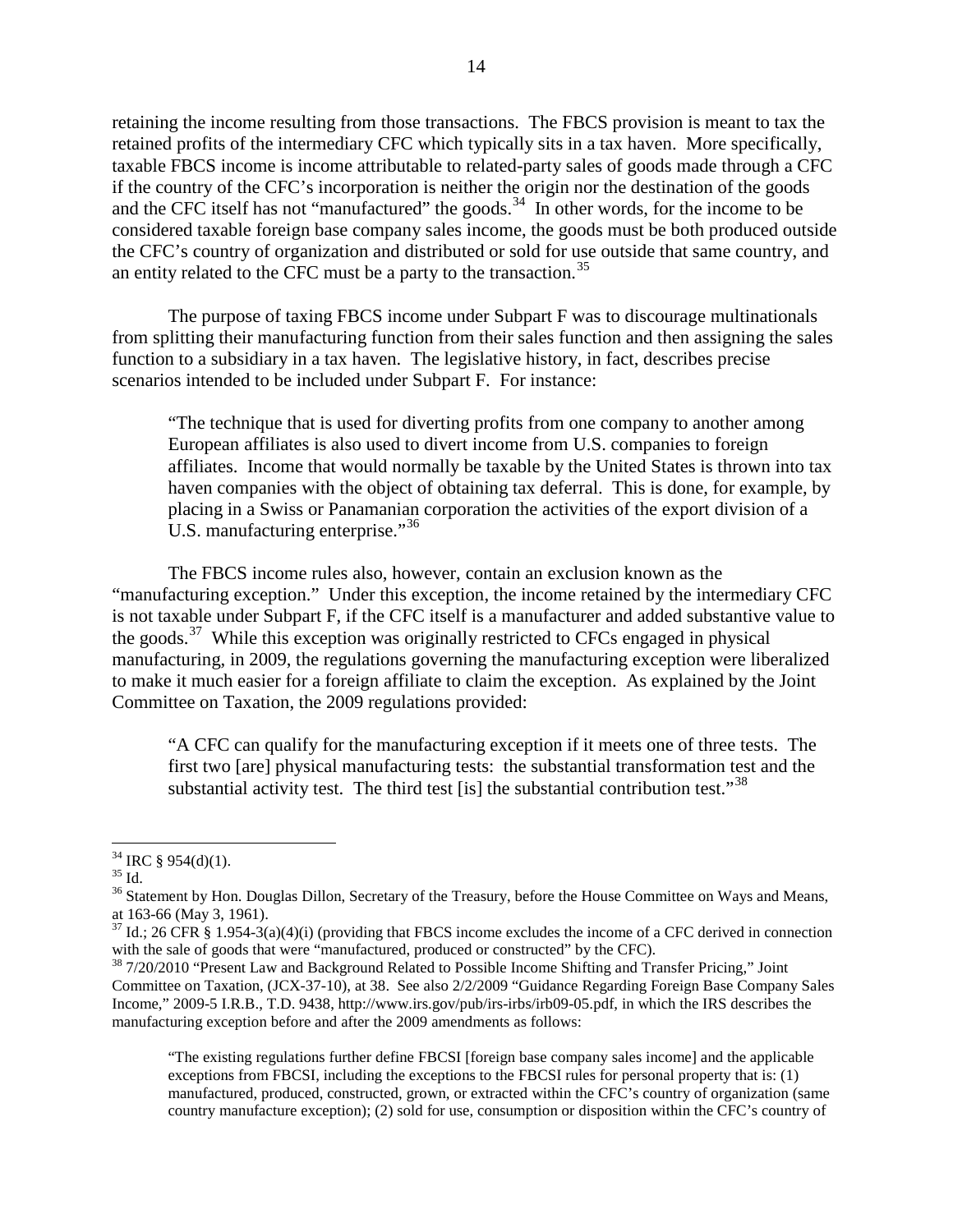retaining the income resulting from those transactions. The FBCS provision is meant to tax the retained profits of the intermediary CFC which typically sits in a tax haven. More specifically, taxable FBCS income is income attributable to related-party sales of goods made through a CFC if the country of the CFC's incorporation is neither the origin nor the destination of the goods and the CFC itself has not "manufactured" the goods.[34] In other words, for the income to be considered taxable foreign base company sales income, the goods must be both produced outside the CFC's country of organization and distributed or sold for use outside that same country, and an entity related to the CFC must be a party to the transaction.[35]

The purpose of taxing FBCS income under Subpart F was to discourage multinationals from splitting their manufacturing function from their sales function and then assigning the sales function to a subsidiary in a tax haven. The legislative history, in fact, describes precise scenarios intended to be included under Subpart F. For instance:

> "The technique that is used for diverting profits from one company to another among European affiliates is also used to divert income from U.S. companies to foreign affiliates. Income that would normally be taxable by the United States is thrown into tax haven companies with the object of obtaining tax deferral. This is done, for example, by placing in a Swiss or Panamanian corporation the activities of the export division of a U.S. manufacturing enterprise."[36]

The FBCS income rules also, however, contain an exclusion known as the "manufacturing exception." Under this exception, the income retained by the intermediary CFC is not taxable under Subpart F, if the CFC itself is a manufacturer and added substantive value to the goods.[37] While this exception was originally restricted to CFCs engaged in physical manufacturing, in 2009, the regulations governing the manufacturing exception were liberalized to make it much easier for a foreign affiliate to claim the exception. As explained by the Joint Committee on Taxation, the 2009 regulations provided:

> "A CFC can qualify for the manufacturing exception if it meets one of three tests. The first two [are] physical manufacturing tests: the substantial transformation test and the substantial activity test. The third test [is] the substantial contribution test."[38]

---

[34] IRC § 954(d)(1).

[35] Id.

[36] Statement by Hon. Douglas Dillon, Secretary of the Treasury, before the House Committee on Ways and Means, at 163-66 (May 3, 1961).

[37] Id.; 26 CFR § 1.954-3(a)(4)(i) (providing that FBCS income excludes the income of a CFC derived in connection with the sale of goods that were "manufactured, produced or constructed" by the CFC).

[38] 7/20/2010 "Present Law and Background Related to Possible Income Shifting and Transfer Pricing," Joint Committee on Taxation, (JCX-37-10), at 38. See also 2/2/2009 "Guidance Regarding Foreign Base Company Sales Income," 2009-5 I.R.B., T.D. 9438, http://www.irs.gov/pub/irs-irbs/irb09-05.pdf, in which the IRS describes the manufacturing exception before and after the 2009 amendments as follows:

> "The existing regulations further define FBCSI [foreign base company sales income] and the applicable exceptions from FBCSI, including the exceptions to the FBCSI rules for personal property that is: (1) manufactured, produced, constructed, grown, or extracted within the CFC's country of organization (same country manufacture exception); (2) sold for use, consumption or disposition within the CFC's country of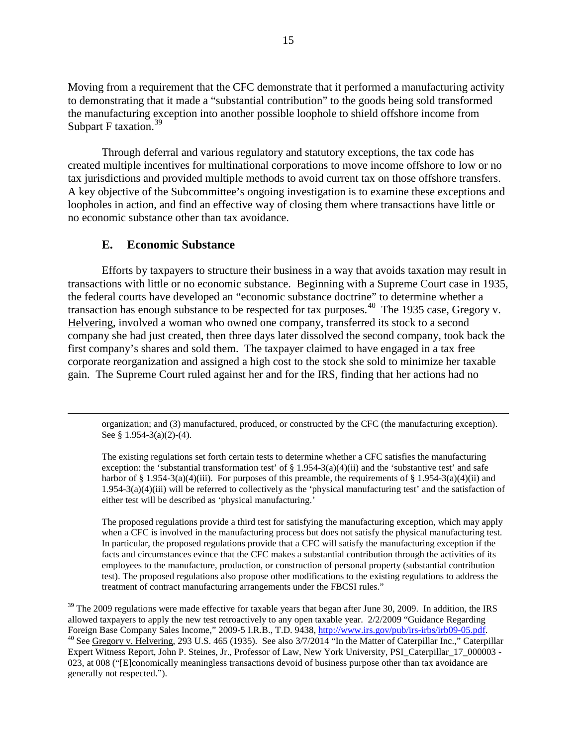Moving from a requirement that the CFC demonstrate that it performed a manufacturing activity to demonstrating that it made a "substantial contribution" to the goods being sold transformed the manufacturing exception into another possible loophole to shield offshore income from Subpart F taxation.[39]

Through deferral and various regulatory and statutory exceptions, the tax code has created multiple incentives for multinational corporations to move income offshore to low or no tax jurisdictions and provided multiple methods to avoid current tax on those offshore transfers. A key objective of the Subcommittee's ongoing investigation is to examine these exceptions and loopholes in action, and find an effective way of closing them where transactions have little or no economic substance other than tax avoidance.

## E. Economic Substance

Efforts by taxpayers to structure their business in a way that avoids taxation may result in transactions with little or no economic substance. Beginning with a Supreme Court case in 1935, the federal courts have developed an "economic substance doctrine" to determine whether a transaction has enough substance to be respected for tax purposes.[40] The 1935 case, Gregory v. Helvering, involved a woman who owned one company, transferred its stock to a second company she had just created, then three days later dissolved the second company, took back the first company's shares and sold them. The taxpayer claimed to have engaged in a tax free corporate reorganization and assigned a high cost to the stock she sold to minimize her taxable gain. The Supreme Court ruled against her and for the IRS, finding that her actions had no

---

organization; and (3) manufactured, produced, or constructed by the CFC (the manufacturing exception). See § 1.954-3(a)(2)-(4).

The existing regulations set forth certain tests to determine whether a CFC satisfies the manufacturing exception: the 'substantial transformation test' of § 1.954-3(a)(4)(ii) and the 'substantive test' and safe harbor of § 1.954-3(a)(4)(iii). For purposes of this preamble, the requirements of § 1.954-3(a)(4)(ii) and 1.954-3(a)(4)(iii) will be referred to collectively as the 'physical manufacturing test' and the satisfaction of either test will be described as 'physical manufacturing.'

The proposed regulations provide a third test for satisfying the manufacturing exception, which may apply when a CFC is involved in the manufacturing process but does not satisfy the physical manufacturing test. In particular, the proposed regulations provide that a CFC will satisfy the manufacturing exception if the facts and circumstances evince that the CFC makes a substantial contribution through the activities of its employees to the manufacture, production, or construction of personal property (substantial contribution test). The proposed regulations also propose other modifications to the existing regulations to address the treatment of contract manufacturing arrangements under the FBCSI rules."

[39] The 2009 regulations were made effective for taxable years that began after June 30, 2009. In addition, the IRS allowed taxpayers to apply the new test retroactively to any open taxable year. 2/2/2009 "Guidance Regarding Foreign Base Company Sales Income," 2009-5 I.R.B., T.D. 9438, http://www.irs.gov/pub/irs-irbs/irb09-05.pdf.

[40] See Gregory v. Helvering, 293 U.S. 465 (1935). See also 3/7/2014 "In the Matter of Caterpillar Inc.," Caterpillar Expert Witness Report, John P. Steines, Jr., Professor of Law, New York University, PSI_Caterpillar_17_000003 - 023, at 008 ("[E]conomically meaningless transactions devoid of business purpose other than tax avoidance are generally not respected.").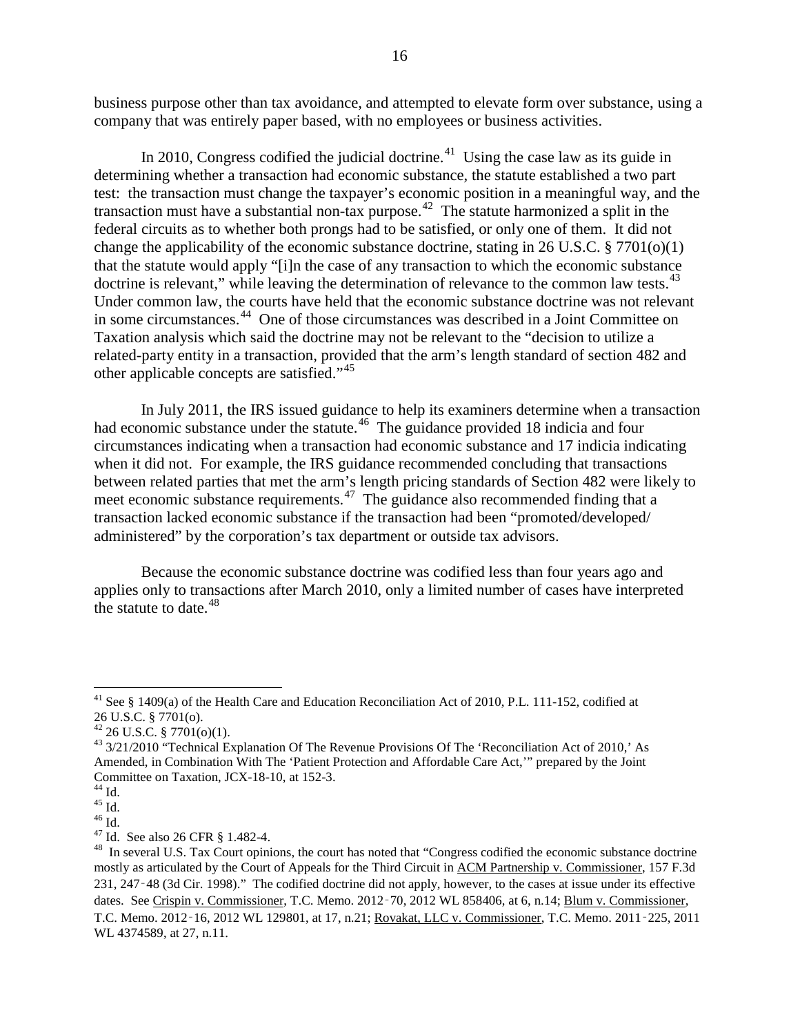business purpose other than tax avoidance, and attempted to elevate form over substance, using a company that was entirely paper based, with no employees or business activities.

In 2010, Congress codified the judicial doctrine.[41] Using the case law as its guide in determining whether a transaction had economic substance, the statute established a two part test: the transaction must change the taxpayer's economic position in a meaningful way, and the transaction must have a substantial non-tax purpose.[42] The statute harmonized a split in the federal circuits as to whether both prongs had to be satisfied, or only one of them. It did not change the applicability of the economic substance doctrine, stating in 26 U.S.C. § 7701(o)(1) that the statute would apply "[i]n the case of any transaction to which the economic substance doctrine is relevant," while leaving the determination of relevance to the common law tests.[43] Under common law, the courts have held that the economic substance doctrine was not relevant in some circumstances.[44] One of those circumstances was described in a Joint Committee on Taxation analysis which said the doctrine may not be relevant to the "decision to utilize a related-party entity in a transaction, provided that the arm's length standard of section 482 and other applicable concepts are satisfied."[45]

In July 2011, the IRS issued guidance to help its examiners determine when a transaction had economic substance under the statute.[46] The guidance provided 18 indicia and four circumstances indicating when a transaction had economic substance and 17 indicia indicating when it did not. For example, the IRS guidance recommended concluding that transactions between related parties that met the arm's length pricing standards of Section 482 were likely to meet economic substance requirements.[47] The guidance also recommended finding that a transaction lacked economic substance if the transaction had been "promoted/developed/ administered" by the corporation's tax department or outside tax advisors.

Because the economic substance doctrine was codified less than four years ago and applies only to transactions after March 2010, only a limited number of cases have interpreted the statute to date.[48]

---

[41] See § 1409(a) of the Health Care and Education Reconciliation Act of 2010, P.L. 111-152, codified at 26 U.S.C. § 7701(o).

[42] 26 U.S.C. § 7701(o)(1).

[43] 3/21/2010 "Technical Explanation Of The Revenue Provisions Of The 'Reconciliation Act of 2010,' As Amended, in Combination With The 'Patient Protection and Affordable Care Act,'" prepared by the Joint Committee on Taxation, JCX-18-10, at 152-3.

[44] Id.

[45] Id.

[46] Id.

[47] Id. See also 26 CFR § 1.482-4.

[48] In several U.S. Tax Court opinions, the court has noted that "Congress codified the economic substance doctrine mostly as articulated by the Court of Appeals for the Third Circuit in ACM Partnership v. Commissioner, 157 F.3d 231, 247-48 (3d Cir. 1998)." The codified doctrine did not apply, however, to the cases at issue under its effective dates. See Crispin v. Commissioner, T.C. Memo. 2012-70, 2012 WL 858406, at 6, n.14; Blum v. Commissioner, T.C. Memo. 2012-16, 2012 WL 129801, at 17, n.21; Rovakat, LLC v. Commissioner, T.C. Memo. 2011-225, 2011 WL 4374589, at 27, n.11.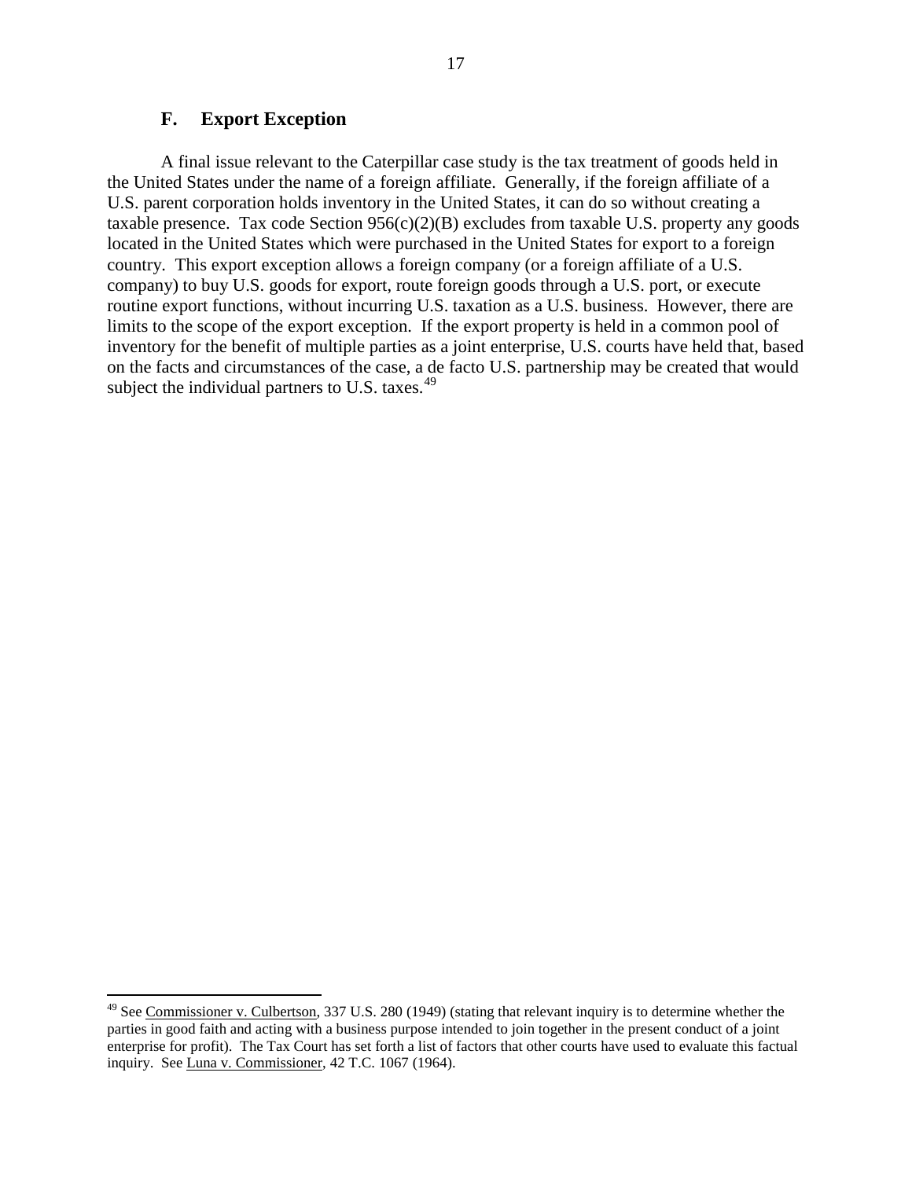### F. Export Exception

A final issue relevant to the Caterpillar case study is the tax treatment of goods held in the United States under the name of a foreign affiliate. Generally, if the foreign affiliate of a U.S. parent corporation holds inventory in the United States, it can do so without creating a taxable presence. Tax code Section 956(c)(2)(B) excludes from taxable U.S. property any goods located in the United States which were purchased in the United States for export to a foreign country. This export exception allows a foreign company (or a foreign affiliate of a U.S. company) to buy U.S. goods for export, route foreign goods through a U.S. port, or execute routine export functions, without incurring U.S. taxation as a U.S. business. However, there are limits to the scope of the export exception. If the export property is held in a common pool of inventory for the benefit of multiple parties as a joint enterprise, U.S. courts have held that, based on the facts and circumstances of the case, a de facto U.S. partnership may be created that would subject the individual partners to U.S. taxes.[49]

---

[49] See Commissioner v. Culbertson, 337 U.S. 280 (1949) (stating that relevant inquiry is to determine whether the parties in good faith and acting with a business purpose intended to join together in the present conduct of a joint enterprise for profit). The Tax Court has set forth a list of factors that other courts have used to evaluate this factual inquiry. See Luna v. Commissioner, 42 T.C. 1067 (1964).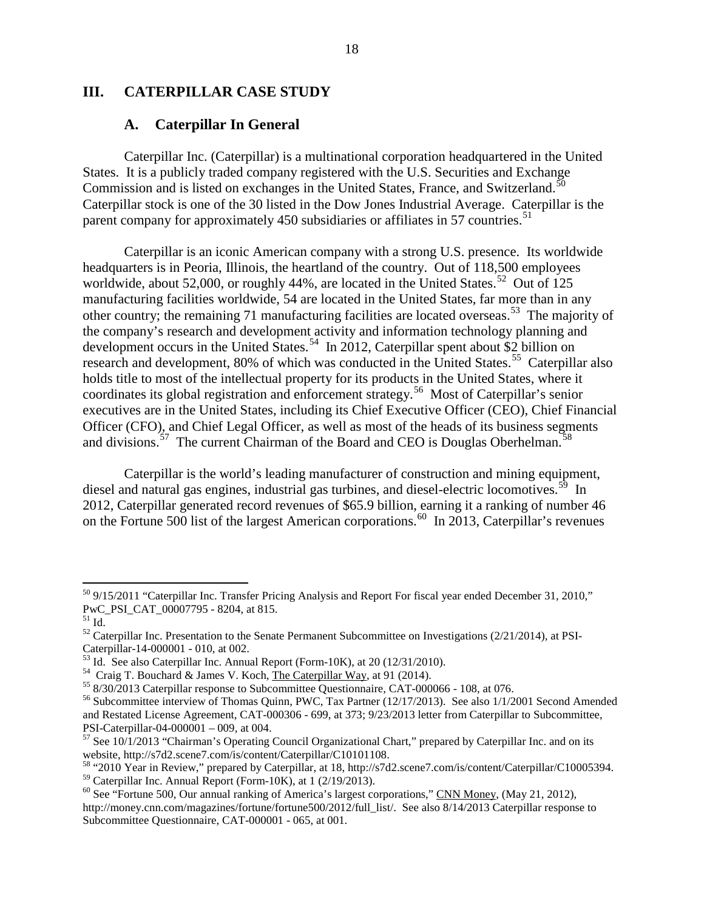## III. CATERPILLAR CASE STUDY

### A. Caterpillar In General

Caterpillar Inc. (Caterpillar) is a multinational corporation headquartered in the United States. It is a publicly traded company registered with the U.S. Securities and Exchange Commission and is listed on exchanges in the United States, France, and Switzerland.[50] Caterpillar stock is one of the 30 listed in the Dow Jones Industrial Average. Caterpillar is the parent company for approximately 450 subsidiaries or affiliates in 57 countries.[51]

Caterpillar is an iconic American company with a strong U.S. presence. Its worldwide headquarters is in Peoria, Illinois, the heartland of the country. Out of 118,500 employees worldwide, about 52,000, or roughly 44%, are located in the United States.[52] Out of 125 manufacturing facilities worldwide, 54 are located in the United States, far more than in any other country; the remaining 71 manufacturing facilities are located overseas.[53] The majority of the company's research and development activity and information technology planning and development occurs in the United States.[54] In 2012, Caterpillar spent about $2 billion on research and development, 80% of which was conducted in the United States.[55] Caterpillar also holds title to most of the intellectual property for its products in the United States, where it coordinates its global registration and enforcement strategy.[56] Most of Caterpillar's senior executives are in the United States, including its Chief Executive Officer (CEO), Chief Financial Officer (CFO), and Chief Legal Officer, as well as most of the heads of its business segments and divisions.[57] The current Chairman of the Board and CEO is Douglas Oberhelman.[58]

Caterpillar is the world's leading manufacturer of construction and mining equipment, diesel and natural gas engines, industrial gas turbines, and diesel-electric locomotives.[59] In 2012, Caterpillar generated record revenues of $65.9 billion, earning it a ranking of number 46 on the Fortune 500 list of the largest American corporations.[60] In 2013, Caterpillar's revenues

---

[50] 9/15/2011 "Caterpillar Inc. Transfer Pricing Analysis and Report For fiscal year ended December 31, 2010," PwC_PSI_CAT_00007795 - 8204, at 815.

[51] Id.

[52] Caterpillar Inc. Presentation to the Senate Permanent Subcommittee on Investigations (2/21/2014), at PSI-Caterpillar-14-000001 - 010, at 002.

[53] Id. See also Caterpillar Inc. Annual Report (Form-10K), at 20 (12/31/2010).

[54] Craig T. Bouchard & James V. Koch, The Caterpillar Way, at 91 (2014).

[55] 8/30/2013 Caterpillar response to Subcommittee Questionnaire, CAT-000066 - 108, at 076.

[56] Subcommittee interview of Thomas Quinn, PWC, Tax Partner (12/17/2013). See also 1/1/2001 Second Amended and Restated License Agreement, CAT-000306 - 699, at 373; 9/23/2013 letter from Caterpillar to Subcommittee, PSI-Caterpillar-04-000001 – 009, at 004.

[57] See 10/1/2013 "Chairman's Operating Council Organizational Chart," prepared by Caterpillar Inc. and on its website, http://s7d2.scene7.com/is/content/Caterpillar/C10101108.

[58] "2010 Year in Review," prepared by Caterpillar, at 18, http://s7d2.scene7.com/is/content/Caterpillar/C10005394.

[59] Caterpillar Inc. Annual Report (Form-10K), at 1 (2/19/2013).

[60] See "Fortune 500, Our annual ranking of America's largest corporations," CNN Money, (May 21, 2012), http://money.cnn.com/magazines/fortune/fortune500/2012/full_list/. See also 8/14/2013 Caterpillar response to Subcommittee Questionnaire, CAT-000001 - 065, at 001.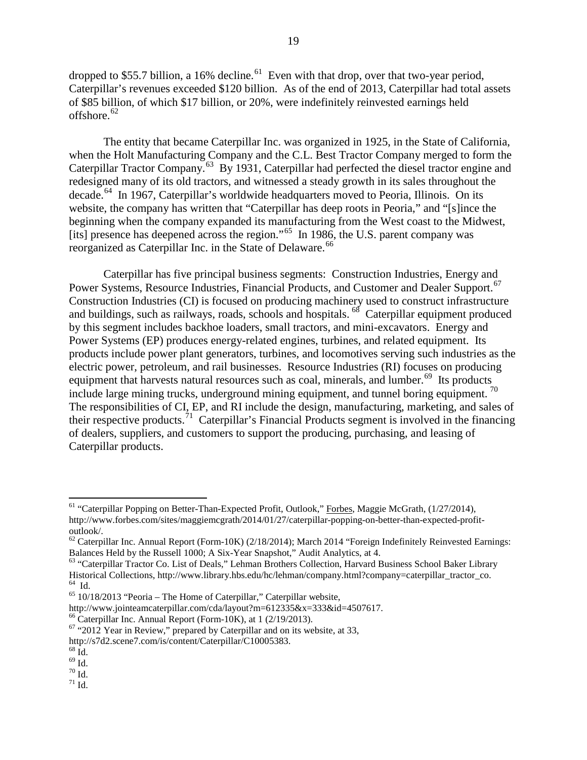dropped to $55.7 billion, a 16% decline.[61] Even with that drop, over that two-year period, Caterpillar's revenues exceeded $120 billion. As of the end of 2013, Caterpillar had total assets of $85 billion, of which $17 billion, or 20%, were indefinitely reinvested earnings held offshore.[62]

The entity that became Caterpillar Inc. was organized in 1925, in the State of California, when the Holt Manufacturing Company and the C.L. Best Tractor Company merged to form the Caterpillar Tractor Company.[63] By 1931, Caterpillar had perfected the diesel tractor engine and redesigned many of its old tractors, and witnessed a steady growth in its sales throughout the decade.[64] In 1967, Caterpillar's worldwide headquarters moved to Peoria, Illinois. On its website, the company has written that "Caterpillar has deep roots in Peoria," and "[s]ince the beginning when the company expanded its manufacturing from the West coast to the Midwest, [its] presence has deepened across the region."[65] In 1986, the U.S. parent company was reorganized as Caterpillar Inc. in the State of Delaware.[66]

Caterpillar has five principal business segments: Construction Industries, Energy and Power Systems, Resource Industries, Financial Products, and Customer and Dealer Support.[67] Construction Industries (CI) is focused on producing machinery used to construct infrastructure and buildings, such as railways, roads, schools and hospitals.[68] Caterpillar equipment produced by this segment includes backhoe loaders, small tractors, and mini-excavators. Energy and Power Systems (EP) produces energy-related engines, turbines, and related equipment. Its products include power plant generators, turbines, and locomotives serving such industries as the electric power, petroleum, and rail businesses. Resource Industries (RI) focuses on producing equipment that harvests natural resources such as coal, minerals, and lumber.[69] Its products include large mining trucks, underground mining equipment, and tunnel boring equipment.[70] The responsibilities of CI, EP, and RI include the design, manufacturing, marketing, and sales of their respective products.[71] Caterpillar's Financial Products segment is involved in the financing of dealers, suppliers, and customers to support the producing, purchasing, and leasing of Caterpillar products.

---

[61] "Caterpillar Popping on Better-Than-Expected Profit, Outlook," Forbes, Maggie McGrath, (1/27/2014), http://www.forbes.com/sites/maggiemcgrath/2014/01/27/caterpillar-popping-on-better-than-expected-profit-outlook/.

[62] Caterpillar Inc. Annual Report (Form-10K) (2/18/2014); March 2014 "Foreign Indefinitely Reinvested Earnings: Balances Held by the Russell 1000; A Six-Year Snapshot," Audit Analytics, at 4.

[63] "Caterpillar Tractor Co. List of Deals," Lehman Brothers Collection, Harvard Business School Baker Library Historical Collections, http://www.library.hbs.edu/hc/lehman/company.html?company=caterpillar_tractor_co.

[64] Id.

[65] 10/18/2013 "Peoria – The Home of Caterpillar," Caterpillar website, http://www.jointeamcaterpillar.com/cda/layout?m=612335&x=333&id=4507617.

[66] Caterpillar Inc. Annual Report (Form-10K), at 1 (2/19/2013).

[67] "2012 Year in Review," prepared by Caterpillar and on its website, at 33, http://s7d2.scene7.com/is/content/Caterpillar/C10005383.

[68] Id.

[69] Id.

[70] Id.

[71] Id.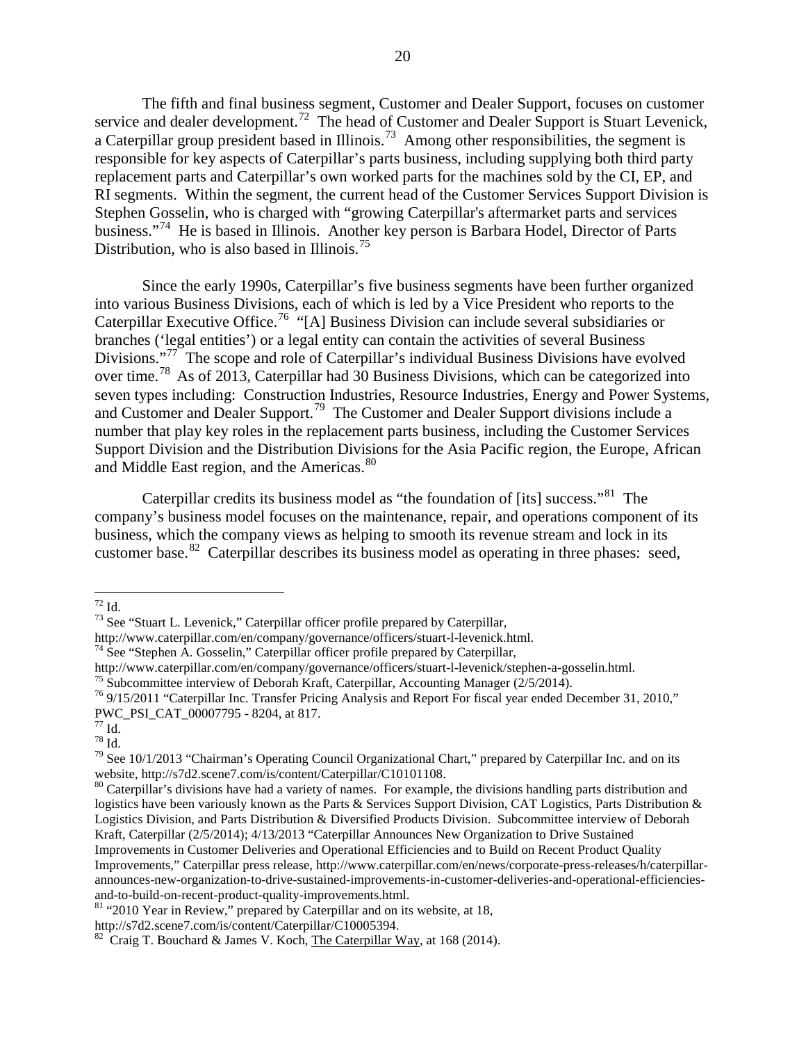The fifth and final business segment, Customer and Dealer Support, focuses on customer service and dealer development.[72] The head of Customer and Dealer Support is Stuart Levenick, a Caterpillar group president based in Illinois.[73] Among other responsibilities, the segment is responsible for key aspects of Caterpillar's parts business, including supplying both third party replacement parts and Caterpillar's own worked parts for the machines sold by the CI, EP, and RI segments. Within the segment, the current head of the Customer Services Support Division is Stephen Gosselin, who is charged with "growing Caterpillar's aftermarket parts and services business."[74] He is based in Illinois. Another key person is Barbara Hodel, Director of Parts Distribution, who is also based in Illinois.[75]

Since the early 1990s, Caterpillar's five business segments have been further organized into various Business Divisions, each of which is led by a Vice President who reports to the Caterpillar Executive Office.[76] "[A] Business Division can include several subsidiaries or branches ('legal entities') or a legal entity can contain the activities of several Business Divisions."[77] The scope and role of Caterpillar's individual Business Divisions have evolved over time.[78] As of 2013, Caterpillar had 30 Business Divisions, which can be categorized into seven types including: Construction Industries, Resource Industries, Energy and Power Systems, and Customer and Dealer Support.[79] The Customer and Dealer Support divisions include a number that play key roles in the replacement parts business, including the Customer Services Support Division and the Distribution Divisions for the Asia Pacific region, the Europe, African and Middle East region, and the Americas.[80]

Caterpillar credits its business model as "the foundation of [its] success."[81] The company's business model focuses on the maintenance, repair, and operations component of its business, which the company views as helping to smooth its revenue stream and lock in its customer base.[82] Caterpillar describes its business model as operating in three phases: seed,

---

[72] Id.

[73] See "Stuart L. Levenick," Caterpillar officer profile prepared by Caterpillar, http://www.caterpillar.com/en/company/governance/officers/stuart-l-levenick.html.

[74] See "Stephen A. Gosselin," Caterpillar officer profile prepared by Caterpillar, http://www.caterpillar.com/en/company/governance/officers/stuart-l-levenick/stephen-a-gosselin.html.

[75] Subcommittee interview of Deborah Kraft, Caterpillar, Accounting Manager (2/5/2014).

[76] 9/15/2011 "Caterpillar Inc. Transfer Pricing Analysis and Report For fiscal year ended December 31, 2010," PWC_PSI_CAT_00007795 - 8204, at 817.

[77] Id.

[78] Id.

[79] See 10/1/2013 "Chairman's Operating Council Organizational Chart," prepared by Caterpillar Inc. and on its website, http://s7d2.scene7.com/is/content/Caterpillar/C10101108.

[80] Caterpillar's divisions have had a variety of names. For example, the divisions handling parts distribution and logistics have been variously known as the Parts & Services Support Division, CAT Logistics, Parts Distribution & Logistics Division, and Parts Distribution & Diversified Products Division. Subcommittee interview of Deborah Kraft, Caterpillar (2/5/2014); 4/13/2013 "Caterpillar Announces New Organization to Drive Sustained Improvements in Customer Deliveries and Operational Efficiencies and to Build on Recent Product Quality Improvements," Caterpillar press release, http://www.caterpillar.com/en/news/corporate-press-releases/h/caterpillar-announces-new-organization-to-drive-sustained-improvements-in-customer-deliveries-and-operational-efficiencies-and-to-build-on-recent-product-quality-improvements.html.

[81] "2010 Year in Review," prepared by Caterpillar and on its website, at 18, http://s7d2.scene7.com/is/content/Caterpillar/C10005394.

[82] Craig T. Bouchard & James V. Koch, The Caterpillar Way, at 168 (2014).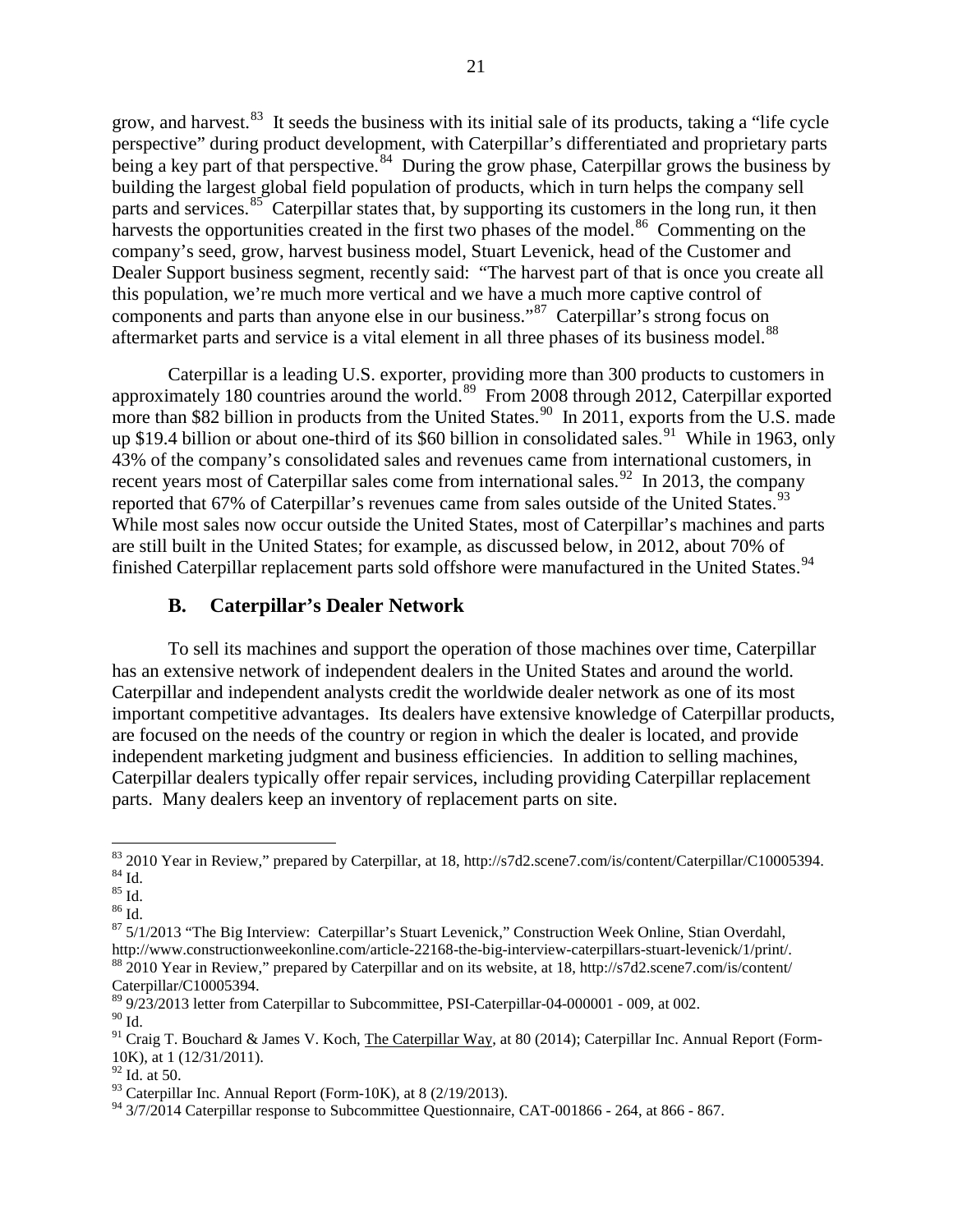grow, and harvest.[83] It seeds the business with its initial sale of its products, taking a "life cycle perspective" during product development, with Caterpillar's differentiated and proprietary parts being a key part of that perspective.[84] During the grow phase, Caterpillar grows the business by building the largest global field population of products, which in turn helps the company sell parts and services.[85] Caterpillar states that, by supporting its customers in the long run, it then harvests the opportunities created in the first two phases of the model.[86] Commenting on the company's seed, grow, harvest business model, Stuart Levenick, head of the Customer and Dealer Support business segment, recently said: "The harvest part of that is once you create all this population, we're much more vertical and we have a much more captive control of components and parts than anyone else in our business."[87] Caterpillar's strong focus on aftermarket parts and service is a vital element in all three phases of its business model.[88]

Caterpillar is a leading U.S. exporter, providing more than 300 products to customers in approximately 180 countries around the world.[89] From 2008 through 2012, Caterpillar exported more than $82 billion in products from the United States.[90] In 2011, exports from the U.S. made up $19.4 billion or about one-third of its $60 billion in consolidated sales.[91] While in 1963, only 43% of the company's consolidated sales and revenues came from international customers, in recent years most of Caterpillar sales come from international sales.[92] In 2013, the company reported that 67% of Caterpillar's revenues came from sales outside of the United States.[93] While most sales now occur outside the United States, most of Caterpillar's machines and parts are still built in the United States; for example, as discussed below, in 2012, about 70% of finished Caterpillar replacement parts sold offshore were manufactured in the United States.[94]

### B. Caterpillar's Dealer Network

To sell its machines and support the operation of those machines over time, Caterpillar has an extensive network of independent dealers in the United States and around the world. Caterpillar and independent analysts credit the worldwide dealer network as one of its most important competitive advantages. Its dealers have extensive knowledge of Caterpillar products, are focused on the needs of the country or region in which the dealer is located, and provide independent marketing judgment and business efficiencies. In addition to selling machines, Caterpillar dealers typically offer repair services, including providing Caterpillar replacement parts. Many dealers keep an inventory of replacement parts on site.

---

[83] 2010 Year in Review," prepared by Caterpillar, at 18, http://s7d2.scene7.com/is/content/Caterpillar/C10005394.
[84] Id.
[85] Id.
[86] Id.
[87] 5/1/2013 "The Big Interview: Caterpillar's Stuart Levenick," Construction Week Online, Stian Overdahl, http://www.constructionweekonline.com/article-22168-the-big-interview-caterpillars-stuart-levenick/1/print/.
[88] 2010 Year in Review," prepared by Caterpillar and on its website, at 18, http://s7d2.scene7.com/is/content/Caterpillar/C10005394.
[89] 9/23/2013 letter from Caterpillar to Subcommittee, PSI-Caterpillar-04-000001 - 009, at 002.
[90] Id.
[91] Craig T. Bouchard & James V. Koch, The Caterpillar Way, at 80 (2014); Caterpillar Inc. Annual Report (Form-10K), at 1 (12/31/2011).
[92] Id. at 50.
[93] Caterpillar Inc. Annual Report (Form-10K), at 8 (2/19/2013).
[94] 3/7/2014 Caterpillar response to Subcommittee Questionnaire, CAT-001866 - 264, at 866 - 867.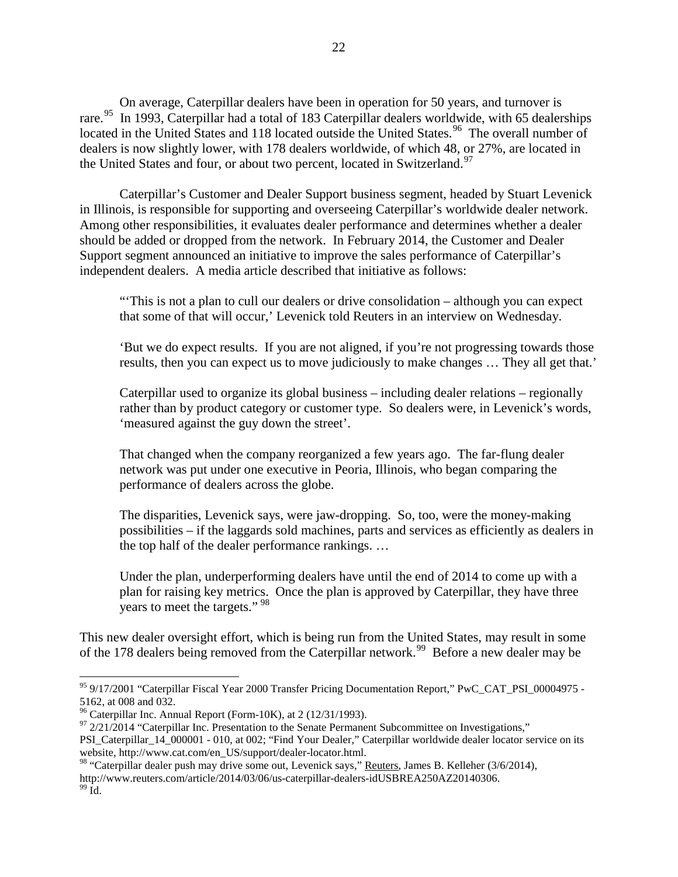On average, Caterpillar dealers have been in operation for 50 years, and turnover is rare.[95] In 1993, Caterpillar had a total of 183 Caterpillar dealers worldwide, with 65 dealerships located in the United States and 118 located outside the United States.[96] The overall number of dealers is now slightly lower, with 178 dealers worldwide, of which 48, or 27%, are located in the United States and four, or about two percent, located in Switzerland.[97]

Caterpillar's Customer and Dealer Support business segment, headed by Stuart Levenick in Illinois, is responsible for supporting and overseeing Caterpillar's worldwide dealer network. Among other responsibilities, it evaluates dealer performance and determines whether a dealer should be added or dropped from the network. In February 2014, the Customer and Dealer Support segment announced an initiative to improve the sales performance of Caterpillar's independent dealers. A media article described that initiative as follows:

> "'This is not a plan to cull our dealers or drive consolidation – although you can expect that some of that will occur,' Levenick told Reuters in an interview on Wednesday.
>
> 'But we do expect results. If you are not aligned, if you're not progressing towards those results, then you can expect us to move judiciously to make changes … They all get that.'
>
> Caterpillar used to organize its global business – including dealer relations – regionally rather than by product category or customer type. So dealers were, in Levenick's words, 'measured against the guy down the street'.
>
> That changed when the company reorganized a few years ago. The far-flung dealer network was put under one executive in Peoria, Illinois, who began comparing the performance of dealers across the globe.
>
> The disparities, Levenick says, were jaw-dropping. So, too, were the money-making possibilities – if the laggards sold machines, parts and services as efficiently as dealers in the top half of the dealer performance rankings. …
>
> Under the plan, underperforming dealers have until the end of 2014 to come up with a plan for raising key metrics. Once the plan is approved by Caterpillar, they have three years to meet the targets."[98]

This new dealer oversight effort, which is being run from the United States, may result in some of the 178 dealers being removed from the Caterpillar network.[99] Before a new dealer may be

---

[95] 9/17/2001 "Caterpillar Fiscal Year 2000 Transfer Pricing Documentation Report," PwC_CAT_PSI_00004975 - 5162, at 008 and 032.

[96] Caterpillar Inc. Annual Report (Form-10K), at 2 (12/31/1993).

[97] 2/21/2014 "Caterpillar Inc. Presentation to the Senate Permanent Subcommittee on Investigations," PSI_Caterpillar_14_000001 - 010, at 002; "Find Your Dealer," Caterpillar worldwide dealer locator service on its website, http://www.cat.com/en_US/support/dealer-locator.html.

[98] "Caterpillar dealer push may drive some out, Levenick says," Reuters, James B. Kelleher (3/6/2014), http://www.reuters.com/article/2014/03/06/us-caterpillar-dealers-idUSBREA250AZ20140306.

[99] Id.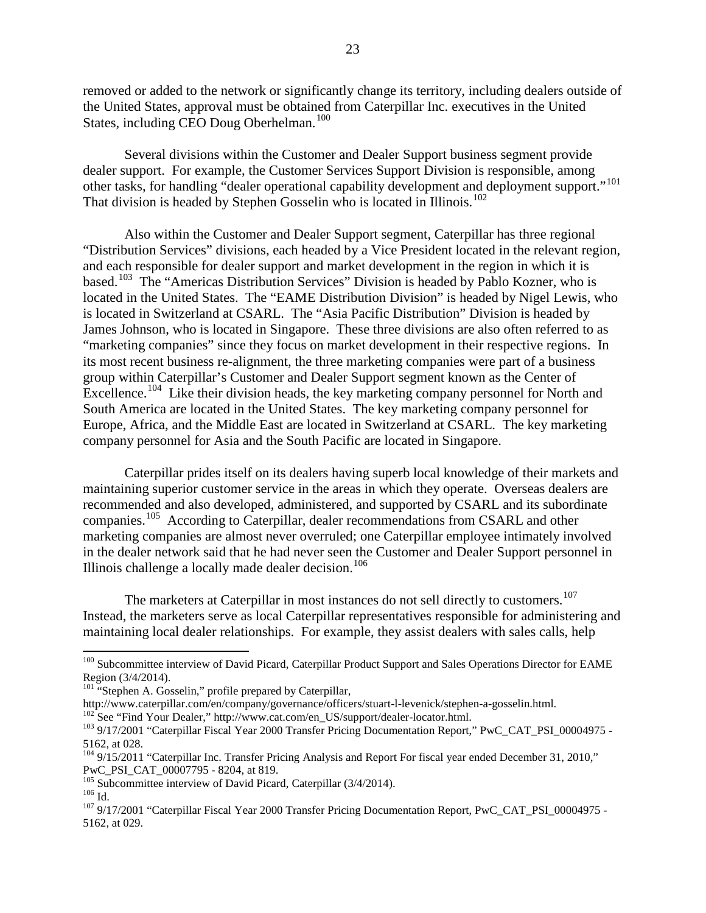removed or added to the network or significantly change its territory, including dealers outside of the United States, approval must be obtained from Caterpillar Inc. executives in the United States, including CEO Doug Oberhelman.[100]

Several divisions within the Customer and Dealer Support business segment provide dealer support. For example, the Customer Services Support Division is responsible, among other tasks, for handling "dealer operational capability development and deployment support."[101] That division is headed by Stephen Gosselin who is located in Illinois.[102]

Also within the Customer and Dealer Support segment, Caterpillar has three regional "Distribution Services" divisions, each headed by a Vice President located in the relevant region, and each responsible for dealer support and market development in the region in which it is based.[103] The "Americas Distribution Services" Division is headed by Pablo Kozner, who is located in the United States. The "EAME Distribution Division" is headed by Nigel Lewis, who is located in Switzerland at CSARL. The "Asia Pacific Distribution" Division is headed by James Johnson, who is located in Singapore. These three divisions are also often referred to as "marketing companies" since they focus on market development in their respective regions. In its most recent business re-alignment, the three marketing companies were part of a business group within Caterpillar's Customer and Dealer Support segment known as the Center of Excellence.[104] Like their division heads, the key marketing company personnel for North and South America are located in the United States. The key marketing company personnel for Europe, Africa, and the Middle East are located in Switzerland at CSARL. The key marketing company personnel for Asia and the South Pacific are located in Singapore.

Caterpillar prides itself on its dealers having superb local knowledge of their markets and maintaining superior customer service in the areas in which they operate. Overseas dealers are recommended and also developed, administered, and supported by CSARL and its subordinate companies.[105] According to Caterpillar, dealer recommendations from CSARL and other marketing companies are almost never overruled; one Caterpillar employee intimately involved in the dealer network said that he had never seen the Customer and Dealer Support personnel in Illinois challenge a locally made dealer decision.[106]

The marketers at Caterpillar in most instances do not sell directly to customers.[107] Instead, the marketers serve as local Caterpillar representatives responsible for administering and maintaining local dealer relationships. For example, they assist dealers with sales calls, help

---

[100] Subcommittee interview of David Picard, Caterpillar Product Support and Sales Operations Director for EAME Region (3/4/2014).

[101] "Stephen A. Gosselin," profile prepared by Caterpillar, http://www.caterpillar.com/en/company/governance/officers/stuart-l-levenick/stephen-a-gosselin.html.

[102] See "Find Your Dealer," http://www.cat.com/en_US/support/dealer-locator.html.

[103] 9/17/2001 "Caterpillar Fiscal Year 2000 Transfer Pricing Documentation Report," PwC_CAT_PSI_00004975 - 5162, at 028.

[104] 9/15/2011 "Caterpillar Inc. Transfer Pricing Analysis and Report For fiscal year ended December 31, 2010," PwC_PSI_CAT_00007795 - 8204, at 819.

[105] Subcommittee interview of David Picard, Caterpillar (3/4/2014).

[106] Id.

[107] 9/17/2001 "Caterpillar Fiscal Year 2000 Transfer Pricing Documentation Report, PwC_CAT_PSI_00004975 - 5162, at 029.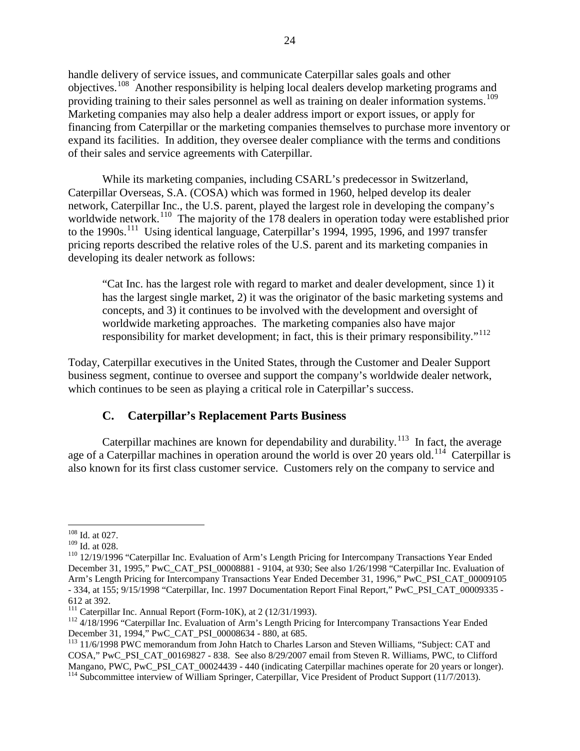handle delivery of service issues, and communicate Caterpillar sales goals and other objectives.[108] Another responsibility is helping local dealers develop marketing programs and providing training to their sales personnel as well as training on dealer information systems.[109] Marketing companies may also help a dealer address import or export issues, or apply for financing from Caterpillar or the marketing companies themselves to purchase more inventory or expand its facilities. In addition, they oversee dealer compliance with the terms and conditions of their sales and service agreements with Caterpillar.

While its marketing companies, including CSARL's predecessor in Switzerland, Caterpillar Overseas, S.A. (COSA) which was formed in 1960, helped develop its dealer network, Caterpillar Inc., the U.S. parent, played the largest role in developing the company's worldwide network.[110] The majority of the 178 dealers in operation today were established prior to the 1990s.[111] Using identical language, Caterpillar's 1994, 1995, 1996, and 1997 transfer pricing reports described the relative roles of the U.S. parent and its marketing companies in developing its dealer network as follows:

> "Cat Inc. has the largest role with regard to market and dealer development, since 1) it has the largest single market, 2) it was the originator of the basic marketing systems and concepts, and 3) it continues to be involved with the development and oversight of worldwide marketing approaches. The marketing companies also have major responsibility for market development; in fact, this is their primary responsibility."[112]

Today, Caterpillar executives in the United States, through the Customer and Dealer Support business segment, continue to oversee and support the company's worldwide dealer network, which continues to be seen as playing a critical role in Caterpillar's success.

### C. Caterpillar's Replacement Parts Business

Caterpillar machines are known for dependability and durability.[113] In fact, the average age of a Caterpillar machines in operation around the world is over 20 years old.[114] Caterpillar is also known for its first class customer service. Customers rely on the company to service and

---

[108] Id. at 027.

[109] Id. at 028.

[110] 12/19/1996 "Caterpillar Inc. Evaluation of Arm's Length Pricing for Intercompany Transactions Year Ended December 31, 1995," PwC_CAT_PSI_00008881 - 9104, at 930; See also 1/26/1998 "Caterpillar Inc. Evaluation of Arm's Length Pricing for Intercompany Transactions Year Ended December 31, 1996," PwC_PSI_CAT_00009105 - 334, at 155; 9/15/1998 "Caterpillar, Inc. 1997 Documentation Report Final Report," PwC_PSI_CAT_00009335 - 612 at 392.

[111] Caterpillar Inc. Annual Report (Form-10K), at 2 (12/31/1993).

[112] 4/18/1996 "Caterpillar Inc. Evaluation of Arm's Length Pricing for Intercompany Transactions Year Ended December 31, 1994," PwC_CAT_PSI_00008634 - 880, at 685.

[113] 11/6/1998 PWC memorandum from John Hatch to Charles Larson and Steven Williams, "Subject: CAT and COSA," PwC_PSI_CAT_00169827 - 838. See also 8/29/2007 email from Steven R. Williams, PWC, to Clifford Mangano, PWC, PwC_PSI_CAT_00024439 - 440 (indicating Caterpillar machines operate for 20 years or longer).

[114] Subcommittee interview of William Springer, Caterpillar, Vice President of Product Support (11/7/2013).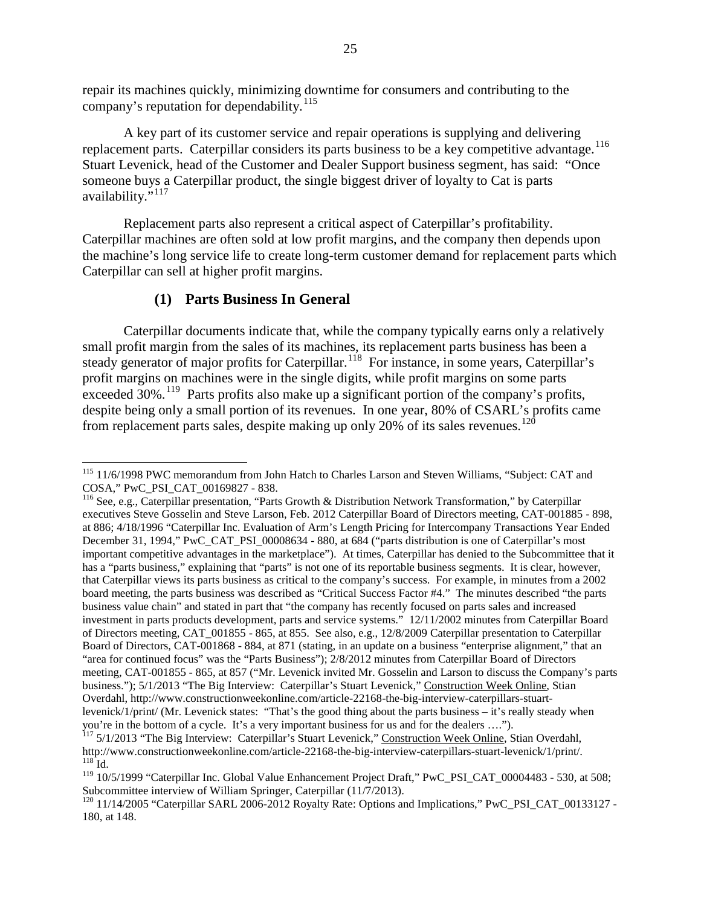repair its machines quickly, minimizing downtime for consumers and contributing to the company's reputation for dependability.[115]

A key part of its customer service and repair operations is supplying and delivering replacement parts. Caterpillar considers its parts business to be a key competitive advantage.[116] Stuart Levenick, head of the Customer and Dealer Support business segment, has said: "Once someone buys a Caterpillar product, the single biggest driver of loyalty to Cat is parts availability."[117]

Replacement parts also represent a critical aspect of Caterpillar's profitability. Caterpillar machines are often sold at low profit margins, and the company then depends upon the machine's long service life to create long-term customer demand for replacement parts which Caterpillar can sell at higher profit margins.

### (1) Parts Business In General

Caterpillar documents indicate that, while the company typically earns only a relatively small profit margin from the sales of its machines, its replacement parts business has been a steady generator of major profits for Caterpillar.[118] For instance, in some years, Caterpillar's profit margins on machines were in the single digits, while profit margins on some parts exceeded 30%.[119] Parts profits also make up a significant portion of the company's profits, despite being only a small portion of its revenues. In one year, 80% of CSARL's profits came from replacement parts sales, despite making up only 20% of its sales revenues.[120]

---

[115] 11/6/1998 PWC memorandum from John Hatch to Charles Larson and Steven Williams, "Subject: CAT and COSA," PwC_PSI_CAT_00169827 - 838.

[116] See, e.g., Caterpillar presentation, "Parts Growth & Distribution Network Transformation," by Caterpillar executives Steve Gosselin and Steve Larson, Feb. 2012 Caterpillar Board of Directors meeting, CAT-001885 - 898, at 886; 4/18/1996 "Caterpillar Inc. Evaluation of Arm's Length Pricing for Intercompany Transactions Year Ended December 31, 1994," PwC_CAT_PSI_00008634 - 880, at 684 ("parts distribution is one of Caterpillar's most important competitive advantages in the marketplace"). At times, Caterpillar has denied to the Subcommittee that it has a "parts business," explaining that "parts" is not one of its reportable business segments. It is clear, however, that Caterpillar views its parts business as critical to the company's success. For example, in minutes from a 2002 board meeting, the parts business was described as "Critical Success Factor #4." The minutes described "the parts business value chain" and stated in part that "the company has recently focused on parts sales and increased investment in parts products development, parts and service systems." 12/11/2002 minutes from Caterpillar Board of Directors meeting, CAT_001855 - 865, at 855. See also, e.g., 12/8/2009 Caterpillar presentation to Caterpillar Board of Directors, CAT-001868 - 884, at 871 (stating, in an update on a business "enterprise alignment," that an "area for continued focus" was the "Parts Business"); 2/8/2012 minutes from Caterpillar Board of Directors meeting, CAT-001855 - 865, at 857 ("Mr. Levenick invited Mr. Gosselin and Larson to discuss the Company's parts business."); 5/1/2013 "The Big Interview: Caterpillar's Stuart Levenick," Construction Week Online, Stian Overdahl, http://www.constructionweekonline.com/article-22168-the-big-interview-caterpillars-stuart-levenick/1/print/ (Mr. Levenick states: "That's the good thing about the parts business – it's really steady when you're in the bottom of a cycle. It's a very important business for us and for the dealers ….").

[117] 5/1/2013 "The Big Interview: Caterpillar's Stuart Levenick," Construction Week Online, Stian Overdahl, http://www.constructionweekonline.com/article-22168-the-big-interview-caterpillars-stuart-levenick/1/print/.

[118] Id.

[119] 10/5/1999 "Caterpillar Inc. Global Value Enhancement Project Draft," PwC_PSI_CAT_00004483 - 530, at 508; Subcommittee interview of William Springer, Caterpillar (11/7/2013).

[120] 11/14/2005 "Caterpillar SARL 2006-2012 Royalty Rate: Options and Implications," PwC_PSI_CAT_00133127 - 180, at 148.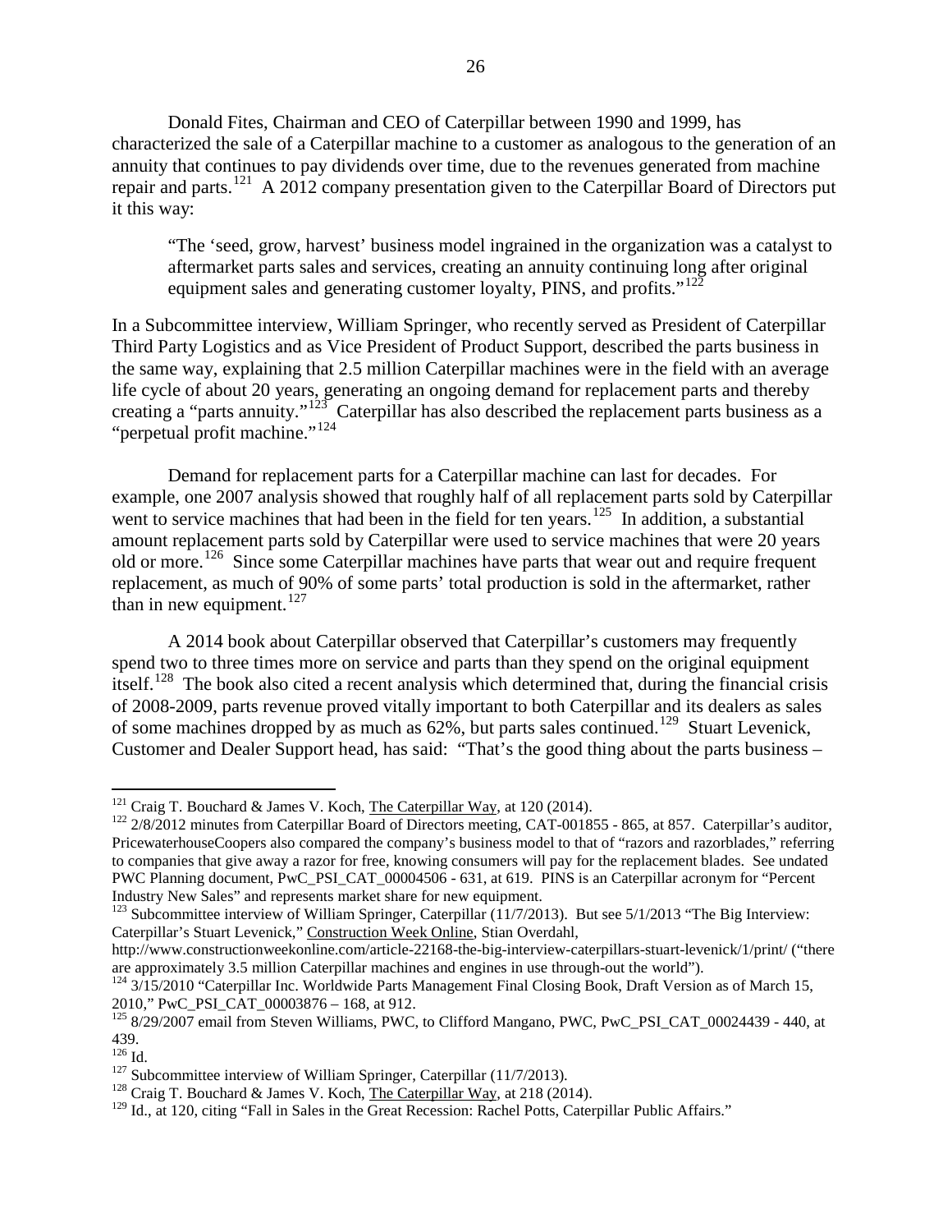Donald Fites, Chairman and CEO of Caterpillar between 1990 and 1999, has characterized the sale of a Caterpillar machine to a customer as analogous to the generation of an annuity that continues to pay dividends over time, due to the revenues generated from machine repair and parts.[121] A 2012 company presentation given to the Caterpillar Board of Directors put it this way:

> "The 'seed, grow, harvest' business model ingrained in the organization was a catalyst to aftermarket parts sales and services, creating an annuity continuing long after original equipment sales and generating customer loyalty, PINS, and profits."[122]

In a Subcommittee interview, William Springer, who recently served as President of Caterpillar Third Party Logistics and as Vice President of Product Support, described the parts business in the same way, explaining that 2.5 million Caterpillar machines were in the field with an average life cycle of about 20 years, generating an ongoing demand for replacement parts and thereby creating a "parts annuity."[123] Caterpillar has also described the replacement parts business as a "perpetual profit machine."[124]

Demand for replacement parts for a Caterpillar machine can last for decades. For example, one 2007 analysis showed that roughly half of all replacement parts sold by Caterpillar went to service machines that had been in the field for ten years.[125] In addition, a substantial amount replacement parts sold by Caterpillar were used to service machines that were 20 years old or more.[126] Since some Caterpillar machines have parts that wear out and require frequent replacement, as much of 90% of some parts' total production is sold in the aftermarket, rather than in new equipment.[127]

A 2014 book about Caterpillar observed that Caterpillar's customers may frequently spend two to three times more on service and parts than they spend on the original equipment itself.[128] The book also cited a recent analysis which determined that, during the financial crisis of 2008-2009, parts revenue proved vitally important to both Caterpillar and its dealers as sales of some machines dropped by as much as 62%, but parts sales continued.[129] Stuart Levenick, Customer and Dealer Support head, has said: "That's the good thing about the parts business –

---

[121] Craig T. Bouchard & James V. Koch, The Caterpillar Way, at 120 (2014).

[122] 2/8/2012 minutes from Caterpillar Board of Directors meeting, CAT-001855 - 865, at 857. Caterpillar's auditor, PricewaterhouseCoopers also compared the company's business model to that of "razors and razorblades," referring to companies that give away a razor for free, knowing consumers will pay for the replacement blades. See undated PWC Planning document, PwC_PSI_CAT_00004506 - 631, at 619. PINS is an Caterpillar acronym for "Percent Industry New Sales" and represents market share for new equipment.

[123] Subcommittee interview of William Springer, Caterpillar (11/7/2013). But see 5/1/2013 "The Big Interview: Caterpillar's Stuart Levenick," Construction Week Online, Stian Overdahl, http://www.constructionweekonline.com/article-22168-the-big-interview-caterpillars-stuart-levenick/1/print/ ("there are approximately 3.5 million Caterpillar machines and engines in use through-out the world").

[124] 3/15/2010 "Caterpillar Inc. Worldwide Parts Management Final Closing Book, Draft Version as of March 15, 2010," PwC_PSI_CAT_00003876 – 168, at 912.

[125] 8/29/2007 email from Steven Williams, PWC, to Clifford Mangano, PWC, PwC_PSI_CAT_00024439 - 440, at 439.

[126] Id.

[127] Subcommittee interview of William Springer, Caterpillar (11/7/2013).

[128] Craig T. Bouchard & James V. Koch, The Caterpillar Way, at 218 (2014).

[129] Id., at 120, citing "Fall in Sales in the Great Recession: Rachel Potts, Caterpillar Public Affairs."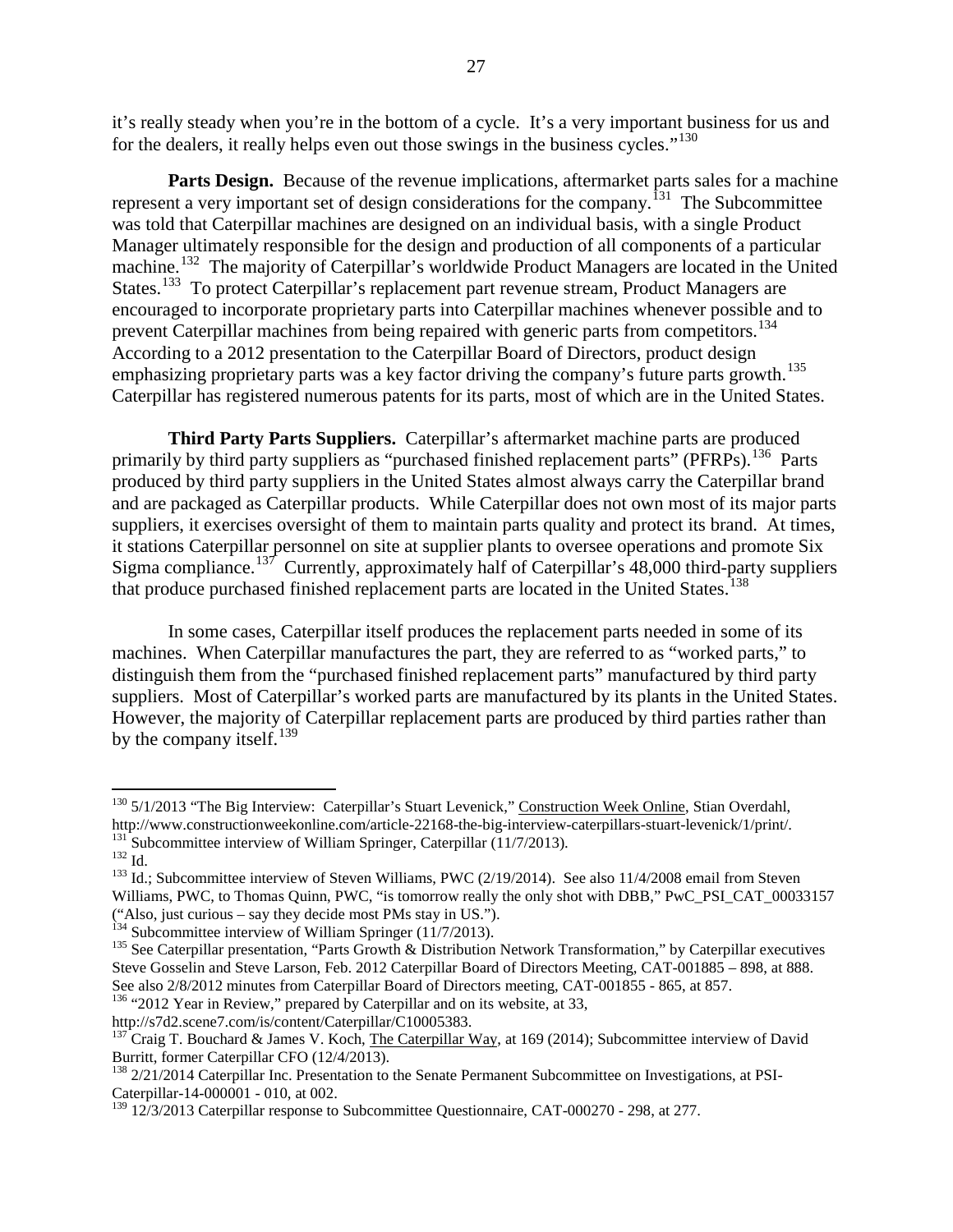it's really steady when you're in the bottom of a cycle. It's a very important business for us and for the dealers, it really helps even out those swings in the business cycles."[130]

**Parts Design.** Because of the revenue implications, aftermarket parts sales for a machine represent a very important set of design considerations for the company.[131] The Subcommittee was told that Caterpillar machines are designed on an individual basis, with a single Product Manager ultimately responsible for the design and production of all components of a particular machine.[132] The majority of Caterpillar's worldwide Product Managers are located in the United States.[133] To protect Caterpillar's replacement part revenue stream, Product Managers are encouraged to incorporate proprietary parts into Caterpillar machines whenever possible and to prevent Caterpillar machines from being repaired with generic parts from competitors.[134] According to a 2012 presentation to the Caterpillar Board of Directors, product design emphasizing proprietary parts was a key factor driving the company's future parts growth.[135] Caterpillar has registered numerous patents for its parts, most of which are in the United States.

**Third Party Parts Suppliers.** Caterpillar's aftermarket machine parts are produced primarily by third party suppliers as "purchased finished replacement parts" (PFRPs).[136] Parts produced by third party suppliers in the United States almost always carry the Caterpillar brand and are packaged as Caterpillar products. While Caterpillar does not own most of its major parts suppliers, it exercises oversight of them to maintain parts quality and protect its brand. At times, it stations Caterpillar personnel on site at supplier plants to oversee operations and promote Six Sigma compliance.[137] Currently, approximately half of Caterpillar's 48,000 third-party suppliers that produce purchased finished replacement parts are located in the United States.[138]

In some cases, Caterpillar itself produces the replacement parts needed in some of its machines. When Caterpillar manufactures the part, they are referred to as "worked parts," to distinguish them from the "purchased finished replacement parts" manufactured by third party suppliers. Most of Caterpillar's worked parts are manufactured by its plants in the United States. However, the majority of Caterpillar replacement parts are produced by third parties rather than by the company itself.[139]

---

[130] 5/1/2013 "The Big Interview: Caterpillar's Stuart Levenick," Construction Week Online, Stian Overdahl, http://www.constructionweekonline.com/article-22168-the-big-interview-caterpillars-stuart-levenick/1/print/.

[131] Subcommittee interview of William Springer, Caterpillar (11/7/2013).

[132] Id.

[133] Id.; Subcommittee interview of Steven Williams, PWC (2/19/2014). See also 11/4/2008 email from Steven Williams, PWC, to Thomas Quinn, PWC, "is tomorrow really the only shot with DBB," PwC_PSI_CAT_00033157 ("Also, just curious – say they decide most PMs stay in US.").

[134] Subcommittee interview of William Springer (11/7/2013).

[135] See Caterpillar presentation, "Parts Growth & Distribution Network Transformation," by Caterpillar executives Steve Gosselin and Steve Larson, Feb. 2012 Caterpillar Board of Directors Meeting, CAT-001885 – 898, at 888. See also 2/8/2012 minutes from Caterpillar Board of Directors meeting, CAT-001855 - 865, at 857.

[136] "2012 Year in Review," prepared by Caterpillar and on its website, at 33, http://s7d2.scene7.com/is/content/Caterpillar/C10005383.

[137] Craig T. Bouchard & James V. Koch, The Caterpillar Way, at 169 (2014); Subcommittee interview of David Burritt, former Caterpillar CFO (12/4/2013).

[138] 2/21/2014 Caterpillar Inc. Presentation to the Senate Permanent Subcommittee on Investigations, at PSI-Caterpillar-14-000001 - 010, at 002.

[139] 12/3/2013 Caterpillar response to Subcommittee Questionnaire, CAT-000270 - 298, at 277.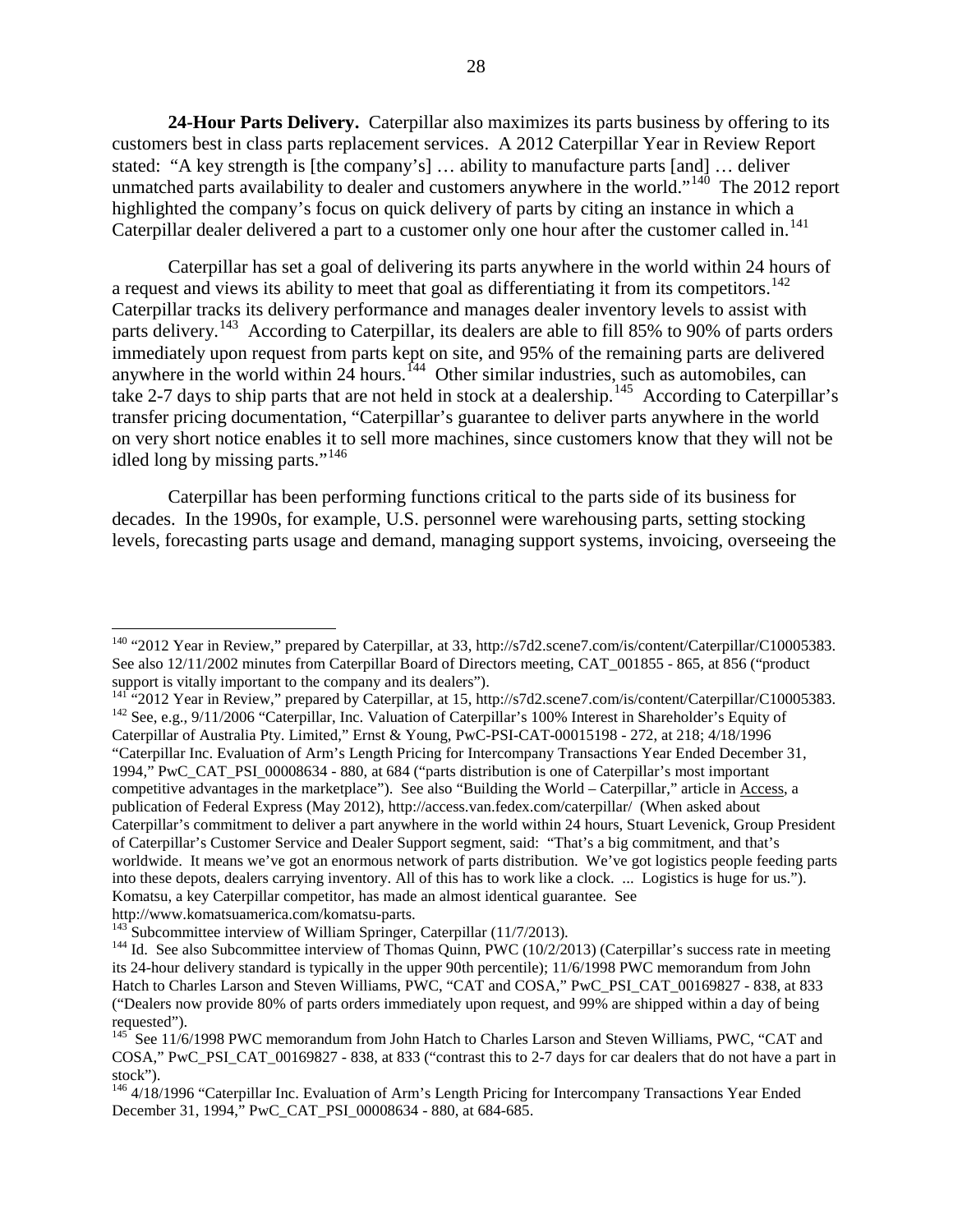**24-Hour Parts Delivery.** Caterpillar also maximizes its parts business by offering to its customers best in class parts replacement services. A 2012 Caterpillar Year in Review Report stated: "A key strength is [the company's] … ability to manufacture parts [and] … deliver unmatched parts availability to dealer and customers anywhere in the world."[140] The 2012 report highlighted the company's focus on quick delivery of parts by citing an instance in which a Caterpillar dealer delivered a part to a customer only one hour after the customer called in.[141]

Caterpillar has set a goal of delivering its parts anywhere in the world within 24 hours of a request and views its ability to meet that goal as differentiating it from its competitors.[142] Caterpillar tracks its delivery performance and manages dealer inventory levels to assist with parts delivery.[143] According to Caterpillar, its dealers are able to fill 85% to 90% of parts orders immediately upon request from parts kept on site, and 95% of the remaining parts are delivered anywhere in the world within 24 hours.[144] Other similar industries, such as automobiles, can take 2-7 days to ship parts that are not held in stock at a dealership.[145] According to Caterpillar's transfer pricing documentation, "Caterpillar's guarantee to deliver parts anywhere in the world on very short notice enables it to sell more machines, since customers know that they will not be idled long by missing parts."[146]

Caterpillar has been performing functions critical to the parts side of its business for decades. In the 1990s, for example, U.S. personnel were warehousing parts, setting stocking levels, forecasting parts usage and demand, managing support systems, invoicing, overseeing the

---

[140] "2012 Year in Review," prepared by Caterpillar, at 33, http://s7d2.scene7.com/is/content/Caterpillar/C10005383. See also 12/11/2002 minutes from Caterpillar Board of Directors meeting, CAT_001855 - 865, at 856 ("product support is vitally important to the company and its dealers").

[141] "2012 Year in Review," prepared by Caterpillar, at 15, http://s7d2.scene7.com/is/content/Caterpillar/C10005383.

[142] See, e.g., 9/11/2006 "Caterpillar, Inc. Valuation of Caterpillar's 100% Interest in Shareholder's Equity of Caterpillar of Australia Pty. Limited," Ernst & Young, PwC-PSI-CAT-00015198 - 272, at 218; 4/18/1996 "Caterpillar Inc. Evaluation of Arm's Length Pricing for Intercompany Transactions Year Ended December 31, 1994," PwC_CAT_PSI_00008634 - 880, at 684 ("parts distribution is one of Caterpillar's most important competitive advantages in the marketplace"). See also "Building the World – Caterpillar," article in Access, a publication of Federal Express (May 2012), http://access.van.fedex.com/caterpillar/ (When asked about Caterpillar's commitment to deliver a part anywhere in the world within 24 hours, Stuart Levenick, Group President of Caterpillar's Customer Service and Dealer Support segment, said: "That's a big commitment, and that's worldwide. It means we've got an enormous network of parts distribution. We've got logistics people feeding parts into these depots, dealers carrying inventory. All of this has to work like a clock. ... Logistics is huge for us."). Komatsu, a key Caterpillar competitor, has made an almost identical guarantee. See http://www.komatsuamerica.com/komatsu-parts.

[143] Subcommittee interview of William Springer, Caterpillar (11/7/2013).

[144] Id. See also Subcommittee interview of Thomas Quinn, PWC (10/2/2013) (Caterpillar's success rate in meeting its 24-hour delivery standard is typically in the upper 90th percentile); 11/6/1998 PWC memorandum from John Hatch to Charles Larson and Steven Williams, PWC, "CAT and COSA," PwC_PSI_CAT_00169827 - 838, at 833 ("Dealers now provide 80% of parts orders immediately upon request, and 99% are shipped within a day of being requested").

[145] See 11/6/1998 PWC memorandum from John Hatch to Charles Larson and Steven Williams, PWC, "CAT and COSA," PwC_PSI_CAT_00169827 - 838, at 833 ("contrast this to 2-7 days for car dealers that do not have a part in stock").

[146] 4/18/1996 "Caterpillar Inc. Evaluation of Arm's Length Pricing for Intercompany Transactions Year Ended December 31, 1994," PwC_CAT_PSI_00008634 - 880, at 684-685.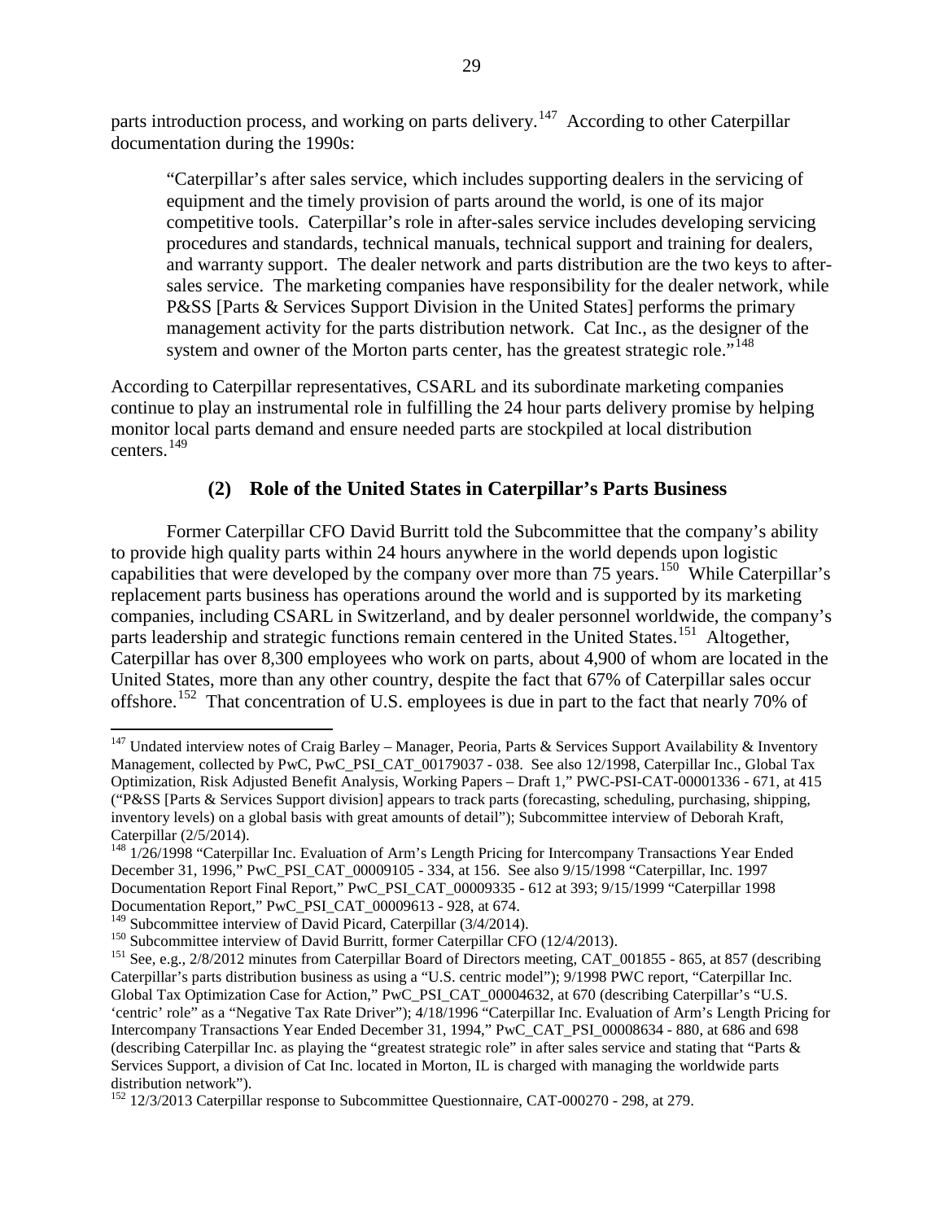parts introduction process, and working on parts delivery.[147] According to other Caterpillar documentation during the 1990s:

> "Caterpillar's after sales service, which includes supporting dealers in the servicing of equipment and the timely provision of parts around the world, is one of its major competitive tools. Caterpillar's role in after-sales service includes developing servicing procedures and standards, technical manuals, technical support and training for dealers, and warranty support. The dealer network and parts distribution are the two keys to after-sales service. The marketing companies have responsibility for the dealer network, while P&SS [Parts & Services Support Division in the United States] performs the primary management activity for the parts distribution network. Cat Inc., as the designer of the system and owner of the Morton parts center, has the greatest strategic role."[148]

According to Caterpillar representatives, CSARL and its subordinate marketing companies continue to play an instrumental role in fulfilling the 24 hour parts delivery promise by helping monitor local parts demand and ensure needed parts are stockpiled at local distribution centers.[149]

### (2) Role of the United States in Caterpillar's Parts Business

Former Caterpillar CFO David Burritt told the Subcommittee that the company's ability to provide high quality parts within 24 hours anywhere in the world depends upon logistic capabilities that were developed by the company over more than 75 years.[150] While Caterpillar's replacement parts business has operations around the world and is supported by its marketing companies, including CSARL in Switzerland, and by dealer personnel worldwide, the company's parts leadership and strategic functions remain centered in the United States.[151] Altogether, Caterpillar has over 8,300 employees who work on parts, about 4,900 of whom are located in the United States, more than any other country, despite the fact that 67% of Caterpillar sales occur offshore.[152] That concentration of U.S. employees is due in part to the fact that nearly 70% of

---

[147] Undated interview notes of Craig Barley – Manager, Peoria, Parts & Services Support Availability & Inventory Management, collected by PwC, PwC_PSI_CAT_00179037 - 038. See also 12/1998, Caterpillar Inc., Global Tax Optimization, Risk Adjusted Benefit Analysis, Working Papers – Draft 1," PWC-PSI-CAT-00001336 - 671, at 415 ("P&SS [Parts & Services Support division] appears to track parts (forecasting, scheduling, purchasing, shipping, inventory levels) on a global basis with great amounts of detail"); Subcommittee interview of Deborah Kraft, Caterpillar (2/5/2014).

[148] 1/26/1998 "Caterpillar Inc. Evaluation of Arm's Length Pricing for Intercompany Transactions Year Ended December 31, 1996," PwC_PSI_CAT_00009105 - 334, at 156. See also 9/15/1998 "Caterpillar, Inc. 1997 Documentation Report Final Report," PwC_PSI_CAT_00009335 - 612 at 393; 9/15/1999 "Caterpillar 1998 Documentation Report," PwC_PSI_CAT_00009613 - 928, at 674.

[149] Subcommittee interview of David Picard, Caterpillar (3/4/2014).

[150] Subcommittee interview of David Burritt, former Caterpillar CFO (12/4/2013).

[151] See, e.g., 2/8/2012 minutes from Caterpillar Board of Directors meeting, CAT_001855 - 865, at 857 (describing Caterpillar's parts distribution business as using a "U.S. centric model"); 9/1998 PWC report, "Caterpillar Inc. Global Tax Optimization Case for Action," PwC_PSI_CAT_00004632, at 670 (describing Caterpillar's "U.S. 'centric' role" as a "Negative Tax Rate Driver"); 4/18/1996 "Caterpillar Inc. Evaluation of Arm's Length Pricing for Intercompany Transactions Year Ended December 31, 1994," PwC_CAT_PSI_00008634 - 880, at 686 and 698 (describing Caterpillar Inc. as playing the "greatest strategic role" in after sales service and stating that "Parts & Services Support, a division of Cat Inc. located in Morton, IL is charged with managing the worldwide parts distribution network").

[152] 12/3/2013 Caterpillar response to Subcommittee Questionnaire, CAT-000270 - 298, at 279.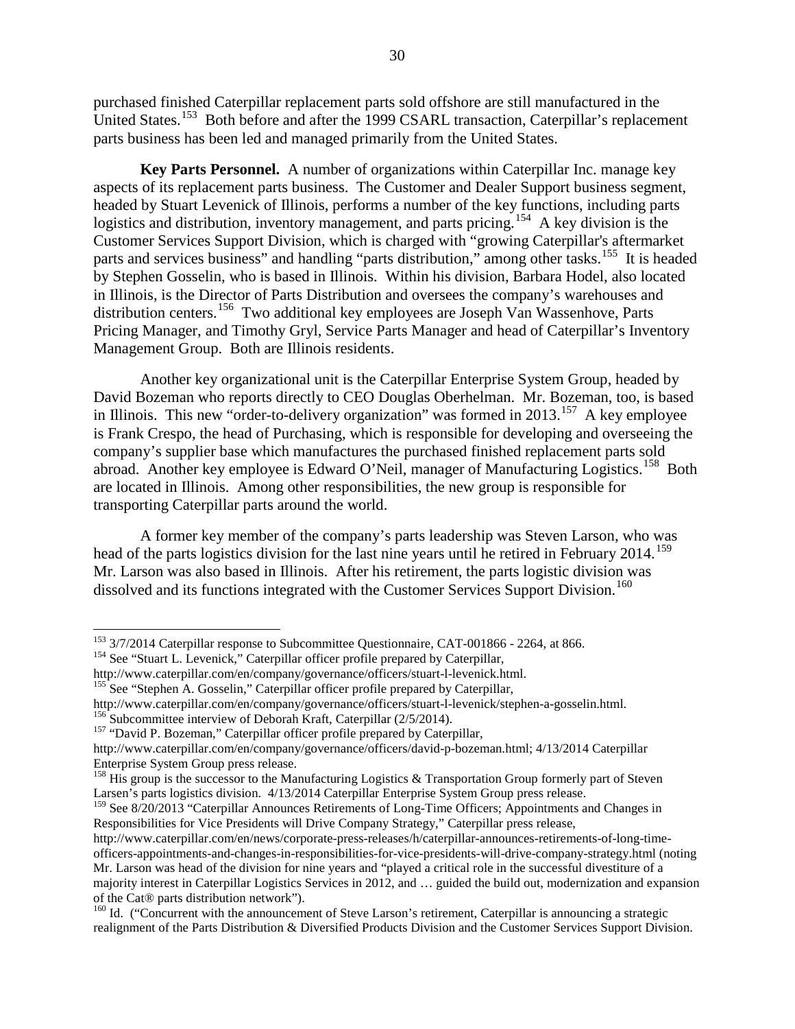purchased finished Caterpillar replacement parts sold offshore are still manufactured in the United States.[153] Both before and after the 1999 CSARL transaction, Caterpillar's replacement parts business has been led and managed primarily from the United States.

**Key Parts Personnel.** A number of organizations within Caterpillar Inc. manage key aspects of its replacement parts business. The Customer and Dealer Support business segment, headed by Stuart Levenick of Illinois, performs a number of the key functions, including parts logistics and distribution, inventory management, and parts pricing.[154] A key division is the Customer Services Support Division, which is charged with "growing Caterpillar's aftermarket parts and services business" and handling "parts distribution," among other tasks.[155] It is headed by Stephen Gosselin, who is based in Illinois. Within his division, Barbara Hodel, also located in Illinois, is the Director of Parts Distribution and oversees the company's warehouses and distribution centers.[156] Two additional key employees are Joseph Van Wassenhove, Parts Pricing Manager, and Timothy Gryl, Service Parts Manager and head of Caterpillar's Inventory Management Group. Both are Illinois residents.

Another key organizational unit is the Caterpillar Enterprise System Group, headed by David Bozeman who reports directly to CEO Douglas Oberhelman. Mr. Bozeman, too, is based in Illinois. This new "order-to-delivery organization" was formed in 2013.[157] A key employee is Frank Crespo, the head of Purchasing, which is responsible for developing and overseeing the company's supplier base which manufactures the purchased finished replacement parts sold abroad. Another key employee is Edward O'Neil, manager of Manufacturing Logistics.[158] Both are located in Illinois. Among other responsibilities, the new group is responsible for transporting Caterpillar parts around the world.

A former key member of the company's parts leadership was Steven Larson, who was head of the parts logistics division for the last nine years until he retired in February 2014.[159] Mr. Larson was also based in Illinois. After his retirement, the parts logistic division was dissolved and its functions integrated with the Customer Services Support Division.[160]

---

[153] 3/7/2014 Caterpillar response to Subcommittee Questionnaire, CAT-001866 - 2264, at 866.

[154] See "Stuart L. Levenick," Caterpillar officer profile prepared by Caterpillar, http://www.caterpillar.com/en/company/governance/officers/stuart-l-levenick.html.

[155] See "Stephen A. Gosselin," Caterpillar officer profile prepared by Caterpillar, http://www.caterpillar.com/en/company/governance/officers/stuart-l-levenick/stephen-a-gosselin.html.

[156] Subcommittee interview of Deborah Kraft, Caterpillar (2/5/2014).

[157] "David P. Bozeman," Caterpillar officer profile prepared by Caterpillar, http://www.caterpillar.com/en/company/governance/officers/david-p-bozeman.html; 4/13/2014 Caterpillar Enterprise System Group press release.

[158] His group is the successor to the Manufacturing Logistics & Transportation Group formerly part of Steven Larsen's parts logistics division. 4/13/2014 Caterpillar Enterprise System Group press release.

[159] See 8/20/2013 "Caterpillar Announces Retirements of Long-Time Officers; Appointments and Changes in Responsibilities for Vice Presidents will Drive Company Strategy," Caterpillar press release, http://www.caterpillar.com/en/news/corporate-press-releases/h/caterpillar-announces-retirements-of-long-time-officers-appointments-and-changes-in-responsibilities-for-vice-presidents-will-drive-company-strategy.html (noting Mr. Larson was head of the division for nine years and "played a critical role in the successful divestiture of a majority interest in Caterpillar Logistics Services in 2012, and … guided the build out, modernization and expansion of the Cat® parts distribution network").

[160] Id. ("Concurrent with the announcement of Steve Larson's retirement, Caterpillar is announcing a strategic realignment of the Parts Distribution & Diversified Products Division and the Customer Services Support Division.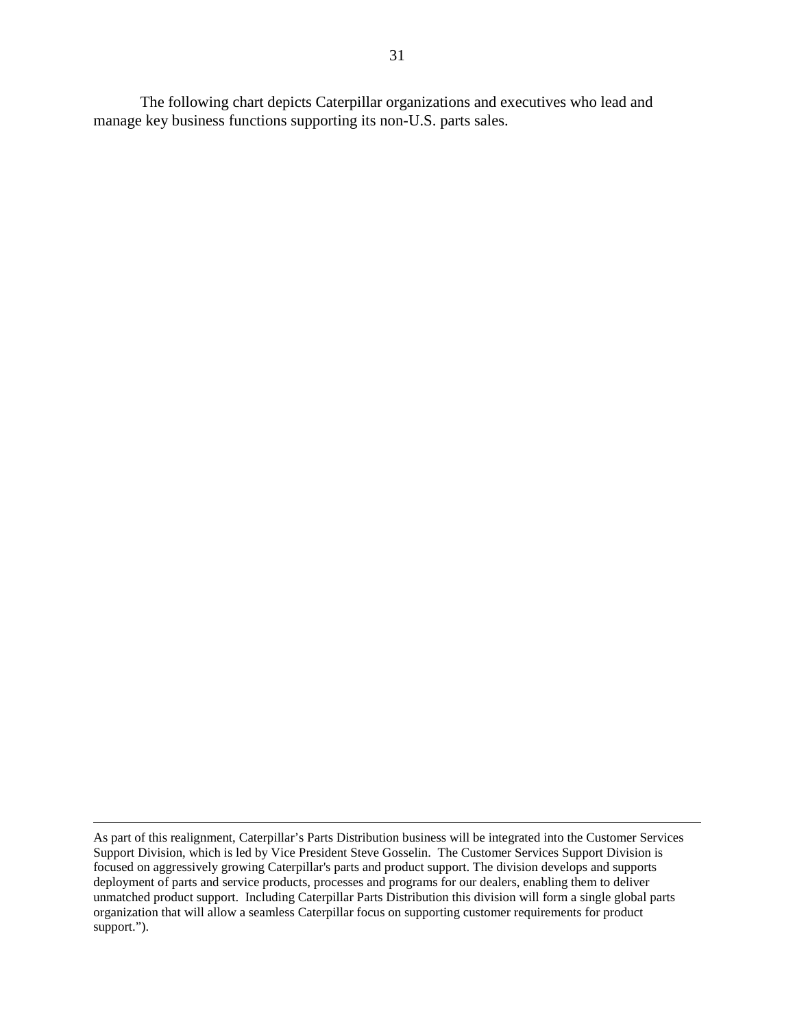The following chart depicts Caterpillar organizations and executives who lead and manage key business functions supporting its non-U.S. parts sales.

---

As part of this realignment, Caterpillar's Parts Distribution business will be integrated into the Customer Services Support Division, which is led by Vice President Steve Gosselin. The Customer Services Support Division is focused on aggressively growing Caterpillar's parts and product support. The division develops and supports deployment of parts and service products, processes and programs for our dealers, enabling them to deliver unmatched product support. Including Caterpillar Parts Distribution this division will form a single global parts organization that will allow a seamless Caterpillar focus on supporting customer requirements for product support.").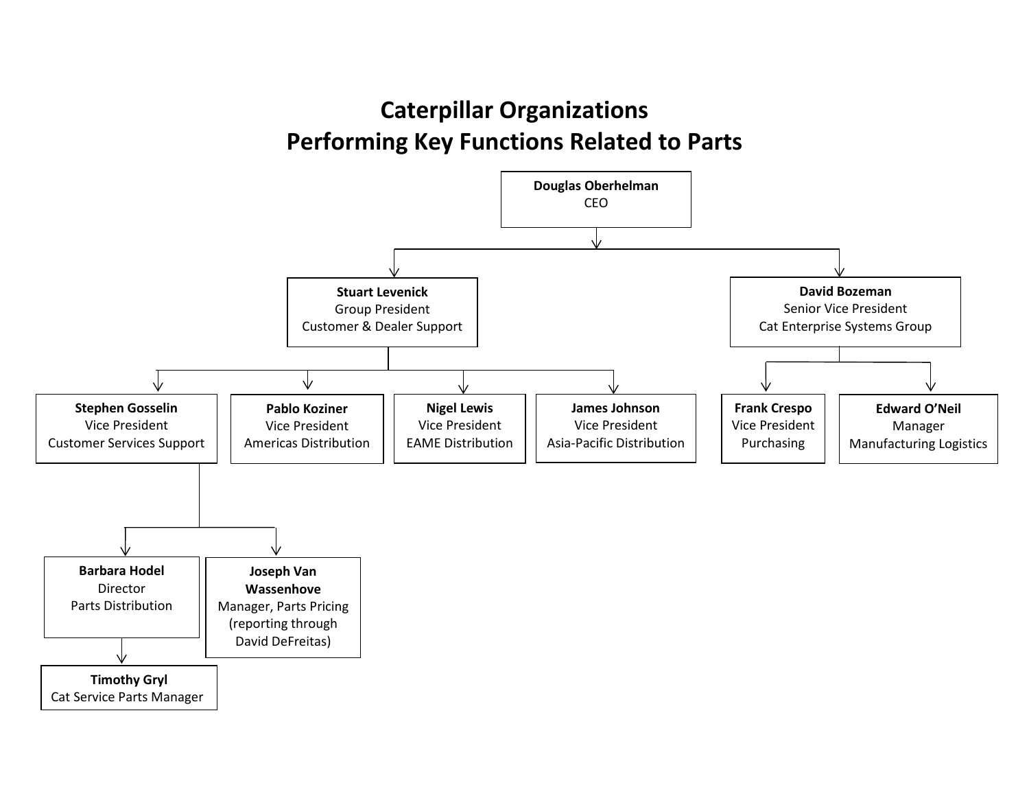# Caterpillar Organizations
# Performing Key Functions Related to Parts

- **Douglas Oberhelman**
  CEO
  - **Stuart Levenick**
    Group President
    Customer & Dealer Support
    - **Stephen Gosselin**
      Vice President
      Customer Services Support
      - **Barbara Hodel**
        Director
        Parts Distribution
        - **Timothy Gryl**
          Cat Service Parts Manager
      - **Joseph Van Wassenhove**
        Manager, Parts Pricing
        (reporting through David DeFreitas)
    - **Pablo Koziner**
      Vice President
      Americas Distribution
    - **Nigel Lewis**
      Vice President
      EAME Distribution
    - **James Johnson**
      Vice President
      Asia-Pacific Distribution
  - **David Bozeman**
    Senior Vice President
    Cat Enterprise Systems Group
    - **Frank Crespo**
      Vice President
      Purchasing
    - **Edward O'Neil**
      Manager
      Manufacturing Logistics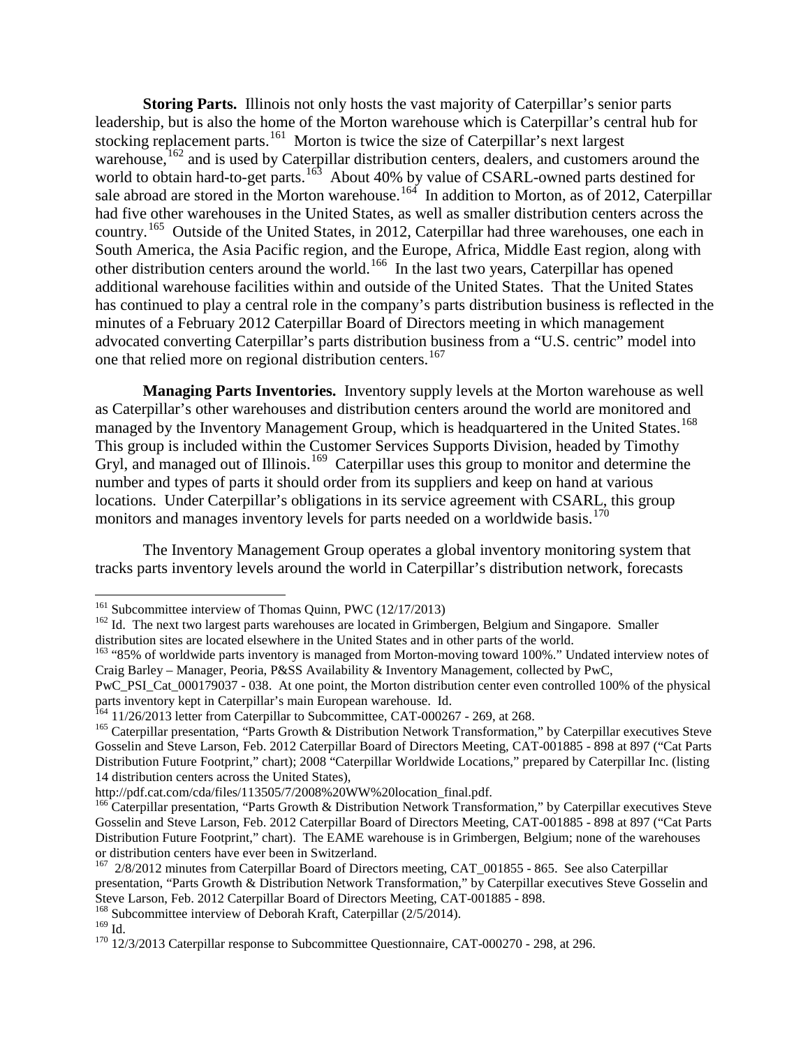**Storing Parts.** Illinois not only hosts the vast majority of Caterpillar's senior parts leadership, but is also the home of the Morton warehouse which is Caterpillar's central hub for stocking replacement parts.[161] Morton is twice the size of Caterpillar's next largest warehouse,[162] and is used by Caterpillar distribution centers, dealers, and customers around the world to obtain hard-to-get parts.[163] About 40% by value of CSARL-owned parts destined for sale abroad are stored in the Morton warehouse.[164] In addition to Morton, as of 2012, Caterpillar had five other warehouses in the United States, as well as smaller distribution centers across the country.[165] Outside of the United States, in 2012, Caterpillar had three warehouses, one each in South America, the Asia Pacific region, and the Europe, Africa, Middle East region, along with other distribution centers around the world.[166] In the last two years, Caterpillar has opened additional warehouse facilities within and outside of the United States. That the United States has continued to play a central role in the company's parts distribution business is reflected in the minutes of a February 2012 Caterpillar Board of Directors meeting in which management advocated converting Caterpillar's parts distribution business from a "U.S. centric" model into one that relied more on regional distribution centers.[167]

**Managing Parts Inventories.** Inventory supply levels at the Morton warehouse as well as Caterpillar's other warehouses and distribution centers around the world are monitored and managed by the Inventory Management Group, which is headquartered in the United States.[168] This group is included within the Customer Services Supports Division, headed by Timothy Gryl, and managed out of Illinois.[169] Caterpillar uses this group to monitor and determine the number and types of parts it should order from its suppliers and keep on hand at various locations. Under Caterpillar's obligations in its service agreement with CSARL, this group monitors and manages inventory levels for parts needed on a worldwide basis.[170]

The Inventory Management Group operates a global inventory monitoring system that tracks parts inventory levels around the world in Caterpillar's distribution network, forecasts

---

[161] Subcommittee interview of Thomas Quinn, PWC (12/17/2013)

[162] Id. The next two largest parts warehouses are located in Grimbergen, Belgium and Singapore. Smaller distribution sites are located elsewhere in the United States and in other parts of the world.

[163] "85% of worldwide parts inventory is managed from Morton-moving toward 100%." Undated interview notes of Craig Barley – Manager, Peoria, P&SS Availability & Inventory Management, collected by PwC, PwC_PSI_Cat_000179037 - 038. At one point, the Morton distribution center even controlled 100% of the physical parts inventory kept in Caterpillar's main European warehouse. Id.

[164] 11/26/2013 letter from Caterpillar to Subcommittee, CAT-000267 - 269, at 268.

[165] Caterpillar presentation, "Parts Growth & Distribution Network Transformation," by Caterpillar executives Steve Gosselin and Steve Larson, Feb. 2012 Caterpillar Board of Directors Meeting, CAT-001885 - 898 at 897 ("Cat Parts Distribution Future Footprint," chart); 2008 "Caterpillar Worldwide Locations," prepared by Caterpillar Inc. (listing 14 distribution centers across the United States), http://pdf.cat.com/cda/files/113505/7/2008%20WW%20location_final.pdf.

[166] Caterpillar presentation, "Parts Growth & Distribution Network Transformation," by Caterpillar executives Steve Gosselin and Steve Larson, Feb. 2012 Caterpillar Board of Directors Meeting, CAT-001885 - 898 at 897 ("Cat Parts Distribution Future Footprint," chart). The EAME warehouse is in Grimbergen, Belgium; none of the warehouses or distribution centers have ever been in Switzerland.

[167] 2/8/2012 minutes from Caterpillar Board of Directors meeting, CAT_001855 - 865. See also Caterpillar presentation, "Parts Growth & Distribution Network Transformation," by Caterpillar executives Steve Gosselin and Steve Larson, Feb. 2012 Caterpillar Board of Directors Meeting, CAT-001885 - 898.

[168] Subcommittee interview of Deborah Kraft, Caterpillar (2/5/2014).

[169] Id.

[170] 12/3/2013 Caterpillar response to Subcommittee Questionnaire, CAT-000270 - 298, at 296.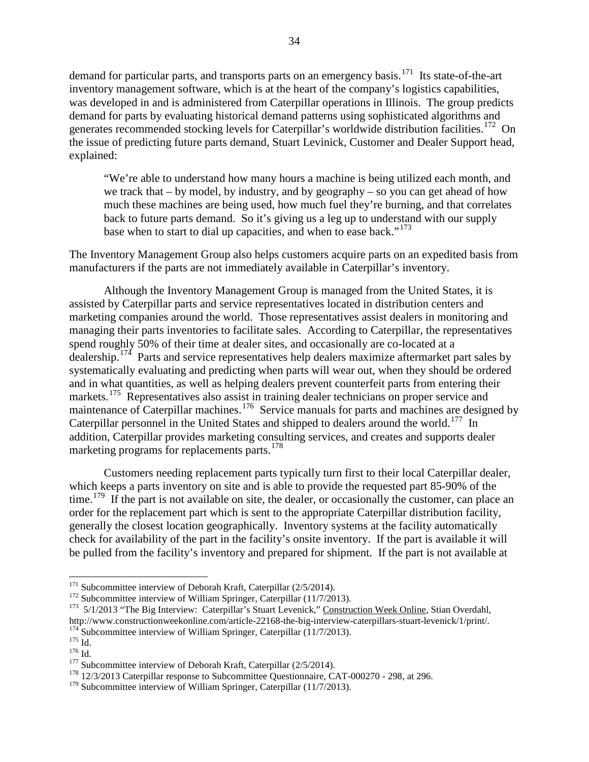demand for particular parts, and transports parts on an emergency basis.[171] Its state-of-the-art inventory management software, which is at the heart of the company's logistics capabilities, was developed in and is administered from Caterpillar operations in Illinois. The group predicts demand for parts by evaluating historical demand patterns using sophisticated algorithms and generates recommended stocking levels for Caterpillar's worldwide distribution facilities.[172] On the issue of predicting future parts demand, Stuart Levinick, Customer and Dealer Support head, explained:

> "We're able to understand how many hours a machine is being utilized each month, and we track that – by model, by industry, and by geography – so you can get ahead of how much these machines are being used, how much fuel they're burning, and that correlates back to future parts demand. So it's giving us a leg up to understand with our supply base when to start to dial up capacities, and when to ease back."[173]

The Inventory Management Group also helps customers acquire parts on an expedited basis from manufacturers if the parts are not immediately available in Caterpillar's inventory.

Although the Inventory Management Group is managed from the United States, it is assisted by Caterpillar parts and service representatives located in distribution centers and marketing companies around the world. Those representatives assist dealers in monitoring and managing their parts inventories to facilitate sales. According to Caterpillar, the representatives spend roughly 50% of their time at dealer sites, and occasionally are co-located at a dealership.[174] Parts and service representatives help dealers maximize aftermarket part sales by systematically evaluating and predicting when parts will wear out, when they should be ordered and in what quantities, as well as helping dealers prevent counterfeit parts from entering their markets.[175] Representatives also assist in training dealer technicians on proper service and maintenance of Caterpillar machines.[176] Service manuals for parts and machines are designed by Caterpillar personnel in the United States and shipped to dealers around the world.[177] In addition, Caterpillar provides marketing consulting services, and creates and supports dealer marketing programs for replacements parts.[178]

Customers needing replacement parts typically turn first to their local Caterpillar dealer, which keeps a parts inventory on site and is able to provide the requested part 85-90% of the time.[179] If the part is not available on site, the dealer, or occasionally the customer, can place an order for the replacement part which is sent to the appropriate Caterpillar distribution facility, generally the closest location geographically. Inventory systems at the facility automatically check for availability of the part in the facility's onsite inventory. If the part is available it will be pulled from the facility's inventory and prepared for shipment. If the part is not available at

---

[171] Subcommittee interview of Deborah Kraft, Caterpillar (2/5/2014).

[172] Subcommittee interview of William Springer, Caterpillar (11/7/2013).

[173] 5/1/2013 "The Big Interview: Caterpillar's Stuart Levenick," Construction Week Online, Stian Overdahl, http://www.constructionweekonline.com/article-22168-the-big-interview-caterpillars-stuart-levenick/1/print/.

[174] Subcommittee interview of William Springer, Caterpillar (11/7/2013).

[175] Id.

[176] Id.

[177] Subcommittee interview of Deborah Kraft, Caterpillar (2/5/2014).

[178] 12/3/2013 Caterpillar response to Subcommittee Questionnaire, CAT-000270 - 298, at 296.

[179] Subcommittee interview of William Springer, Caterpillar (11/7/2013).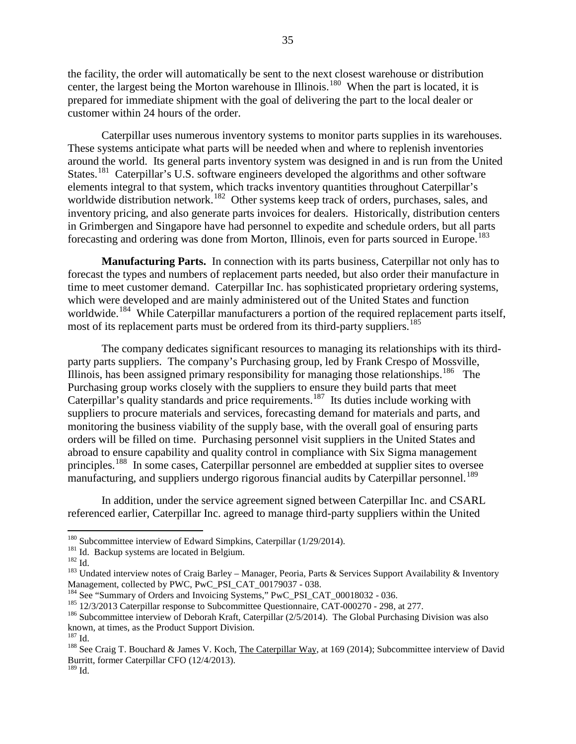the facility, the order will automatically be sent to the next closest warehouse or distribution center, the largest being the Morton warehouse in Illinois.[180] When the part is located, it is prepared for immediate shipment with the goal of delivering the part to the local dealer or customer within 24 hours of the order.

Caterpillar uses numerous inventory systems to monitor parts supplies in its warehouses. These systems anticipate what parts will be needed when and where to replenish inventories around the world. Its general parts inventory system was designed in and is run from the United States.[181] Caterpillar's U.S. software engineers developed the algorithms and other software elements integral to that system, which tracks inventory quantities throughout Caterpillar's worldwide distribution network.[182] Other systems keep track of orders, purchases, sales, and inventory pricing, and also generate parts invoices for dealers. Historically, distribution centers in Grimbergen and Singapore have had personnel to expedite and schedule orders, but all parts forecasting and ordering was done from Morton, Illinois, even for parts sourced in Europe.[183]

**Manufacturing Parts.** In connection with its parts business, Caterpillar not only has to forecast the types and numbers of replacement parts needed, but also order their manufacture in time to meet customer demand. Caterpillar Inc. has sophisticated proprietary ordering systems, which were developed and are mainly administered out of the United States and function worldwide.[184] While Caterpillar manufacturers a portion of the required replacement parts itself, most of its replacement parts must be ordered from its third-party suppliers.[185]

The company dedicates significant resources to managing its relationships with its third-party parts suppliers. The company's Purchasing group, led by Frank Crespo of Mossville, Illinois, has been assigned primary responsibility for managing those relationships.[186] The Purchasing group works closely with the suppliers to ensure they build parts that meet Caterpillar's quality standards and price requirements.[187] Its duties include working with suppliers to procure materials and services, forecasting demand for materials and parts, and monitoring the business viability of the supply base, with the overall goal of ensuring parts orders will be filled on time. Purchasing personnel visit suppliers in the United States and abroad to ensure capability and quality control in compliance with Six Sigma management principles.[188] In some cases, Caterpillar personnel are embedded at supplier sites to oversee manufacturing, and suppliers undergo rigorous financial audits by Caterpillar personnel.[189]

In addition, under the service agreement signed between Caterpillar Inc. and CSARL referenced earlier, Caterpillar Inc. agreed to manage third-party suppliers within the United

---

[180] Subcommittee interview of Edward Simpkins, Caterpillar (1/29/2014).

[181] Id. Backup systems are located in Belgium.

[182] Id.

[183] Undated interview notes of Craig Barley – Manager, Peoria, Parts & Services Support Availability & Inventory Management, collected by PWC, PwC_PSI_CAT_00179037 - 038.

[184] See "Summary of Orders and Invoicing Systems," PwC_PSI_CAT_00018032 - 036.

[185] 12/3/2013 Caterpillar response to Subcommittee Questionnaire, CAT-000270 - 298, at 277.

[186] Subcommittee interview of Deborah Kraft, Caterpillar (2/5/2014). The Global Purchasing Division was also known, at times, as the Product Support Division.

[187] Id.

[188] See Craig T. Bouchard & James V. Koch, The Caterpillar Way, at 169 (2014); Subcommittee interview of David Burritt, former Caterpillar CFO (12/4/2013).

[189] Id.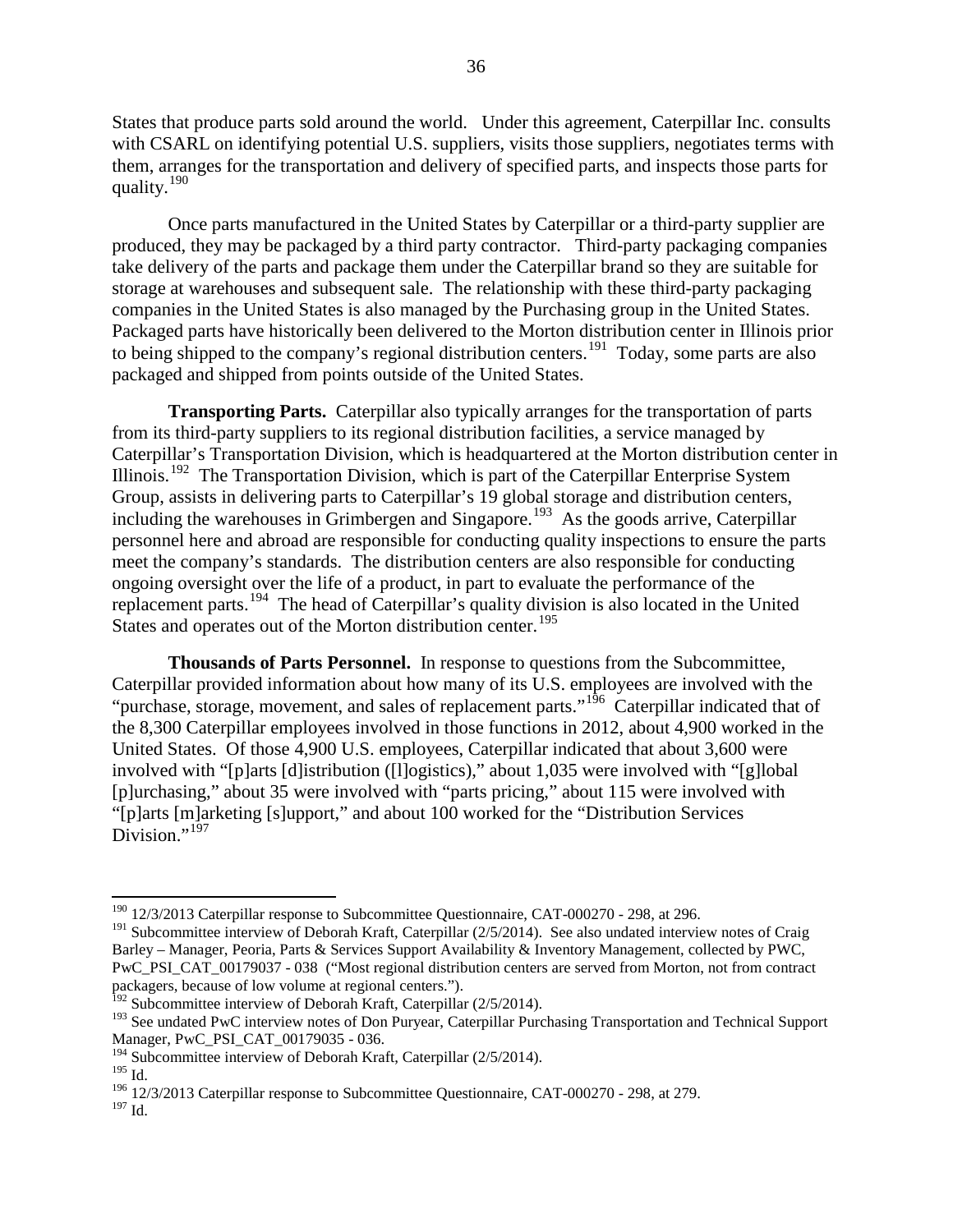States that produce parts sold around the world. Under this agreement, Caterpillar Inc. consults with CSARL on identifying potential U.S. suppliers, visits those suppliers, negotiates terms with them, arranges for the transportation and delivery of specified parts, and inspects those parts for quality.[190]

Once parts manufactured in the United States by Caterpillar or a third-party supplier are produced, they may be packaged by a third party contractor. Third-party packaging companies take delivery of the parts and package them under the Caterpillar brand so they are suitable for storage at warehouses and subsequent sale. The relationship with these third-party packaging companies in the United States is also managed by the Purchasing group in the United States. Packaged parts have historically been delivered to the Morton distribution center in Illinois prior to being shipped to the company's regional distribution centers.[191] Today, some parts are also packaged and shipped from points outside of the United States.

**Transporting Parts.** Caterpillar also typically arranges for the transportation of parts from its third-party suppliers to its regional distribution facilities, a service managed by Caterpillar's Transportation Division, which is headquartered at the Morton distribution center in Illinois.[192] The Transportation Division, which is part of the Caterpillar Enterprise System Group, assists in delivering parts to Caterpillar's 19 global storage and distribution centers, including the warehouses in Grimbergen and Singapore.[193] As the goods arrive, Caterpillar personnel here and abroad are responsible for conducting quality inspections to ensure the parts meet the company's standards. The distribution centers are also responsible for conducting ongoing oversight over the life of a product, in part to evaluate the performance of the replacement parts.[194] The head of Caterpillar's quality division is also located in the United States and operates out of the Morton distribution center.[195]

**Thousands of Parts Personnel.** In response to questions from the Subcommittee, Caterpillar provided information about how many of its U.S. employees are involved with the "purchase, storage, movement, and sales of replacement parts."[196] Caterpillar indicated that of the 8,300 Caterpillar employees involved in those functions in 2012, about 4,900 worked in the United States. Of those 4,900 U.S. employees, Caterpillar indicated that about 3,600 were involved with "[p]arts [d]istribution ([l]ogistics)," about 1,035 were involved with "[g]lobal [p]urchasing," about 35 were involved with "parts pricing," about 115 were involved with "[p]arts [m]arketing [s]upport," and about 100 worked for the "Distribution Services Division."[197]

---

[190] 12/3/2013 Caterpillar response to Subcommittee Questionnaire, CAT-000270 - 298, at 296.
[191] Subcommittee interview of Deborah Kraft, Caterpillar (2/5/2014). See also undated interview notes of Craig Barley – Manager, Peoria, Parts & Services Support Availability & Inventory Management, collected by PWC, PwC_PSI_CAT_00179037 - 038 ("Most regional distribution centers are served from Morton, not from contract packagers, because of low volume at regional centers.").
[192] Subcommittee interview of Deborah Kraft, Caterpillar (2/5/2014).
[193] See undated PwC interview notes of Don Puryear, Caterpillar Purchasing Transportation and Technical Support Manager, PwC_PSI_CAT_00179035 - 036.
[194] Subcommittee interview of Deborah Kraft, Caterpillar (2/5/2014).
[195] Id.
[196] 12/3/2013 Caterpillar response to Subcommittee Questionnaire, CAT-000270 - 298, at 279.
[197] Id.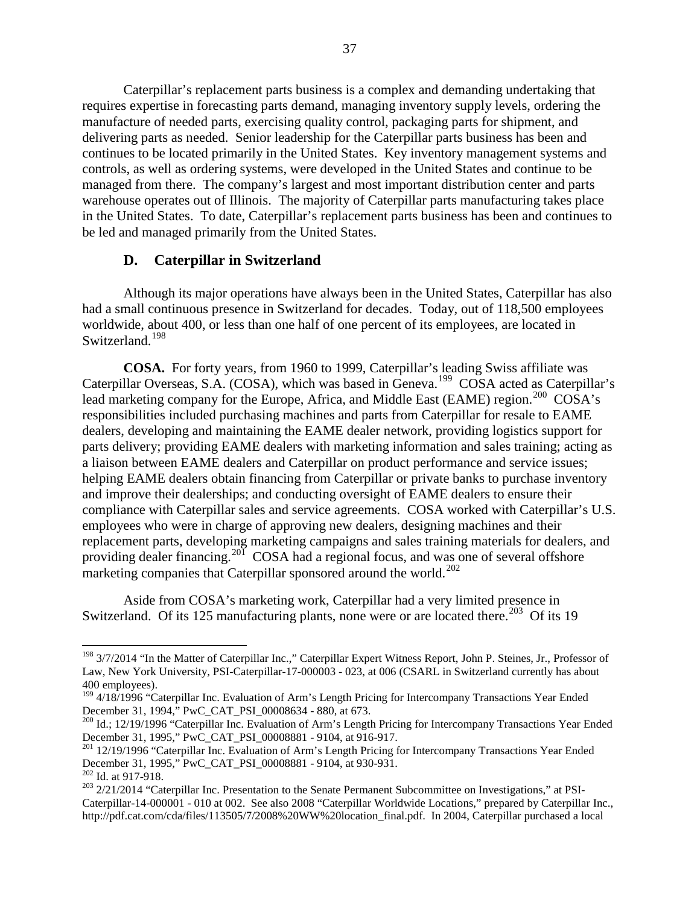Caterpillar's replacement parts business is a complex and demanding undertaking that requires expertise in forecasting parts demand, managing inventory supply levels, ordering the manufacture of needed parts, exercising quality control, packaging parts for shipment, and delivering parts as needed. Senior leadership for the Caterpillar parts business has been and continues to be located primarily in the United States. Key inventory management systems and controls, as well as ordering systems, were developed in the United States and continue to be managed from there. The company's largest and most important distribution center and parts warehouse operates out of Illinois. The majority of Caterpillar parts manufacturing takes place in the United States. To date, Caterpillar's replacement parts business has been and continues to be led and managed primarily from the United States.

### D. Caterpillar in Switzerland

Although its major operations have always been in the United States, Caterpillar has also had a small continuous presence in Switzerland for decades. Today, out of 118,500 employees worldwide, about 400, or less than one half of one percent of its employees, are located in Switzerland.[198]

**COSA.** For forty years, from 1960 to 1999, Caterpillar's leading Swiss affiliate was Caterpillar Overseas, S.A. (COSA), which was based in Geneva.[199] COSA acted as Caterpillar's lead marketing company for the Europe, Africa, and Middle East (EAME) region.[200] COSA's responsibilities included purchasing machines and parts from Caterpillar for resale to EAME dealers, developing and maintaining the EAME dealer network, providing logistics support for parts delivery; providing EAME dealers with marketing information and sales training; acting as a liaison between EAME dealers and Caterpillar on product performance and service issues; helping EAME dealers obtain financing from Caterpillar or private banks to purchase inventory and improve their dealerships; and conducting oversight of EAME dealers to ensure their compliance with Caterpillar sales and service agreements. COSA worked with Caterpillar's U.S. employees who were in charge of approving new dealers, designing machines and their replacement parts, developing marketing campaigns and sales training materials for dealers, and providing dealer financing.[201] COSA had a regional focus, and was one of several offshore marketing companies that Caterpillar sponsored around the world.[202]

Aside from COSA's marketing work, Caterpillar had a very limited presence in Switzerland. Of its 125 manufacturing plants, none were or are located there.[203] Of its 19

---

[198] 3/7/2014 "In the Matter of Caterpillar Inc.," Caterpillar Expert Witness Report, John P. Steines, Jr., Professor of Law, New York University, PSI-Caterpillar-17-000003 - 023, at 006 (CSARL in Switzerland currently has about 400 employees).

[199] 4/18/1996 "Caterpillar Inc. Evaluation of Arm's Length Pricing for Intercompany Transactions Year Ended December 31, 1994," PwC_CAT_PSI_00008634 - 880, at 673.

[200] Id.; 12/19/1996 "Caterpillar Inc. Evaluation of Arm's Length Pricing for Intercompany Transactions Year Ended December 31, 1995," PwC_CAT_PSI_00008881 - 9104, at 916-917.

[201] 12/19/1996 "Caterpillar Inc. Evaluation of Arm's Length Pricing for Intercompany Transactions Year Ended December 31, 1995," PwC_CAT_PSI_00008881 - 9104, at 930-931.

[202] Id. at 917-918.

[203] 2/21/2014 "Caterpillar Inc. Presentation to the Senate Permanent Subcommittee on Investigations," at PSI-Caterpillar-14-000001 - 010 at 002. See also 2008 "Caterpillar Worldwide Locations," prepared by Caterpillar Inc., http://pdf.cat.com/cda/files/113505/7/2008%20WW%20location_final.pdf. In 2004, Caterpillar purchased a local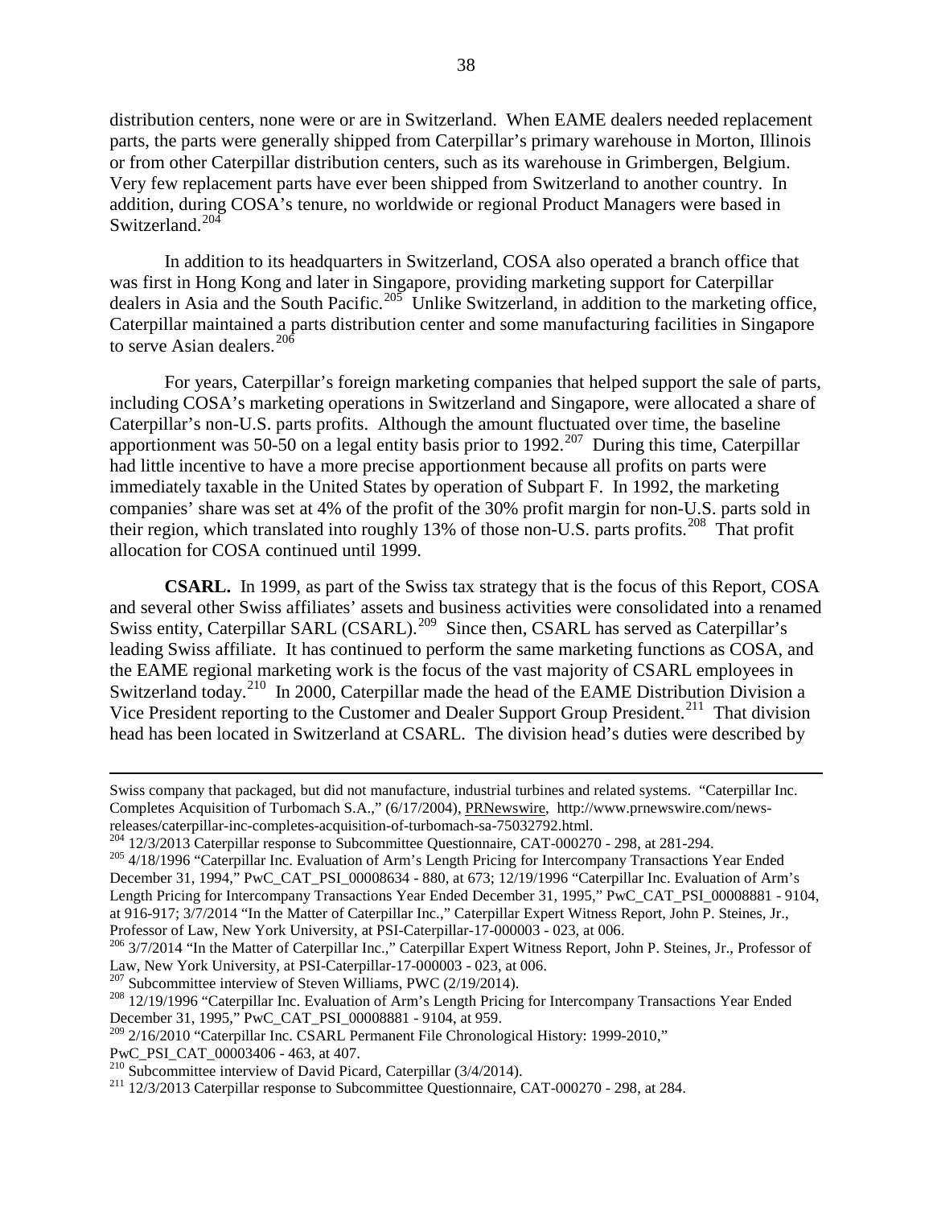distribution centers, none were or are in Switzerland. When EAME dealers needed replacement parts, the parts were generally shipped from Caterpillar's primary warehouse in Morton, Illinois or from other Caterpillar distribution centers, such as its warehouse in Grimbergen, Belgium. Very few replacement parts have ever been shipped from Switzerland to another country. In addition, during COSA's tenure, no worldwide or regional Product Managers were based in Switzerland.[204]

In addition to its headquarters in Switzerland, COSA also operated a branch office that was first in Hong Kong and later in Singapore, providing marketing support for Caterpillar dealers in Asia and the South Pacific.[205] Unlike Switzerland, in addition to the marketing office, Caterpillar maintained a parts distribution center and some manufacturing facilities in Singapore to serve Asian dealers.[206]

For years, Caterpillar's foreign marketing companies that helped support the sale of parts, including COSA's marketing operations in Switzerland and Singapore, were allocated a share of Caterpillar's non-U.S. parts profits. Although the amount fluctuated over time, the baseline apportionment was 50-50 on a legal entity basis prior to 1992.[207] During this time, Caterpillar had little incentive to have a more precise apportionment because all profits on parts were immediately taxable in the United States by operation of Subpart F. In 1992, the marketing companies' share was set at 4% of the profit of the 30% profit margin for non-U.S. parts sold in their region, which translated into roughly 13% of those non-U.S. parts profits.[208] That profit allocation for COSA continued until 1999.

**CSARL.** In 1999, as part of the Swiss tax strategy that is the focus of this Report, COSA and several other Swiss affiliates' assets and business activities were consolidated into a renamed Swiss entity, Caterpillar SARL (CSARL).[209] Since then, CSARL has served as Caterpillar's leading Swiss affiliate. It has continued to perform the same marketing functions as COSA, and the EAME regional marketing work is the focus of the vast majority of CSARL employees in Switzerland today.[210] In 2000, Caterpillar made the head of the EAME Distribution Division a Vice President reporting to the Customer and Dealer Support Group President.[211] That division head has been located in Switzerland at CSARL. The division head's duties were described by

---

Swiss company that packaged, but did not manufacture, industrial turbines and related systems. "Caterpillar Inc. Completes Acquisition of Turbomach S.A.," (6/17/2004), PRNewswire, http://www.prnewswire.com/news-releases/caterpillar-inc-completes-acquisition-of-turbomach-sa-75032792.html.

[204] 12/3/2013 Caterpillar response to Subcommittee Questionnaire, CAT-000270 - 298, at 281-294.

[205] 4/18/1996 "Caterpillar Inc. Evaluation of Arm's Length Pricing for Intercompany Transactions Year Ended December 31, 1994," PwC_CAT_PSI_00008634 - 880, at 673; 12/19/1996 "Caterpillar Inc. Evaluation of Arm's Length Pricing for Intercompany Transactions Year Ended December 31, 1995," PwC_CAT_PSI_00008881 - 9104, at 916-917; 3/7/2014 "In the Matter of Caterpillar Inc.," Caterpillar Expert Witness Report, John P. Steines, Jr., Professor of Law, New York University, at PSI-Caterpillar-17-000003 - 023, at 006.

[206] 3/7/2014 "In the Matter of Caterpillar Inc.," Caterpillar Expert Witness Report, John P. Steines, Jr., Professor of Law, New York University, at PSI-Caterpillar-17-000003 - 023, at 006.

[207] Subcommittee interview of Steven Williams, PWC (2/19/2014).

[208] 12/19/1996 "Caterpillar Inc. Evaluation of Arm's Length Pricing for Intercompany Transactions Year Ended December 31, 1995," PwC_CAT_PSI_00008881 - 9104, at 959.

[209] 2/16/2010 "Caterpillar Inc. CSARL Permanent File Chronological History: 1999-2010," PwC_PSI_CAT_00003406 - 463, at 407.

[210] Subcommittee interview of David Picard, Caterpillar (3/4/2014).

[211] 12/3/2013 Caterpillar response to Subcommittee Questionnaire, CAT-000270 - 298, at 284.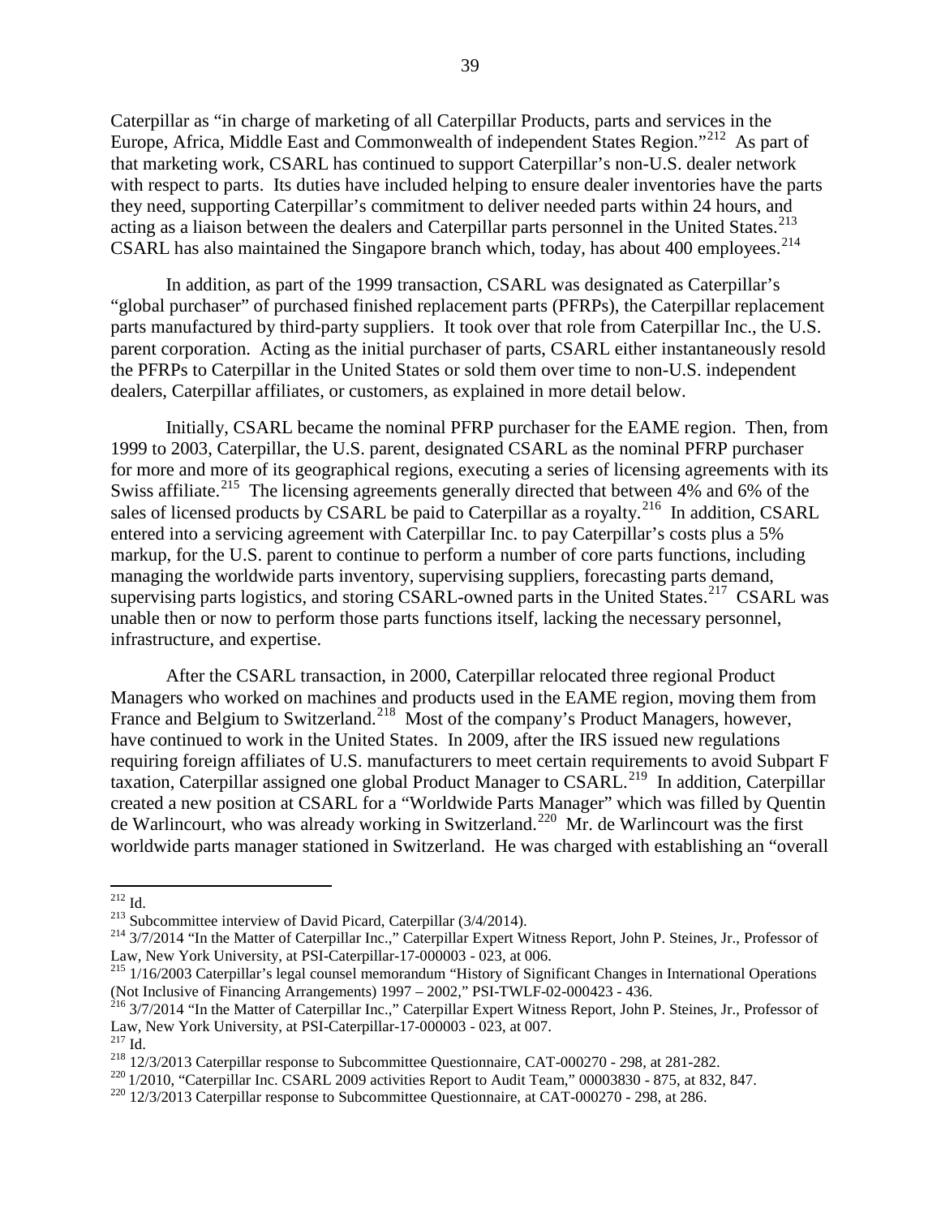Caterpillar as "in charge of marketing of all Caterpillar Products, parts and services in the Europe, Africa, Middle East and Commonwealth of independent States Region."[212] As part of that marketing work, CSARL has continued to support Caterpillar's non-U.S. dealer network with respect to parts. Its duties have included helping to ensure dealer inventories have the parts they need, supporting Caterpillar's commitment to deliver needed parts within 24 hours, and acting as a liaison between the dealers and Caterpillar parts personnel in the United States.[213] CSARL has also maintained the Singapore branch which, today, has about 400 employees.[214]

In addition, as part of the 1999 transaction, CSARL was designated as Caterpillar's "global purchaser" of purchased finished replacement parts (PFRPs), the Caterpillar replacement parts manufactured by third-party suppliers. It took over that role from Caterpillar Inc., the U.S. parent corporation. Acting as the initial purchaser of parts, CSARL either instantaneously resold the PFRPs to Caterpillar in the United States or sold them over time to non-U.S. independent dealers, Caterpillar affiliates, or customers, as explained in more detail below.

Initially, CSARL became the nominal PFRP purchaser for the EAME region. Then, from 1999 to 2003, Caterpillar, the U.S. parent, designated CSARL as the nominal PFRP purchaser for more and more of its geographical regions, executing a series of licensing agreements with its Swiss affiliate.[215] The licensing agreements generally directed that between 4% and 6% of the sales of licensed products by CSARL be paid to Caterpillar as a royalty.[216] In addition, CSARL entered into a servicing agreement with Caterpillar Inc. to pay Caterpillar's costs plus a 5% markup, for the U.S. parent to continue to perform a number of core parts functions, including managing the worldwide parts inventory, supervising suppliers, forecasting parts demand, supervising parts logistics, and storing CSARL-owned parts in the United States.[217] CSARL was unable then or now to perform those parts functions itself, lacking the necessary personnel, infrastructure, and expertise.

After the CSARL transaction, in 2000, Caterpillar relocated three regional Product Managers who worked on machines and products used in the EAME region, moving them from France and Belgium to Switzerland.[218] Most of the company's Product Managers, however, have continued to work in the United States. In 2009, after the IRS issued new regulations requiring foreign affiliates of U.S. manufacturers to meet certain requirements to avoid Subpart F taxation, Caterpillar assigned one global Product Manager to CSARL.[219] In addition, Caterpillar created a new position at CSARL for a "Worldwide Parts Manager" which was filled by Quentin de Warlincourt, who was already working in Switzerland.[220] Mr. de Warlincourt was the first worldwide parts manager stationed in Switzerland. He was charged with establishing an "overall

---

[212] Id.

[213] Subcommittee interview of David Picard, Caterpillar (3/4/2014).

[214] 3/7/2014 "In the Matter of Caterpillar Inc.," Caterpillar Expert Witness Report, John P. Steines, Jr., Professor of Law, New York University, at PSI-Caterpillar-17-000003 - 023, at 006.

[215] 1/16/2003 Caterpillar's legal counsel memorandum "History of Significant Changes in International Operations (Not Inclusive of Financing Arrangements) 1997 – 2002," PSI-TWLF-02-000423 - 436.

[216] 3/7/2014 "In the Matter of Caterpillar Inc.," Caterpillar Expert Witness Report, John P. Steines, Jr., Professor of Law, New York University, at PSI-Caterpillar-17-000003 - 023, at 007.

[217] Id.

[218] 12/3/2013 Caterpillar response to Subcommittee Questionnaire, CAT-000270 - 298, at 281-282.

[220] 1/2010, "Caterpillar Inc. CSARL 2009 activities Report to Audit Team," 00003830 - 875, at 832, 847.

[220] 12/3/2013 Caterpillar response to Subcommittee Questionnaire, at CAT-000270 - 298, at 286.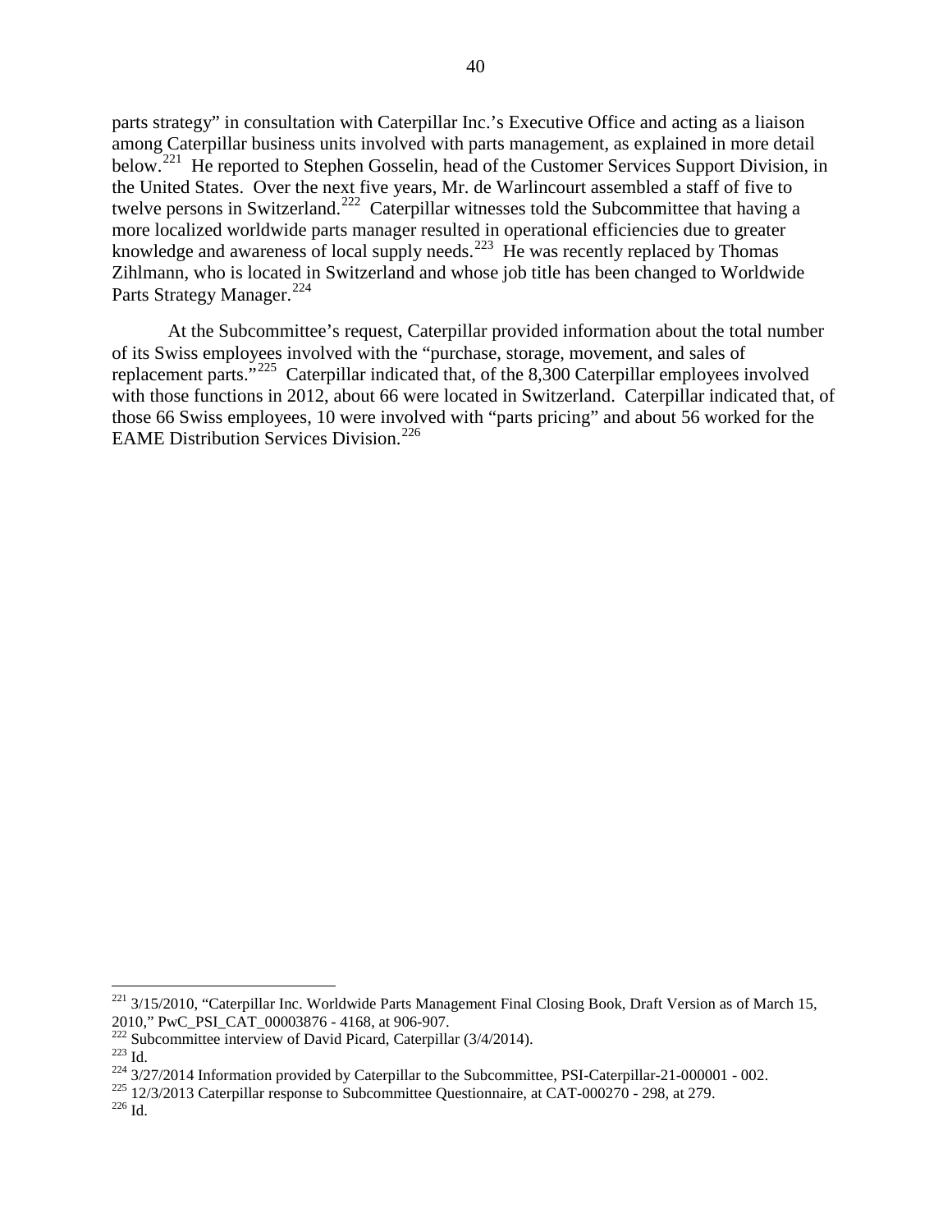parts strategy" in consultation with Caterpillar Inc.'s Executive Office and acting as a liaison among Caterpillar business units involved with parts management, as explained in more detail below.[221] He reported to Stephen Gosselin, head of the Customer Services Support Division, in the United States. Over the next five years, Mr. de Warlincourt assembled a staff of five to twelve persons in Switzerland.[222] Caterpillar witnesses told the Subcommittee that having a more localized worldwide parts manager resulted in operational efficiencies due to greater knowledge and awareness of local supply needs.[223] He was recently replaced by Thomas Zihlmann, who is located in Switzerland and whose job title has been changed to Worldwide Parts Strategy Manager.[224]

At the Subcommittee's request, Caterpillar provided information about the total number of its Swiss employees involved with the "purchase, storage, movement, and sales of replacement parts."[225] Caterpillar indicated that, of the 8,300 Caterpillar employees involved with those functions in 2012, about 66 were located in Switzerland. Caterpillar indicated that, of those 66 Swiss employees, 10 were involved with "parts pricing" and about 56 worked for the EAME Distribution Services Division.[226]

---

[221] 3/15/2010, "Caterpillar Inc. Worldwide Parts Management Final Closing Book, Draft Version as of March 15, 2010," PwC_PSI_CAT_00003876 - 4168, at 906-907.

[222] Subcommittee interview of David Picard, Caterpillar (3/4/2014).

[223] Id.

[224] 3/27/2014 Information provided by Caterpillar to the Subcommittee, PSI-Caterpillar-21-000001 - 002.

[225] 12/3/2013 Caterpillar response to Subcommittee Questionnaire, at CAT-000270 - 298, at 279.

[226] Id.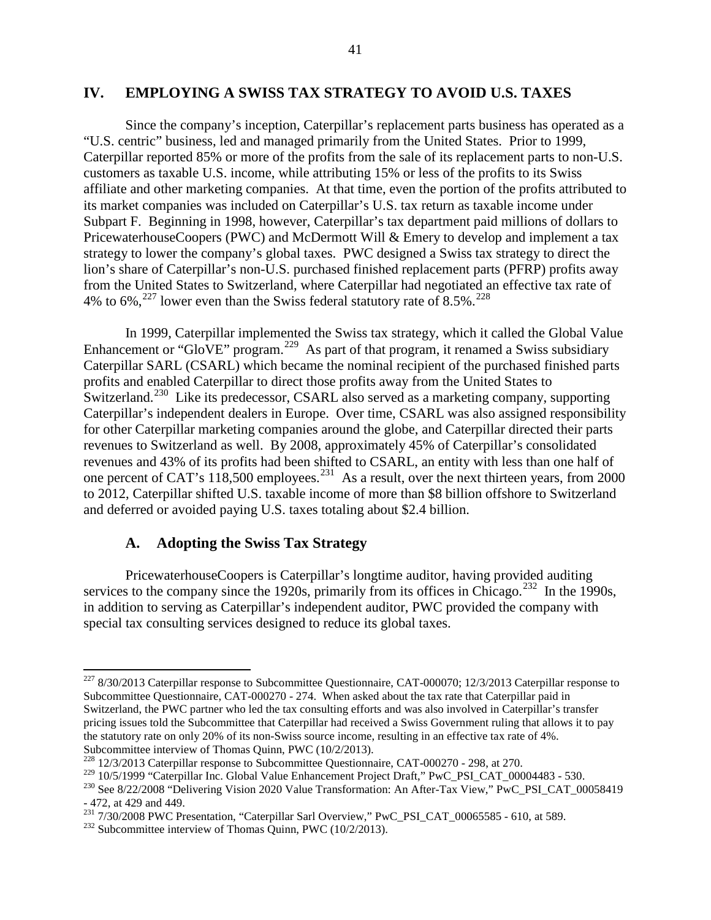## IV. EMPLOYING A SWISS TAX STRATEGY TO AVOID U.S. TAXES

Since the company's inception, Caterpillar's replacement parts business has operated as a "U.S. centric" business, led and managed primarily from the United States. Prior to 1999, Caterpillar reported 85% or more of the profits from the sale of its replacement parts to non-U.S. customers as taxable U.S. income, while attributing 15% or less of the profits to its Swiss affiliate and other marketing companies. At that time, even the portion of the profits attributed to its market companies was included on Caterpillar's U.S. tax return as taxable income under Subpart F. Beginning in 1998, however, Caterpillar's tax department paid millions of dollars to PricewaterhouseCoopers (PWC) and McDermott Will & Emery to develop and implement a tax strategy to lower the company's global taxes. PWC designed a Swiss tax strategy to direct the lion's share of Caterpillar's non-U.S. purchased finished replacement parts (PFRP) profits away from the United States to Switzerland, where Caterpillar had negotiated an effective tax rate of 4% to 6%,[227] lower even than the Swiss federal statutory rate of 8.5%.[228]

In 1999, Caterpillar implemented the Swiss tax strategy, which it called the Global Value Enhancement or "GloVE" program.[229] As part of that program, it renamed a Swiss subsidiary Caterpillar SARL (CSARL) which became the nominal recipient of the purchased finished parts profits and enabled Caterpillar to direct those profits away from the United States to Switzerland.[230] Like its predecessor, CSARL also served as a marketing company, supporting Caterpillar's independent dealers in Europe. Over time, CSARL was also assigned responsibility for other Caterpillar marketing companies around the globe, and Caterpillar directed their parts revenues to Switzerland as well. By 2008, approximately 45% of Caterpillar's consolidated revenues and 43% of its profits had been shifted to CSARL, an entity with less than one half of one percent of CAT's 118,500 employees.[231] As a result, over the next thirteen years, from 2000 to 2012, Caterpillar shifted U.S. taxable income of more than $8 billion offshore to Switzerland and deferred or avoided paying U.S. taxes totaling about $2.4 billion.

### A. Adopting the Swiss Tax Strategy

PricewaterhouseCoopers is Caterpillar's longtime auditor, having provided auditing services to the company since the 1920s, primarily from its offices in Chicago.[232] In the 1990s, in addition to serving as Caterpillar's independent auditor, PWC provided the company with special tax consulting services designed to reduce its global taxes.

---

[227] 8/30/2013 Caterpillar response to Subcommittee Questionnaire, CAT-000070; 12/3/2013 Caterpillar response to Subcommittee Questionnaire, CAT-000270 - 274. When asked about the tax rate that Caterpillar paid in Switzerland, the PWC partner who led the tax consulting efforts and was also involved in Caterpillar's transfer pricing issues told the Subcommittee that Caterpillar had received a Swiss Government ruling that allows it to pay the statutory rate on only 20% of its non-Swiss source income, resulting in an effective tax rate of 4%. Subcommittee interview of Thomas Quinn, PWC (10/2/2013).

[228] 12/3/2013 Caterpillar response to Subcommittee Questionnaire, CAT-000270 - 298, at 270.

[229] 10/5/1999 "Caterpillar Inc. Global Value Enhancement Project Draft," PwC_PSI_CAT_00004483 - 530.

[230] See 8/22/2008 "Delivering Vision 2020 Value Transformation: An After-Tax View," PwC_PSI_CAT_00058419 - 472, at 429 and 449.

[231] 7/30/2008 PWC Presentation, "Caterpillar Sarl Overview," PwC_PSI_CAT_00065585 - 610, at 589.

[232] Subcommittee interview of Thomas Quinn, PWC (10/2/2013).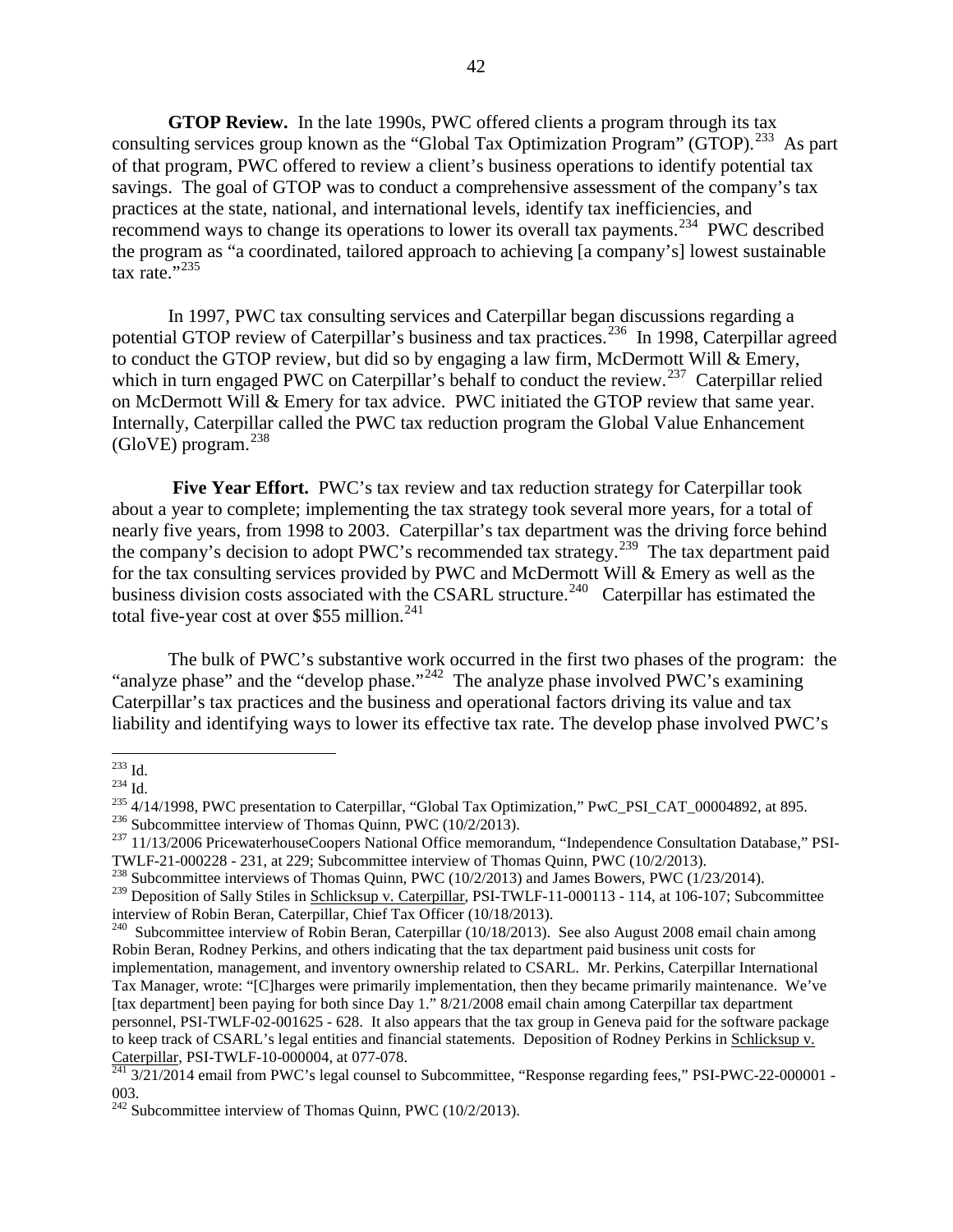**GTOP Review.** In the late 1990s, PWC offered clients a program through its tax consulting services group known as the "Global Tax Optimization Program" (GTOP).[233] As part of that program, PWC offered to review a client's business operations to identify potential tax savings. The goal of GTOP was to conduct a comprehensive assessment of the company's tax practices at the state, national, and international levels, identify tax inefficiencies, and recommend ways to change its operations to lower its overall tax payments.[234] PWC described the program as "a coordinated, tailored approach to achieving [a company's] lowest sustainable tax rate."[235]

In 1997, PWC tax consulting services and Caterpillar began discussions regarding a potential GTOP review of Caterpillar's business and tax practices.[236] In 1998, Caterpillar agreed to conduct the GTOP review, but did so by engaging a law firm, McDermott Will & Emery, which in turn engaged PWC on Caterpillar's behalf to conduct the review.[237] Caterpillar relied on McDermott Will & Emery for tax advice. PWC initiated the GTOP review that same year. Internally, Caterpillar called the PWC tax reduction program the Global Value Enhancement (GloVE) program.[238]

**Five Year Effort.** PWC's tax review and tax reduction strategy for Caterpillar took about a year to complete; implementing the tax strategy took several more years, for a total of nearly five years, from 1998 to 2003. Caterpillar's tax department was the driving force behind the company's decision to adopt PWC's recommended tax strategy.[239] The tax department paid for the tax consulting services provided by PWC and McDermott Will & Emery as well as the business division costs associated with the CSARL structure.[240] Caterpillar has estimated the total five-year cost at over $55 million.[241]

The bulk of PWC's substantive work occurred in the first two phases of the program: the "analyze phase" and the "develop phase."[242] The analyze phase involved PWC's examining Caterpillar's tax practices and the business and operational factors driving its value and tax liability and identifying ways to lower its effective tax rate. The develop phase involved PWC's

---

[233] Id.

[234] Id.

[235] 4/14/1998, PWC presentation to Caterpillar, "Global Tax Optimization," PwC_PSI_CAT_00004892, at 895.

[236] Subcommittee interview of Thomas Quinn, PWC (10/2/2013).

[237] 11/13/2006 PricewaterhouseCoopers National Office memorandum, "Independence Consultation Database," PSI-TWLF-21-000228 - 231, at 229; Subcommittee interview of Thomas Quinn, PWC (10/2/2013).

[238] Subcommittee interviews of Thomas Quinn, PWC (10/2/2013) and James Bowers, PWC (1/23/2014).

[239] Deposition of Sally Stiles in Schlicksup v. Caterpillar, PSI-TWLF-11-000113 - 114, at 106-107; Subcommittee interview of Robin Beran, Caterpillar, Chief Tax Officer (10/18/2013).

[240] Subcommittee interview of Robin Beran, Caterpillar (10/18/2013). See also August 2008 email chain among Robin Beran, Rodney Perkins, and others indicating that the tax department paid business unit costs for implementation, management, and inventory ownership related to CSARL. Mr. Perkins, Caterpillar International Tax Manager, wrote: "[C]harges were primarily implementation, then they became primarily maintenance. We've [tax department] been paying for both since Day 1." 8/21/2008 email chain among Caterpillar tax department personnel, PSI-TWLF-02-001625 - 628. It also appears that the tax group in Geneva paid for the software package to keep track of CSARL's legal entities and financial statements. Deposition of Rodney Perkins in Schlicksup v. Caterpillar, PSI-TWLF-10-000004, at 077-078.

[241] 3/21/2014 email from PWC's legal counsel to Subcommittee, "Response regarding fees," PSI-PWC-22-000001 - 003.

[242] Subcommittee interview of Thomas Quinn, PWC (10/2/2013).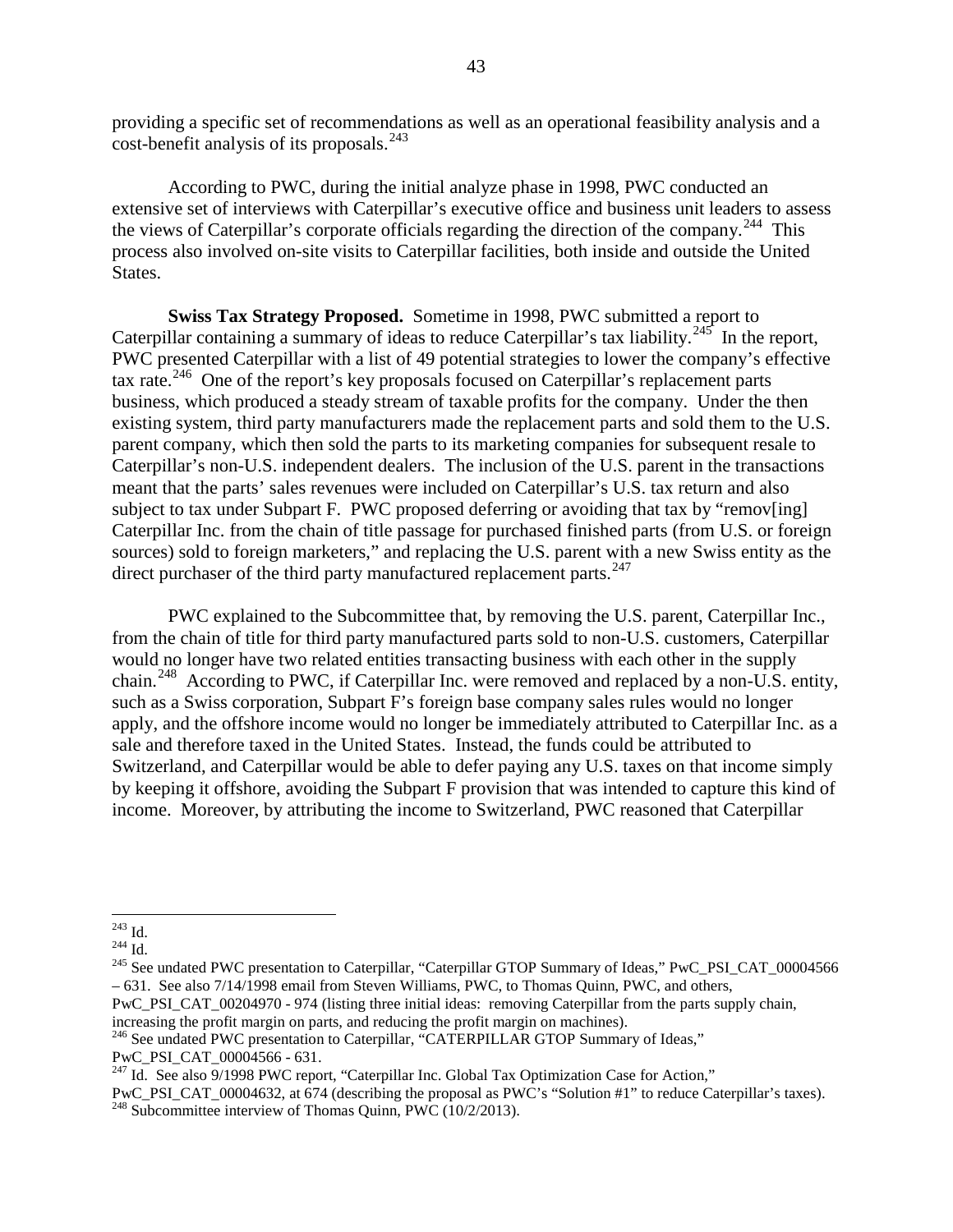providing a specific set of recommendations as well as an operational feasibility analysis and a cost-benefit analysis of its proposals.[243]

According to PWC, during the initial analyze phase in 1998, PWC conducted an extensive set of interviews with Caterpillar's executive office and business unit leaders to assess the views of Caterpillar's corporate officials regarding the direction of the company.[244] This process also involved on-site visits to Caterpillar facilities, both inside and outside the United States.

**Swiss Tax Strategy Proposed.** Sometime in 1998, PWC submitted a report to Caterpillar containing a summary of ideas to reduce Caterpillar's tax liability.[245] In the report, PWC presented Caterpillar with a list of 49 potential strategies to lower the company's effective tax rate.[246] One of the report's key proposals focused on Caterpillar's replacement parts business, which produced a steady stream of taxable profits for the company. Under the then existing system, third party manufacturers made the replacement parts and sold them to the U.S. parent company, which then sold the parts to its marketing companies for subsequent resale to Caterpillar's non-U.S. independent dealers. The inclusion of the U.S. parent in the transactions meant that the parts' sales revenues were included on Caterpillar's U.S. tax return and also subject to tax under Subpart F. PWC proposed deferring or avoiding that tax by "remov[ing] Caterpillar Inc. from the chain of title passage for purchased finished parts (from U.S. or foreign sources) sold to foreign marketers," and replacing the U.S. parent with a new Swiss entity as the direct purchaser of the third party manufactured replacement parts.[247]

PWC explained to the Subcommittee that, by removing the U.S. parent, Caterpillar Inc., from the chain of title for third party manufactured parts sold to non-U.S. customers, Caterpillar would no longer have two related entities transacting business with each other in the supply chain.[248] According to PWC, if Caterpillar Inc. were removed and replaced by a non-U.S. entity, such as a Swiss corporation, Subpart F's foreign base company sales rules would no longer apply, and the offshore income would no longer be immediately attributed to Caterpillar Inc. as a sale and therefore taxed in the United States. Instead, the funds could be attributed to Switzerland, and Caterpillar would be able to defer paying any U.S. taxes on that income simply by keeping it offshore, avoiding the Subpart F provision that was intended to capture this kind of income. Moreover, by attributing the income to Switzerland, PWC reasoned that Caterpillar

---

[243] Id.

[244] Id.

[245] See undated PWC presentation to Caterpillar, "Caterpillar GTOP Summary of Ideas," PwC_PSI_CAT_00004566 – 631. See also 7/14/1998 email from Steven Williams, PWC, to Thomas Quinn, PWC, and others, PwC_PSI_CAT_00204970 - 974 (listing three initial ideas: removing Caterpillar from the parts supply chain, increasing the profit margin on parts, and reducing the profit margin on machines).

[246] See undated PWC presentation to Caterpillar, "CATERPILLAR GTOP Summary of Ideas," PwC_PSI_CAT_00004566 - 631.

[247] Id. See also 9/1998 PWC report, "Caterpillar Inc. Global Tax Optimization Case for Action," PwC_PSI_CAT_00004632, at 674 (describing the proposal as PWC's "Solution #1" to reduce Caterpillar's taxes).

[248] Subcommittee interview of Thomas Quinn, PWC (10/2/2013).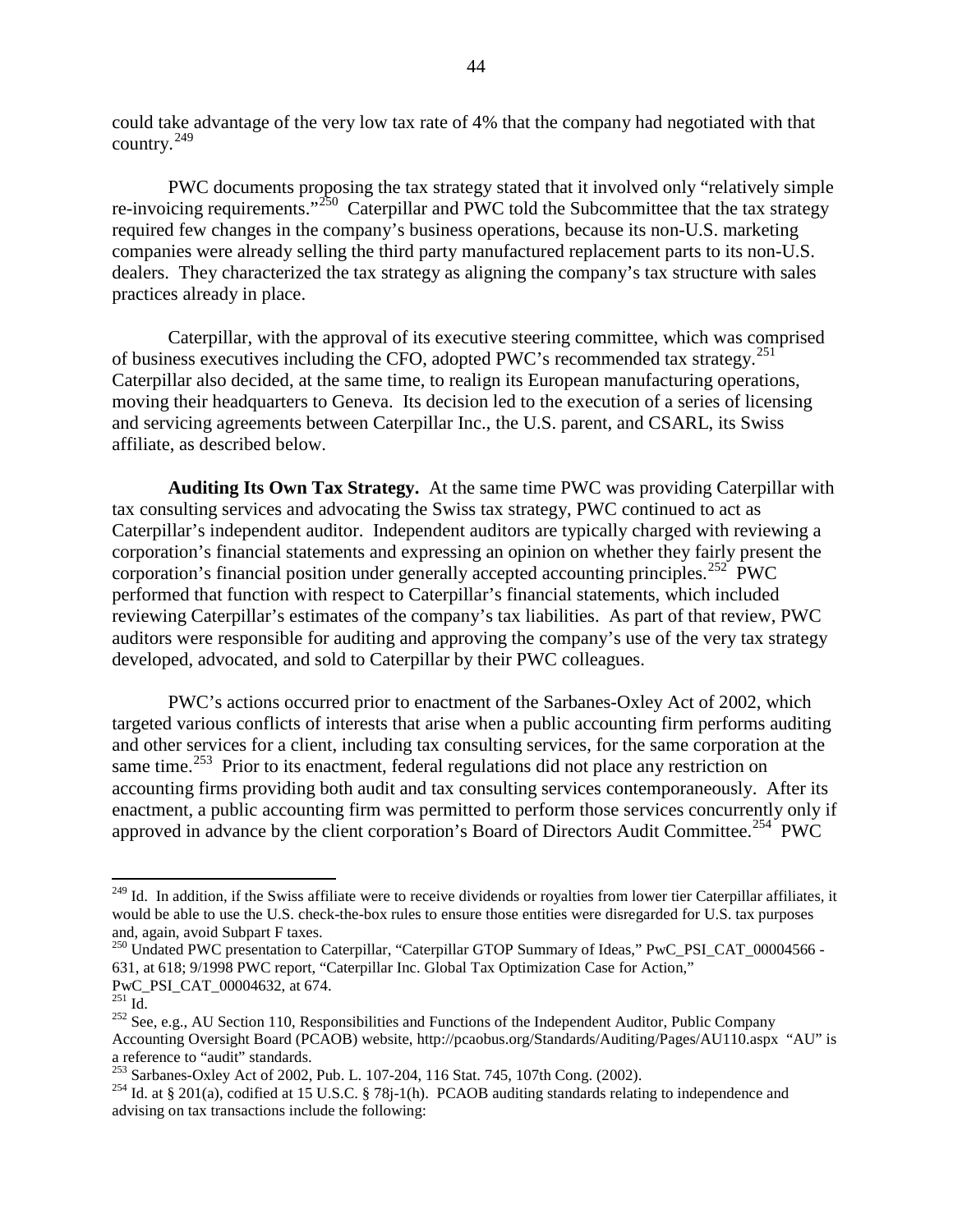could take advantage of the very low tax rate of 4% that the company had negotiated with that country.[249]

PWC documents proposing the tax strategy stated that it involved only "relatively simple re-invoicing requirements."[250] Caterpillar and PWC told the Subcommittee that the tax strategy required few changes in the company's business operations, because its non-U.S. marketing companies were already selling the third party manufactured replacement parts to its non-U.S. dealers. They characterized the tax strategy as aligning the company's tax structure with sales practices already in place.

Caterpillar, with the approval of its executive steering committee, which was comprised of business executives including the CFO, adopted PWC's recommended tax strategy.[251] Caterpillar also decided, at the same time, to realign its European manufacturing operations, moving their headquarters to Geneva. Its decision led to the execution of a series of licensing and servicing agreements between Caterpillar Inc., the U.S. parent, and CSARL, its Swiss affiliate, as described below.

**Auditing Its Own Tax Strategy.** At the same time PWC was providing Caterpillar with tax consulting services and advocating the Swiss tax strategy, PWC continued to act as Caterpillar's independent auditor. Independent auditors are typically charged with reviewing a corporation's financial statements and expressing an opinion on whether they fairly present the corporation's financial position under generally accepted accounting principles.[252] PWC performed that function with respect to Caterpillar's financial statements, which included reviewing Caterpillar's estimates of the company's tax liabilities. As part of that review, PWC auditors were responsible for auditing and approving the company's use of the very tax strategy developed, advocated, and sold to Caterpillar by their PWC colleagues.

PWC's actions occurred prior to enactment of the Sarbanes-Oxley Act of 2002, which targeted various conflicts of interests that arise when a public accounting firm performs auditing and other services for a client, including tax consulting services, for the same corporation at the same time.[253] Prior to its enactment, federal regulations did not place any restriction on accounting firms providing both audit and tax consulting services contemporaneously. After its enactment, a public accounting firm was permitted to perform those services concurrently only if approved in advance by the client corporation's Board of Directors Audit Committee.[254] PWC

---

[249] Id. In addition, if the Swiss affiliate were to receive dividends or royalties from lower tier Caterpillar affiliates, it would be able to use the U.S. check-the-box rules to ensure those entities were disregarded for U.S. tax purposes and, again, avoid Subpart F taxes.

[250] Undated PWC presentation to Caterpillar, "Caterpillar GTOP Summary of Ideas," PwC_PSI_CAT_00004566 - 631, at 618; 9/1998 PWC report, "Caterpillar Inc. Global Tax Optimization Case for Action," PwC_PSI_CAT_00004632, at 674.

[251] Id.

[252] See, e.g., AU Section 110, Responsibilities and Functions of the Independent Auditor, Public Company Accounting Oversight Board (PCAOB) website, http://pcaobus.org/Standards/Auditing/Pages/AU110.aspx "AU" is a reference to "audit" standards.

[253] Sarbanes-Oxley Act of 2002, Pub. L. 107-204, 116 Stat. 745, 107th Cong. (2002).

[254] Id. at § 201(a), codified at 15 U.S.C. § 78j-1(h). PCAOB auditing standards relating to independence and advising on tax transactions include the following: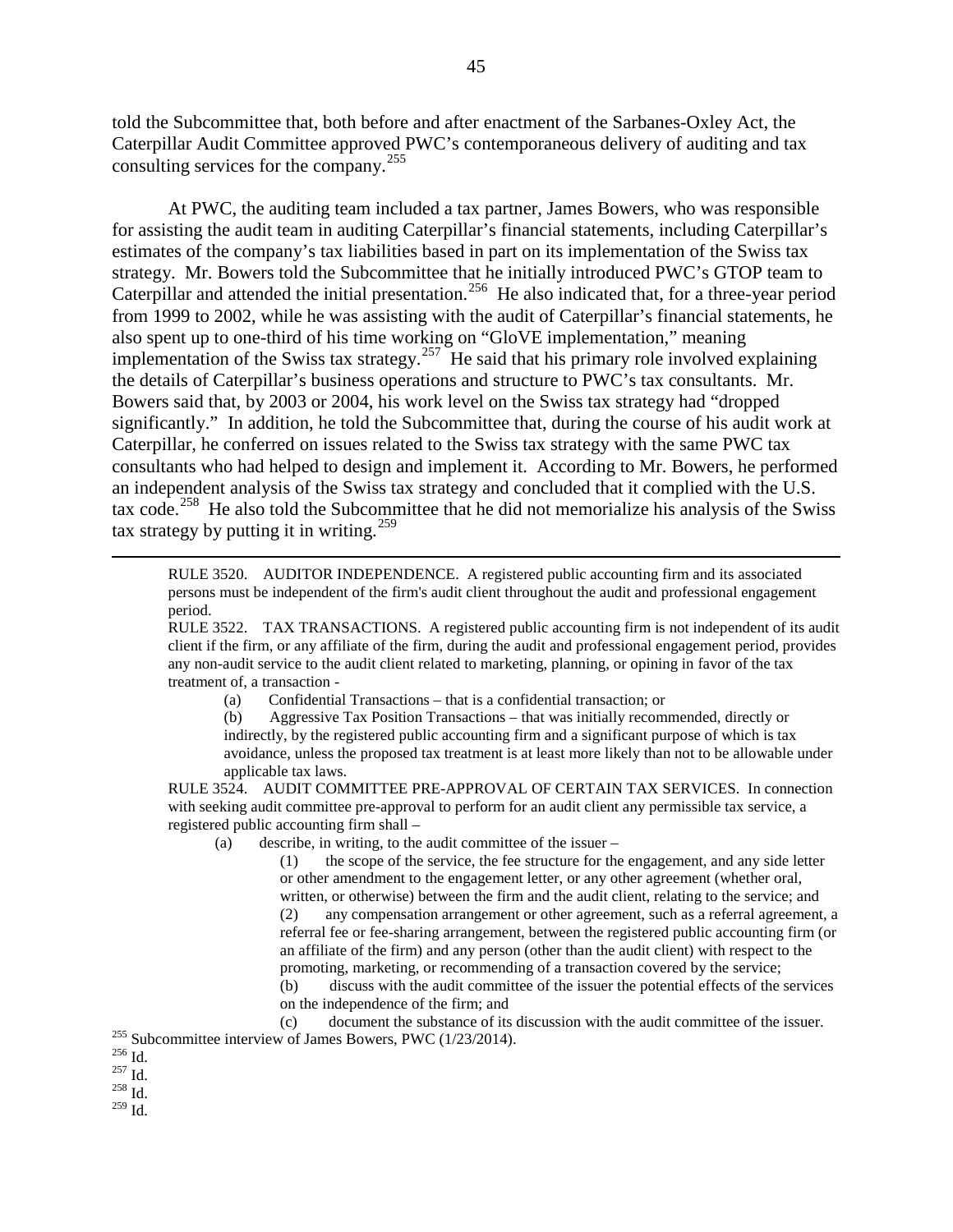told the Subcommittee that, both before and after enactment of the Sarbanes-Oxley Act, the Caterpillar Audit Committee approved PWC's contemporaneous delivery of auditing and tax consulting services for the company.[255]

At PWC, the auditing team included a tax partner, James Bowers, who was responsible for assisting the audit team in auditing Caterpillar's financial statements, including Caterpillar's estimates of the company's tax liabilities based in part on its implementation of the Swiss tax strategy. Mr. Bowers told the Subcommittee that he initially introduced PWC's GTOP team to Caterpillar and attended the initial presentation.[256] He also indicated that, for a three-year period from 1999 to 2002, while he was assisting with the audit of Caterpillar's financial statements, he also spent up to one-third of his time working on "GloVE implementation," meaning implementation of the Swiss tax strategy.[257] He said that his primary role involved explaining the details of Caterpillar's business operations and structure to PWC's tax consultants. Mr. Bowers said that, by 2003 or 2004, his work level on the Swiss tax strategy had "dropped significantly." In addition, he told the Subcommittee that, during the course of his audit work at Caterpillar, he conferred on issues related to the Swiss tax strategy with the same PWC tax consultants who had helped to design and implement it. According to Mr. Bowers, he performed an independent analysis of the Swiss tax strategy and concluded that it complied with the U.S. tax code.[258] He also told the Subcommittee that he did not memorialize his analysis of the Swiss tax strategy by putting it in writing.[259]

---

RULE 3520. AUDITOR INDEPENDENCE. A registered public accounting firm and its associated persons must be independent of the firm's audit client throughout the audit and professional engagement period.

RULE 3522. TAX TRANSACTIONS. A registered public accounting firm is not independent of its audit client if the firm, or any affiliate of the firm, during the audit and professional engagement period, provides any non-audit service to the audit client related to marketing, planning, or opining in favor of the tax treatment of, a transaction -

(a) Confidential Transactions – that is a confidential transaction; or

(b) Aggressive Tax Position Transactions – that was initially recommended, directly or indirectly, by the registered public accounting firm and a significant purpose of which is tax avoidance, unless the proposed tax treatment is at least more likely than not to be allowable under applicable tax laws.

RULE 3524. AUDIT COMMITTEE PRE-APPROVAL OF CERTAIN TAX SERVICES. In connection with seeking audit committee pre-approval to perform for an audit client any permissible tax service, a registered public accounting firm shall –

(a) describe, in writing, to the audit committee of the issuer –

(1) the scope of the service, the fee structure for the engagement, and any side letter or other amendment to the engagement letter, or any other agreement (whether oral, written, or otherwise) between the firm and the audit client, relating to the service; and

(2) any compensation arrangement or other agreement, such as a referral agreement, a referral fee or fee-sharing arrangement, between the registered public accounting firm (or an affiliate of the firm) and any person (other than the audit client) with respect to the promoting, marketing, or recommending of a transaction covered by the service;

(b) discuss with the audit committee of the issuer the potential effects of the services on the independence of the firm; and

(c) document the substance of its discussion with the audit committee of the issuer.

[255] Subcommittee interview of James Bowers, PWC (1/23/2014).

[256] Id.

[257] Id.

[258] Id.

[259] Id.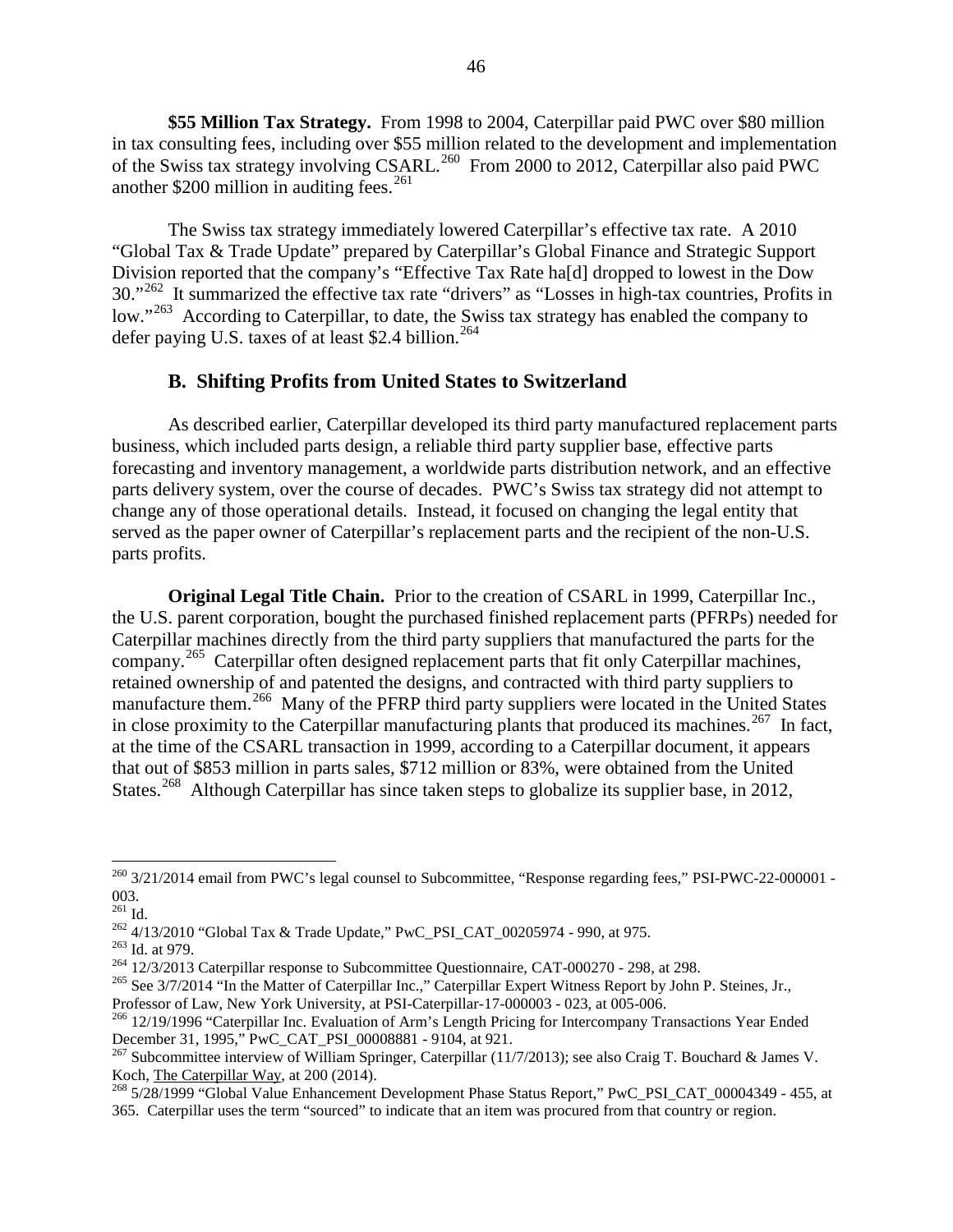**$55 Million Tax Strategy.** From 1998 to 2004, Caterpillar paid PWC over $80 million in tax consulting fees, including over $55 million related to the development and implementation of the Swiss tax strategy involving CSARL.[260] From 2000 to 2012, Caterpillar also paid PWC another $200 million in auditing fees.[261]

The Swiss tax strategy immediately lowered Caterpillar's effective tax rate. A 2010 "Global Tax & Trade Update" prepared by Caterpillar's Global Finance and Strategic Support Division reported that the company's "Effective Tax Rate ha[d] dropped to lowest in the Dow 30."[262] It summarized the effective tax rate "drivers" as "Losses in high-tax countries, Profits in low."[263] According to Caterpillar, to date, the Swiss tax strategy has enabled the company to defer paying U.S. taxes of at least $2.4 billion.[264]

## B. Shifting Profits from United States to Switzerland

As described earlier, Caterpillar developed its third party manufactured replacement parts business, which included parts design, a reliable third party supplier base, effective parts forecasting and inventory management, a worldwide parts distribution network, and an effective parts delivery system, over the course of decades. PWC's Swiss tax strategy did not attempt to change any of those operational details. Instead, it focused on changing the legal entity that served as the paper owner of Caterpillar's replacement parts and the recipient of the non-U.S. parts profits.

**Original Legal Title Chain.** Prior to the creation of CSARL in 1999, Caterpillar Inc., the U.S. parent corporation, bought the purchased finished replacement parts (PFRPs) needed for Caterpillar machines directly from the third party suppliers that manufactured the parts for the company.[265] Caterpillar often designed replacement parts that fit only Caterpillar machines, retained ownership of and patented the designs, and contracted with third party suppliers to manufacture them.[266] Many of the PFRP third party suppliers were located in the United States in close proximity to the Caterpillar manufacturing plants that produced its machines.[267] In fact, at the time of the CSARL transaction in 1999, according to a Caterpillar document, it appears that out of $853 million in parts sales, $712 million or 83%, were obtained from the United States.[268] Although Caterpillar has since taken steps to globalize its supplier base, in 2012,

---

[260] 3/21/2014 email from PWC's legal counsel to Subcommittee, "Response regarding fees," PSI-PWC-22-000001 - 003.

[261] Id.

[262] 4/13/2010 "Global Tax & Trade Update," PwC_PSI_CAT_00205974 - 990, at 975.

[263] Id. at 979.

[264] 12/3/2013 Caterpillar response to Subcommittee Questionnaire, CAT-000270 - 298, at 298.

[265] See 3/7/2014 "In the Matter of Caterpillar Inc.," Caterpillar Expert Witness Report by John P. Steines, Jr., Professor of Law, New York University, at PSI-Caterpillar-17-000003 - 023, at 005-006.

[266] 12/19/1996 "Caterpillar Inc. Evaluation of Arm's Length Pricing for Intercompany Transactions Year Ended December 31, 1995," PwC_CAT_PSI_00008881 - 9104, at 921.

[267] Subcommittee interview of William Springer, Caterpillar (11/7/2013); see also Craig T. Bouchard & James V. Koch, The Caterpillar Way, at 200 (2014).

[268] 5/28/1999 "Global Value Enhancement Development Phase Status Report," PwC_PSI_CAT_00004349 - 455, at 365. Caterpillar uses the term "sourced" to indicate that an item was procured from that country or region.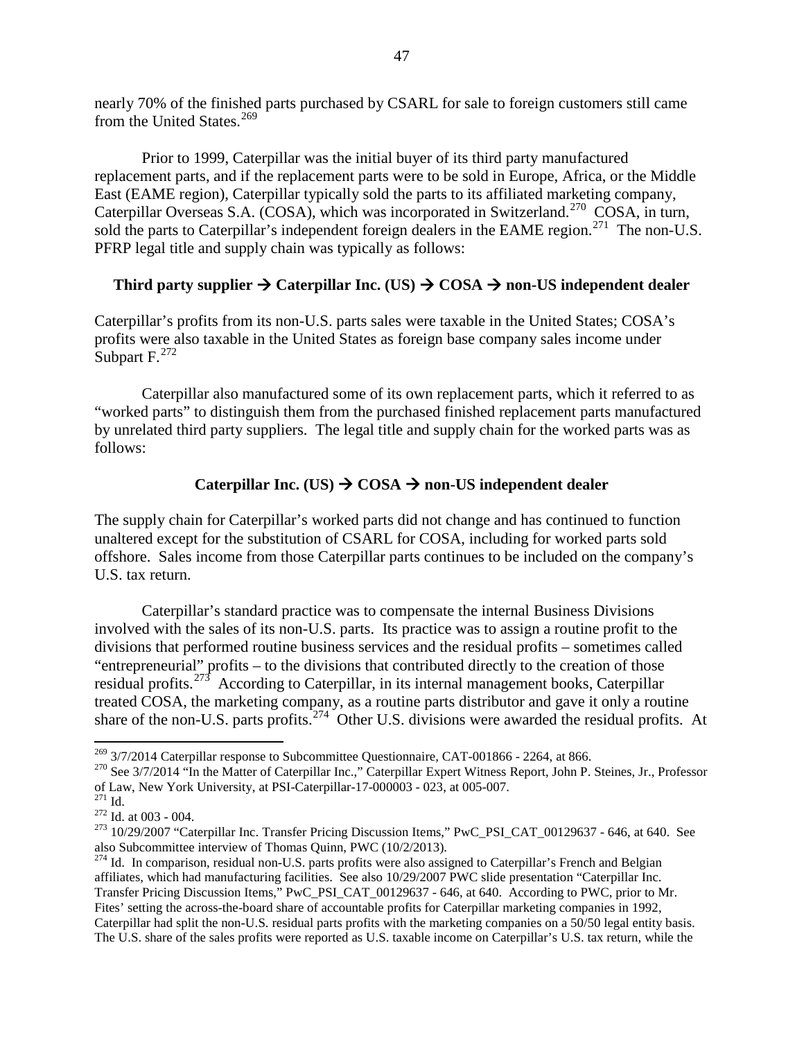nearly 70% of the finished parts purchased by CSARL for sale to foreign customers still came from the United States.[269]

Prior to 1999, Caterpillar was the initial buyer of its third party manufactured replacement parts, and if the replacement parts were to be sold in Europe, Africa, or the Middle East (EAME region), Caterpillar typically sold the parts to its affiliated marketing company, Caterpillar Overseas S.A. (COSA), which was incorporated in Switzerland.[270] COSA, in turn, sold the parts to Caterpillar's independent foreign dealers in the EAME region.[271] The non-U.S. PFRP legal title and supply chain was typically as follows:

**Third party supplier → Caterpillar Inc. (US) → COSA → non-US independent dealer**

Caterpillar's profits from its non-U.S. parts sales were taxable in the United States; COSA's profits were also taxable in the United States as foreign base company sales income under Subpart F.[272]

Caterpillar also manufactured some of its own replacement parts, which it referred to as "worked parts" to distinguish them from the purchased finished replacement parts manufactured by unrelated third party suppliers. The legal title and supply chain for the worked parts was as follows:

**Caterpillar Inc. (US) → COSA → non-US independent dealer**

The supply chain for Caterpillar's worked parts did not change and has continued to function unaltered except for the substitution of CSARL for COSA, including for worked parts sold offshore. Sales income from those Caterpillar parts continues to be included on the company's U.S. tax return.

Caterpillar's standard practice was to compensate the internal Business Divisions involved with the sales of its non-U.S. parts. Its practice was to assign a routine profit to the divisions that performed routine business services and the residual profits – sometimes called "entrepreneurial" profits – to the divisions that contributed directly to the creation of those residual profits.[273] According to Caterpillar, in its internal management books, Caterpillar treated COSA, the marketing company, as a routine parts distributor and gave it only a routine share of the non-U.S. parts profits.[274] Other U.S. divisions were awarded the residual profits. At

---

[269] 3/7/2014 Caterpillar response to Subcommittee Questionnaire, CAT-001866 - 2264, at 866.

[270] See 3/7/2014 "In the Matter of Caterpillar Inc.," Caterpillar Expert Witness Report, John P. Steines, Jr., Professor of Law, New York University, at PSI-Caterpillar-17-000003 - 023, at 005-007.

[271] Id.

[272] Id. at 003 - 004.

[273] 10/29/2007 "Caterpillar Inc. Transfer Pricing Discussion Items," PwC_PSI_CAT_00129637 - 646, at 640. See also Subcommittee interview of Thomas Quinn, PWC (10/2/2013).

[274] Id. In comparison, residual non-U.S. parts profits were also assigned to Caterpillar's French and Belgian affiliates, which had manufacturing facilities. See also 10/29/2007 PWC slide presentation "Caterpillar Inc. Transfer Pricing Discussion Items," PwC_PSI_CAT_00129637 - 646, at 640. According to PWC, prior to Mr. Fites' setting the across-the-board share of accountable profits for Caterpillar marketing companies in 1992, Caterpillar had split the non-U.S. residual parts profits with the marketing companies on a 50/50 legal entity basis. The U.S. share of the sales profits were reported as U.S. taxable income on Caterpillar's U.S. tax return, while the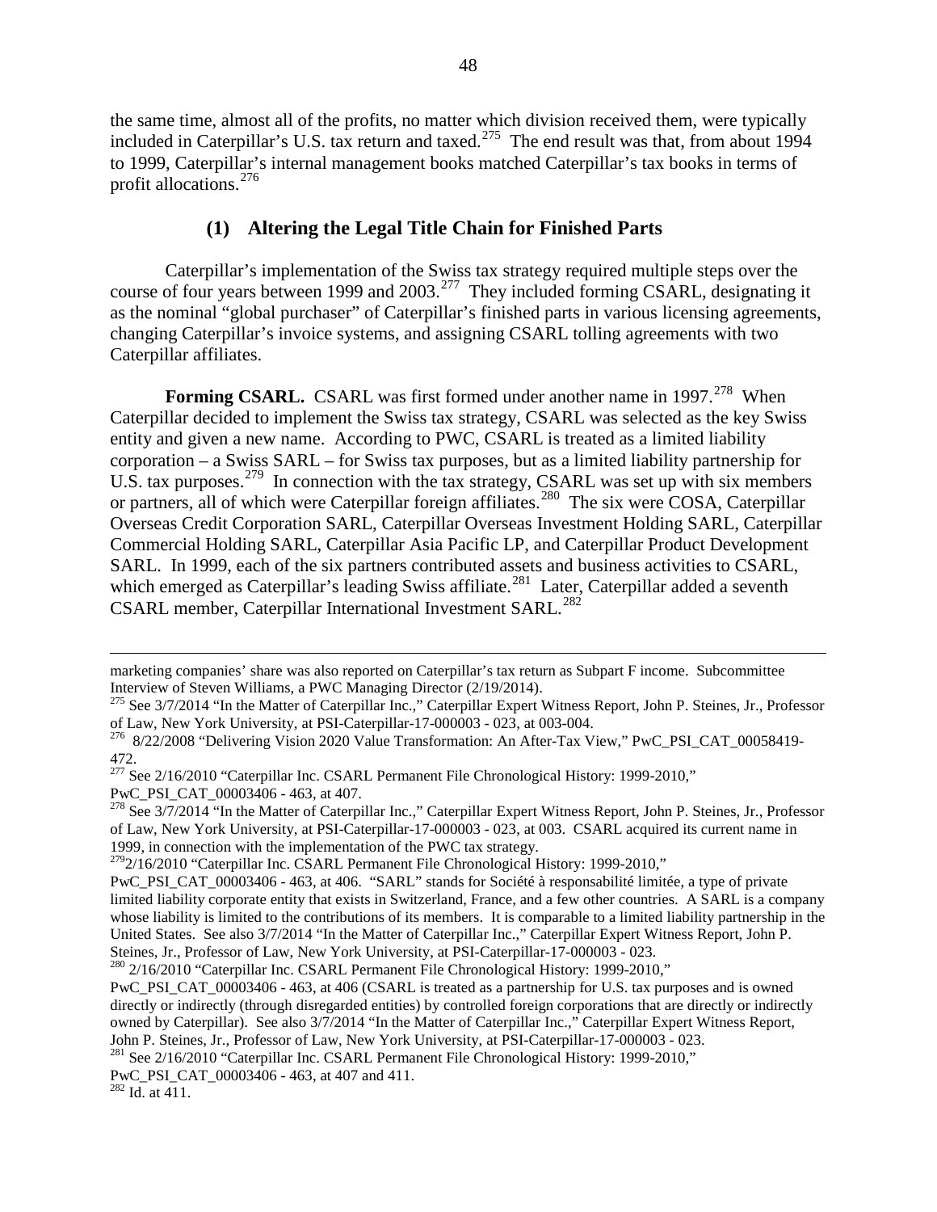the same time, almost all of the profits, no matter which division received them, were typically included in Caterpillar's U.S. tax return and taxed.[275] The end result was that, from about 1994 to 1999, Caterpillar's internal management books matched Caterpillar's tax books in terms of profit allocations.[276]

### (1) Altering the Legal Title Chain for Finished Parts

Caterpillar's implementation of the Swiss tax strategy required multiple steps over the course of four years between 1999 and 2003.[277] They included forming CSARL, designating it as the nominal "global purchaser" of Caterpillar's finished parts in various licensing agreements, changing Caterpillar's invoice systems, and assigning CSARL tolling agreements with two Caterpillar affiliates.

**Forming CSARL.** CSARL was first formed under another name in 1997.[278] When Caterpillar decided to implement the Swiss tax strategy, CSARL was selected as the key Swiss entity and given a new name. According to PWC, CSARL is treated as a limited liability corporation – a Swiss SARL – for Swiss tax purposes, but as a limited liability partnership for U.S. tax purposes.[279] In connection with the tax strategy, CSARL was set up with six members or partners, all of which were Caterpillar foreign affiliates.[280] The six were COSA, Caterpillar Overseas Credit Corporation SARL, Caterpillar Overseas Investment Holding SARL, Caterpillar Commercial Holding SARL, Caterpillar Asia Pacific LP, and Caterpillar Product Development SARL. In 1999, each of the six partners contributed assets and business activities to CSARL, which emerged as Caterpillar's leading Swiss affiliate.[281] Later, Caterpillar added a seventh CSARL member, Caterpillar International Investment SARL.[282]

---

marketing companies' share was also reported on Caterpillar's tax return as Subpart F income. Subcommittee Interview of Steven Williams, a PWC Managing Director (2/19/2014).

[275] See 3/7/2014 "In the Matter of Caterpillar Inc.," Caterpillar Expert Witness Report, John P. Steines, Jr., Professor of Law, New York University, at PSI-Caterpillar-17-000003 - 023, at 003-004.

[276] 8/22/2008 "Delivering Vision 2020 Value Transformation: An After-Tax View," PwC_PSI_CAT_00058419-472.

[277] See 2/16/2010 "Caterpillar Inc. CSARL Permanent File Chronological History: 1999-2010," PwC_PSI_CAT_00003406 - 463, at 407.

[278] See 3/7/2014 "In the Matter of Caterpillar Inc.," Caterpillar Expert Witness Report, John P. Steines, Jr., Professor of Law, New York University, at PSI-Caterpillar-17-000003 - 023, at 003. CSARL acquired its current name in 1999, in connection with the implementation of the PWC tax strategy.

[279] 2/16/2010 "Caterpillar Inc. CSARL Permanent File Chronological History: 1999-2010," PwC_PSI_CAT_00003406 - 463, at 406. "SARL" stands for Société à responsabilité limitée, a type of private limited liability corporate entity that exists in Switzerland, France, and a few other countries. A SARL is a company whose liability is limited to the contributions of its members. It is comparable to a limited liability partnership in the United States. See also 3/7/2014 "In the Matter of Caterpillar Inc.," Caterpillar Expert Witness Report, John P. Steines, Jr., Professor of Law, New York University, at PSI-Caterpillar-17-000003 - 023.

[280] 2/16/2010 "Caterpillar Inc. CSARL Permanent File Chronological History: 1999-2010," PwC_PSI_CAT_00003406 - 463, at 406 (CSARL is treated as a partnership for U.S. tax purposes and is owned directly or indirectly (through disregarded entities) by controlled foreign corporations that are directly or indirectly owned by Caterpillar). See also 3/7/2014 "In the Matter of Caterpillar Inc.," Caterpillar Expert Witness Report, John P. Steines, Jr., Professor of Law, New York University, at PSI-Caterpillar-17-000003 - 023.

[281] See 2/16/2010 "Caterpillar Inc. CSARL Permanent File Chronological History: 1999-2010," PwC_PSI_CAT_00003406 - 463, at 407 and 411.

[282] Id. at 411.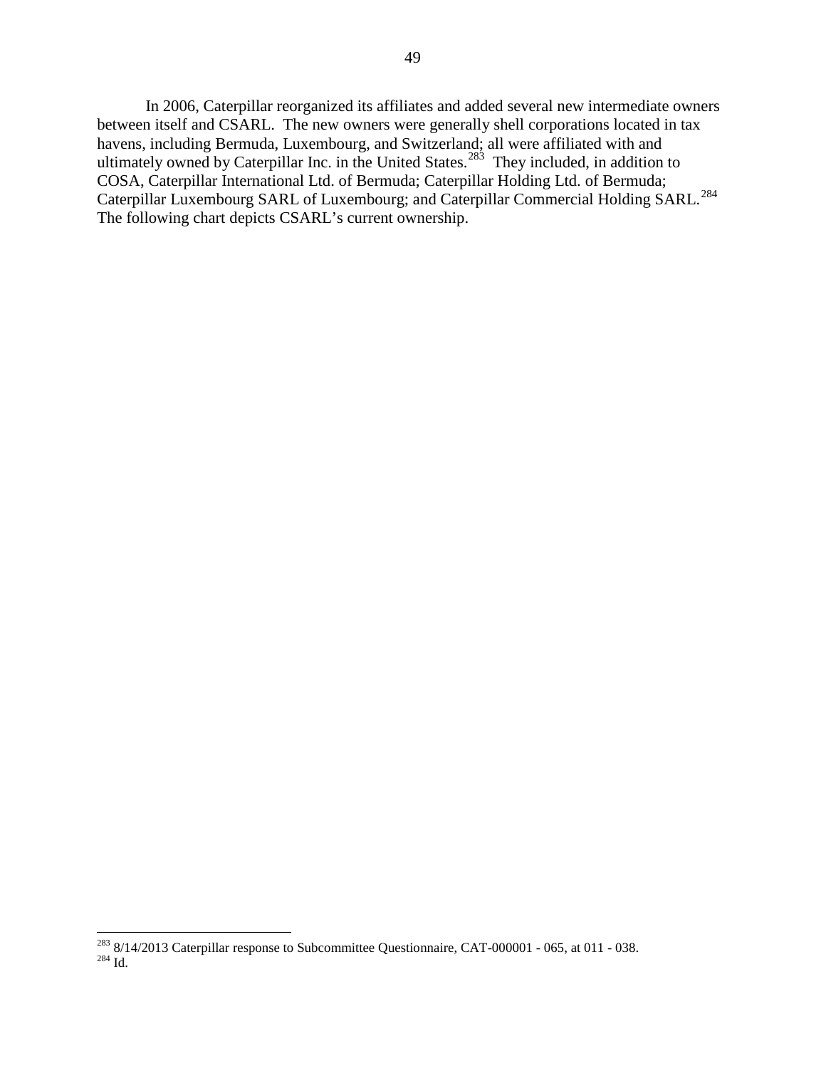In 2006, Caterpillar reorganized its affiliates and added several new intermediate owners between itself and CSARL. The new owners were generally shell corporations located in tax havens, including Bermuda, Luxembourg, and Switzerland; all were affiliated with and ultimately owned by Caterpillar Inc. in the United States.[283] They included, in addition to COSA, Caterpillar International Ltd. of Bermuda; Caterpillar Holding Ltd. of Bermuda; Caterpillar Luxembourg SARL of Luxembourg; and Caterpillar Commercial Holding SARL.[284] The following chart depicts CSARL's current ownership.

---

[283] 8/14/2013 Caterpillar response to Subcommittee Questionnaire, CAT-000001 - 065, at 011 - 038.

[284] Id.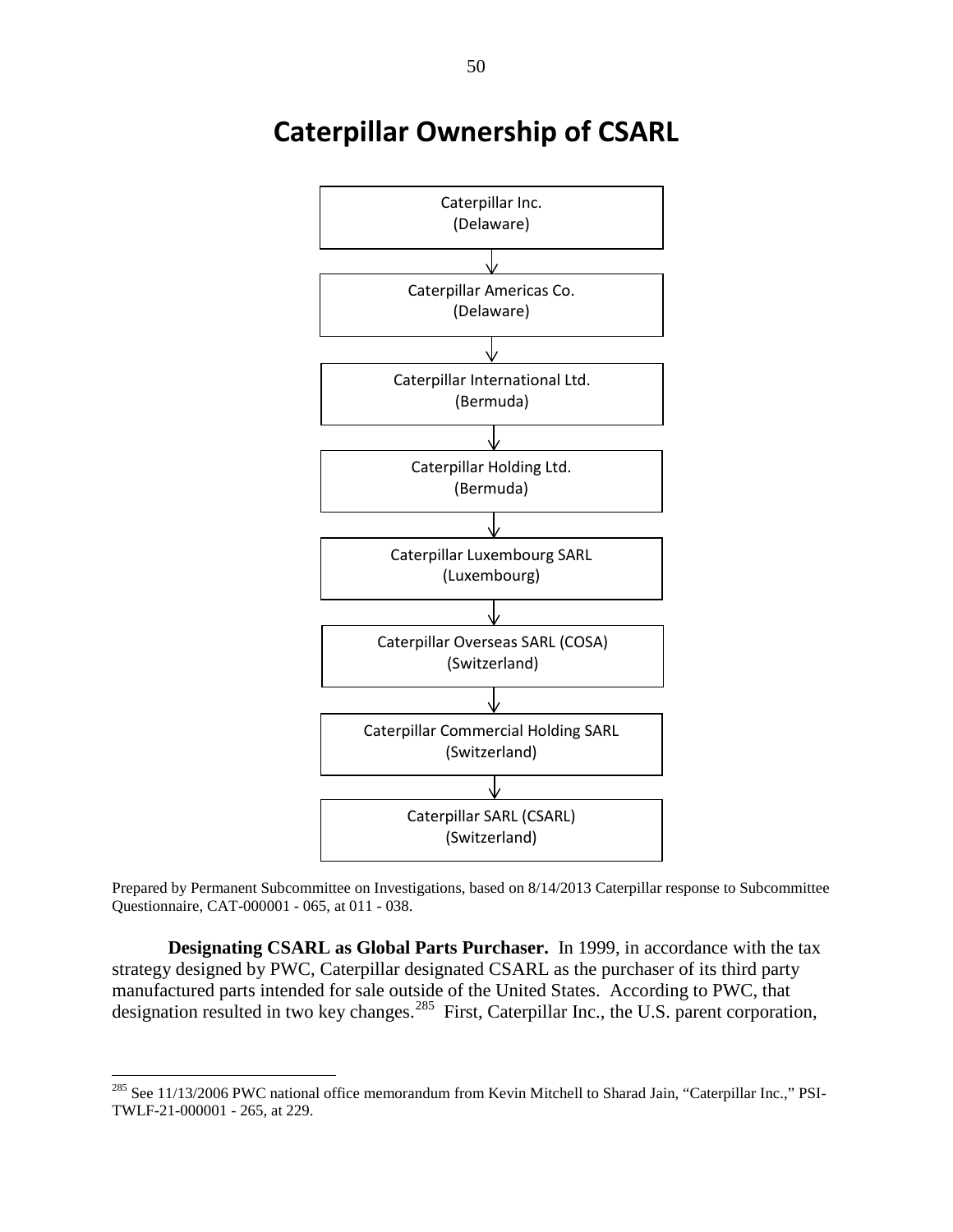# Caterpillar Ownership of CSARL

Caterpillar Inc.
(Delaware)

↓

Caterpillar Americas Co.
(Delaware)

↓

Caterpillar International Ltd.
(Bermuda)

↓

Caterpillar Holding Ltd.
(Bermuda)

↓

Caterpillar Luxembourg SARL
(Luxembourg)

↓

Caterpillar Overseas SARL (COSA)
(Switzerland)

↓

Caterpillar Commercial Holding SARL
(Switzerland)

↓

Caterpillar SARL (CSARL)
(Switzerland)

Prepared by Permanent Subcommittee on Investigations, based on 8/14/2013 Caterpillar response to Subcommittee Questionnaire, CAT-000001 - 065, at 011 - 038.

**Designating CSARL as Global Parts Purchaser.** In 1999, in accordance with the tax strategy designed by PWC, Caterpillar designated CSARL as the purchaser of its third party manufactured parts intended for sale outside of the United States. According to PWC, that designation resulted in two key changes.[285] First, Caterpillar Inc., the U.S. parent corporation,

[285] See 11/13/2006 PWC national office memorandum from Kevin Mitchell to Sharad Jain, "Caterpillar Inc.," PSI-TWLF-21-000001 - 265, at 229.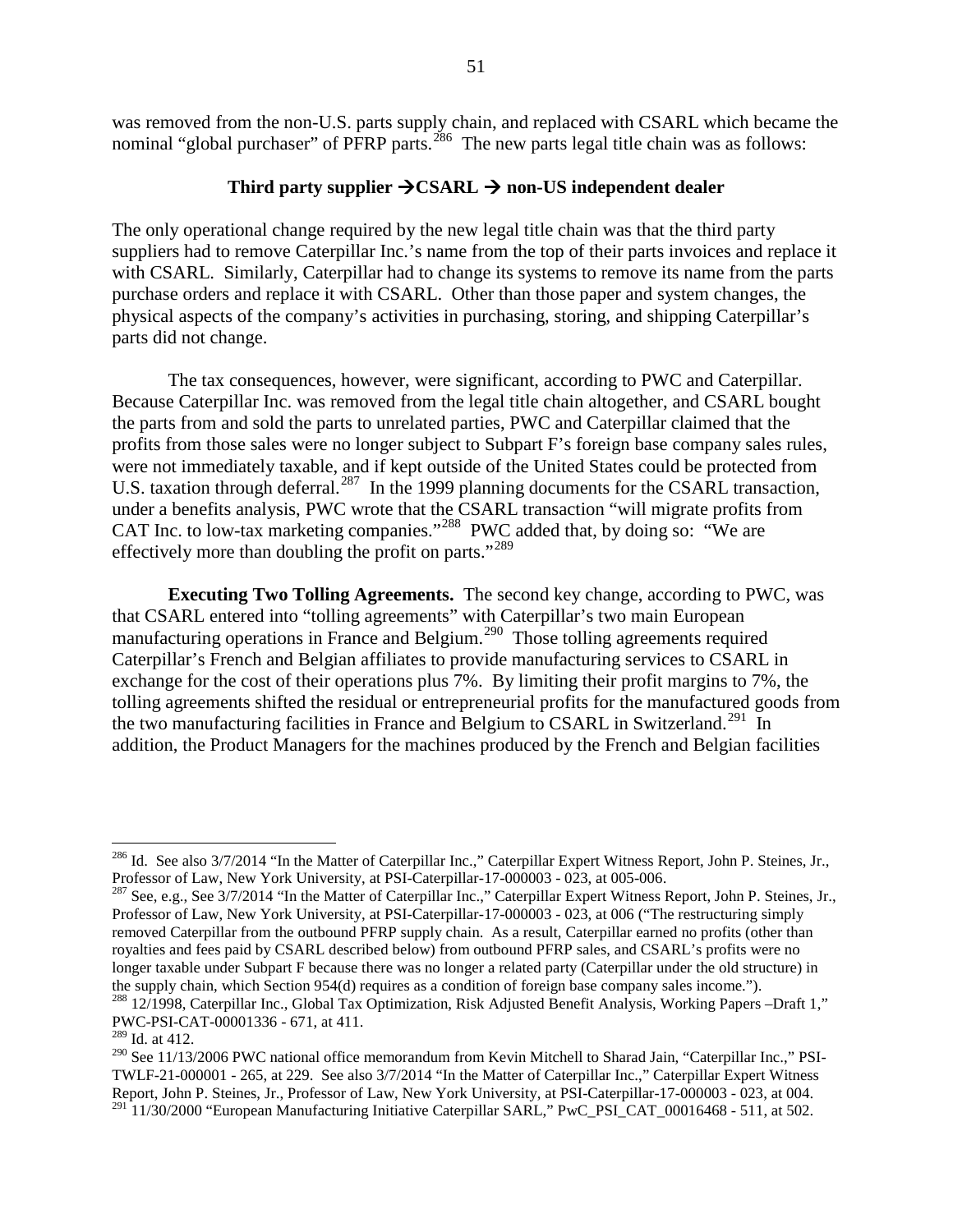was removed from the non-U.S. parts supply chain, and replaced with CSARL which became the nominal "global purchaser" of PFRP parts.[286] The new parts legal title chain was as follows:

**Third party supplier →CSARL → non-US independent dealer**

The only operational change required by the new legal title chain was that the third party suppliers had to remove Caterpillar Inc.'s name from the top of their parts invoices and replace it with CSARL. Similarly, Caterpillar had to change its systems to remove its name from the parts purchase orders and replace it with CSARL. Other than those paper and system changes, the physical aspects of the company's activities in purchasing, storing, and shipping Caterpillar's parts did not change.

The tax consequences, however, were significant, according to PWC and Caterpillar. Because Caterpillar Inc. was removed from the legal title chain altogether, and CSARL bought the parts from and sold the parts to unrelated parties, PWC and Caterpillar claimed that the profits from those sales were no longer subject to Subpart F's foreign base company sales rules, were not immediately taxable, and if kept outside of the United States could be protected from U.S. taxation through deferral.[287] In the 1999 planning documents for the CSARL transaction, under a benefits analysis, PWC wrote that the CSARL transaction "will migrate profits from CAT Inc. to low-tax marketing companies."[288] PWC added that, by doing so: "We are effectively more than doubling the profit on parts."[289]

**Executing Two Tolling Agreements.** The second key change, according to PWC, was that CSARL entered into "tolling agreements" with Caterpillar's two main European manufacturing operations in France and Belgium.[290] Those tolling agreements required Caterpillar's French and Belgian affiliates to provide manufacturing services to CSARL in exchange for the cost of their operations plus 7%. By limiting their profit margins to 7%, the tolling agreements shifted the residual or entrepreneurial profits for the manufactured goods from the two manufacturing facilities in France and Belgium to CSARL in Switzerland.[291] In addition, the Product Managers for the machines produced by the French and Belgian facilities

---

[286] Id. See also 3/7/2014 "In the Matter of Caterpillar Inc.," Caterpillar Expert Witness Report, John P. Steines, Jr., Professor of Law, New York University, at PSI-Caterpillar-17-000003 - 023, at 005-006.

[287] See, e.g., See 3/7/2014 "In the Matter of Caterpillar Inc.," Caterpillar Expert Witness Report, John P. Steines, Jr., Professor of Law, New York University, at PSI-Caterpillar-17-000003 - 023, at 006 ("The restructuring simply removed Caterpillar from the outbound PFRP supply chain. As a result, Caterpillar earned no profits (other than royalties and fees paid by CSARL described below) from outbound PFRP sales, and CSARL's profits were no longer taxable under Subpart F because there was no longer a related party (Caterpillar under the old structure) in the supply chain, which Section 954(d) requires as a condition of foreign base company sales income.").

[288] 12/1998, Caterpillar Inc., Global Tax Optimization, Risk Adjusted Benefit Analysis, Working Papers –Draft 1," PWC-PSI-CAT-00001336 - 671, at 411.

[289] Id. at 412.

[290] See 11/13/2006 PWC national office memorandum from Kevin Mitchell to Sharad Jain, "Caterpillar Inc.," PSI-TWLF-21-000001 - 265, at 229. See also 3/7/2014 "In the Matter of Caterpillar Inc.," Caterpillar Expert Witness Report, John P. Steines, Jr., Professor of Law, New York University, at PSI-Caterpillar-17-000003 - 023, at 004.

[291] 11/30/2000 "European Manufacturing Initiative Caterpillar SARL," PwC_PSI_CAT_00016468 - 511, at 502.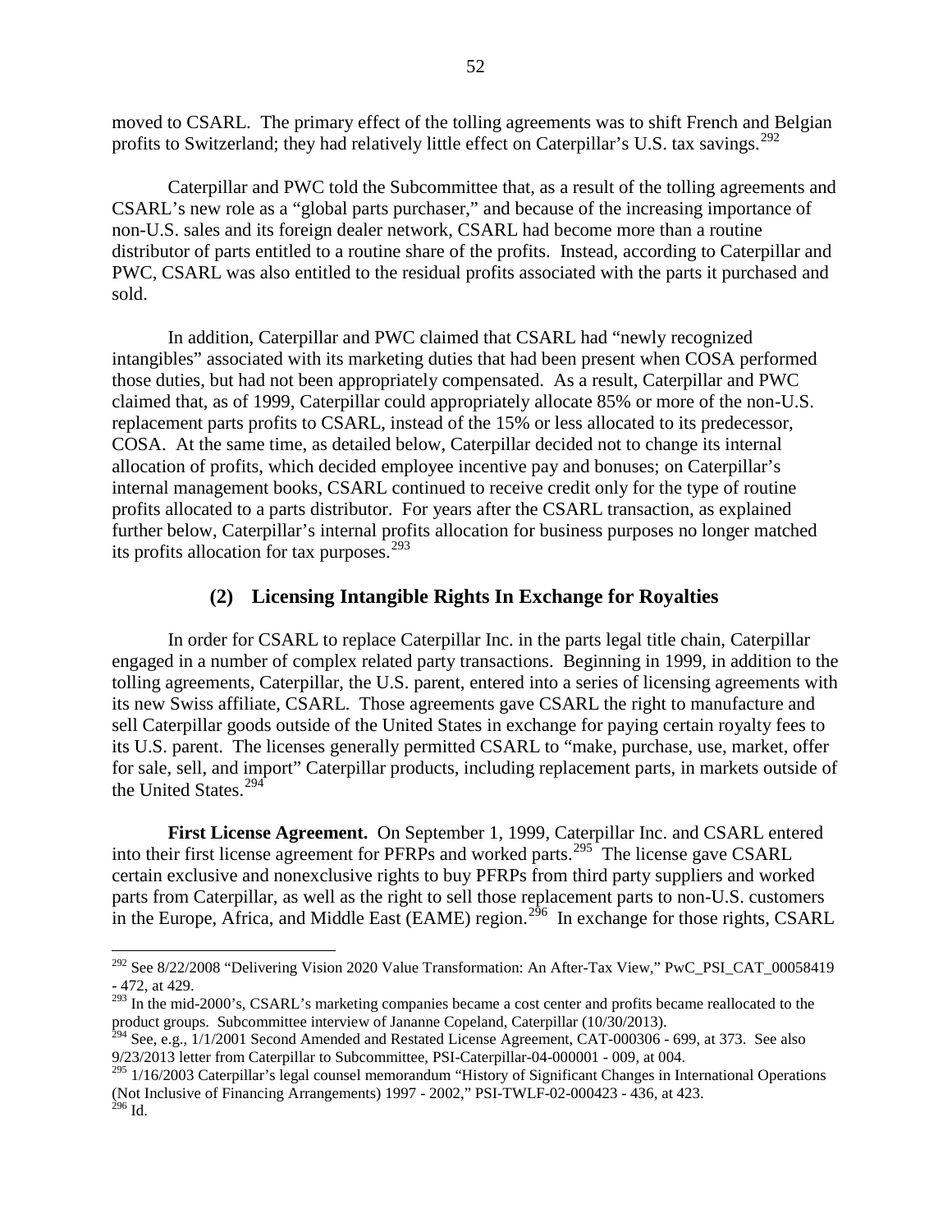moved to CSARL. The primary effect of the tolling agreements was to shift French and Belgian profits to Switzerland; they had relatively little effect on Caterpillar's U.S. tax savings.[292]

Caterpillar and PWC told the Subcommittee that, as a result of the tolling agreements and CSARL's new role as a "global parts purchaser," and because of the increasing importance of non-U.S. sales and its foreign dealer network, CSARL had become more than a routine distributor of parts entitled to a routine share of the profits. Instead, according to Caterpillar and PWC, CSARL was also entitled to the residual profits associated with the parts it purchased and sold.

In addition, Caterpillar and PWC claimed that CSARL had "newly recognized intangibles" associated with its marketing duties that had been present when COSA performed those duties, but had not been appropriately compensated. As a result, Caterpillar and PWC claimed that, as of 1999, Caterpillar could appropriately allocate 85% or more of the non-U.S. replacement parts profits to CSARL, instead of the 15% or less allocated to its predecessor, COSA. At the same time, as detailed below, Caterpillar decided not to change its internal allocation of profits, which decided employee incentive pay and bonuses; on Caterpillar's internal management books, CSARL continued to receive credit only for the type of routine profits allocated to a parts distributor. For years after the CSARL transaction, as explained further below, Caterpillar's internal profits allocation for business purposes no longer matched its profits allocation for tax purposes.[293]

### (2) Licensing Intangible Rights In Exchange for Royalties

In order for CSARL to replace Caterpillar Inc. in the parts legal title chain, Caterpillar engaged in a number of complex related party transactions. Beginning in 1999, in addition to the tolling agreements, Caterpillar, the U.S. parent, entered into a series of licensing agreements with its new Swiss affiliate, CSARL. Those agreements gave CSARL the right to manufacture and sell Caterpillar goods outside of the United States in exchange for paying certain royalty fees to its U.S. parent. The licenses generally permitted CSARL to "make, purchase, use, market, offer for sale, sell, and import" Caterpillar products, including replacement parts, in markets outside of the United States.[294]

**First License Agreement.** On September 1, 1999, Caterpillar Inc. and CSARL entered into their first license agreement for PFRPs and worked parts.[295] The license gave CSARL certain exclusive and nonexclusive rights to buy PFRPs from third party suppliers and worked parts from Caterpillar, as well as the right to sell those replacement parts to non-U.S. customers in the Europe, Africa, and Middle East (EAME) region.[296] In exchange for those rights, CSARL

---

[292] See 8/22/2008 "Delivering Vision 2020 Value Transformation: An After-Tax View," PwC_PSI_CAT_00058419 - 472, at 429.

[293] In the mid-2000's, CSARL's marketing companies became a cost center and profits became reallocated to the product groups. Subcommittee interview of Jananne Copeland, Caterpillar (10/30/2013).

[294] See, e.g., 1/1/2001 Second Amended and Restated License Agreement, CAT-000306 - 699, at 373. See also 9/23/2013 letter from Caterpillar to Subcommittee, PSI-Caterpillar-04-000001 - 009, at 004.

[295] 1/16/2003 Caterpillar's legal counsel memorandum "History of Significant Changes in International Operations (Not Inclusive of Financing Arrangements) 1997 - 2002," PSI-TWLF-02-000423 - 436, at 423.

[296] Id.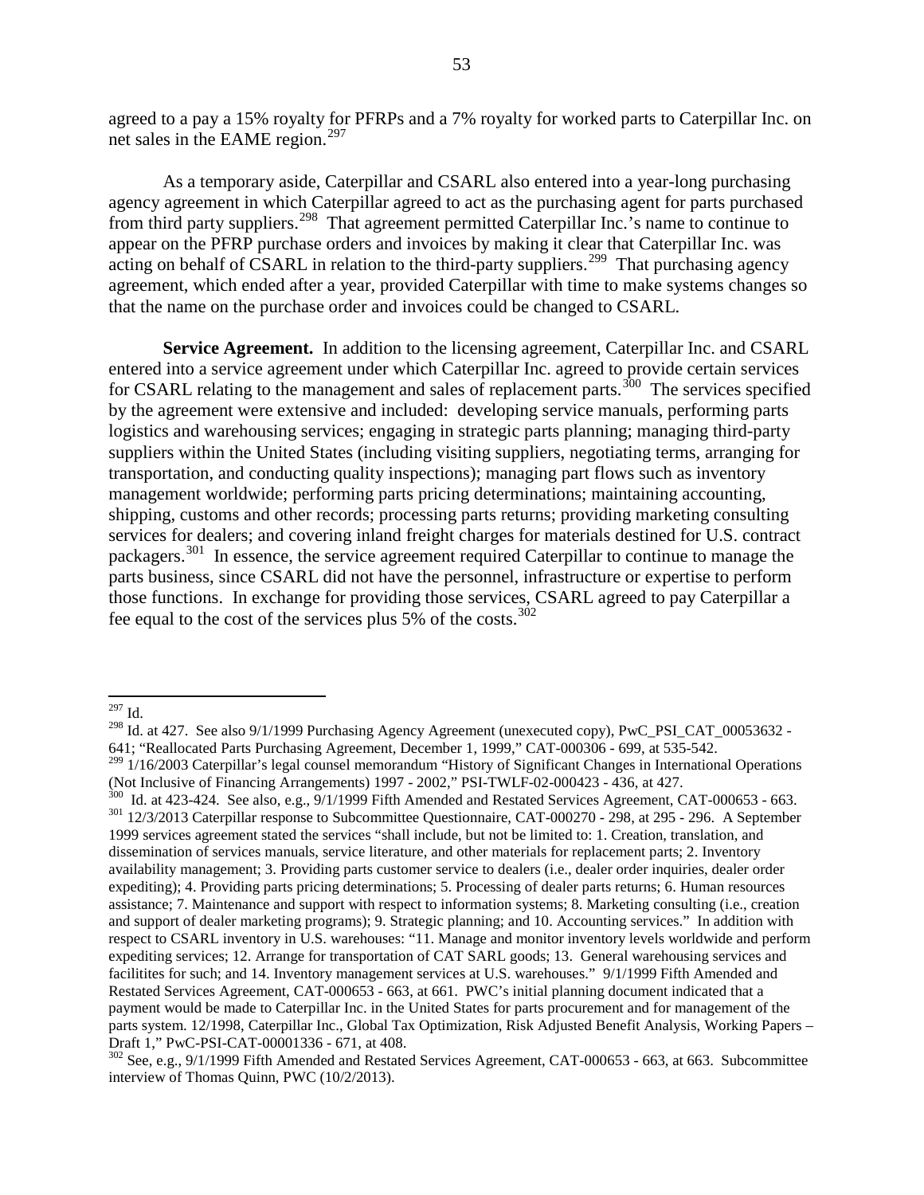agreed to a pay a 15% royalty for PFRPs and a 7% royalty for worked parts to Caterpillar Inc. on net sales in the EAME region.[297]

As a temporary aside, Caterpillar and CSARL also entered into a year-long purchasing agency agreement in which Caterpillar agreed to act as the purchasing agent for parts purchased from third party suppliers.[298] That agreement permitted Caterpillar Inc.'s name to continue to appear on the PFRP purchase orders and invoices by making it clear that Caterpillar Inc. was acting on behalf of CSARL in relation to the third-party suppliers.[299] That purchasing agency agreement, which ended after a year, provided Caterpillar with time to make systems changes so that the name on the purchase order and invoices could be changed to CSARL.

**Service Agreement.** In addition to the licensing agreement, Caterpillar Inc. and CSARL entered into a service agreement under which Caterpillar Inc. agreed to provide certain services for CSARL relating to the management and sales of replacement parts.[300] The services specified by the agreement were extensive and included: developing service manuals, performing parts logistics and warehousing services; engaging in strategic parts planning; managing third-party suppliers within the United States (including visiting suppliers, negotiating terms, arranging for transportation, and conducting quality inspections); managing part flows such as inventory management worldwide; performing parts pricing determinations; maintaining accounting, shipping, customs and other records; processing parts returns; providing marketing consulting services for dealers; and covering inland freight charges for materials destined for U.S. contract packagers.[301] In essence, the service agreement required Caterpillar to continue to manage the parts business, since CSARL did not have the personnel, infrastructure or expertise to perform those functions. In exchange for providing those services, CSARL agreed to pay Caterpillar a fee equal to the cost of the services plus 5% of the costs.[302]

---

[297] Id.

[298] Id. at 427. See also 9/1/1999 Purchasing Agency Agreement (unexecuted copy), PwC_PSI_CAT_00053632 - 641; "Reallocated Parts Purchasing Agreement, December 1, 1999," CAT-000306 - 699, at 535-542.

[299] 1/16/2003 Caterpillar's legal counsel memorandum "History of Significant Changes in International Operations (Not Inclusive of Financing Arrangements) 1997 - 2002," PSI-TWLF-02-000423 - 436, at 427.

[300] Id. at 423-424. See also, e.g., 9/1/1999 Fifth Amended and Restated Services Agreement, CAT-000653 - 663.

[301] 12/3/2013 Caterpillar response to Subcommittee Questionnaire, CAT-000270 - 298, at 295 - 296. A September 1999 services agreement stated the services "shall include, but not be limited to: 1. Creation, translation, and dissemination of services manuals, service literature, and other materials for replacement parts; 2. Inventory availability management; 3. Providing parts customer service to dealers (i.e., dealer order inquiries, dealer order expediting); 4. Providing parts pricing determinations; 5. Processing of dealer parts returns; 6. Human resources assistance; 7. Maintenance and support with respect to information systems; 8. Marketing consulting (i.e., creation and support of dealer marketing programs); 9. Strategic planning; and 10. Accounting services." In addition with respect to CSARL inventory in U.S. warehouses: "11. Manage and monitor inventory levels worldwide and perform expediting services; 12. Arrange for transportation of CAT SARL goods; 13. General warehousing services and facilitites for such; and 14. Inventory management services at U.S. warehouses." 9/1/1999 Fifth Amended and Restated Services Agreement, CAT-000653 - 663, at 661. PWC's initial planning document indicated that a payment would be made to Caterpillar Inc. in the United States for parts procurement and for management of the parts system. 12/1998, Caterpillar Inc., Global Tax Optimization, Risk Adjusted Benefit Analysis, Working Papers – Draft 1," PwC-PSI-CAT-00001336 - 671, at 408.

[302] See, e.g., 9/1/1999 Fifth Amended and Restated Services Agreement, CAT-000653 - 663, at 663. Subcommittee interview of Thomas Quinn, PWC (10/2/2013).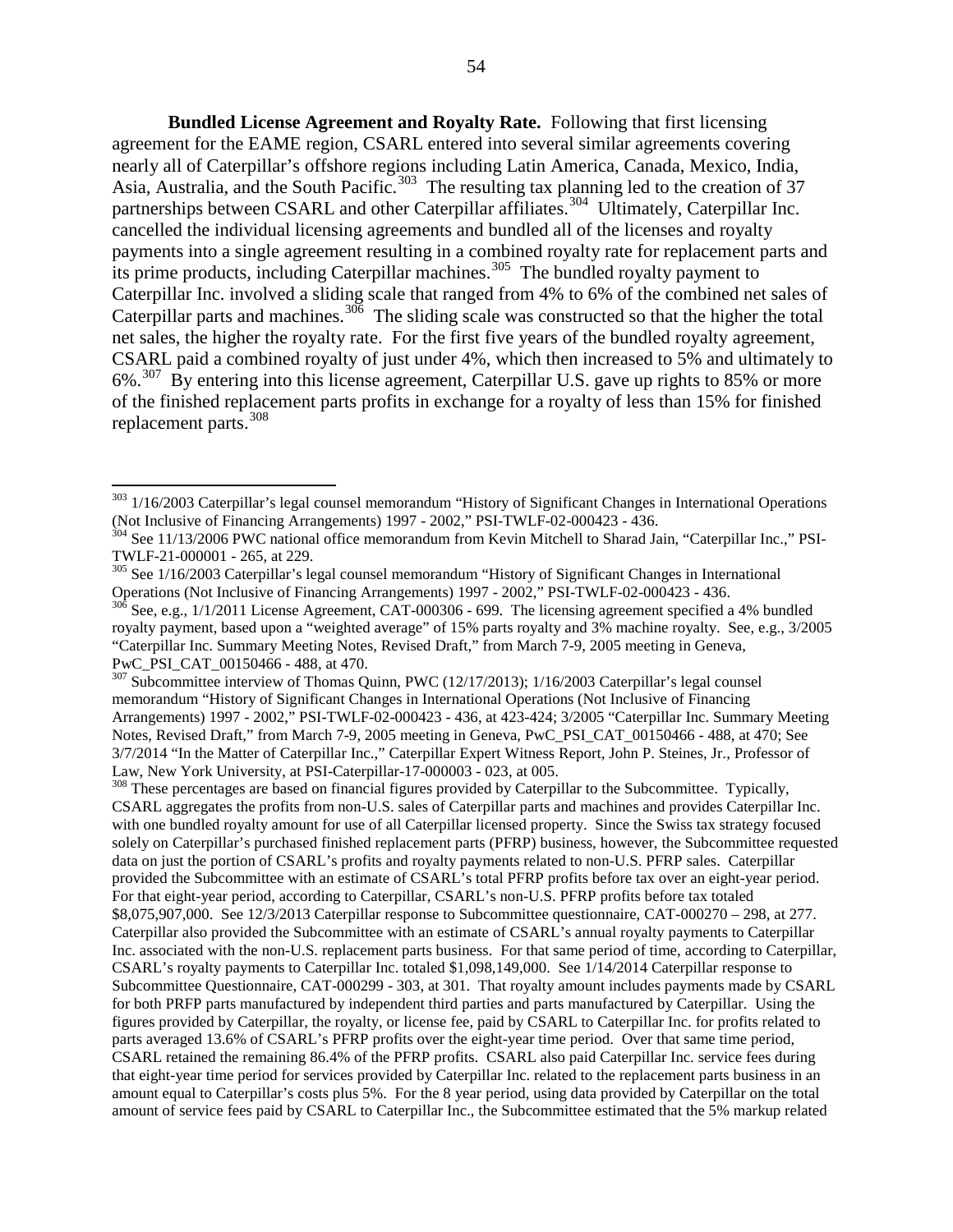**Bundled License Agreement and Royalty Rate.** Following that first licensing agreement for the EAME region, CSARL entered into several similar agreements covering nearly all of Caterpillar's offshore regions including Latin America, Canada, Mexico, India, Asia, Australia, and the South Pacific.[303] The resulting tax planning led to the creation of 37 partnerships between CSARL and other Caterpillar affiliates.[304] Ultimately, Caterpillar Inc. cancelled the individual licensing agreements and bundled all of the licenses and royalty payments into a single agreement resulting in a combined royalty rate for replacement parts and its prime products, including Caterpillar machines.[305] The bundled royalty payment to Caterpillar Inc. involved a sliding scale that ranged from 4% to 6% of the combined net sales of Caterpillar parts and machines.[306] The sliding scale was constructed so that the higher the total net sales, the higher the royalty rate. For the first five years of the bundled royalty agreement, CSARL paid a combined royalty of just under 4%, which then increased to 5% and ultimately to 6%.[307] By entering into this license agreement, Caterpillar U.S. gave up rights to 85% or more of the finished replacement parts profits in exchange for a royalty of less than 15% for finished replacement parts.[308]

---

[303] 1/16/2003 Caterpillar's legal counsel memorandum "History of Significant Changes in International Operations (Not Inclusive of Financing Arrangements) 1997 - 2002," PSI-TWLF-02-000423 - 436.

[304] See 11/13/2006 PWC national office memorandum from Kevin Mitchell to Sharad Jain, "Caterpillar Inc.," PSI-TWLF-21-000001 - 265, at 229.

[305] See 1/16/2003 Caterpillar's legal counsel memorandum "History of Significant Changes in International Operations (Not Inclusive of Financing Arrangements) 1997 - 2002," PSI-TWLF-02-000423 - 436.

[306] See, e.g., 1/1/2011 License Agreement, CAT-000306 - 699. The licensing agreement specified a 4% bundled royalty payment, based upon a "weighted average" of 15% parts royalty and 3% machine royalty. See, e.g., 3/2005 "Caterpillar Inc. Summary Meeting Notes, Revised Draft," from March 7-9, 2005 meeting in Geneva, PwC_PSI_CAT_00150466 - 488, at 470.

[307] Subcommittee interview of Thomas Quinn, PWC (12/17/2013); 1/16/2003 Caterpillar's legal counsel memorandum "History of Significant Changes in International Operations (Not Inclusive of Financing Arrangements) 1997 - 2002," PSI-TWLF-02-000423 - 436, at 423-424; 3/2005 "Caterpillar Inc. Summary Meeting Notes, Revised Draft," from March 7-9, 2005 meeting in Geneva, PwC_PSI_CAT_00150466 - 488, at 470; See 3/7/2014 "In the Matter of Caterpillar Inc.," Caterpillar Expert Witness Report, John P. Steines, Jr., Professor of Law, New York University, at PSI-Caterpillar-17-000003 - 023, at 005.

[308] These percentages are based on financial figures provided by Caterpillar to the Subcommittee. Typically, CSARL aggregates the profits from non-U.S. sales of Caterpillar parts and machines and provides Caterpillar Inc. with one bundled royalty amount for use of all Caterpillar licensed property. Since the Swiss tax strategy focused solely on Caterpillar's purchased finished replacement parts (PFRP) business, however, the Subcommittee requested data on just the portion of CSARL's profits and royalty payments related to non-U.S. PFRP sales. Caterpillar provided the Subcommittee with an estimate of CSARL's total PFRP profits before tax over an eight-year period. For that eight-year period, according to Caterpillar, CSARL's non-U.S. PFRP profits before tax totaled \$8,075,907,000. See 12/3/2013 Caterpillar response to Subcommittee questionnaire, CAT-000270 – 298, at 277. Caterpillar also provided the Subcommittee with an estimate of CSARL's annual royalty payments to Caterpillar Inc. associated with the non-U.S. replacement parts business. For that same period of time, according to Caterpillar, CSARL's royalty payments to Caterpillar Inc. totaled \$1,098,149,000. See 1/14/2014 Caterpillar response to Subcommittee Questionnaire, CAT-000299 - 303, at 301. That royalty amount includes payments made by CSARL for both PRFP parts manufactured by independent third parties and parts manufactured by Caterpillar. Using the figures provided by Caterpillar, the royalty, or license fee, paid by CSARL to Caterpillar Inc. for profits related to parts averaged 13.6% of CSARL's PFRP profits over the eight-year time period. Over that same time period, CSARL retained the remaining 86.4% of the PFRP profits. CSARL also paid Caterpillar Inc. service fees during that eight-year time period for services provided by Caterpillar Inc. related to the replacement parts business in an amount equal to Caterpillar's costs plus 5%. For the 8 year period, using data provided by Caterpillar on the total amount of service fees paid by CSARL to Caterpillar Inc., the Subcommittee estimated that the 5% markup related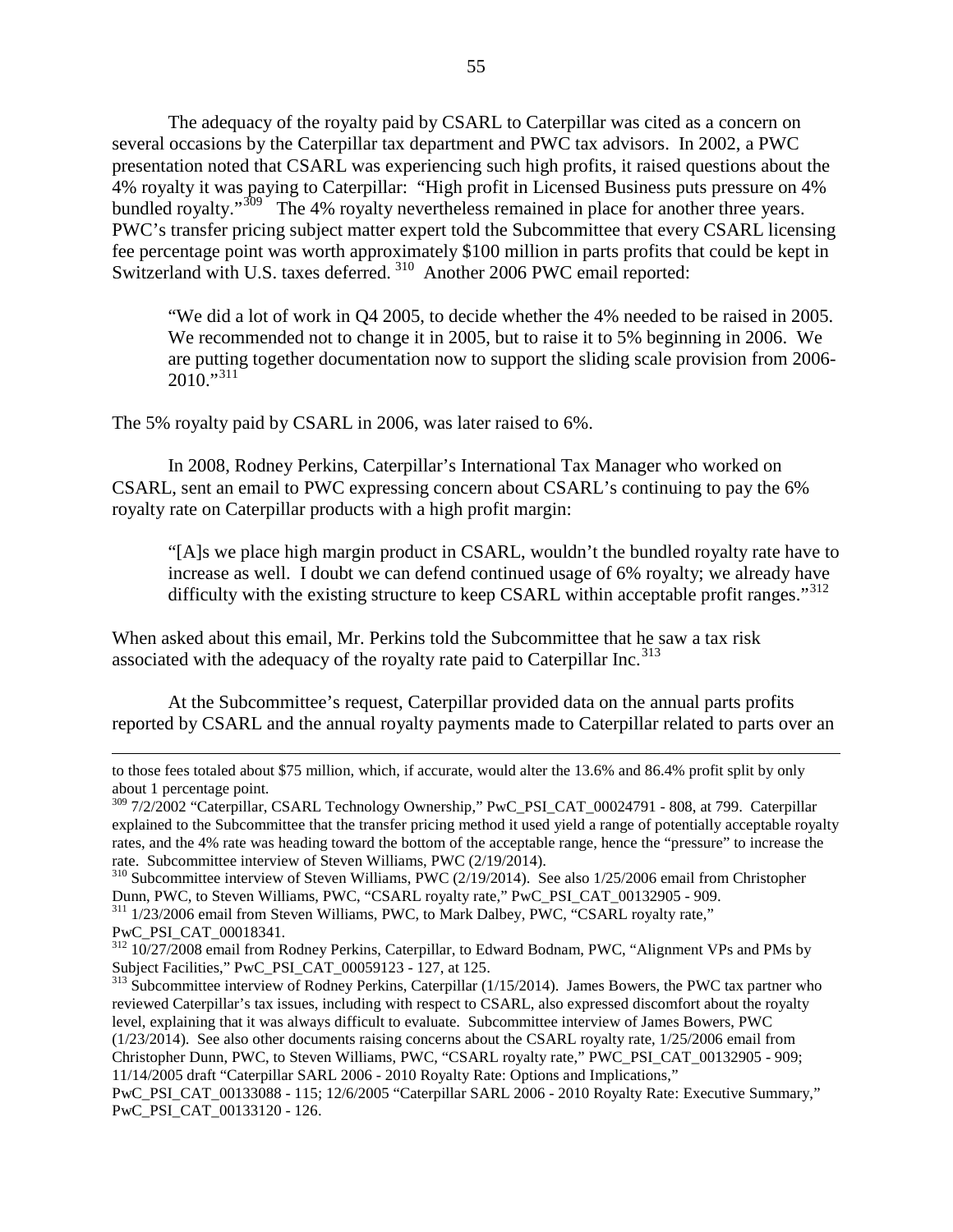The adequacy of the royalty paid by CSARL to Caterpillar was cited as a concern on several occasions by the Caterpillar tax department and PWC tax advisors. In 2002, a PWC presentation noted that CSARL was experiencing such high profits, it raised questions about the 4% royalty it was paying to Caterpillar: "High profit in Licensed Business puts pressure on 4% bundled royalty."[309] The 4% royalty nevertheless remained in place for another three years. PWC's transfer pricing subject matter expert told the Subcommittee that every CSARL licensing fee percentage point was worth approximately $100 million in parts profits that could be kept in Switzerland with U.S. taxes deferred.[310] Another 2006 PWC email reported:

> "We did a lot of work in Q4 2005, to decide whether the 4% needed to be raised in 2005. We recommended not to change it in 2005, but to raise it to 5% beginning in 2006. We are putting together documentation now to support the sliding scale provision from 2006-2010."[311]

The 5% royalty paid by CSARL in 2006, was later raised to 6%.

In 2008, Rodney Perkins, Caterpillar's International Tax Manager who worked on CSARL, sent an email to PWC expressing concern about CSARL's continuing to pay the 6% royalty rate on Caterpillar products with a high profit margin:

> "[A]s we place high margin product in CSARL, wouldn't the bundled royalty rate have to increase as well. I doubt we can defend continued usage of 6% royalty; we already have difficulty with the existing structure to keep CSARL within acceptable profit ranges."[312]

When asked about this email, Mr. Perkins told the Subcommittee that he saw a tax risk associated with the adequacy of the royalty rate paid to Caterpillar Inc.[313]

At the Subcommittee's request, Caterpillar provided data on the annual parts profits reported by CSARL and the annual royalty payments made to Caterpillar related to parts over an

---

to those fees totaled about $75 million, which, if accurate, would alter the 13.6% and 86.4% profit split by only about 1 percentage point.

[309] 7/2/2002 "Caterpillar, CSARL Technology Ownership," PwC_PSI_CAT_00024791 - 808, at 799. Caterpillar explained to the Subcommittee that the transfer pricing method it used yield a range of potentially acceptable royalty rates, and the 4% rate was heading toward the bottom of the acceptable range, hence the "pressure" to increase the rate. Subcommittee interview of Steven Williams, PWC (2/19/2014).

[310] Subcommittee interview of Steven Williams, PWC (2/19/2014). See also 1/25/2006 email from Christopher Dunn, PWC, to Steven Williams, PWC, "CSARL royalty rate," PwC_PSI_CAT_00132905 - 909.

[311] 1/23/2006 email from Steven Williams, PWC, to Mark Dalbey, PWC, "CSARL royalty rate," PwC_PSI_CAT_00018341.

[312] 10/27/2008 email from Rodney Perkins, Caterpillar, to Edward Bodnam, PWC, "Alignment VPs and PMs by Subject Facilities," PwC_PSI_CAT_00059123 - 127, at 125.

[313] Subcommittee interview of Rodney Perkins, Caterpillar (1/15/2014). James Bowers, the PWC tax partner who reviewed Caterpillar's tax issues, including with respect to CSARL, also expressed discomfort about the royalty level, explaining that it was always difficult to evaluate. Subcommittee interview of James Bowers, PWC (1/23/2014). See also other documents raising concerns about the CSARL royalty rate, 1/25/2006 email from Christopher Dunn, PWC, to Steven Williams, PWC, "CSARL royalty rate," PWC_PSI_CAT_00132905 - 909; 11/14/2005 draft "Caterpillar SARL 2006 - 2010 Royalty Rate: Options and Implications," PwC_PSI_CAT_00133088 - 115; 12/6/2005 "Caterpillar SARL 2006 - 2010 Royalty Rate: Executive Summary," PwC_PSI_CAT_00133120 - 126.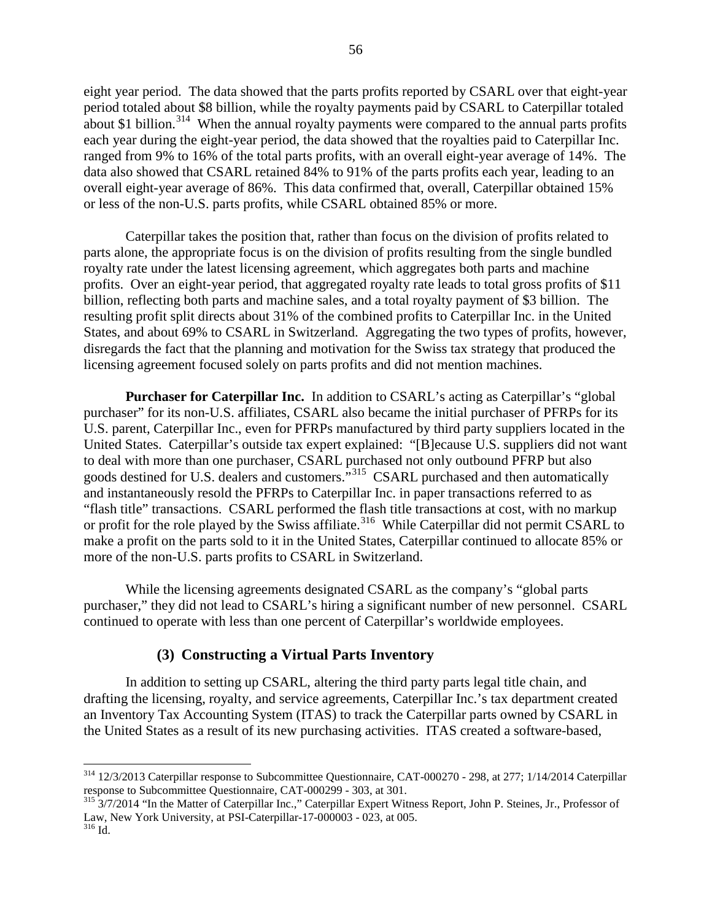eight year period. The data showed that the parts profits reported by CSARL over that eight-year period totaled about $8 billion, while the royalty payments paid by CSARL to Caterpillar totaled about $1 billion.[314] When the annual royalty payments were compared to the annual parts profits each year during the eight-year period, the data showed that the royalties paid to Caterpillar Inc. ranged from 9% to 16% of the total parts profits, with an overall eight-year average of 14%. The data also showed that CSARL retained 84% to 91% of the parts profits each year, leading to an overall eight-year average of 86%. This data confirmed that, overall, Caterpillar obtained 15% or less of the non-U.S. parts profits, while CSARL obtained 85% or more.

Caterpillar takes the position that, rather than focus on the division of profits related to parts alone, the appropriate focus is on the division of profits resulting from the single bundled royalty rate under the latest licensing agreement, which aggregates both parts and machine profits. Over an eight-year period, that aggregated royalty rate leads to total gross profits of $11 billion, reflecting both parts and machine sales, and a total royalty payment of $3 billion. The resulting profit split directs about 31% of the combined profits to Caterpillar Inc. in the United States, and about 69% to CSARL in Switzerland. Aggregating the two types of profits, however, disregards the fact that the planning and motivation for the Swiss tax strategy that produced the licensing agreement focused solely on parts profits and did not mention machines.

**Purchaser for Caterpillar Inc.** In addition to CSARL's acting as Caterpillar's "global purchaser" for its non-U.S. affiliates, CSARL also became the initial purchaser of PFRPs for its U.S. parent, Caterpillar Inc., even for PFRPs manufactured by third party suppliers located in the United States. Caterpillar's outside tax expert explained: "[B]ecause U.S. suppliers did not want to deal with more than one purchaser, CSARL purchased not only outbound PFRP but also goods destined for U.S. dealers and customers."[315] CSARL purchased and then automatically and instantaneously resold the PFRPs to Caterpillar Inc. in paper transactions referred to as "flash title" transactions. CSARL performed the flash title transactions at cost, with no markup or profit for the role played by the Swiss affiliate.[316] While Caterpillar did not permit CSARL to make a profit on the parts sold to it in the United States, Caterpillar continued to allocate 85% or more of the non-U.S. parts profits to CSARL in Switzerland.

While the licensing agreements designated CSARL as the company's "global parts purchaser," they did not lead to CSARL's hiring a significant number of new personnel. CSARL continued to operate with less than one percent of Caterpillar's worldwide employees.

### (3) Constructing a Virtual Parts Inventory

In addition to setting up CSARL, altering the third party parts legal title chain, and drafting the licensing, royalty, and service agreements, Caterpillar Inc.'s tax department created an Inventory Tax Accounting System (ITAS) to track the Caterpillar parts owned by CSARL in the United States as a result of its new purchasing activities. ITAS created a software-based,

---

[314] 12/3/2013 Caterpillar response to Subcommittee Questionnaire, CAT-000270 - 298, at 277; 1/14/2014 Caterpillar response to Subcommittee Questionnaire, CAT-000299 - 303, at 301.

[315] 3/7/2014 "In the Matter of Caterpillar Inc.," Caterpillar Expert Witness Report, John P. Steines, Jr., Professor of Law, New York University, at PSI-Caterpillar-17-000003 - 023, at 005.

[316] Id.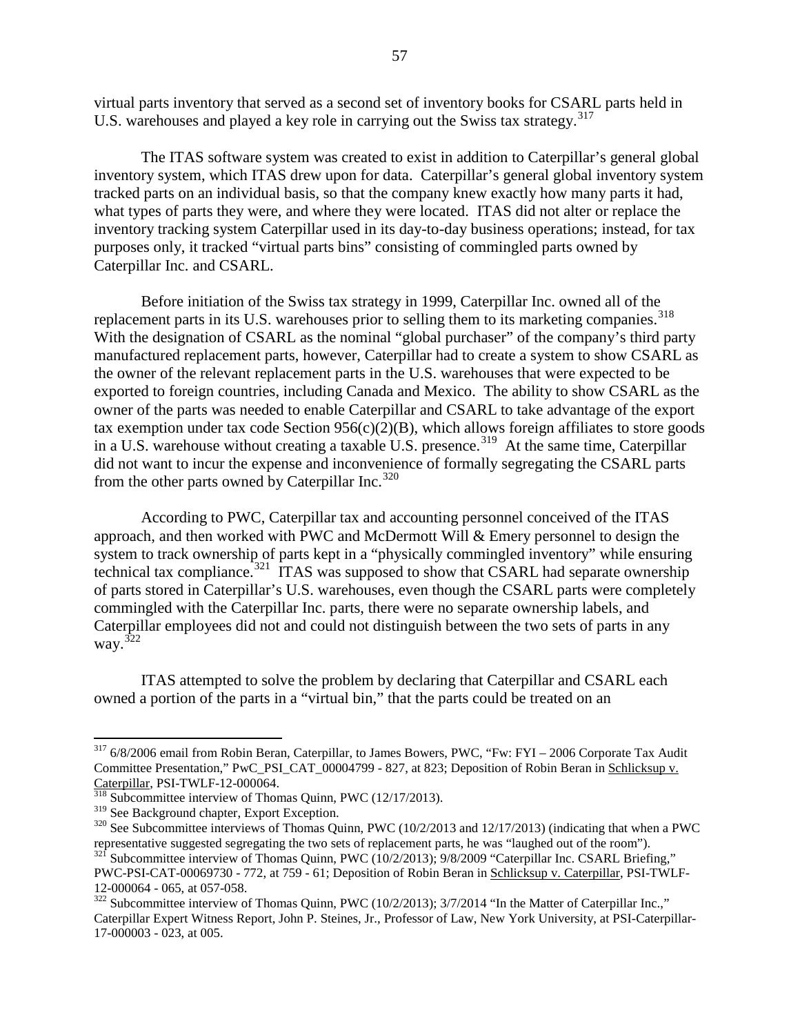virtual parts inventory that served as a second set of inventory books for CSARL parts held in U.S. warehouses and played a key role in carrying out the Swiss tax strategy.[317]

The ITAS software system was created to exist in addition to Caterpillar's general global inventory system, which ITAS drew upon for data. Caterpillar's general global inventory system tracked parts on an individual basis, so that the company knew exactly how many parts it had, what types of parts they were, and where they were located. ITAS did not alter or replace the inventory tracking system Caterpillar used in its day-to-day business operations; instead, for tax purposes only, it tracked "virtual parts bins" consisting of commingled parts owned by Caterpillar Inc. and CSARL.

Before initiation of the Swiss tax strategy in 1999, Caterpillar Inc. owned all of the replacement parts in its U.S. warehouses prior to selling them to its marketing companies.[318] With the designation of CSARL as the nominal "global purchaser" of the company's third party manufactured replacement parts, however, Caterpillar had to create a system to show CSARL as the owner of the relevant replacement parts in the U.S. warehouses that were expected to be exported to foreign countries, including Canada and Mexico. The ability to show CSARL as the owner of the parts was needed to enable Caterpillar and CSARL to take advantage of the export tax exemption under tax code Section 956(c)(2)(B), which allows foreign affiliates to store goods in a U.S. warehouse without creating a taxable U.S. presence.[319] At the same time, Caterpillar did not want to incur the expense and inconvenience of formally segregating the CSARL parts from the other parts owned by Caterpillar Inc.[320]

According to PWC, Caterpillar tax and accounting personnel conceived of the ITAS approach, and then worked with PWC and McDermott Will & Emery personnel to design the system to track ownership of parts kept in a "physically commingled inventory" while ensuring technical tax compliance.[321] ITAS was supposed to show that CSARL had separate ownership of parts stored in Caterpillar's U.S. warehouses, even though the CSARL parts were completely commingled with the Caterpillar Inc. parts, there were no separate ownership labels, and Caterpillar employees did not and could not distinguish between the two sets of parts in any way.[322]

ITAS attempted to solve the problem by declaring that Caterpillar and CSARL each owned a portion of the parts in a "virtual bin," that the parts could be treated on an

---

[317] 6/8/2006 email from Robin Beran, Caterpillar, to James Bowers, PWC, "Fw: FYI – 2006 Corporate Tax Audit Committee Presentation," PwC_PSI_CAT_00004799 - 827, at 823; Deposition of Robin Beran in Schlicksup v. Caterpillar, PSI-TWLF-12-000064.

[318] Subcommittee interview of Thomas Quinn, PWC (12/17/2013).

[319] See Background chapter, Export Exception.

[320] See Subcommittee interviews of Thomas Quinn, PWC (10/2/2013 and 12/17/2013) (indicating that when a PWC representative suggested segregating the two sets of replacement parts, he was "laughed out of the room").

[321] Subcommittee interview of Thomas Quinn, PWC (10/2/2013); 9/8/2009 "Caterpillar Inc. CSARL Briefing," PWC-PSI-CAT-00069730 - 772, at 759 - 61; Deposition of Robin Beran in Schlicksup v. Caterpillar, PSI-TWLF-12-000064 - 065, at 057-058.

[322] Subcommittee interview of Thomas Quinn, PWC (10/2/2013); 3/7/2014 "In the Matter of Caterpillar Inc.," Caterpillar Expert Witness Report, John P. Steines, Jr., Professor of Law, New York University, at PSI-Caterpillar-17-000003 - 023, at 005.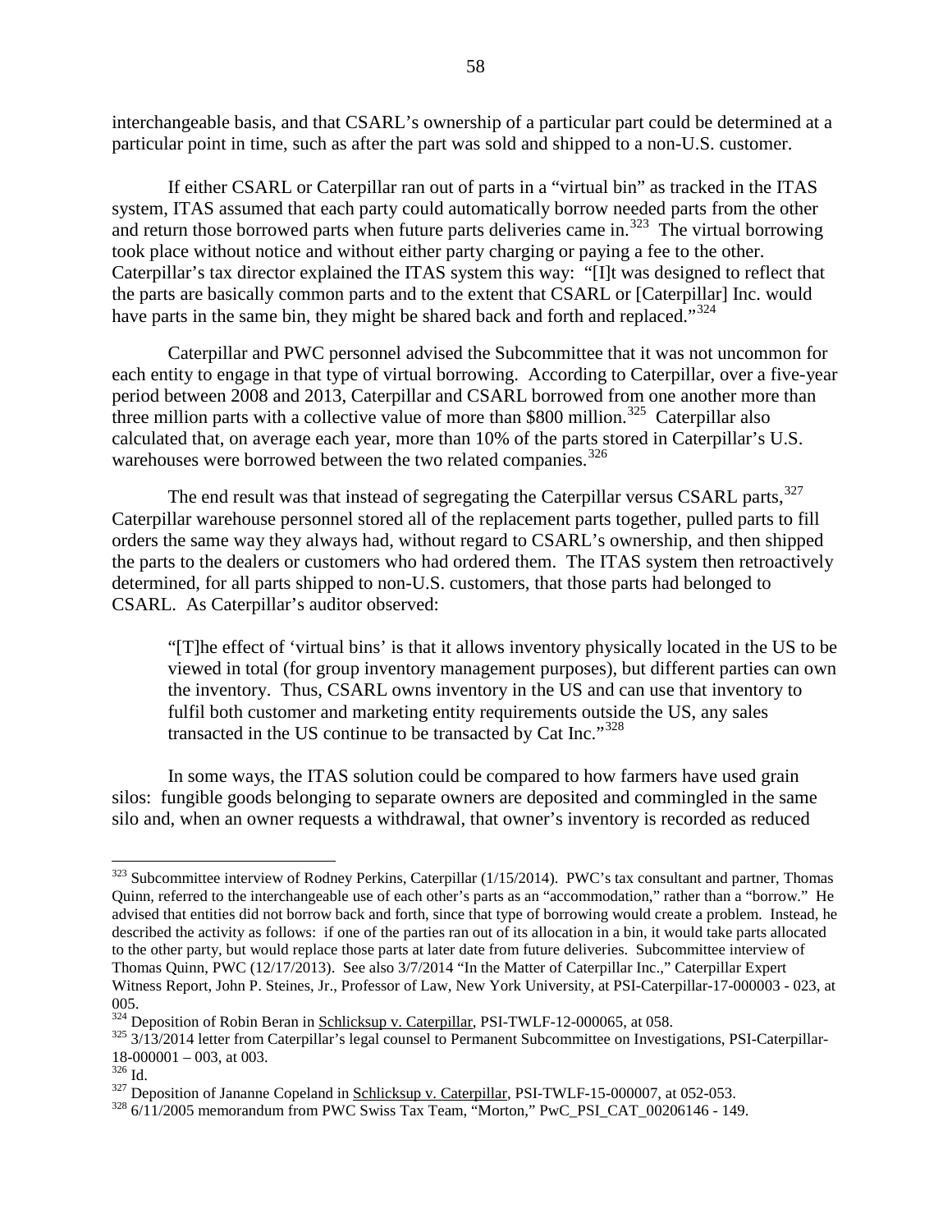interchangeable basis, and that CSARL's ownership of a particular part could be determined at a particular point in time, such as after the part was sold and shipped to a non-U.S. customer.

If either CSARL or Caterpillar ran out of parts in a "virtual bin" as tracked in the ITAS system, ITAS assumed that each party could automatically borrow needed parts from the other and return those borrowed parts when future parts deliveries came in.[323] The virtual borrowing took place without notice and without either party charging or paying a fee to the other. Caterpillar's tax director explained the ITAS system this way: "[I]t was designed to reflect that the parts are basically common parts and to the extent that CSARL or [Caterpillar] Inc. would have parts in the same bin, they might be shared back and forth and replaced."[324]

Caterpillar and PWC personnel advised the Subcommittee that it was not uncommon for each entity to engage in that type of virtual borrowing. According to Caterpillar, over a five-year period between 2008 and 2013, Caterpillar and CSARL borrowed from one another more than three million parts with a collective value of more than $800 million.[325] Caterpillar also calculated that, on average each year, more than 10% of the parts stored in Caterpillar's U.S. warehouses were borrowed between the two related companies.[326]

The end result was that instead of segregating the Caterpillar versus CSARL parts,[327] Caterpillar warehouse personnel stored all of the replacement parts together, pulled parts to fill orders the same way they always had, without regard to CSARL's ownership, and then shipped the parts to the dealers or customers who had ordered them. The ITAS system then retroactively determined, for all parts shipped to non-U.S. customers, that those parts had belonged to CSARL. As Caterpillar's auditor observed:

> "[T]he effect of 'virtual bins' is that it allows inventory physically located in the US to be viewed in total (for group inventory management purposes), but different parties can own the inventory. Thus, CSARL owns inventory in the US and can use that inventory to fulfil both customer and marketing entity requirements outside the US, any sales transacted in the US continue to be transacted by Cat Inc."[328]

In some ways, the ITAS solution could be compared to how farmers have used grain silos: fungible goods belonging to separate owners are deposited and commingled in the same silo and, when an owner requests a withdrawal, that owner's inventory is recorded as reduced

---

[323] Subcommittee interview of Rodney Perkins, Caterpillar (1/15/2014). PWC's tax consultant and partner, Thomas Quinn, referred to the interchangeable use of each other's parts as an "accommodation," rather than a "borrow." He advised that entities did not borrow back and forth, since that type of borrowing would create a problem. Instead, he described the activity as follows: if one of the parties ran out of its allocation in a bin, it would take parts allocated to the other party, but would replace those parts at later date from future deliveries. Subcommittee interview of Thomas Quinn, PWC (12/17/2013). See also 3/7/2014 "In the Matter of Caterpillar Inc.," Caterpillar Expert Witness Report, John P. Steines, Jr., Professor of Law, New York University, at PSI-Caterpillar-17-000003 - 023, at 005.

[324] Deposition of Robin Beran in Schlicksup v. Caterpillar, PSI-TWLF-12-000065, at 058.

[325] 3/13/2014 letter from Caterpillar's legal counsel to Permanent Subcommittee on Investigations, PSI-Caterpillar-18-000001 – 003, at 003.

[326] Id.

[327] Deposition of Jananne Copeland in Schlicksup v. Caterpillar, PSI-TWLF-15-000007, at 052-053.

[328] 6/11/2005 memorandum from PWC Swiss Tax Team, "Morton," PwC_PSI_CAT_00206146 - 149.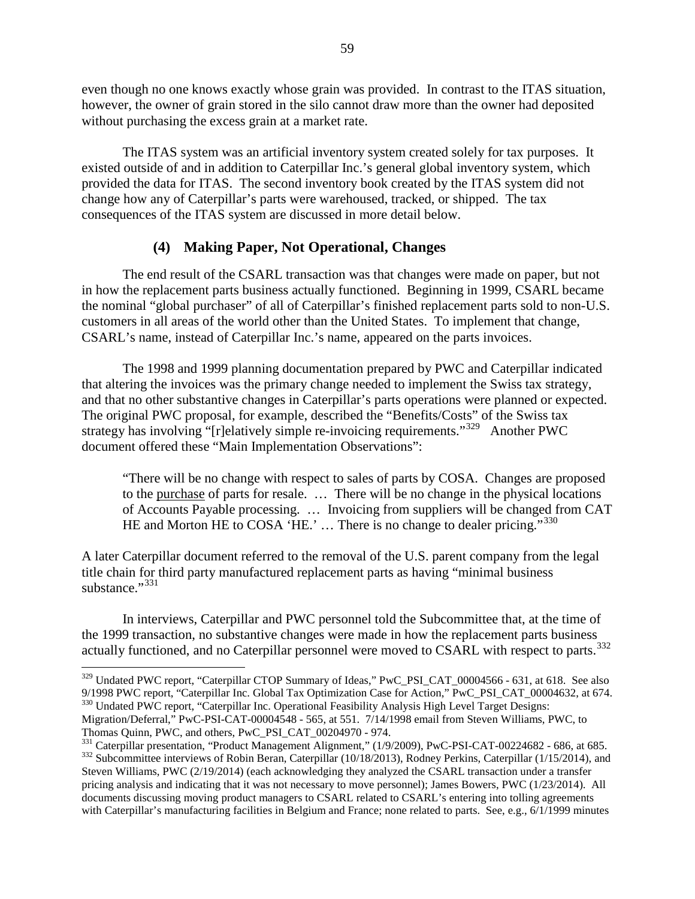even though no one knows exactly whose grain was provided. In contrast to the ITAS situation, however, the owner of grain stored in the silo cannot draw more than the owner had deposited without purchasing the excess grain at a market rate.

The ITAS system was an artificial inventory system created solely for tax purposes. It existed outside of and in addition to Caterpillar Inc.'s general global inventory system, which provided the data for ITAS. The second inventory book created by the ITAS system did not change how any of Caterpillar's parts were warehoused, tracked, or shipped. The tax consequences of the ITAS system are discussed in more detail below.

### (4) Making Paper, Not Operational, Changes

The end result of the CSARL transaction was that changes were made on paper, but not in how the replacement parts business actually functioned. Beginning in 1999, CSARL became the nominal "global purchaser" of all of Caterpillar's finished replacement parts sold to non-U.S. customers in all areas of the world other than the United States. To implement that change, CSARL's name, instead of Caterpillar Inc.'s name, appeared on the parts invoices.

The 1998 and 1999 planning documentation prepared by PWC and Caterpillar indicated that altering the invoices was the primary change needed to implement the Swiss tax strategy, and that no other substantive changes in Caterpillar's parts operations were planned or expected. The original PWC proposal, for example, described the "Benefits/Costs" of the Swiss tax strategy has involving "[r]elatively simple re-invoicing requirements."[329] Another PWC document offered these "Main Implementation Observations":

> "There will be no change with respect to sales of parts by COSA. Changes are proposed to the purchase of parts for resale. … There will be no change in the physical locations of Accounts Payable processing. … Invoicing from suppliers will be changed from CAT HE and Morton HE to COSA 'HE.' … There is no change to dealer pricing."[330]

A later Caterpillar document referred to the removal of the U.S. parent company from the legal title chain for third party manufactured replacement parts as having "minimal business substance."[331]

In interviews, Caterpillar and PWC personnel told the Subcommittee that, at the time of the 1999 transaction, no substantive changes were made in how the replacement parts business actually functioned, and no Caterpillar personnel were moved to CSARL with respect to parts.[332]

---

[329] Undated PWC report, "Caterpillar CTOP Summary of Ideas," PwC_PSI_CAT_00004566 - 631, at 618. See also 9/1998 PWC report, "Caterpillar Inc. Global Tax Optimization Case for Action," PwC_PSI_CAT_00004632, at 674.

[330] Undated PWC report, "Caterpillar Inc. Operational Feasibility Analysis High Level Target Designs: Migration/Deferral," PwC-PSI-CAT-00004548 - 565, at 551. 7/14/1998 email from Steven Williams, PWC, to Thomas Quinn, PWC, and others, PwC_PSI_CAT_00204970 - 974.

[331] Caterpillar presentation, "Product Management Alignment," (1/9/2009), PwC-PSI-CAT-00224682 - 686, at 685.

[332] Subcommittee interviews of Robin Beran, Caterpillar (10/18/2013), Rodney Perkins, Caterpillar (1/15/2014), and Steven Williams, PWC (2/19/2014) (each acknowledging they analyzed the CSARL transaction under a transfer pricing analysis and indicating that it was not necessary to move personnel); James Bowers, PWC (1/23/2014). All documents discussing moving product managers to CSARL related to CSARL's entering into tolling agreements with Caterpillar's manufacturing facilities in Belgium and France; none related to parts. See, e.g., 6/1/1999 minutes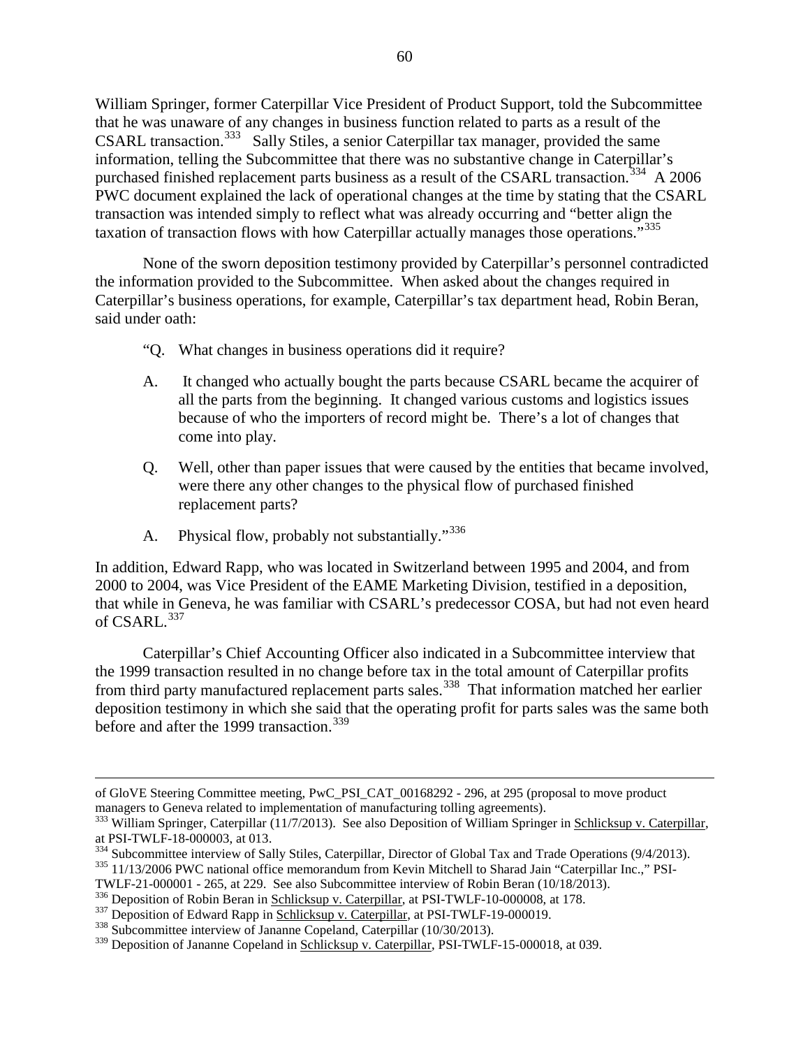William Springer, former Caterpillar Vice President of Product Support, told the Subcommittee that he was unaware of any changes in business function related to parts as a result of the CSARL transaction.[333] Sally Stiles, a senior Caterpillar tax manager, provided the same information, telling the Subcommittee that there was no substantive change in Caterpillar's purchased finished replacement parts business as a result of the CSARL transaction.[334] A 2006 PWC document explained the lack of operational changes at the time by stating that the CSARL transaction was intended simply to reflect what was already occurring and "better align the taxation of transaction flows with how Caterpillar actually manages those operations."[335]

None of the sworn deposition testimony provided by Caterpillar's personnel contradicted the information provided to the Subcommittee. When asked about the changes required in Caterpillar's business operations, for example, Caterpillar's tax department head, Robin Beran, said under oath:

> "Q. What changes in business operations did it require?
>
> A. It changed who actually bought the parts because CSARL became the acquirer of all the parts from the beginning. It changed various customs and logistics issues because of who the importers of record might be. There's a lot of changes that come into play.
>
> Q. Well, other than paper issues that were caused by the entities that became involved, were there any other changes to the physical flow of purchased finished replacement parts?
>
> A. Physical flow, probably not substantially."[336]

In addition, Edward Rapp, who was located in Switzerland between 1995 and 2004, and from 2000 to 2004, was Vice President of the EAME Marketing Division, testified in a deposition, that while in Geneva, he was familiar with CSARL's predecessor COSA, but had not even heard of CSARL.[337]

Caterpillar's Chief Accounting Officer also indicated in a Subcommittee interview that the 1999 transaction resulted in no change before tax in the total amount of Caterpillar profits from third party manufactured replacement parts sales.[338] That information matched her earlier deposition testimony in which she said that the operating profit for parts sales was the same both before and after the 1999 transaction.[339]

---

of GloVE Steering Committee meeting, PwC_PSI_CAT_00168292 - 296, at 295 (proposal to move product managers to Geneva related to implementation of manufacturing tolling agreements).

[333] William Springer, Caterpillar (11/7/2013). See also Deposition of William Springer in Schlicksup v. Caterpillar, at PSI-TWLF-18-000003, at 013.

[334] Subcommittee interview of Sally Stiles, Caterpillar, Director of Global Tax and Trade Operations (9/4/2013).

[335] 11/13/2006 PWC national office memorandum from Kevin Mitchell to Sharad Jain "Caterpillar Inc.," PSI-TWLF-21-000001 - 265, at 229. See also Subcommittee interview of Robin Beran (10/18/2013).

[336] Deposition of Robin Beran in Schlicksup v. Caterpillar, at PSI-TWLF-10-000008, at 178.

[337] Deposition of Edward Rapp in Schlicksup v. Caterpillar, at PSI-TWLF-19-000019.

[338] Subcommittee interview of Jananne Copeland, Caterpillar (10/30/2013).

[339] Deposition of Jananne Copeland in Schlicksup v. Caterpillar, PSI-TWLF-15-000018, at 039.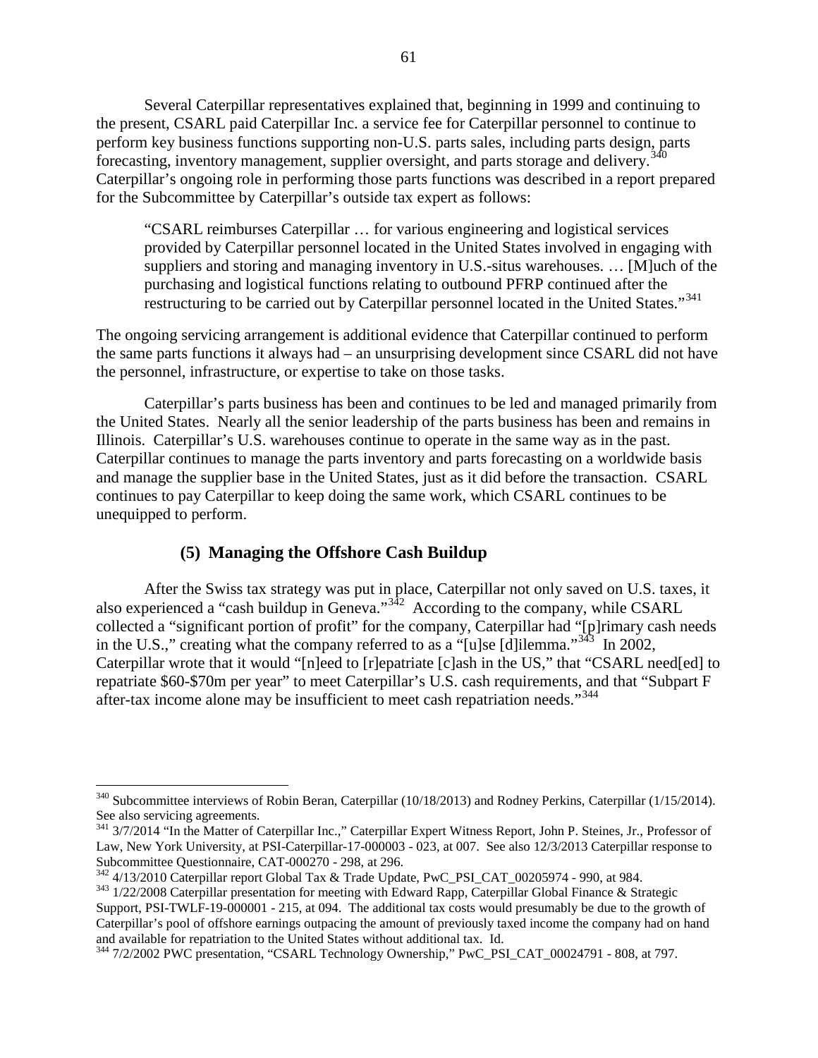Several Caterpillar representatives explained that, beginning in 1999 and continuing to the present, CSARL paid Caterpillar Inc. a service fee for Caterpillar personnel to continue to perform key business functions supporting non-U.S. parts sales, including parts design, parts forecasting, inventory management, supplier oversight, and parts storage and delivery.[340] Caterpillar's ongoing role in performing those parts functions was described in a report prepared for the Subcommittee by Caterpillar's outside tax expert as follows:

> "CSARL reimburses Caterpillar … for various engineering and logistical services provided by Caterpillar personnel located in the United States involved in engaging with suppliers and storing and managing inventory in U.S.-situs warehouses. … [M]uch of the purchasing and logistical functions relating to outbound PFRP continued after the restructuring to be carried out by Caterpillar personnel located in the United States."[341]

The ongoing servicing arrangement is additional evidence that Caterpillar continued to perform the same parts functions it always had – an unsurprising development since CSARL did not have the personnel, infrastructure, or expertise to take on those tasks.

Caterpillar's parts business has been and continues to be led and managed primarily from the United States. Nearly all the senior leadership of the parts business has been and remains in Illinois. Caterpillar's U.S. warehouses continue to operate in the same way as in the past. Caterpillar continues to manage the parts inventory and parts forecasting on a worldwide basis and manage the supplier base in the United States, just as it did before the transaction. CSARL continues to pay Caterpillar to keep doing the same work, which CSARL continues to be unequipped to perform.

### (5) Managing the Offshore Cash Buildup

After the Swiss tax strategy was put in place, Caterpillar not only saved on U.S. taxes, it also experienced a "cash buildup in Geneva."[342] According to the company, while CSARL collected a "significant portion of profit" for the company, Caterpillar had "[p]rimary cash needs in the U.S.," creating what the company referred to as a "[u]se [d]ilemma."[343] In 2002, Caterpillar wrote that it would "[n]eed to [r]epatriate [c]ash in the US," that "CSARL need[ed] to repatriate \$60-\$70m per year" to meet Caterpillar's U.S. cash requirements, and that "Subpart F after-tax income alone may be insufficient to meet cash repatriation needs."[344]

---

[340] Subcommittee interviews of Robin Beran, Caterpillar (10/18/2013) and Rodney Perkins, Caterpillar (1/15/2014). See also servicing agreements.

[341] 3/7/2014 "In the Matter of Caterpillar Inc.," Caterpillar Expert Witness Report, John P. Steines, Jr., Professor of Law, New York University, at PSI-Caterpillar-17-000003 - 023, at 007. See also 12/3/2013 Caterpillar response to Subcommittee Questionnaire, CAT-000270 - 298, at 296.

[342] 4/13/2010 Caterpillar report Global Tax & Trade Update, PwC_PSI_CAT_00205974 - 990, at 984.

[343] 1/22/2008 Caterpillar presentation for meeting with Edward Rapp, Caterpillar Global Finance & Strategic Support, PSI-TWLF-19-000001 - 215, at 094. The additional tax costs would presumably be due to the growth of Caterpillar's pool of offshore earnings outpacing the amount of previously taxed income the company had on hand and available for repatriation to the United States without additional tax. Id.

[344] 7/2/2002 PWC presentation, "CSARL Technology Ownership," PwC_PSI_CAT_00024791 - 808, at 797.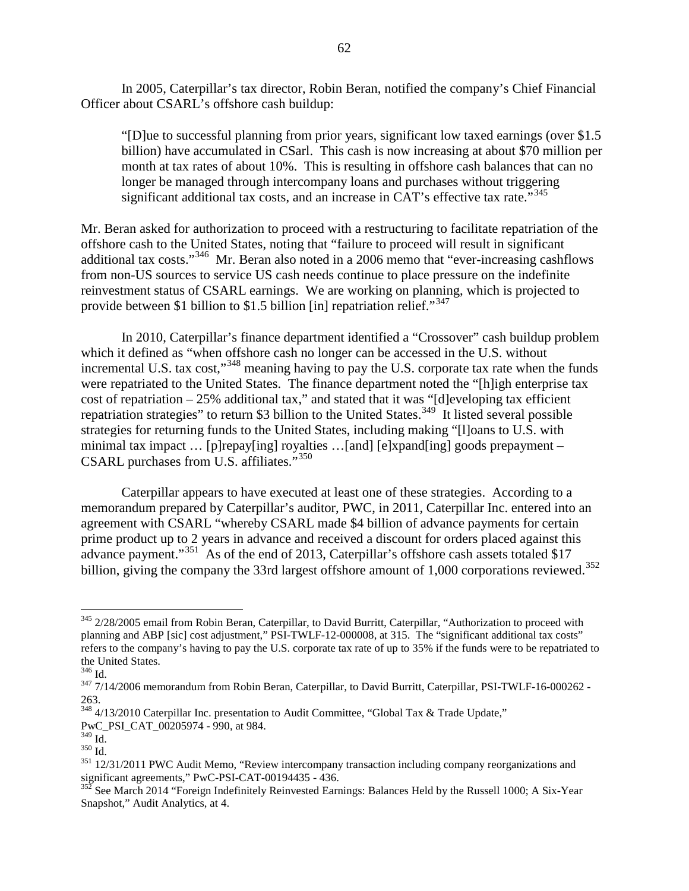In 2005, Caterpillar's tax director, Robin Beran, notified the company's Chief Financial Officer about CSARL's offshore cash buildup:

> "[D]ue to successful planning from prior years, significant low taxed earnings (over $1.5 billion) have accumulated in CSarl. This cash is now increasing at about $70 million per month at tax rates of about 10%. This is resulting in offshore cash balances that can no longer be managed through intercompany loans and purchases without triggering significant additional tax costs, and an increase in CAT's effective tax rate."[345]

Mr. Beran asked for authorization to proceed with a restructuring to facilitate repatriation of the offshore cash to the United States, noting that "failure to proceed will result in significant additional tax costs."[346] Mr. Beran also noted in a 2006 memo that "ever-increasing cashflows from non-US sources to service US cash needs continue to place pressure on the indefinite reinvestment status of CSARL earnings. We are working on planning, which is projected to provide between $1 billion to $1.5 billion [in] repatriation relief."[347]

In 2010, Caterpillar's finance department identified a "Crossover" cash buildup problem which it defined as "when offshore cash no longer can be accessed in the U.S. without incremental U.S. tax cost,"[348] meaning having to pay the U.S. corporate tax rate when the funds were repatriated to the United States. The finance department noted the "[h]igh enterprise tax cost of repatriation – 25% additional tax," and stated that it was "[d]eveloping tax efficient repatriation strategies" to return $3 billion to the United States.[349] It listed several possible strategies for returning funds to the United States, including making "[l]oans to U.S. with minimal tax impact … [p]repay[ing] royalties …[and] [e]xpand[ing] goods prepayment – CSARL purchases from U.S. affiliates."[350]

Caterpillar appears to have executed at least one of these strategies. According to a memorandum prepared by Caterpillar's auditor, PWC, in 2011, Caterpillar Inc. entered into an agreement with CSARL "whereby CSARL made $4 billion of advance payments for certain prime product up to 2 years in advance and received a discount for orders placed against this advance payment."[351] As of the end of 2013, Caterpillar's offshore cash assets totaled $17 billion, giving the company the 33rd largest offshore amount of 1,000 corporations reviewed.[352]

---

[345] 2/28/2005 email from Robin Beran, Caterpillar, to David Burritt, Caterpillar, "Authorization to proceed with planning and ABP [sic] cost adjustment," PSI-TWLF-12-000008, at 315. The "significant additional tax costs" refers to the company's having to pay the U.S. corporate tax rate of up to 35% if the funds were to be repatriated to the United States.

[346] Id.

[347] 7/14/2006 memorandum from Robin Beran, Caterpillar, to David Burritt, Caterpillar, PSI-TWLF-16-000262 - 263.

[348] 4/13/2010 Caterpillar Inc. presentation to Audit Committee, "Global Tax & Trade Update," PwC_PSI_CAT_00205974 - 990, at 984.

[349] Id.

[350] Id.

[351] 12/31/2011 PWC Audit Memo, "Review intercompany transaction including company reorganizations and significant agreements," PwC-PSI-CAT-00194435 - 436.

[352] See March 2014 "Foreign Indefinitely Reinvested Earnings: Balances Held by the Russell 1000; A Six-Year Snapshot," Audit Analytics, at 4.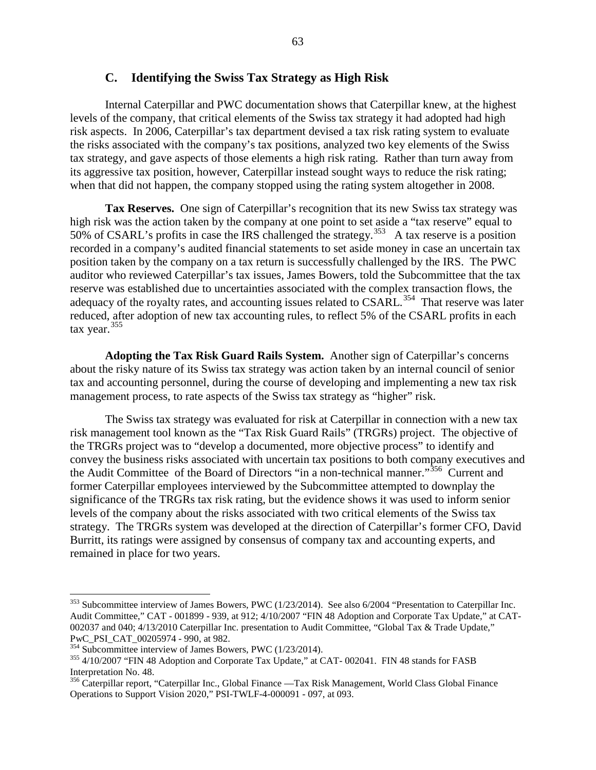### C. Identifying the Swiss Tax Strategy as High Risk

Internal Caterpillar and PWC documentation shows that Caterpillar knew, at the highest levels of the company, that critical elements of the Swiss tax strategy it had adopted had high risk aspects. In 2006, Caterpillar's tax department devised a tax risk rating system to evaluate the risks associated with the company's tax positions, analyzed two key elements of the Swiss tax strategy, and gave aspects of those elements a high risk rating. Rather than turn away from its aggressive tax position, however, Caterpillar instead sought ways to reduce the risk rating; when that did not happen, the company stopped using the rating system altogether in 2008.

**Tax Reserves.** One sign of Caterpillar's recognition that its new Swiss tax strategy was high risk was the action taken by the company at one point to set aside a "tax reserve" equal to 50% of CSARL's profits in case the IRS challenged the strategy.[353] A tax reserve is a position recorded in a company's audited financial statements to set aside money in case an uncertain tax position taken by the company on a tax return is successfully challenged by the IRS. The PWC auditor who reviewed Caterpillar's tax issues, James Bowers, told the Subcommittee that the tax reserve was established due to uncertainties associated with the complex transaction flows, the adequacy of the royalty rates, and accounting issues related to CSARL.[354] That reserve was later reduced, after adoption of new tax accounting rules, to reflect 5% of the CSARL profits in each tax year.[355]

**Adopting the Tax Risk Guard Rails System.** Another sign of Caterpillar's concerns about the risky nature of its Swiss tax strategy was action taken by an internal council of senior tax and accounting personnel, during the course of developing and implementing a new tax risk management process, to rate aspects of the Swiss tax strategy as "higher" risk.

The Swiss tax strategy was evaluated for risk at Caterpillar in connection with a new tax risk management tool known as the "Tax Risk Guard Rails" (TRGRs) project. The objective of the TRGRs project was to "develop a documented, more objective process" to identify and convey the business risks associated with uncertain tax positions to both company executives and the Audit Committee of the Board of Directors "in a non-technical manner."[356] Current and former Caterpillar employees interviewed by the Subcommittee attempted to downplay the significance of the TRGRs tax risk rating, but the evidence shows it was used to inform senior levels of the company about the risks associated with two critical elements of the Swiss tax strategy. The TRGRs system was developed at the direction of Caterpillar's former CFO, David Burritt, its ratings were assigned by consensus of company tax and accounting experts, and remained in place for two years.

---

[353] Subcommittee interview of James Bowers, PWC (1/23/2014). See also 6/2004 "Presentation to Caterpillar Inc. Audit Committee," CAT - 001899 - 939, at 912; 4/10/2007 "FIN 48 Adoption and Corporate Tax Update," at CAT-002037 and 040; 4/13/2010 Caterpillar Inc. presentation to Audit Committee, "Global Tax & Trade Update," PwC_PSI_CAT_00205974 - 990, at 982.

[354] Subcommittee interview of James Bowers, PWC (1/23/2014).

[355] 4/10/2007 "FIN 48 Adoption and Corporate Tax Update," at CAT- 002041. FIN 48 stands for FASB Interpretation No. 48.

[356] Caterpillar report, "Caterpillar Inc., Global Finance —Tax Risk Management, World Class Global Finance Operations to Support Vision 2020," PSI-TWLF-4-000091 - 097, at 093.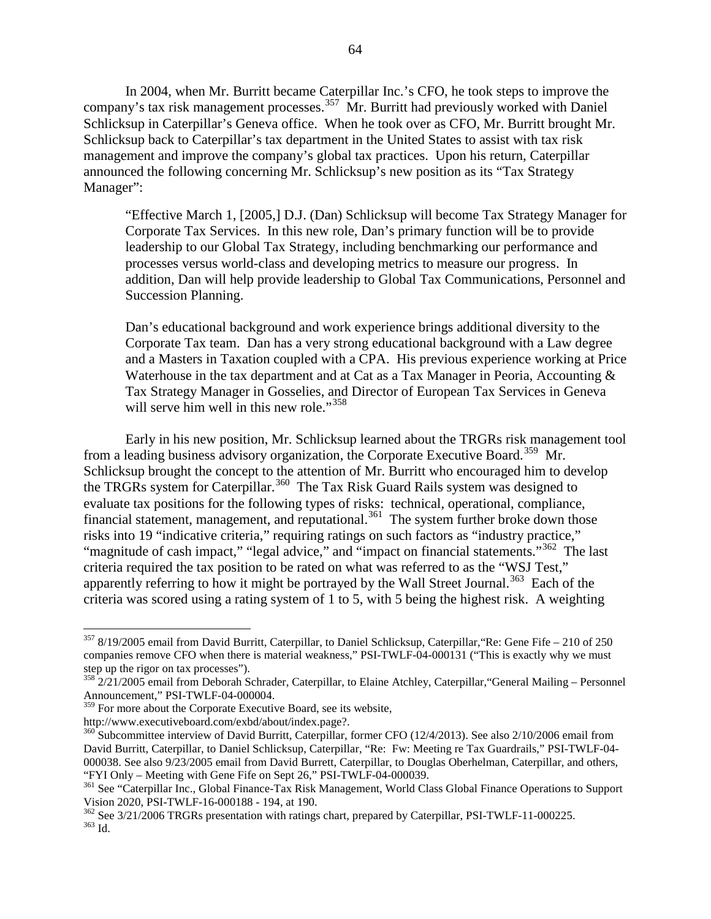In 2004, when Mr. Burritt became Caterpillar Inc.'s CFO, he took steps to improve the company's tax risk management processes.[357] Mr. Burritt had previously worked with Daniel Schlicksup in Caterpillar's Geneva office. When he took over as CFO, Mr. Burritt brought Mr. Schlicksup back to Caterpillar's tax department in the United States to assist with tax risk management and improve the company's global tax practices. Upon his return, Caterpillar announced the following concerning Mr. Schlicksup's new position as its "Tax Strategy Manager":

> "Effective March 1, [2005,] D.J. (Dan) Schlicksup will become Tax Strategy Manager for Corporate Tax Services. In this new role, Dan's primary function will be to provide leadership to our Global Tax Strategy, including benchmarking our performance and processes versus world-class and developing metrics to measure our progress. In addition, Dan will help provide leadership to Global Tax Communications, Personnel and Succession Planning.
>
> Dan's educational background and work experience brings additional diversity to the Corporate Tax team. Dan has a very strong educational background with a Law degree and a Masters in Taxation coupled with a CPA. His previous experience working at Price Waterhouse in the tax department and at Cat as a Tax Manager in Peoria, Accounting & Tax Strategy Manager in Gosselies, and Director of European Tax Services in Geneva will serve him well in this new role."[358]

Early in his new position, Mr. Schlicksup learned about the TRGRs risk management tool from a leading business advisory organization, the Corporate Executive Board.[359] Mr. Schlicksup brought the concept to the attention of Mr. Burritt who encouraged him to develop the TRGRs system for Caterpillar.[360] The Tax Risk Guard Rails system was designed to evaluate tax positions for the following types of risks: technical, operational, compliance, financial statement, management, and reputational.[361] The system further broke down those risks into 19 "indicative criteria," requiring ratings on such factors as "industry practice," "magnitude of cash impact," "legal advice," and "impact on financial statements."[362] The last criteria required the tax position to be rated on what was referred to as the "WSJ Test," apparently referring to how it might be portrayed by the Wall Street Journal.[363] Each of the criteria was scored using a rating system of 1 to 5, with 5 being the highest risk. A weighting

---

[357] 8/19/2005 email from David Burritt, Caterpillar, to Daniel Schlicksup, Caterpillar,"Re: Gene Fife – 210 of 250 companies remove CFO when there is material weakness," PSI-TWLF-04-000131 ("This is exactly why we must step up the rigor on tax processes").

[358] 2/21/2005 email from Deborah Schrader, Caterpillar, to Elaine Atchley, Caterpillar,"General Mailing – Personnel Announcement," PSI-TWLF-04-000004.

[359] For more about the Corporate Executive Board, see its website, http://www.executiveboard.com/exbd/about/index.page?.

[360] Subcommittee interview of David Burritt, Caterpillar, former CFO (12/4/2013). See also 2/10/2006 email from David Burritt, Caterpillar, to Daniel Schlicksup, Caterpillar, "Re: Fw: Meeting re Tax Guardrails," PSI-TWLF-04-000038. See also 9/23/2005 email from David Burrett, Caterpillar, to Douglas Oberhelman, Caterpillar, and others, "FYI Only – Meeting with Gene Fife on Sept 26," PSI-TWLF-04-000039.

[361] See "Caterpillar Inc., Global Finance-Tax Risk Management, World Class Global Finance Operations to Support Vision 2020, PSI-TWLF-16-000188 - 194, at 190.

[362] See 3/21/2006 TRGRs presentation with ratings chart, prepared by Caterpillar, PSI-TWLF-11-000225.

[363] Id.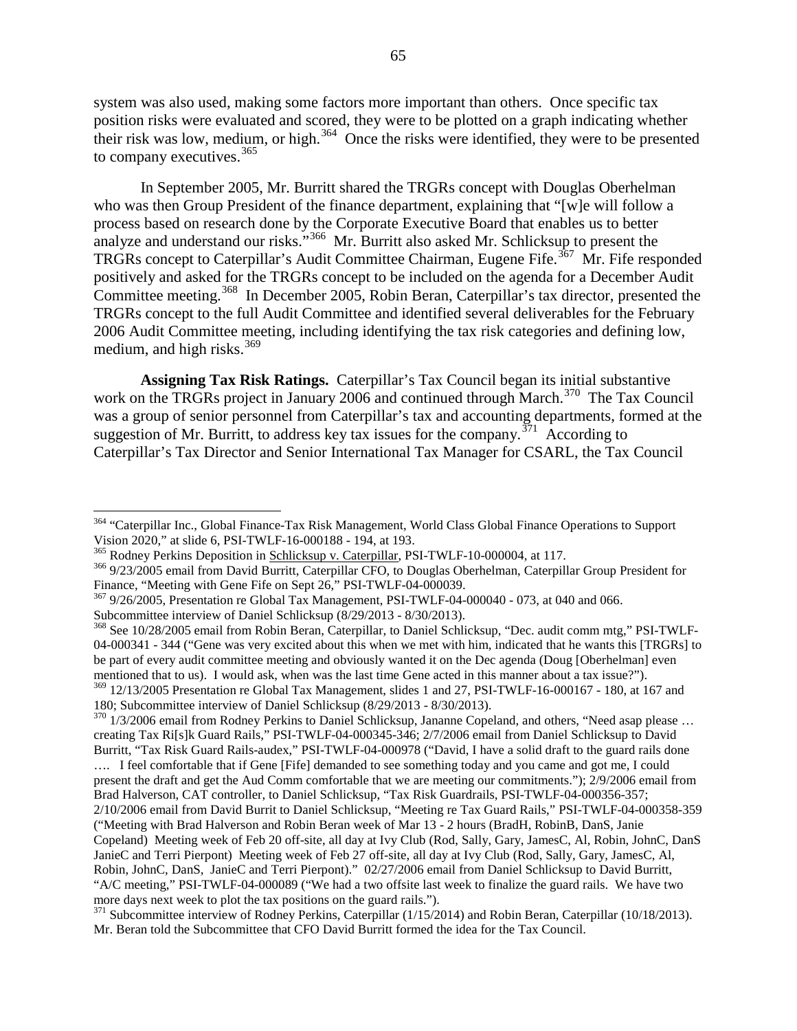system was also used, making some factors more important than others. Once specific tax position risks were evaluated and scored, they were to be plotted on a graph indicating whether their risk was low, medium, or high.[364] Once the risks were identified, they were to be presented to company executives.[365]

In September 2005, Mr. Burritt shared the TRGRs concept with Douglas Oberhelman who was then Group President of the finance department, explaining that "[w]e will follow a process based on research done by the Corporate Executive Board that enables us to better analyze and understand our risks."[366] Mr. Burritt also asked Mr. Schlicksup to present the TRGRs concept to Caterpillar's Audit Committee Chairman, Eugene Fife.[367] Mr. Fife responded positively and asked for the TRGRs concept to be included on the agenda for a December Audit Committee meeting.[368] In December 2005, Robin Beran, Caterpillar's tax director, presented the TRGRs concept to the full Audit Committee and identified several deliverables for the February 2006 Audit Committee meeting, including identifying the tax risk categories and defining low, medium, and high risks.[369]

**Assigning Tax Risk Ratings.** Caterpillar's Tax Council began its initial substantive work on the TRGRs project in January 2006 and continued through March.[370] The Tax Council was a group of senior personnel from Caterpillar's tax and accounting departments, formed at the suggestion of Mr. Burritt, to address key tax issues for the company.[371] According to Caterpillar's Tax Director and Senior International Tax Manager for CSARL, the Tax Council

---

[364] "Caterpillar Inc., Global Finance-Tax Risk Management, World Class Global Finance Operations to Support Vision 2020," at slide 6, PSI-TWLF-16-000188 - 194, at 193.

[365] Rodney Perkins Deposition in Schlicksup v. Caterpillar, PSI-TWLF-10-000004, at 117.

[366] 9/23/2005 email from David Burritt, Caterpillar CFO, to Douglas Oberhelman, Caterpillar Group President for Finance, "Meeting with Gene Fife on Sept 26," PSI-TWLF-04-000039.

[367] 9/26/2005, Presentation re Global Tax Management, PSI-TWLF-04-000040 - 073, at 040 and 066. Subcommittee interview of Daniel Schlicksup (8/29/2013 - 8/30/2013).

[368] See 10/28/2005 email from Robin Beran, Caterpillar, to Daniel Schlicksup, "Dec. audit comm mtg," PSI-TWLF-04-000341 - 344 ("Gene was very excited about this when we met with him, indicated that he wants this [TRGRs] to be part of every audit committee meeting and obviously wanted it on the Dec agenda (Doug [Oberhelman] even mentioned that to us). I would ask, when was the last time Gene acted in this manner about a tax issue?").

[369] 12/13/2005 Presentation re Global Tax Management, slides 1 and 27, PSI-TWLF-16-000167 - 180, at 167 and 180; Subcommittee interview of Daniel Schlicksup (8/29/2013 - 8/30/2013).

[370] 1/3/2006 email from Rodney Perkins to Daniel Schlicksup, Jananne Copeland, and others, "Need asap please … creating Tax Ri[s]k Guard Rails," PSI-TWLF-04-000345-346; 2/7/2006 email from Daniel Schlicksup to David Burritt, "Tax Risk Guard Rails-audex," PSI-TWLF-04-000978 ("David, I have a solid draft to the guard rails done …. I feel comfortable that if Gene [Fife] demanded to see something today and you came and got me, I could present the draft and get the Aud Comm comfortable that we are meeting our commitments."); 2/9/2006 email from Brad Halverson, CAT controller, to Daniel Schlicksup, "Tax Risk Guardrails, PSI-TWLF-04-000356-357; 2/10/2006 email from David Burrit to Daniel Schlicksup, "Meeting re Tax Guard Rails," PSI-TWLF-04-000358-359 ("Meeting with Brad Halverson and Robin Beran week of Mar 13 - 2 hours (BradH, RobinB, DanS, Janie Copeland) Meeting week of Feb 20 off-site, all day at Ivy Club (Rod, Sally, Gary, JamesC, Al, Robin, JohnC, DanS JanieC and Terri Pierpont) Meeting week of Feb 27 off-site, all day at Ivy Club (Rod, Sally, Gary, JamesC, Al, Robin, JohnC, DanS, JanieC and Terri Pierpont)." 02/27/2006 email from Daniel Schlicksup to David Burritt, "A/C meeting," PSI-TWLF-04-000089 ("We had a two offsite last week to finalize the guard rails. We have two more days next week to plot the tax positions on the guard rails.").

[371] Subcommittee interview of Rodney Perkins, Caterpillar (1/15/2014) and Robin Beran, Caterpillar (10/18/2013). Mr. Beran told the Subcommittee that CFO David Burritt formed the idea for the Tax Council.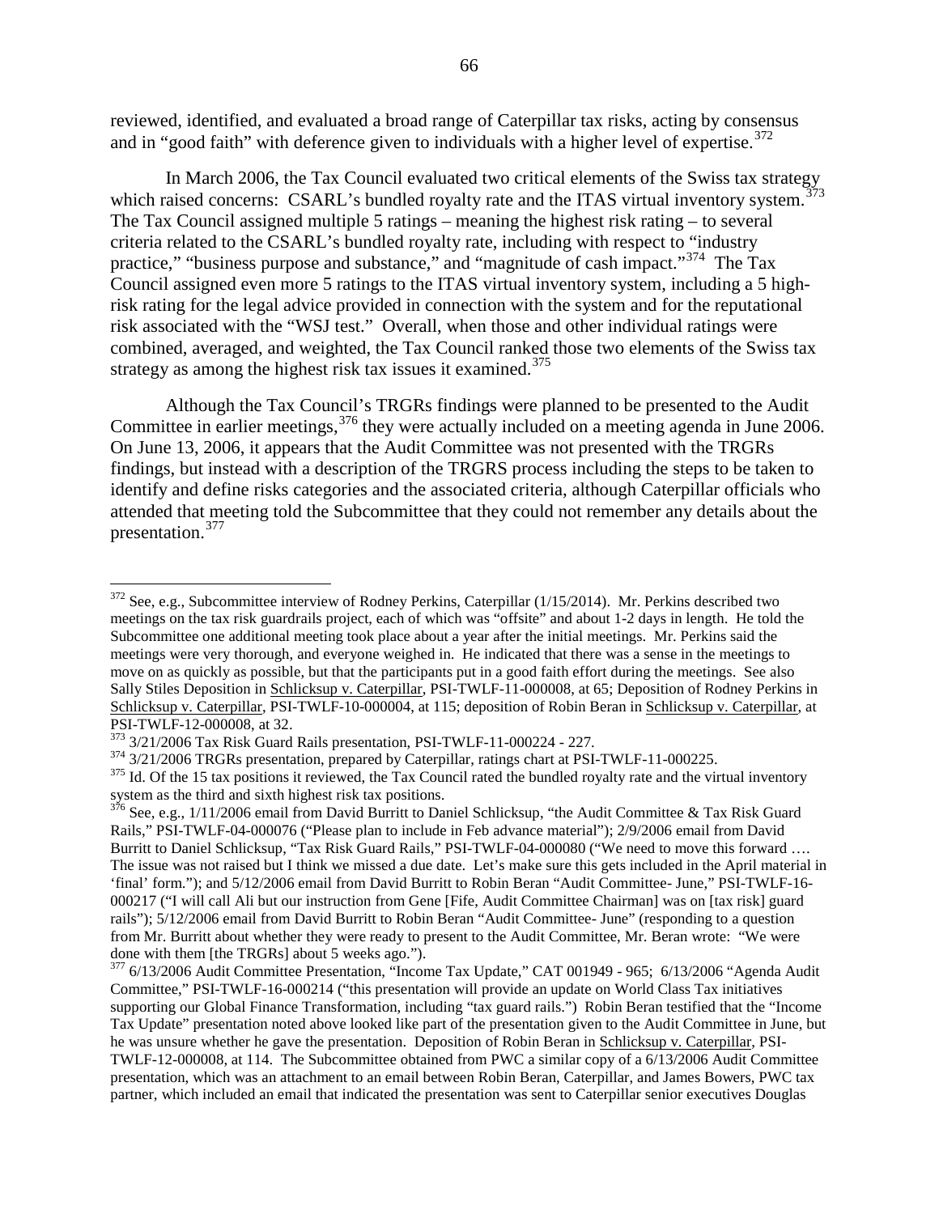reviewed, identified, and evaluated a broad range of Caterpillar tax risks, acting by consensus and in "good faith" with deference given to individuals with a higher level of expertise.[372]

In March 2006, the Tax Council evaluated two critical elements of the Swiss tax strategy which raised concerns: CSARL's bundled royalty rate and the ITAS virtual inventory system.[373] The Tax Council assigned multiple 5 ratings – meaning the highest risk rating – to several criteria related to the CSARL's bundled royalty rate, including with respect to "industry practice," "business purpose and substance," and "magnitude of cash impact."[374] The Tax Council assigned even more 5 ratings to the ITAS virtual inventory system, including a 5 high-risk rating for the legal advice provided in connection with the system and for the reputational risk associated with the "WSJ test." Overall, when those and other individual ratings were combined, averaged, and weighted, the Tax Council ranked those two elements of the Swiss tax strategy as among the highest risk tax issues it examined.[375]

Although the Tax Council's TRGRs findings were planned to be presented to the Audit Committee in earlier meetings,[376] they were actually included on a meeting agenda in June 2006. On June 13, 2006, it appears that the Audit Committee was not presented with the TRGRs findings, but instead with a description of the TRGRS process including the steps to be taken to identify and define risks categories and the associated criteria, although Caterpillar officials who attended that meeting told the Subcommittee that they could not remember any details about the presentation.[377]

---

[372] See, e.g., Subcommittee interview of Rodney Perkins, Caterpillar (1/15/2014). Mr. Perkins described two meetings on the tax risk guardrails project, each of which was "offsite" and about 1-2 days in length. He told the Subcommittee one additional meeting took place about a year after the initial meetings. Mr. Perkins said the meetings were very thorough, and everyone weighed in. He indicated that there was a sense in the meetings to move on as quickly as possible, but that the participants put in a good faith effort during the meetings. See also Sally Stiles Deposition in Schlicksup v. Caterpillar, PSI-TWLF-11-000008, at 65; Deposition of Rodney Perkins in Schlicksup v. Caterpillar, PSI-TWLF-10-000004, at 115; deposition of Robin Beran in Schlicksup v. Caterpillar, at PSI-TWLF-12-000008, at 32.

[373] 3/21/2006 Tax Risk Guard Rails presentation, PSI-TWLF-11-000224 - 227.

[374] 3/21/2006 TRGRs presentation, prepared by Caterpillar, ratings chart at PSI-TWLF-11-000225.

[375] Id. Of the 15 tax positions it reviewed, the Tax Council rated the bundled royalty rate and the virtual inventory system as the third and sixth highest risk tax positions.

[376] See, e.g., 1/11/2006 email from David Burritt to Daniel Schlicksup, "the Audit Committee & Tax Risk Guard Rails," PSI-TWLF-04-000076 ("Please plan to include in Feb advance material"); 2/9/2006 email from David Burritt to Daniel Schlicksup, "Tax Risk Guard Rails," PSI-TWLF-04-000080 ("We need to move this forward …. The issue was not raised but I think we missed a due date. Let's make sure this gets included in the April material in 'final' form."); and 5/12/2006 email from David Burritt to Robin Beran "Audit Committee- June," PSI-TWLF-16-000217 ("I will call Ali but our instruction from Gene [Fife, Audit Committee Chairman] was on [tax risk] guard rails"); 5/12/2006 email from David Burritt to Robin Beran "Audit Committee- June" (responding to a question from Mr. Burritt about whether they were ready to present to the Audit Committee, Mr. Beran wrote: "We were done with them [the TRGRs] about 5 weeks ago.").

[377] 6/13/2006 Audit Committee Presentation, "Income Tax Update," CAT 001949 - 965; 6/13/2006 "Agenda Audit Committee," PSI-TWLF-16-000214 ("this presentation will provide an update on World Class Tax initiatives supporting our Global Finance Transformation, including "tax guard rails.") Robin Beran testified that the "Income Tax Update" presentation noted above looked like part of the presentation given to the Audit Committee in June, but he was unsure whether he gave the presentation. Deposition of Robin Beran in Schlicksup v. Caterpillar, PSI-TWLF-12-000008, at 114. The Subcommittee obtained from PWC a similar copy of a 6/13/2006 Audit Committee presentation, which was an attachment to an email between Robin Beran, Caterpillar, and James Bowers, PWC tax partner, which included an email that indicated the presentation was sent to Caterpillar senior executives Douglas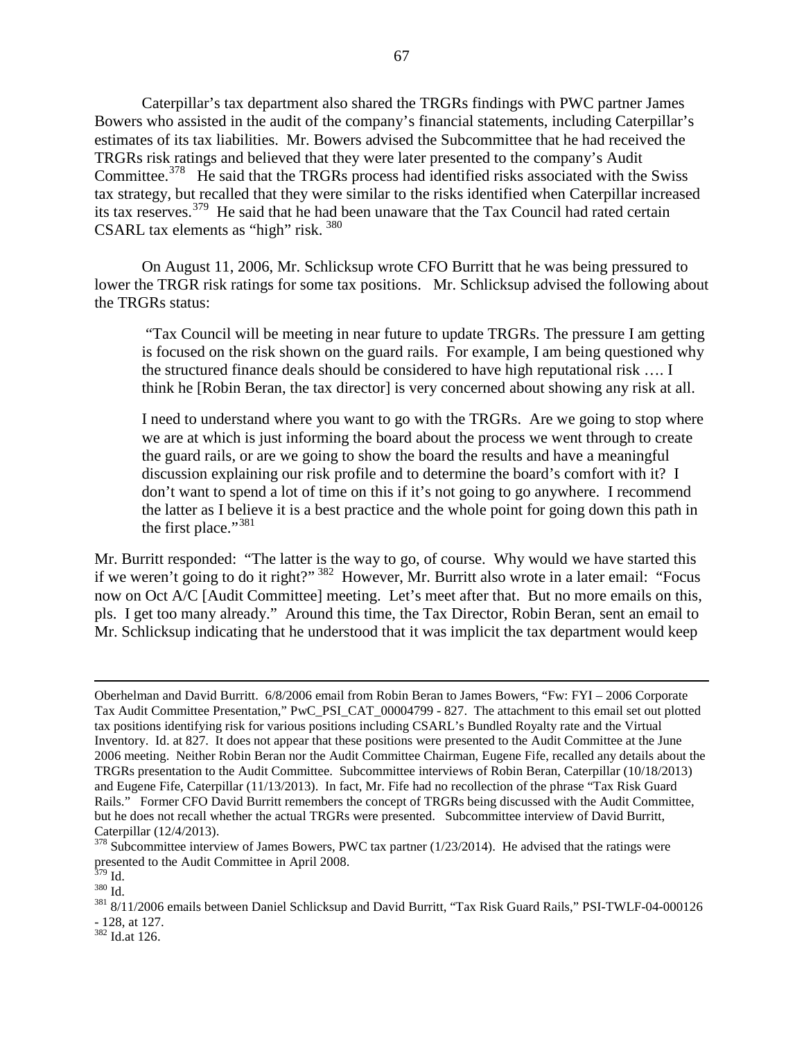Caterpillar's tax department also shared the TRGRs findings with PWC partner James Bowers who assisted in the audit of the company's financial statements, including Caterpillar's estimates of its tax liabilities. Mr. Bowers advised the Subcommittee that he had received the TRGRs risk ratings and believed that they were later presented to the company's Audit Committee.[378] He said that the TRGRs process had identified risks associated with the Swiss tax strategy, but recalled that they were similar to the risks identified when Caterpillar increased its tax reserves.[379] He said that he had been unaware that the Tax Council had rated certain CSARL tax elements as "high" risk. [380]

On August 11, 2006, Mr. Schlicksup wrote CFO Burritt that he was being pressured to lower the TRGR risk ratings for some tax positions. Mr. Schlicksup advised the following about the TRGRs status:

> "Tax Council will be meeting in near future to update TRGRs. The pressure I am getting is focused on the risk shown on the guard rails. For example, I am being questioned why the structured finance deals should be considered to have high reputational risk …. I think he [Robin Beran, the tax director] is very concerned about showing any risk at all.
>
> I need to understand where you want to go with the TRGRs. Are we going to stop where we are at which is just informing the board about the process we went through to create the guard rails, or are we going to show the board the results and have a meaningful discussion explaining our risk profile and to determine the board's comfort with it? I don't want to spend a lot of time on this if it's not going to go anywhere. I recommend the latter as I believe it is a best practice and the whole point for going down this path in the first place."[381]

Mr. Burritt responded: "The latter is the way to go, of course. Why would we have started this if we weren't going to do it right?" [382] However, Mr. Burritt also wrote in a later email: "Focus now on Oct A/C [Audit Committee] meeting. Let's meet after that. But no more emails on this, pls. I get too many already." Around this time, the Tax Director, Robin Beran, sent an email to Mr. Schlicksup indicating that he understood that it was implicit the tax department would keep

---

Oberhelman and David Burritt. 6/8/2006 email from Robin Beran to James Bowers, "Fw: FYI – 2006 Corporate Tax Audit Committee Presentation," PwC_PSI_CAT_00004799 - 827. The attachment to this email set out plotted tax positions identifying risk for various positions including CSARL's Bundled Royalty rate and the Virtual Inventory. Id. at 827. It does not appear that these positions were presented to the Audit Committee at the June 2006 meeting. Neither Robin Beran nor the Audit Committee Chairman, Eugene Fife, recalled any details about the TRGRs presentation to the Audit Committee. Subcommittee interviews of Robin Beran, Caterpillar (10/18/2013) and Eugene Fife, Caterpillar (11/13/2013). In fact, Mr. Fife had no recollection of the phrase "Tax Risk Guard Rails." Former CFO David Burritt remembers the concept of TRGRs being discussed with the Audit Committee, but he does not recall whether the actual TRGRs were presented. Subcommittee interview of David Burritt, Caterpillar (12/4/2013).

[378] Subcommittee interview of James Bowers, PWC tax partner (1/23/2014). He advised that the ratings were presented to the Audit Committee in April 2008.

[379] Id.

[380] Id.

[381] 8/11/2006 emails between Daniel Schlicksup and David Burritt, "Tax Risk Guard Rails," PSI-TWLF-04-000126 - 128, at 127.

[382] Id.at 126.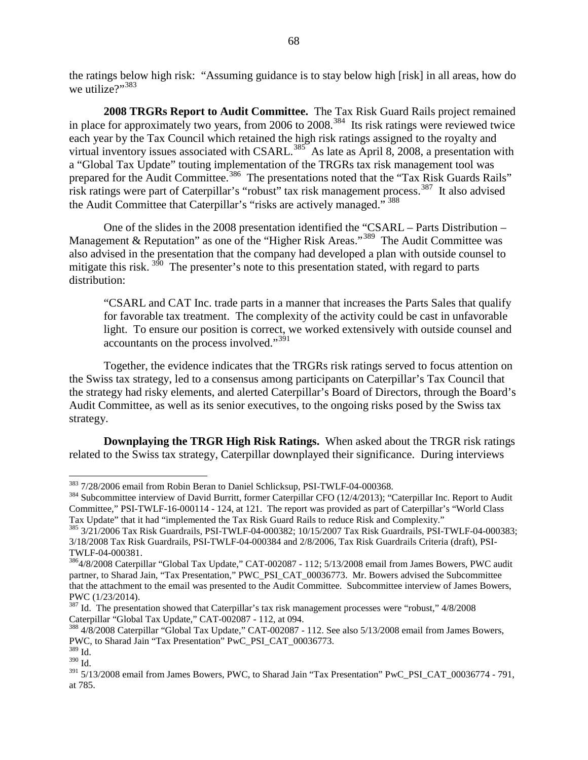the ratings below high risk: "Assuming guidance is to stay below high [risk] in all areas, how do we utilize?"[383]

**2008 TRGRs Report to Audit Committee.** The Tax Risk Guard Rails project remained in place for approximately two years, from 2006 to 2008.[384] Its risk ratings were reviewed twice each year by the Tax Council which retained the high risk ratings assigned to the royalty and virtual inventory issues associated with CSARL.[385] As late as April 8, 2008, a presentation with a "Global Tax Update" touting implementation of the TRGRs tax risk management tool was prepared for the Audit Committee.[386] The presentations noted that the "Tax Risk Guards Rails" risk ratings were part of Caterpillar's "robust" tax risk management process.[387] It also advised the Audit Committee that Caterpillar's "risks are actively managed."[388]

One of the slides in the 2008 presentation identified the "CSARL – Parts Distribution – Management & Reputation" as one of the "Higher Risk Areas."[389] The Audit Committee was also advised in the presentation that the company had developed a plan with outside counsel to mitigate this risk.[390] The presenter's note to this presentation stated, with regard to parts distribution:

> "CSARL and CAT Inc. trade parts in a manner that increases the Parts Sales that qualify for favorable tax treatment. The complexity of the activity could be cast in unfavorable light. To ensure our position is correct, we worked extensively with outside counsel and accountants on the process involved."[391]

Together, the evidence indicates that the TRGRs risk ratings served to focus attention on the Swiss tax strategy, led to a consensus among participants on Caterpillar's Tax Council that the strategy had risky elements, and alerted Caterpillar's Board of Directors, through the Board's Audit Committee, as well as its senior executives, to the ongoing risks posed by the Swiss tax strategy.

**Downplaying the TRGR High Risk Ratings.** When asked about the TRGR risk ratings related to the Swiss tax strategy, Caterpillar downplayed their significance. During interviews

---

[383] 7/28/2006 email from Robin Beran to Daniel Schlicksup, PSI-TWLF-04-000368.

[384] Subcommittee interview of David Burritt, former Caterpillar CFO (12/4/2013); "Caterpillar Inc. Report to Audit Committee," PSI-TWLF-16-000114 - 124, at 121. The report was provided as part of Caterpillar's "World Class Tax Update" that it had "implemented the Tax Risk Guard Rails to reduce Risk and Complexity."

[385] 3/21/2006 Tax Risk Guardrails, PSI-TWLF-04-000382; 10/15/2007 Tax Risk Guardrails, PSI-TWLF-04-000383; 3/18/2008 Tax Risk Guardrails, PSI-TWLF-04-000384 and 2/8/2006, Tax Risk Guardrails Criteria (draft), PSI-TWLF-04-000381.

[386] 4/8/2008 Caterpillar "Global Tax Update," CAT-002087 - 112; 5/13/2008 email from James Bowers, PWC audit partner, to Sharad Jain, "Tax Presentation," PWC_PSI_CAT_00036773. Mr. Bowers advised the Subcommittee that the attachment to the email was presented to the Audit Committee. Subcommittee interview of James Bowers, PWC (1/23/2014).

[387] Id. The presentation showed that Caterpillar's tax risk management processes were "robust," 4/8/2008 Caterpillar "Global Tax Update," CAT-002087 - 112, at 094.

[388] 4/8/2008 Caterpillar "Global Tax Update," CAT-002087 - 112. See also 5/13/2008 email from James Bowers, PWC, to Sharad Jain "Tax Presentation" PwC_PSI_CAT_00036773.

[389] Id.

[390] Id.

[391] 5/13/2008 email from James Bowers, PWC, to Sharad Jain "Tax Presentation" PwC_PSI_CAT_00036774 - 791, at 785.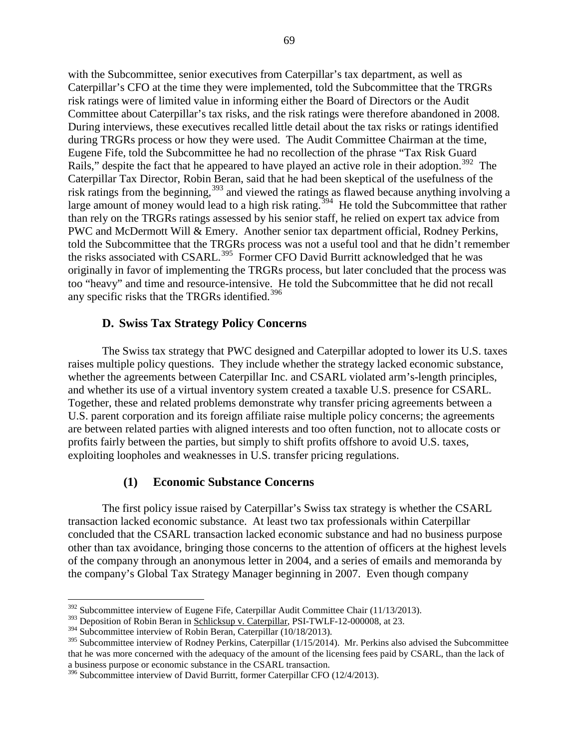with the Subcommittee, senior executives from Caterpillar's tax department, as well as Caterpillar's CFO at the time they were implemented, told the Subcommittee that the TRGRs risk ratings were of limited value in informing either the Board of Directors or the Audit Committee about Caterpillar's tax risks, and the risk ratings were therefore abandoned in 2008. During interviews, these executives recalled little detail about the tax risks or ratings identified during TRGRs process or how they were used. The Audit Committee Chairman at the time, Eugene Fife, told the Subcommittee he had no recollection of the phrase "Tax Risk Guard Rails," despite the fact that he appeared to have played an active role in their adoption.[392] The Caterpillar Tax Director, Robin Beran, said that he had been skeptical of the usefulness of the risk ratings from the beginning,[393] and viewed the ratings as flawed because anything involving a large amount of money would lead to a high risk rating.[394] He told the Subcommittee that rather than rely on the TRGRs ratings assessed by his senior staff, he relied on expert tax advice from PWC and McDermott Will & Emery. Another senior tax department official, Rodney Perkins, told the Subcommittee that the TRGRs process was not a useful tool and that he didn't remember the risks associated with CSARL.[395] Former CFO David Burritt acknowledged that he was originally in favor of implementing the TRGRs process, but later concluded that the process was too "heavy" and time and resource-intensive. He told the Subcommittee that he did not recall any specific risks that the TRGRs identified.[396]

### D. Swiss Tax Strategy Policy Concerns

The Swiss tax strategy that PWC designed and Caterpillar adopted to lower its U.S. taxes raises multiple policy questions. They include whether the strategy lacked economic substance, whether the agreements between Caterpillar Inc. and CSARL violated arm's-length principles, and whether its use of a virtual inventory system created a taxable U.S. presence for CSARL. Together, these and related problems demonstrate why transfer pricing agreements between a U.S. parent corporation and its foreign affiliate raise multiple policy concerns; the agreements are between related parties with aligned interests and too often function, not to allocate costs or profits fairly between the parties, but simply to shift profits offshore to avoid U.S. taxes, exploiting loopholes and weaknesses in U.S. transfer pricing regulations.

#### (1) Economic Substance Concerns

The first policy issue raised by Caterpillar's Swiss tax strategy is whether the CSARL transaction lacked economic substance. At least two tax professionals within Caterpillar concluded that the CSARL transaction lacked economic substance and had no business purpose other than tax avoidance, bringing those concerns to the attention of officers at the highest levels of the company through an anonymous letter in 2004, and a series of emails and memoranda by the company's Global Tax Strategy Manager beginning in 2007. Even though company

---

[392] Subcommittee interview of Eugene Fife, Caterpillar Audit Committee Chair (11/13/2013).

[393] Deposition of Robin Beran in Schlicksup v. Caterpillar, PSI-TWLF-12-000008, at 23.

[394] Subcommittee interview of Robin Beran, Caterpillar (10/18/2013).

[395] Subcommittee interview of Rodney Perkins, Caterpillar (1/15/2014). Mr. Perkins also advised the Subcommittee that he was more concerned with the adequacy of the amount of the licensing fees paid by CSARL, than the lack of a business purpose or economic substance in the CSARL transaction.

[396] Subcommittee interview of David Burritt, former Caterpillar CFO (12/4/2013).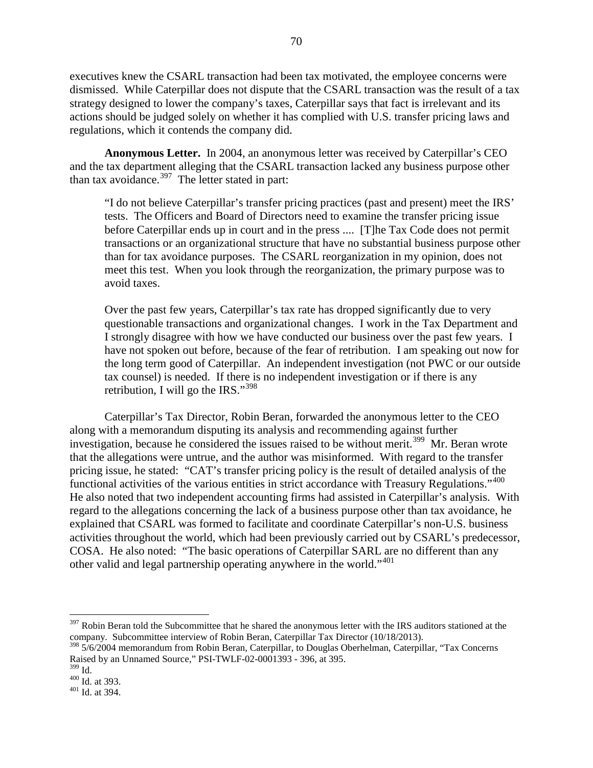executives knew the CSARL transaction had been tax motivated, the employee concerns were dismissed. While Caterpillar does not dispute that the CSARL transaction was the result of a tax strategy designed to lower the company's taxes, Caterpillar says that fact is irrelevant and its actions should be judged solely on whether it has complied with U.S. transfer pricing laws and regulations, which it contends the company did.

**Anonymous Letter.** In 2004, an anonymous letter was received by Caterpillar's CEO and the tax department alleging that the CSARL transaction lacked any business purpose other than tax avoidance.[397] The letter stated in part:

> "I do not believe Caterpillar's transfer pricing practices (past and present) meet the IRS' tests. The Officers and Board of Directors need to examine the transfer pricing issue before Caterpillar ends up in court and in the press .... [T]he Tax Code does not permit transactions or an organizational structure that have no substantial business purpose other than for tax avoidance purposes. The CSARL reorganization in my opinion, does not meet this test. When you look through the reorganization, the primary purpose was to avoid taxes.
>
> Over the past few years, Caterpillar's tax rate has dropped significantly due to very questionable transactions and organizational changes. I work in the Tax Department and I strongly disagree with how we have conducted our business over the past few years. I have not spoken out before, because of the fear of retribution. I am speaking out now for the long term good of Caterpillar. An independent investigation (not PWC or our outside tax counsel) is needed. If there is no independent investigation or if there is any retribution, I will go the IRS."[398]

Caterpillar's Tax Director, Robin Beran, forwarded the anonymous letter to the CEO along with a memorandum disputing its analysis and recommending against further investigation, because he considered the issues raised to be without merit.[399] Mr. Beran wrote that the allegations were untrue, and the author was misinformed. With regard to the transfer pricing issue, he stated: "CAT's transfer pricing policy is the result of detailed analysis of the functional activities of the various entities in strict accordance with Treasury Regulations."[400] He also noted that two independent accounting firms had assisted in Caterpillar's analysis. With regard to the allegations concerning the lack of a business purpose other than tax avoidance, he explained that CSARL was formed to facilitate and coordinate Caterpillar's non-U.S. business activities throughout the world, which had been previously carried out by CSARL's predecessor, COSA. He also noted: "The basic operations of Caterpillar SARL are no different than any other valid and legal partnership operating anywhere in the world."[401]

---

[397] Robin Beran told the Subcommittee that he shared the anonymous letter with the IRS auditors stationed at the company. Subcommittee interview of Robin Beran, Caterpillar Tax Director (10/18/2013).

[398] 5/6/2004 memorandum from Robin Beran, Caterpillar, to Douglas Oberhelman, Caterpillar, "Tax Concerns Raised by an Unnamed Source," PSI-TWLF-02-0001393 - 396, at 395.

[399] Id.

[400] Id. at 393.

[401] Id. at 394.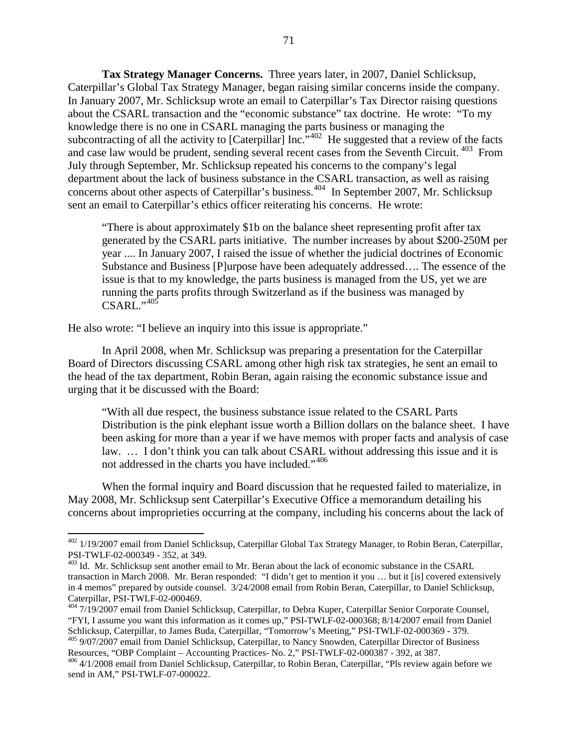**Tax Strategy Manager Concerns.** Three years later, in 2007, Daniel Schlicksup, Caterpillar's Global Tax Strategy Manager, began raising similar concerns inside the company. In January 2007, Mr. Schlicksup wrote an email to Caterpillar's Tax Director raising questions about the CSARL transaction and the "economic substance" tax doctrine. He wrote: "To my knowledge there is no one in CSARL managing the parts business or managing the subcontracting of all the activity to [Caterpillar] Inc."[402] He suggested that a review of the facts and case law would be prudent, sending several recent cases from the Seventh Circuit.[403] From July through September, Mr. Schlicksup repeated his concerns to the company's legal department about the lack of business substance in the CSARL transaction, as well as raising concerns about other aspects of Caterpillar's business.[404] In September 2007, Mr. Schlicksup sent an email to Caterpillar's ethics officer reiterating his concerns. He wrote:

> "There is about approximately $1b on the balance sheet representing profit after tax generated by the CSARL parts initiative. The number increases by about $200-250M per year .... In January 2007, I raised the issue of whether the judicial doctrines of Economic Substance and Business [P]urpose have been adequately addressed…. The essence of the issue is that to my knowledge, the parts business is managed from the US, yet we are running the parts profits through Switzerland as if the business was managed by CSARL."[405]

He also wrote: "I believe an inquiry into this issue is appropriate."

In April 2008, when Mr. Schlicksup was preparing a presentation for the Caterpillar Board of Directors discussing CSARL among other high risk tax strategies, he sent an email to the head of the tax department, Robin Beran, again raising the economic substance issue and urging that it be discussed with the Board:

> "With all due respect, the business substance issue related to the CSARL Parts Distribution is the pink elephant issue worth a Billion dollars on the balance sheet. I have been asking for more than a year if we have memos with proper facts and analysis of case law. … I don't think you can talk about CSARL without addressing this issue and it is not addressed in the charts you have included."[406]

When the formal inquiry and Board discussion that he requested failed to materialize, in May 2008, Mr. Schlicksup sent Caterpillar's Executive Office a memorandum detailing his concerns about improprieties occurring at the company, including his concerns about the lack of

---

[402] 1/19/2007 email from Daniel Schlicksup, Caterpillar Global Tax Strategy Manager, to Robin Beran, Caterpillar, PSI-TWLF-02-000349 - 352, at 349.

[403] Id. Mr. Schlicksup sent another email to Mr. Beran about the lack of economic substance in the CSARL transaction in March 2008. Mr. Beran responded: "I didn't get to mention it you … but it [is] covered extensively in 4 memos" prepared by outside counsel. 3/24/2008 email from Robin Beran, Caterpillar, to Daniel Schlicksup, Caterpillar, PSI-TWLF-02-000469.

[404] 7/19/2007 email from Daniel Schlicksup, Caterpillar, to Debra Kuper, Caterpillar Senior Corporate Counsel, "FYI, I assume you want this information as it comes up," PSI-TWLF-02-000368; 8/14/2007 email from Daniel Schlicksup, Caterpillar, to James Buda, Caterpillar, "Tomorrow's Meeting," PSI-TWLF-02-000369 - 379.

[405] 9/07/2007 email from Daniel Schlicksup, Caterpillar, to Nancy Snowden, Caterpillar Director of Business Resources, "OBP Complaint – Accounting Practices- No. 2," PSI-TWLF-02-000387 - 392, at 387.

[406] 4/1/2008 email from Daniel Schlicksup, Caterpillar, to Robin Beran, Caterpillar, "Pls review again before we send in AM," PSI-TWLF-07-000022.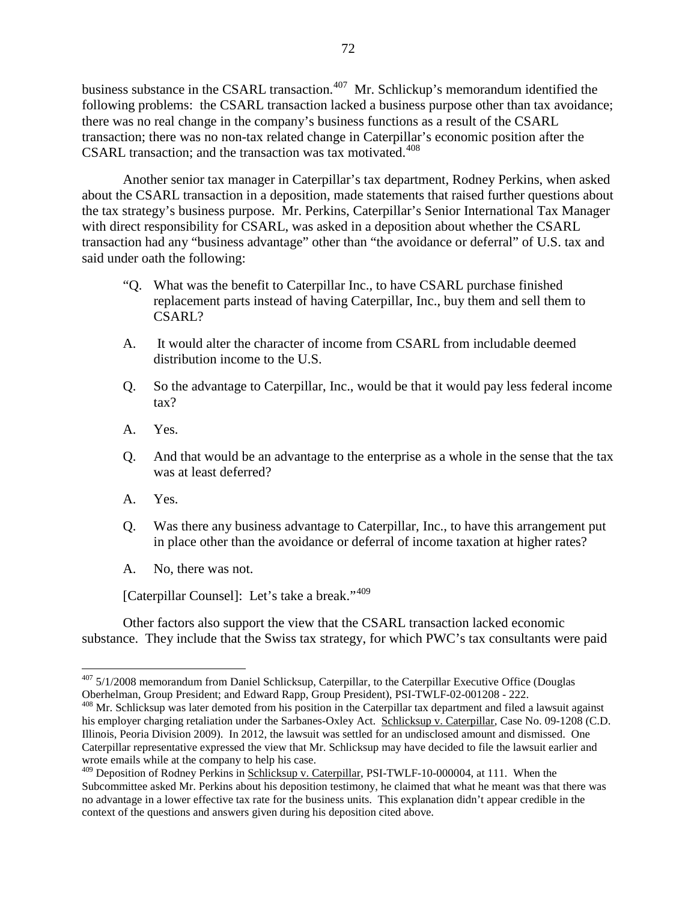business substance in the CSARL transaction.[407] Mr. Schlickup's memorandum identified the following problems: the CSARL transaction lacked a business purpose other than tax avoidance; there was no real change in the company's business functions as a result of the CSARL transaction; there was no non-tax related change in Caterpillar's economic position after the CSARL transaction; and the transaction was tax motivated.[408]

Another senior tax manager in Caterpillar's tax department, Rodney Perkins, when asked about the CSARL transaction in a deposition, made statements that raised further questions about the tax strategy's business purpose. Mr. Perkins, Caterpillar's Senior International Tax Manager with direct responsibility for CSARL, was asked in a deposition about whether the CSARL transaction had any "business advantage" other than "the avoidance or deferral" of U.S. tax and said under oath the following:

> "Q. What was the benefit to Caterpillar Inc., to have CSARL purchase finished replacement parts instead of having Caterpillar, Inc., buy them and sell them to CSARL?
>
> A. It would alter the character of income from CSARL from includable deemed distribution income to the U.S.
>
> Q. So the advantage to Caterpillar, Inc., would be that it would pay less federal income tax?
>
> A. Yes.
>
> Q. And that would be an advantage to the enterprise as a whole in the sense that the tax was at least deferred?
>
> A. Yes.
>
> Q. Was there any business advantage to Caterpillar, Inc., to have this arrangement put in place other than the avoidance or deferral of income taxation at higher rates?
>
> A. No, there was not.
>
> [Caterpillar Counsel]: Let's take a break."[409]

Other factors also support the view that the CSARL transaction lacked economic substance. They include that the Swiss tax strategy, for which PWC's tax consultants were paid

---

[407] 5/1/2008 memorandum from Daniel Schlicksup, Caterpillar, to the Caterpillar Executive Office (Douglas Oberhelman, Group President; and Edward Rapp, Group President), PSI-TWLF-02-001208 - 222.

[408] Mr. Schlicksup was later demoted from his position in the Caterpillar tax department and filed a lawsuit against his employer charging retaliation under the Sarbanes-Oxley Act. Schlicksup v. Caterpillar, Case No. 09-1208 (C.D. Illinois, Peoria Division 2009). In 2012, the lawsuit was settled for an undisclosed amount and dismissed. One Caterpillar representative expressed the view that Mr. Schlicksup may have decided to file the lawsuit earlier and wrote emails while at the company to help his case.

[409] Deposition of Rodney Perkins in Schlicksup v. Caterpillar, PSI-TWLF-10-000004, at 111. When the Subcommittee asked Mr. Perkins about his deposition testimony, he claimed that what he meant was that there was no advantage in a lower effective tax rate for the business units. This explanation didn't appear credible in the context of the questions and answers given during his deposition cited above.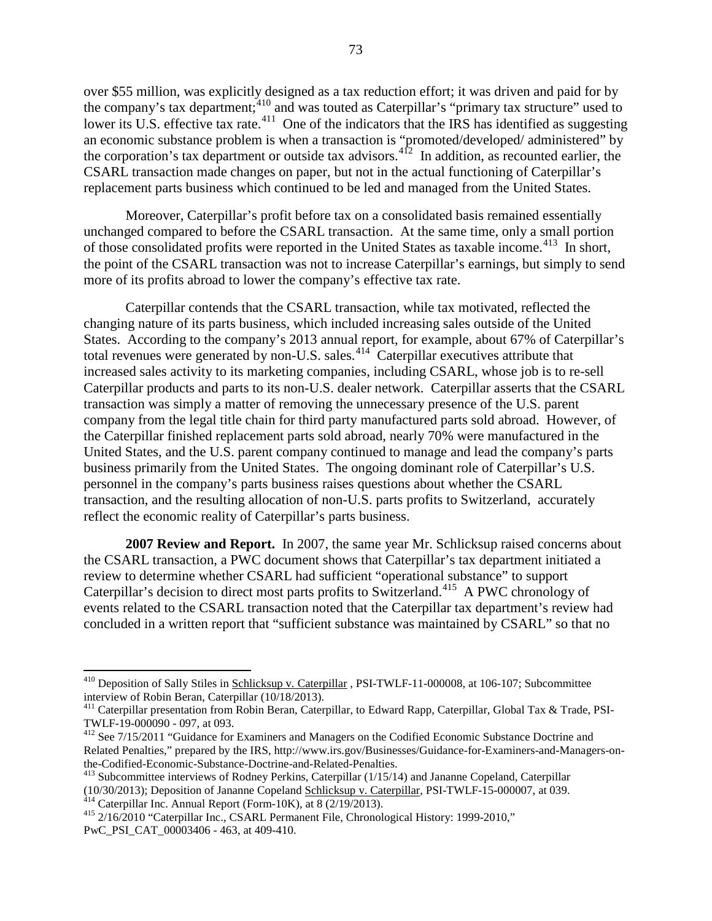over $55 million, was explicitly designed as a tax reduction effort; it was driven and paid for by the company's tax department;[410] and was touted as Caterpillar's "primary tax structure" used to lower its U.S. effective tax rate.[411] One of the indicators that the IRS has identified as suggesting an economic substance problem is when a transaction is "promoted/developed/ administered" by the corporation's tax department or outside tax advisors.[412] In addition, as recounted earlier, the CSARL transaction made changes on paper, but not in the actual functioning of Caterpillar's replacement parts business which continued to be led and managed from the United States.

Moreover, Caterpillar's profit before tax on a consolidated basis remained essentially unchanged compared to before the CSARL transaction. At the same time, only a small portion of those consolidated profits were reported in the United States as taxable income.[413] In short, the point of the CSARL transaction was not to increase Caterpillar's earnings, but simply to send more of its profits abroad to lower the company's effective tax rate.

Caterpillar contends that the CSARL transaction, while tax motivated, reflected the changing nature of its parts business, which included increasing sales outside of the United States. According to the company's 2013 annual report, for example, about 67% of Caterpillar's total revenues were generated by non-U.S. sales.[414] Caterpillar executives attribute that increased sales activity to its marketing companies, including CSARL, whose job is to re-sell Caterpillar products and parts to its non-U.S. dealer network. Caterpillar asserts that the CSARL transaction was simply a matter of removing the unnecessary presence of the U.S. parent company from the legal title chain for third party manufactured parts sold abroad. However, of the Caterpillar finished replacement parts sold abroad, nearly 70% were manufactured in the United States, and the U.S. parent company continued to manage and lead the company's parts business primarily from the United States. The ongoing dominant role of Caterpillar's U.S. personnel in the company's parts business raises questions about whether the CSARL transaction, and the resulting allocation of non-U.S. parts profits to Switzerland, accurately reflect the economic reality of Caterpillar's parts business.

**2007 Review and Report.** In 2007, the same year Mr. Schlicksup raised concerns about the CSARL transaction, a PWC document shows that Caterpillar's tax department initiated a review to determine whether CSARL had sufficient "operational substance" to support Caterpillar's decision to direct most parts profits to Switzerland.[415] A PWC chronology of events related to the CSARL transaction noted that the Caterpillar tax department's review had concluded in a written report that "sufficient substance was maintained by CSARL" so that no

---

[410] Deposition of Sally Stiles in Schlicksup v. Caterpillar , PSI-TWLF-11-000008, at 106-107; Subcommittee interview of Robin Beran, Caterpillar (10/18/2013).

[411] Caterpillar presentation from Robin Beran, Caterpillar, to Edward Rapp, Caterpillar, Global Tax & Trade, PSI-TWLF-19-000090 - 097, at 093.

[412] See 7/15/2011 "Guidance for Examiners and Managers on the Codified Economic Substance Doctrine and Related Penalties," prepared by the IRS, http://www.irs.gov/Businesses/Guidance-for-Examiners-and-Managers-on-the-Codified-Economic-Substance-Doctrine-and-Related-Penalties.

[413] Subcommittee interviews of Rodney Perkins, Caterpillar (1/15/14) and Jananne Copeland, Caterpillar (10/30/2013); Deposition of Jananne Copeland Schlicksup v. Caterpillar, PSI-TWLF-15-000007, at 039.

[414] Caterpillar Inc. Annual Report (Form-10K), at 8 (2/19/2013).

[415] 2/16/2010 "Caterpillar Inc., CSARL Permanent File, Chronological History: 1999-2010," PwC_PSI_CAT_00003406 - 463, at 409-410.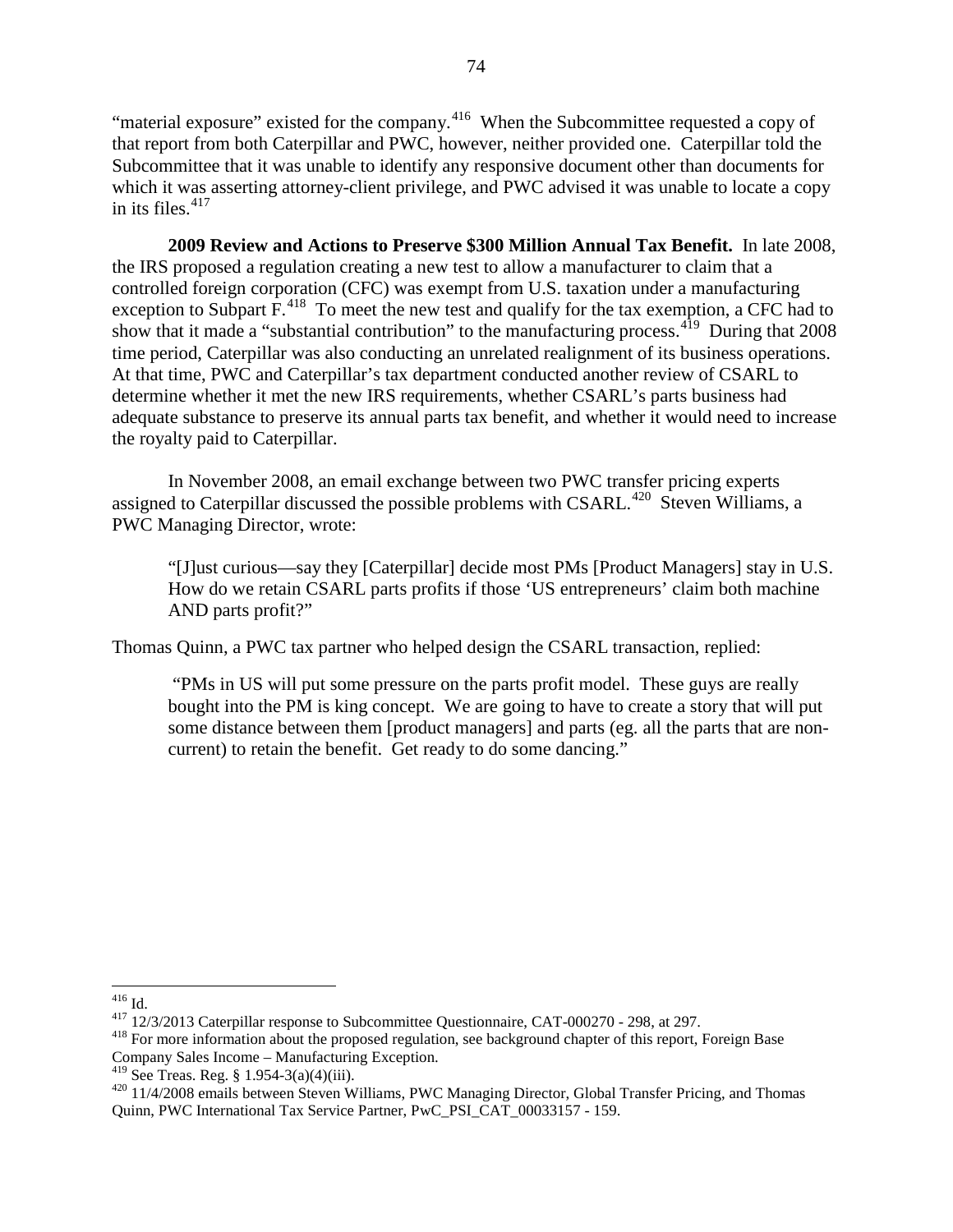"material exposure" existed for the company.[416] When the Subcommittee requested a copy of that report from both Caterpillar and PWC, however, neither provided one. Caterpillar told the Subcommittee that it was unable to identify any responsive document other than documents for which it was asserting attorney-client privilege, and PWC advised it was unable to locate a copy in its files.[417]

**2009 Review and Actions to Preserve $300 Million Annual Tax Benefit.** In late 2008, the IRS proposed a regulation creating a new test to allow a manufacturer to claim that a controlled foreign corporation (CFC) was exempt from U.S. taxation under a manufacturing exception to Subpart F.[418] To meet the new test and qualify for the tax exemption, a CFC had to show that it made a "substantial contribution" to the manufacturing process.[419] During that 2008 time period, Caterpillar was also conducting an unrelated realignment of its business operations. At that time, PWC and Caterpillar's tax department conducted another review of CSARL to determine whether it met the new IRS requirements, whether CSARL's parts business had adequate substance to preserve its annual parts tax benefit, and whether it would need to increase the royalty paid to Caterpillar.

In November 2008, an email exchange between two PWC transfer pricing experts assigned to Caterpillar discussed the possible problems with CSARL.[420] Steven Williams, a PWC Managing Director, wrote:

> "[J]ust curious—say they [Caterpillar] decide most PMs [Product Managers] stay in U.S. How do we retain CSARL parts profits if those 'US entrepreneurs' claim both machine AND parts profit?"

Thomas Quinn, a PWC tax partner who helped design the CSARL transaction, replied:

> "PMs in US will put some pressure on the parts profit model. These guys are really bought into the PM is king concept. We are going to have to create a story that will put some distance between them [product managers] and parts (eg. all the parts that are non-current) to retain the benefit. Get ready to do some dancing."

---

[416] Id.

[417] 12/3/2013 Caterpillar response to Subcommittee Questionnaire, CAT-000270 - 298, at 297.

[418] For more information about the proposed regulation, see background chapter of this report, Foreign Base Company Sales Income – Manufacturing Exception.

[419] See Treas. Reg. § 1.954-3(a)(4)(iii).

[420] 11/4/2008 emails between Steven Williams, PWC Managing Director, Global Transfer Pricing, and Thomas Quinn, PWC International Tax Service Partner, PwC_PSI_CAT_00033157 - 159.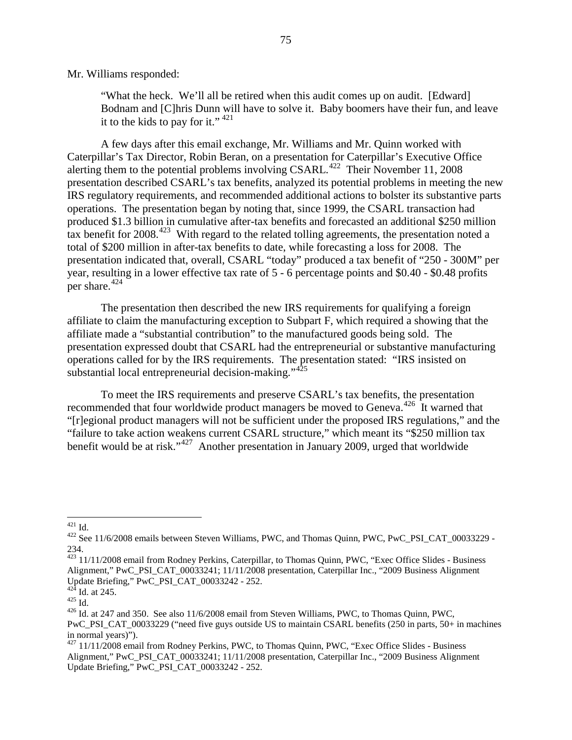Mr. Williams responded:

> "What the heck. We'll all be retired when this audit comes up on audit. [Edward] Bodnam and [C]hris Dunn will have to solve it. Baby boomers have their fun, and leave it to the kids to pay for it." [421]

A few days after this email exchange, Mr. Williams and Mr. Quinn worked with Caterpillar's Tax Director, Robin Beran, on a presentation for Caterpillar's Executive Office alerting them to the potential problems involving CSARL.[422] Their November 11, 2008 presentation described CSARL's tax benefits, analyzed its potential problems in meeting the new IRS regulatory requirements, and recommended additional actions to bolster its substantive parts operations. The presentation began by noting that, since 1999, the CSARL transaction had produced $1.3 billion in cumulative after-tax benefits and forecasted an additional $250 million tax benefit for 2008.[423] With regard to the related tolling agreements, the presentation noted a total of $200 million in after-tax benefits to date, while forecasting a loss for 2008. The presentation indicated that, overall, CSARL "today" produced a tax benefit of "250 - 300M" per year, resulting in a lower effective tax rate of 5 - 6 percentage points and $0.40 - $0.48 profits per share.[424]

The presentation then described the new IRS requirements for qualifying a foreign affiliate to claim the manufacturing exception to Subpart F, which required a showing that the affiliate made a "substantial contribution" to the manufactured goods being sold. The presentation expressed doubt that CSARL had the entrepreneurial or substantive manufacturing operations called for by the IRS requirements. The presentation stated: "IRS insisted on substantial local entrepreneurial decision-making."[425]

To meet the IRS requirements and preserve CSARL's tax benefits, the presentation recommended that four worldwide product managers be moved to Geneva.[426] It warned that "[r]egional product managers will not be sufficient under the proposed IRS regulations," and the "failure to take action weakens current CSARL structure," which meant its "$250 million tax benefit would be at risk."[427] Another presentation in January 2009, urged that worldwide

---

[421] Id.

[422] See 11/6/2008 emails between Steven Williams, PWC, and Thomas Quinn, PWC, PwC_PSI_CAT_00033229 - 234.

[423] 11/11/2008 email from Rodney Perkins, Caterpillar, to Thomas Quinn, PWC, "Exec Office Slides - Business Alignment," PwC_PSI_CAT_00033241; 11/11/2008 presentation, Caterpillar Inc., "2009 Business Alignment Update Briefing," PwC_PSI_CAT_00033242 - 252.

[424] Id. at 245.

[425] Id.

[426] Id. at 247 and 350. See also 11/6/2008 email from Steven Williams, PWC, to Thomas Quinn, PWC, PwC_PSI_CAT_00033229 ("need five guys outside US to maintain CSARL benefits (250 in parts, 50+ in machines in normal years)").

[427] 11/11/2008 email from Rodney Perkins, PWC, to Thomas Quinn, PWC, "Exec Office Slides - Business Alignment," PwC_PSI_CAT_00033241; 11/11/2008 presentation, Caterpillar Inc., "2009 Business Alignment Update Briefing," PwC_PSI_CAT_00033242 - 252.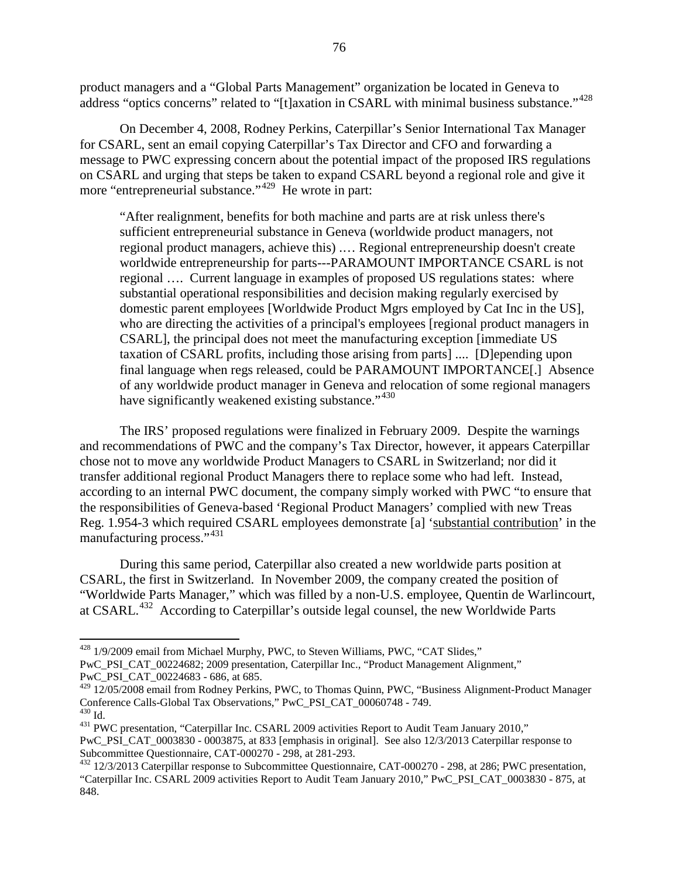product managers and a "Global Parts Management" organization be located in Geneva to address "optics concerns" related to "[t]axation in CSARL with minimal business substance."[428]

On December 4, 2008, Rodney Perkins, Caterpillar's Senior International Tax Manager for CSARL, sent an email copying Caterpillar's Tax Director and CFO and forwarding a message to PWC expressing concern about the potential impact of the proposed IRS regulations on CSARL and urging that steps be taken to expand CSARL beyond a regional role and give it more "entrepreneurial substance."[429] He wrote in part:

> "After realignment, benefits for both machine and parts are at risk unless there's sufficient entrepreneurial substance in Geneva (worldwide product managers, not regional product managers, achieve this) .… Regional entrepreneurship doesn't create worldwide entrepreneurship for parts---PARAMOUNT IMPORTANCE CSARL is not regional …. Current language in examples of proposed US regulations states: where substantial operational responsibilities and decision making regularly exercised by domestic parent employees [Worldwide Product Mgrs employed by Cat Inc in the US], who are directing the activities of a principal's employees [regional product managers in CSARL], the principal does not meet the manufacturing exception [immediate US taxation of CSARL profits, including those arising from parts] .... [D]epending upon final language when regs released, could be PARAMOUNT IMPORTANCE[.] Absence of any worldwide product manager in Geneva and relocation of some regional managers have significantly weakened existing substance."[430]

The IRS' proposed regulations were finalized in February 2009. Despite the warnings and recommendations of PWC and the company's Tax Director, however, it appears Caterpillar chose not to move any worldwide Product Managers to CSARL in Switzerland; nor did it transfer additional regional Product Managers there to replace some who had left. Instead, according to an internal PWC document, the company simply worked with PWC "to ensure that the responsibilities of Geneva-based 'Regional Product Managers' complied with new Treas Reg. 1.954-3 which required CSARL employees demonstrate [a] '<u>substantial contribution</u>' in the manufacturing process."[431]

During this same period, Caterpillar also created a new worldwide parts position at CSARL, the first in Switzerland. In November 2009, the company created the position of "Worldwide Parts Manager," which was filled by a non-U.S. employee, Quentin de Warlincourt, at CSARL.[432] According to Caterpillar's outside legal counsel, the new Worldwide Parts

---

[428] 1/9/2009 email from Michael Murphy, PWC, to Steven Williams, PWC, "CAT Slides," PwC_PSI_CAT_00224682; 2009 presentation, Caterpillar Inc., "Product Management Alignment," PwC_PSI_CAT_00224683 - 686, at 685.

[429] 12/05/2008 email from Rodney Perkins, PWC, to Thomas Quinn, PWC, "Business Alignment-Product Manager Conference Calls-Global Tax Observations," PwC_PSI_CAT_00060748 - 749.

[430] Id.

[431] PWC presentation, "Caterpillar Inc. CSARL 2009 activities Report to Audit Team January 2010," PwC_PSI_CAT_0003830 - 0003875, at 833 [emphasis in original]. See also 12/3/2013 Caterpillar response to Subcommittee Questionnaire, CAT-000270 - 298, at 281-293.

[432] 12/3/2013 Caterpillar response to Subcommittee Questionnaire, CAT-000270 - 298, at 286; PWC presentation, "Caterpillar Inc. CSARL 2009 activities Report to Audit Team January 2010," PwC_PSI_CAT_0003830 - 875, at 848.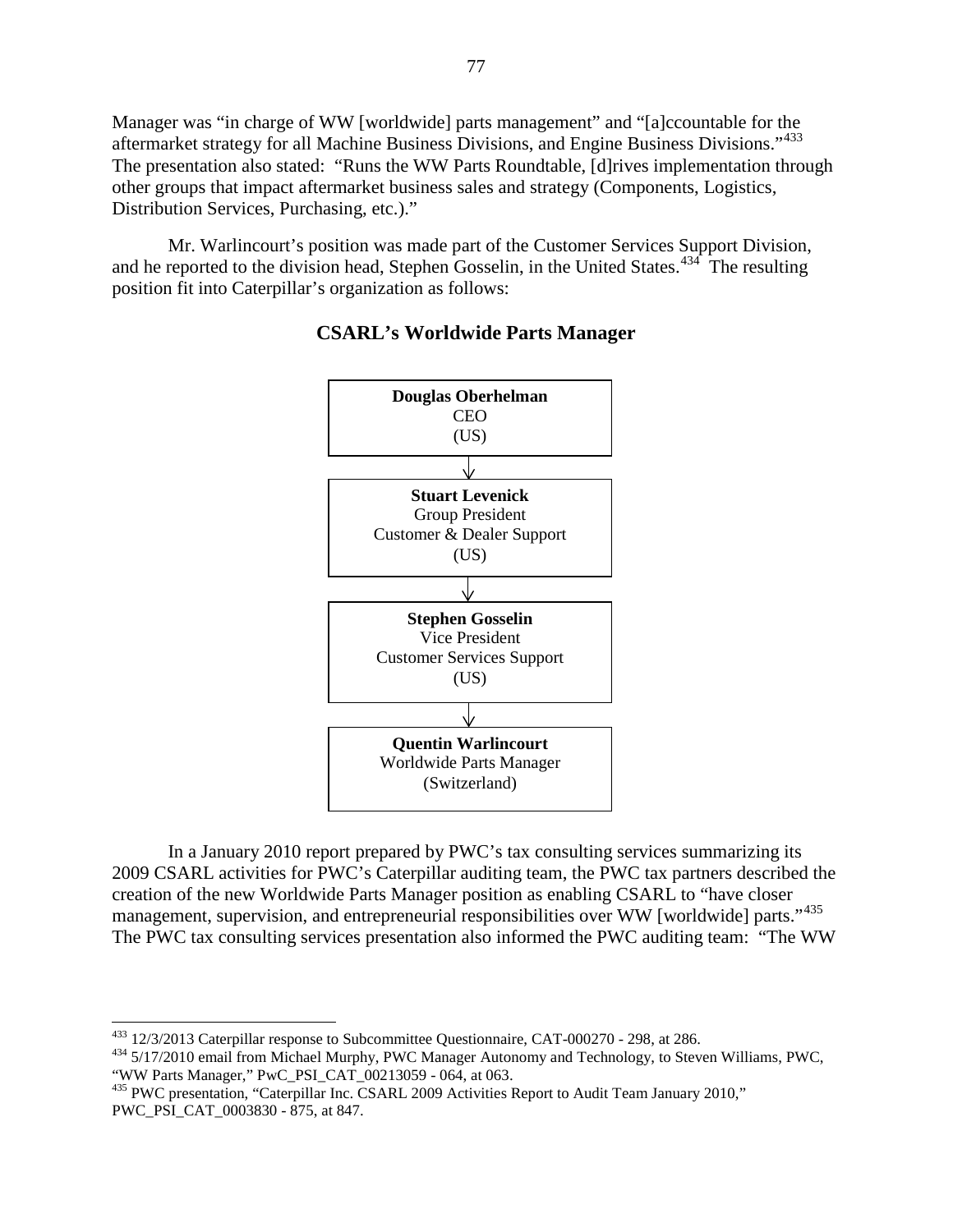Manager was "in charge of WW [worldwide] parts management" and "[a]ccountable for the aftermarket strategy for all Machine Business Divisions, and Engine Business Divisions."[433] The presentation also stated: "Runs the WW Parts Roundtable, [d]rives implementation through other groups that impact aftermarket business sales and strategy (Components, Logistics, Distribution Services, Purchasing, etc.)."

Mr. Warlincourt's position was made part of the Customer Services Support Division, and he reported to the division head, Stephen Gosselin, in the United States.[434] The resulting position fit into Caterpillar's organization as follows:

### CSARL's Worldwide Parts Manager

**Douglas Oberhelman**
CEO
(US)

↓

**Stuart Levenick**
Group President
Customer & Dealer Support
(US)

↓

**Stephen Gosselin**
Vice President
Customer Services Support
(US)

↓

**Quentin Warlincourt**
Worldwide Parts Manager
(Switzerland)

In a January 2010 report prepared by PWC's tax consulting services summarizing its 2009 CSARL activities for PWC's Caterpillar auditing team, the PWC tax partners described the creation of the new Worldwide Parts Manager position as enabling CSARL to "have closer management, supervision, and entrepreneurial responsibilities over WW [worldwide] parts."[435] The PWC tax consulting services presentation also informed the PWC auditing team: "The WW

---

[433] 12/3/2013 Caterpillar response to Subcommittee Questionnaire, CAT-000270 - 298, at 286.

[434] 5/17/2010 email from Michael Murphy, PWC Manager Autonomy and Technology, to Steven Williams, PWC, "WW Parts Manager," PwC_PSI_CAT_00213059 - 064, at 063.

[435] PWC presentation, "Caterpillar Inc. CSARL 2009 Activities Report to Audit Team January 2010," PWC_PSI_CAT_0003830 - 875, at 847.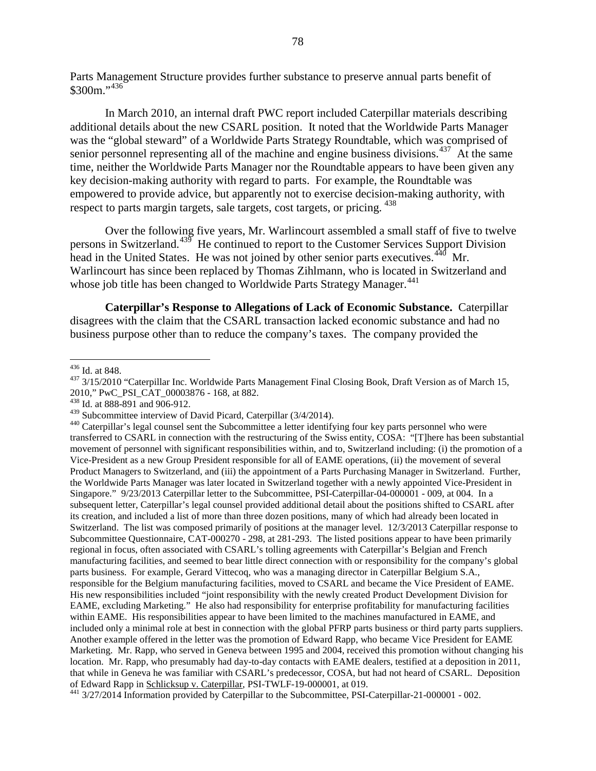Parts Management Structure provides further substance to preserve annual parts benefit of $300m."[436]

In March 2010, an internal draft PWC report included Caterpillar materials describing additional details about the new CSARL position. It noted that the Worldwide Parts Manager was the "global steward" of a Worldwide Parts Strategy Roundtable, which was comprised of senior personnel representing all of the machine and engine business divisions.[437] At the same time, neither the Worldwide Parts Manager nor the Roundtable appears to have been given any key decision-making authority with regard to parts. For example, the Roundtable was empowered to provide advice, but apparently not to exercise decision-making authority, with respect to parts margin targets, sale targets, cost targets, or pricing.[438]

Over the following five years, Mr. Warlincourt assembled a small staff of five to twelve persons in Switzerland.[439] He continued to report to the Customer Services Support Division head in the United States. He was not joined by other senior parts executives.[440] Mr. Warlincourt has since been replaced by Thomas Zihlmann, who is located in Switzerland and whose job title has been changed to Worldwide Parts Strategy Manager.[441]

**Caterpillar's Response to Allegations of Lack of Economic Substance.** Caterpillar disagrees with the claim that the CSARL transaction lacked economic substance and had no business purpose other than to reduce the company's taxes. The company provided the

---

[436] Id. at 848.

[437] 3/15/2010 "Caterpillar Inc. Worldwide Parts Management Final Closing Book, Draft Version as of March 15, 2010," PwC_PSI_CAT_00003876 - 168, at 882.

[438] Id. at 888-891 and 906-912.

[439] Subcommittee interview of David Picard, Caterpillar (3/4/2014).

[440] Caterpillar's legal counsel sent the Subcommittee a letter identifying four key parts personnel who were transferred to CSARL in connection with the restructuring of the Swiss entity, COSA: "[T]here has been substantial movement of personnel with significant responsibilities within, and to, Switzerland including: (i) the promotion of a Vice-President as a new Group President responsible for all of EAME operations, (ii) the movement of several Product Managers to Switzerland, and (iii) the appointment of a Parts Purchasing Manager in Switzerland. Further, the Worldwide Parts Manager was later located in Switzerland together with a newly appointed Vice-President in Singapore." 9/23/2013 Caterpillar letter to the Subcommittee, PSI-Caterpillar-04-000001 - 009, at 004. In a subsequent letter, Caterpillar's legal counsel provided additional detail about the positions shifted to CSARL after its creation, and included a list of more than three dozen positions, many of which had already been located in Switzerland. The list was composed primarily of positions at the manager level. 12/3/2013 Caterpillar response to Subcommittee Questionnaire, CAT-000270 - 298, at 281-293. The listed positions appear to have been primarily regional in focus, often associated with CSARL's tolling agreements with Caterpillar's Belgian and French manufacturing facilities, and seemed to bear little direct connection with or responsibility for the company's global parts business. For example, Gerard Vittecoq, who was a managing director in Caterpillar Belgium S.A., responsible for the Belgium manufacturing facilities, moved to CSARL and became the Vice President of EAME. His new responsibilities included "joint responsibility with the newly created Product Development Division for EAME, excluding Marketing." He also had responsibility for enterprise profitability for manufacturing facilities within EAME. His responsibilities appear to have been limited to the machines manufactured in EAME, and included only a minimal role at best in connection with the global PFRP parts business or third party parts suppliers. Another example offered in the letter was the promotion of Edward Rapp, who became Vice President for EAME Marketing. Mr. Rapp, who served in Geneva between 1995 and 2004, received this promotion without changing his location. Mr. Rapp, who presumably had day-to-day contacts with EAME dealers, testified at a deposition in 2011, that while in Geneva he was familiar with CSARL's predecessor, COSA, but had not heard of CSARL. Deposition of Edward Rapp in Schlicksup v. Caterpillar, PSI-TWLF-19-000001, at 019.

[441] 3/27/2014 Information provided by Caterpillar to the Subcommittee, PSI-Caterpillar-21-000001 - 002.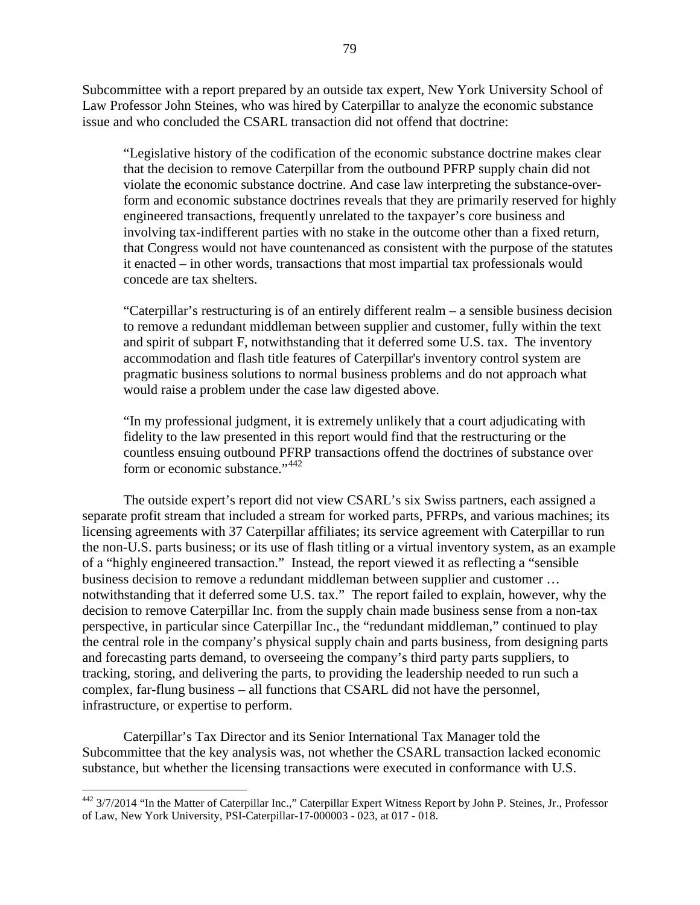Subcommittee with a report prepared by an outside tax expert, New York University School of Law Professor John Steines, who was hired by Caterpillar to analyze the economic substance issue and who concluded the CSARL transaction did not offend that doctrine:

> "Legislative history of the codification of the economic substance doctrine makes clear that the decision to remove Caterpillar from the outbound PFRP supply chain did not violate the economic substance doctrine. And case law interpreting the substance-over-form and economic substance doctrines reveals that they are primarily reserved for highly engineered transactions, frequently unrelated to the taxpayer's core business and involving tax-indifferent parties with no stake in the outcome other than a fixed return, that Congress would not have countenanced as consistent with the purpose of the statutes it enacted – in other words, transactions that most impartial tax professionals would concede are tax shelters.
>
> "Caterpillar's restructuring is of an entirely different realm – a sensible business decision to remove a redundant middleman between supplier and customer, fully within the text and spirit of subpart F, notwithstanding that it deferred some U.S. tax. The inventory accommodation and flash title features of Caterpillar's inventory control system are pragmatic business solutions to normal business problems and do not approach what would raise a problem under the case law digested above.
>
> "In my professional judgment, it is extremely unlikely that a court adjudicating with fidelity to the law presented in this report would find that the restructuring or the countless ensuing outbound PFRP transactions offend the doctrines of substance over form or economic substance."[442]

The outside expert's report did not view CSARL's six Swiss partners, each assigned a separate profit stream that included a stream for worked parts, PFRPs, and various machines; its licensing agreements with 37 Caterpillar affiliates; its service agreement with Caterpillar to run the non-U.S. parts business; or its use of flash titling or a virtual inventory system, as an example of a "highly engineered transaction." Instead, the report viewed it as reflecting a "sensible business decision to remove a redundant middleman between supplier and customer … notwithstanding that it deferred some U.S. tax." The report failed to explain, however, why the decision to remove Caterpillar Inc. from the supply chain made business sense from a non-tax perspective, in particular since Caterpillar Inc., the "redundant middleman," continued to play the central role in the company's physical supply chain and parts business, from designing parts and forecasting parts demand, to overseeing the company's third party parts suppliers, to tracking, storing, and delivering the parts, to providing the leadership needed to run such a complex, far-flung business – all functions that CSARL did not have the personnel, infrastructure, or expertise to perform.

Caterpillar's Tax Director and its Senior International Tax Manager told the Subcommittee that the key analysis was, not whether the CSARL transaction lacked economic substance, but whether the licensing transactions were executed in conformance with U.S.

---

[442] 3/7/2014 "In the Matter of Caterpillar Inc.," Caterpillar Expert Witness Report by John P. Steines, Jr., Professor of Law, New York University, PSI-Caterpillar-17-000003 - 023, at 017 - 018.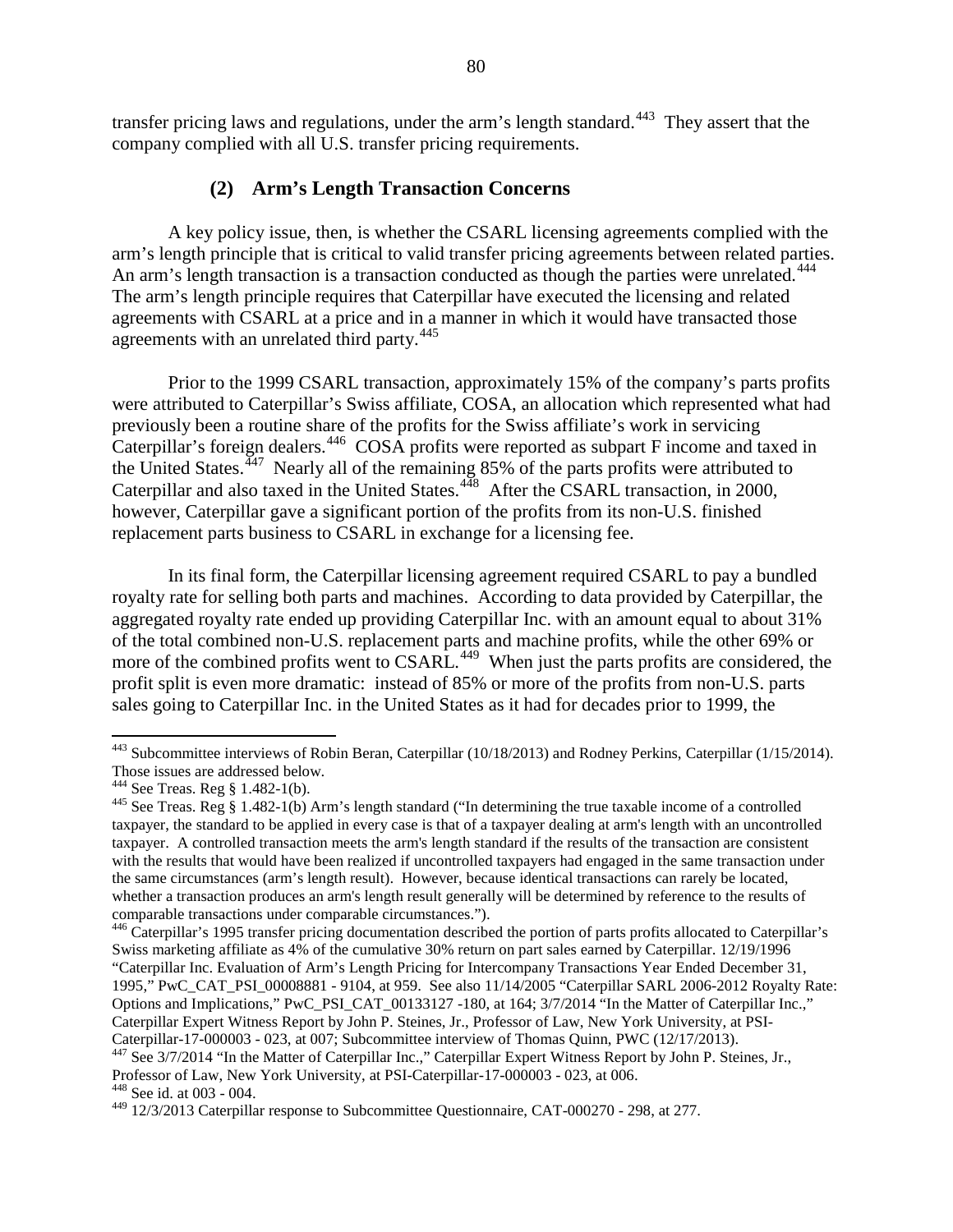transfer pricing laws and regulations, under the arm's length standard.[443] They assert that the company complied with all U.S. transfer pricing requirements.

### (2) Arm's Length Transaction Concerns

A key policy issue, then, is whether the CSARL licensing agreements complied with the arm's length principle that is critical to valid transfer pricing agreements between related parties. An arm's length transaction is a transaction conducted as though the parties were unrelated.[444] The arm's length principle requires that Caterpillar have executed the licensing and related agreements with CSARL at a price and in a manner in which it would have transacted those agreements with an unrelated third party.[445]

Prior to the 1999 CSARL transaction, approximately 15% of the company's parts profits were attributed to Caterpillar's Swiss affiliate, COSA, an allocation which represented what had previously been a routine share of the profits for the Swiss affiliate's work in servicing Caterpillar's foreign dealers.[446] COSA profits were reported as subpart F income and taxed in the United States.[447] Nearly all of the remaining 85% of the parts profits were attributed to Caterpillar and also taxed in the United States.[448] After the CSARL transaction, in 2000, however, Caterpillar gave a significant portion of the profits from its non-U.S. finished replacement parts business to CSARL in exchange for a licensing fee.

In its final form, the Caterpillar licensing agreement required CSARL to pay a bundled royalty rate for selling both parts and machines. According to data provided by Caterpillar, the aggregated royalty rate ended up providing Caterpillar Inc. with an amount equal to about 31% of the total combined non-U.S. replacement parts and machine profits, while the other 69% or more of the combined profits went to CSARL.[449] When just the parts profits are considered, the profit split is even more dramatic: instead of 85% or more of the profits from non-U.S. parts sales going to Caterpillar Inc. in the United States as it had for decades prior to 1999, the

---

[443] Subcommittee interviews of Robin Beran, Caterpillar (10/18/2013) and Rodney Perkins, Caterpillar (1/15/2014). Those issues are addressed below.

[444] See Treas. Reg § 1.482-1(b).

[445] See Treas. Reg § 1.482-1(b) Arm's length standard ("In determining the true taxable income of a controlled taxpayer, the standard to be applied in every case is that of a taxpayer dealing at arm's length with an uncontrolled taxpayer. A controlled transaction meets the arm's length standard if the results of the transaction are consistent with the results that would have been realized if uncontrolled taxpayers had engaged in the same transaction under the same circumstances (arm's length result). However, because identical transactions can rarely be located, whether a transaction produces an arm's length result generally will be determined by reference to the results of comparable transactions under comparable circumstances.").

[446] Caterpillar's 1995 transfer pricing documentation described the portion of parts profits allocated to Caterpillar's Swiss marketing affiliate as 4% of the cumulative 30% return on part sales earned by Caterpillar. 12/19/1996 "Caterpillar Inc. Evaluation of Arm's Length Pricing for Intercompany Transactions Year Ended December 31, 1995," PwC_CAT_PSI_00008881 - 9104, at 959. See also 11/14/2005 "Caterpillar SARL 2006-2012 Royalty Rate: Options and Implications," PwC_PSI_CAT_00133127 -180, at 164; 3/7/2014 "In the Matter of Caterpillar Inc.," Caterpillar Expert Witness Report by John P. Steines, Jr., Professor of Law, New York University, at PSI-Caterpillar-17-000003 - 023, at 007; Subcommittee interview of Thomas Quinn, PWC (12/17/2013).

[447] See 3/7/2014 "In the Matter of Caterpillar Inc.," Caterpillar Expert Witness Report by John P. Steines, Jr., Professor of Law, New York University, at PSI-Caterpillar-17-000003 - 023, at 006.

[448] See id. at 003 - 004.

[449] 12/3/2013 Caterpillar response to Subcommittee Questionnaire, CAT-000270 - 298, at 277.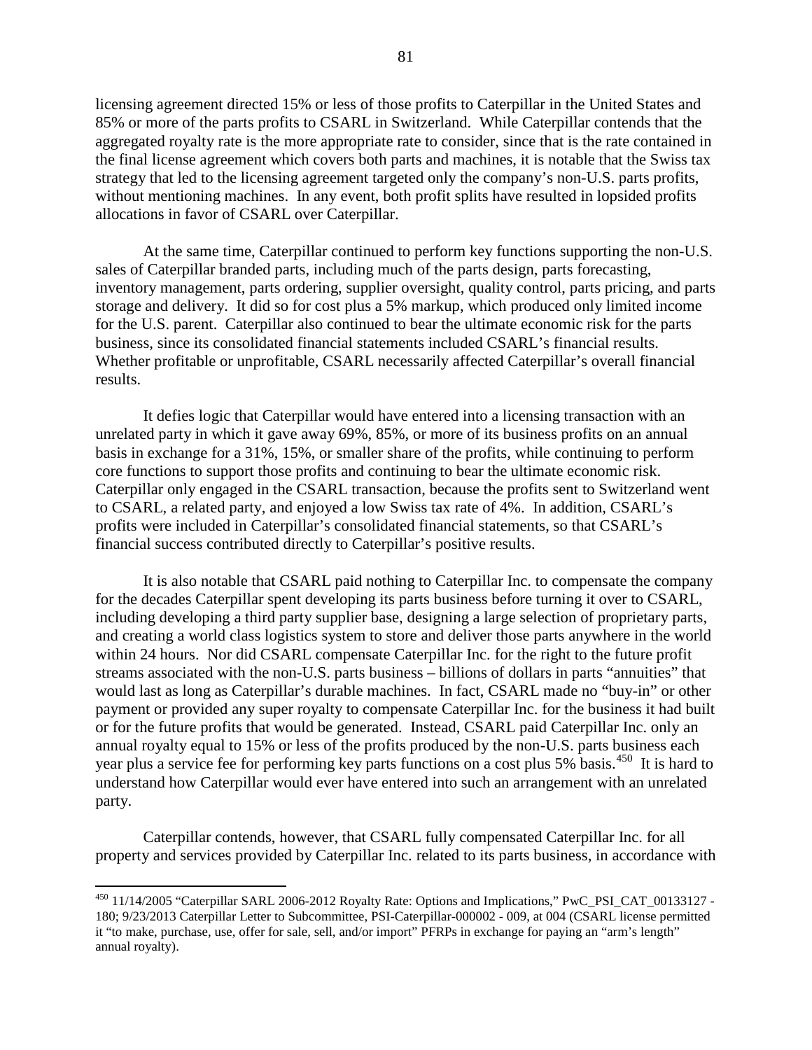licensing agreement directed 15% or less of those profits to Caterpillar in the United States and 85% or more of the parts profits to CSARL in Switzerland. While Caterpillar contends that the aggregated royalty rate is the more appropriate rate to consider, since that is the rate contained in the final license agreement which covers both parts and machines, it is notable that the Swiss tax strategy that led to the licensing agreement targeted only the company's non-U.S. parts profits, without mentioning machines. In any event, both profit splits have resulted in lopsided profits allocations in favor of CSARL over Caterpillar.

At the same time, Caterpillar continued to perform key functions supporting the non-U.S. sales of Caterpillar branded parts, including much of the parts design, parts forecasting, inventory management, parts ordering, supplier oversight, quality control, parts pricing, and parts storage and delivery. It did so for cost plus a 5% markup, which produced only limited income for the U.S. parent. Caterpillar also continued to bear the ultimate economic risk for the parts business, since its consolidated financial statements included CSARL's financial results. Whether profitable or unprofitable, CSARL necessarily affected Caterpillar's overall financial results.

It defies logic that Caterpillar would have entered into a licensing transaction with an unrelated party in which it gave away 69%, 85%, or more of its business profits on an annual basis in exchange for a 31%, 15%, or smaller share of the profits, while continuing to perform core functions to support those profits and continuing to bear the ultimate economic risk. Caterpillar only engaged in the CSARL transaction, because the profits sent to Switzerland went to CSARL, a related party, and enjoyed a low Swiss tax rate of 4%. In addition, CSARL's profits were included in Caterpillar's consolidated financial statements, so that CSARL's financial success contributed directly to Caterpillar's positive results.

It is also notable that CSARL paid nothing to Caterpillar Inc. to compensate the company for the decades Caterpillar spent developing its parts business before turning it over to CSARL, including developing a third party supplier base, designing a large selection of proprietary parts, and creating a world class logistics system to store and deliver those parts anywhere in the world within 24 hours. Nor did CSARL compensate Caterpillar Inc. for the right to the future profit streams associated with the non-U.S. parts business – billions of dollars in parts "annuities" that would last as long as Caterpillar's durable machines. In fact, CSARL made no "buy-in" or other payment or provided any super royalty to compensate Caterpillar Inc. for the business it had built or for the future profits that would be generated. Instead, CSARL paid Caterpillar Inc. only an annual royalty equal to 15% or less of the profits produced by the non-U.S. parts business each year plus a service fee for performing key parts functions on a cost plus 5% basis.[450] It is hard to understand how Caterpillar would ever have entered into such an arrangement with an unrelated party.

Caterpillar contends, however, that CSARL fully compensated Caterpillar Inc. for all property and services provided by Caterpillar Inc. related to its parts business, in accordance with

---

[450] 11/14/2005 "Caterpillar SARL 2006-2012 Royalty Rate: Options and Implications," PwC_PSI_CAT_00133127 - 180; 9/23/2013 Caterpillar Letter to Subcommittee, PSI-Caterpillar-000002 - 009, at 004 (CSARL license permitted it "to make, purchase, use, offer for sale, sell, and/or import" PFRPs in exchange for paying an "arm's length" annual royalty).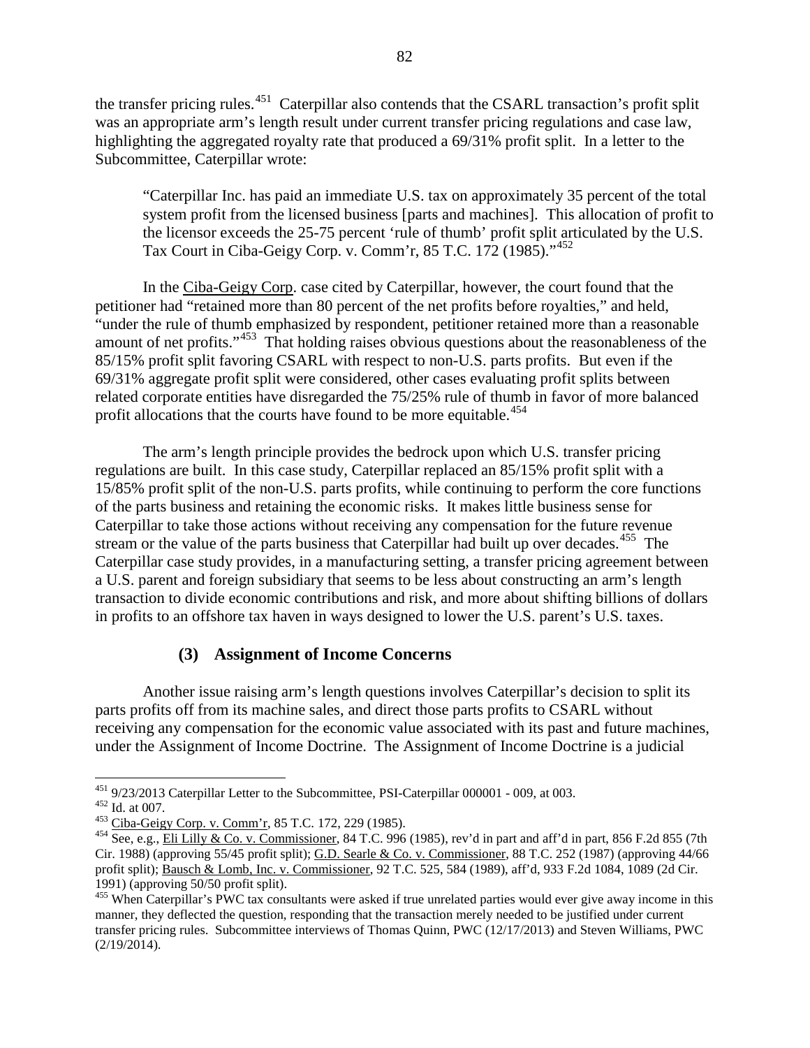the transfer pricing rules.[451] Caterpillar also contends that the CSARL transaction's profit split was an appropriate arm's length result under current transfer pricing regulations and case law, highlighting the aggregated royalty rate that produced a 69/31% profit split. In a letter to the Subcommittee, Caterpillar wrote:

> "Caterpillar Inc. has paid an immediate U.S. tax on approximately 35 percent of the total system profit from the licensed business [parts and machines]. This allocation of profit to the licensor exceeds the 25-75 percent 'rule of thumb' profit split articulated by the U.S. Tax Court in Ciba-Geigy Corp. v. Comm'r, 85 T.C. 172 (1985)."[452]

In the Ciba-Geigy Corp. case cited by Caterpillar, however, the court found that the petitioner had "retained more than 80 percent of the net profits before royalties," and held, "under the rule of thumb emphasized by respondent, petitioner retained more than a reasonable amount of net profits."[453] That holding raises obvious questions about the reasonableness of the 85/15% profit split favoring CSARL with respect to non-U.S. parts profits. But even if the 69/31% aggregate profit split were considered, other cases evaluating profit splits between related corporate entities have disregarded the 75/25% rule of thumb in favor of more balanced profit allocations that the courts have found to be more equitable.[454]

The arm's length principle provides the bedrock upon which U.S. transfer pricing regulations are built. In this case study, Caterpillar replaced an 85/15% profit split with a 15/85% profit split of the non-U.S. parts profits, while continuing to perform the core functions of the parts business and retaining the economic risks. It makes little business sense for Caterpillar to take those actions without receiving any compensation for the future revenue stream or the value of the parts business that Caterpillar had built up over decades.[455] The Caterpillar case study provides, in a manufacturing setting, a transfer pricing agreement between a U.S. parent and foreign subsidiary that seems to be less about constructing an arm's length transaction to divide economic contributions and risk, and more about shifting billions of dollars in profits to an offshore tax haven in ways designed to lower the U.S. parent's U.S. taxes.

### (3) Assignment of Income Concerns

Another issue raising arm's length questions involves Caterpillar's decision to split its parts profits off from its machine sales, and direct those parts profits to CSARL without receiving any compensation for the economic value associated with its past and future machines, under the Assignment of Income Doctrine. The Assignment of Income Doctrine is a judicial

---

[451] 9/23/2013 Caterpillar Letter to the Subcommittee, PSI-Caterpillar 000001 - 009, at 003.

[452] Id. at 007.

[453] Ciba-Geigy Corp. v. Comm'r, 85 T.C. 172, 229 (1985).

[454] See, e.g., Eli Lilly & Co. v. Commissioner, 84 T.C. 996 (1985), rev'd in part and aff'd in part, 856 F.2d 855 (7th Cir. 1988) (approving 55/45 profit split); G.D. Searle & Co. v. Commissioner, 88 T.C. 252 (1987) (approving 44/66 profit split); Bausch & Lomb, Inc. v. Commissioner, 92 T.C. 525, 584 (1989), aff'd, 933 F.2d 1084, 1089 (2d Cir. 1991) (approving 50/50 profit split).

[455] When Caterpillar's PWC tax consultants were asked if true unrelated parties would ever give away income in this manner, they deflected the question, responding that the transaction merely needed to be justified under current transfer pricing rules. Subcommittee interviews of Thomas Quinn, PWC (12/17/2013) and Steven Williams, PWC (2/19/2014).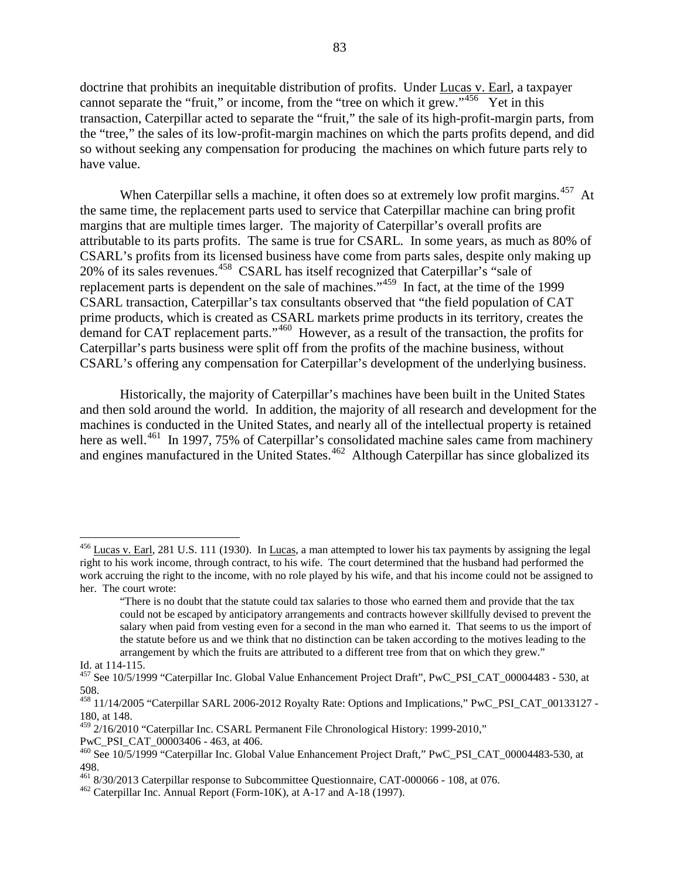doctrine that prohibits an inequitable distribution of profits. Under Lucas v. Earl, a taxpayer cannot separate the "fruit," or income, from the "tree on which it grew."[456] Yet in this transaction, Caterpillar acted to separate the "fruit," the sale of its high-profit-margin parts, from the "tree," the sales of its low-profit-margin machines on which the parts profits depend, and did so without seeking any compensation for producing the machines on which future parts rely to have value.

When Caterpillar sells a machine, it often does so at extremely low profit margins.[457] At the same time, the replacement parts used to service that Caterpillar machine can bring profit margins that are multiple times larger. The majority of Caterpillar's overall profits are attributable to its parts profits. The same is true for CSARL. In some years, as much as 80% of CSARL's profits from its licensed business have come from parts sales, despite only making up 20% of its sales revenues.[458] CSARL has itself recognized that Caterpillar's "sale of replacement parts is dependent on the sale of machines."[459] In fact, at the time of the 1999 CSARL transaction, Caterpillar's tax consultants observed that "the field population of CAT prime products, which is created as CSARL markets prime products in its territory, creates the demand for CAT replacement parts."[460] However, as a result of the transaction, the profits for Caterpillar's parts business were split off from the profits of the machine business, without CSARL's offering any compensation for Caterpillar's development of the underlying business.

Historically, the majority of Caterpillar's machines have been built in the United States and then sold around the world. In addition, the majority of all research and development for the machines is conducted in the United States, and nearly all of the intellectual property is retained here as well.[461] In 1997, 75% of Caterpillar's consolidated machine sales came from machinery and engines manufactured in the United States.[462] Although Caterpillar has since globalized its

---

[456] Lucas v. Earl, 281 U.S. 111 (1930). In Lucas, a man attempted to lower his tax payments by assigning the legal right to his work income, through contract, to his wife. The court determined that the husband had performed the work accruing the right to the income, with no role played by his wife, and that his income could not be assigned to her. The court wrote:

> "There is no doubt that the statute could tax salaries to those who earned them and provide that the tax could not be escaped by anticipatory arrangements and contracts however skillfully devised to prevent the salary when paid from vesting even for a second in the man who earned it. That seems to us the import of the statute before us and we think that no distinction can be taken according to the motives leading to the arrangement by which the fruits are attributed to a different tree from that on which they grew."

Id. at 114-115.

[457] See 10/5/1999 "Caterpillar Inc. Global Value Enhancement Project Draft", PwC_PSI_CAT_00004483 - 530, at 508.

[458] 11/14/2005 "Caterpillar SARL 2006-2012 Royalty Rate: Options and Implications," PwC_PSI_CAT_00133127 - 180, at 148.

[459] 2/16/2010 "Caterpillar Inc. CSARL Permanent File Chronological History: 1999-2010," PwC_PSI_CAT_00003406 - 463, at 406.

[460] See 10/5/1999 "Caterpillar Inc. Global Value Enhancement Project Draft," PwC_PSI_CAT_00004483-530, at 498.

[461] 8/30/2013 Caterpillar response to Subcommittee Questionnaire, CAT-000066 - 108, at 076.

[462] Caterpillar Inc. Annual Report (Form-10K), at A-17 and A-18 (1997).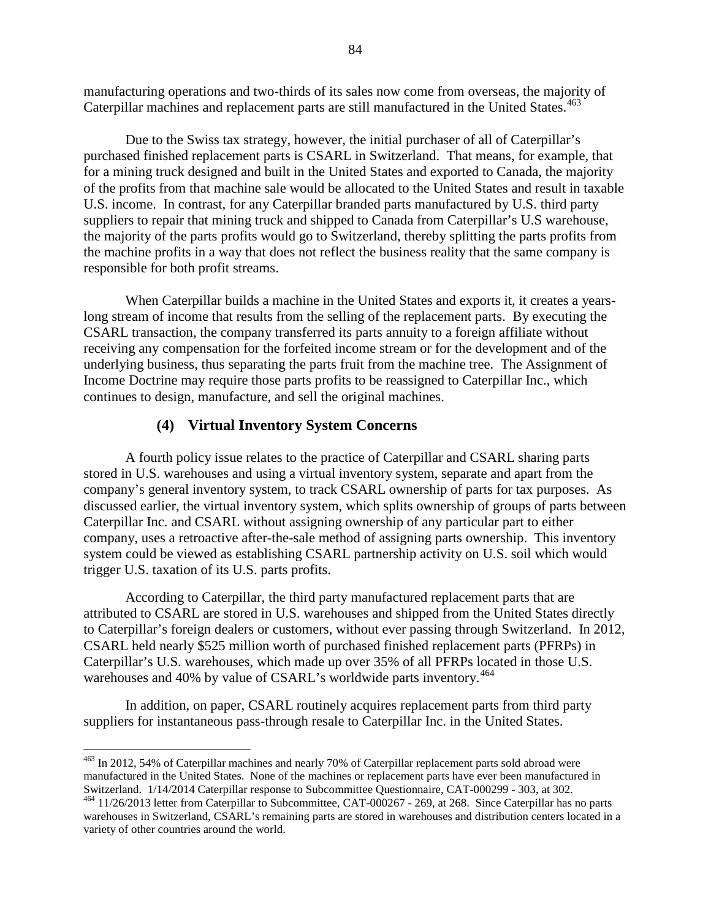manufacturing operations and two-thirds of its sales now come from overseas, the majority of Caterpillar machines and replacement parts are still manufactured in the United States.[463]

Due to the Swiss tax strategy, however, the initial purchaser of all of Caterpillar's purchased finished replacement parts is CSARL in Switzerland. That means, for example, that for a mining truck designed and built in the United States and exported to Canada, the majority of the profits from that machine sale would be allocated to the United States and result in taxable U.S. income. In contrast, for any Caterpillar branded parts manufactured by U.S. third party suppliers to repair that mining truck and shipped to Canada from Caterpillar's U.S warehouse, the majority of the parts profits would go to Switzerland, thereby splitting the parts profits from the machine profits in a way that does not reflect the business reality that the same company is responsible for both profit streams.

When Caterpillar builds a machine in the United States and exports it, it creates a years-long stream of income that results from the selling of the replacement parts. By executing the CSARL transaction, the company transferred its parts annuity to a foreign affiliate without receiving any compensation for the forfeited income stream or for the development and of the underlying business, thus separating the parts fruit from the machine tree. The Assignment of Income Doctrine may require those parts profits to be reassigned to Caterpillar Inc., which continues to design, manufacture, and sell the original machines.

### (4) Virtual Inventory System Concerns

A fourth policy issue relates to the practice of Caterpillar and CSARL sharing parts stored in U.S. warehouses and using a virtual inventory system, separate and apart from the company's general inventory system, to track CSARL ownership of parts for tax purposes. As discussed earlier, the virtual inventory system, which splits ownership of groups of parts between Caterpillar Inc. and CSARL without assigning ownership of any particular part to either company, uses a retroactive after-the-sale method of assigning parts ownership. This inventory system could be viewed as establishing CSARL partnership activity on U.S. soil which would trigger U.S. taxation of its U.S. parts profits.

According to Caterpillar, the third party manufactured replacement parts that are attributed to CSARL are stored in U.S. warehouses and shipped from the United States directly to Caterpillar's foreign dealers or customers, without ever passing through Switzerland. In 2012, CSARL held nearly $525 million worth of purchased finished replacement parts (PFRPs) in Caterpillar's U.S. warehouses, which made up over 35% of all PFRPs located in those U.S. warehouses and 40% by value of CSARL's worldwide parts inventory.[464]

In addition, on paper, CSARL routinely acquires replacement parts from third party suppliers for instantaneous pass-through resale to Caterpillar Inc. in the United States.

---

[463] In 2012, 54% of Caterpillar machines and nearly 70% of Caterpillar replacement parts sold abroad were manufactured in the United States. None of the machines or replacement parts have ever been manufactured in Switzerland. 1/14/2014 Caterpillar response to Subcommittee Questionnaire, CAT-000299 - 303, at 302.

[464] 11/26/2013 letter from Caterpillar to Subcommittee, CAT-000267 - 269, at 268. Since Caterpillar has no parts warehouses in Switzerland, CSARL's remaining parts are stored in warehouses and distribution centers located in a variety of other countries around the world.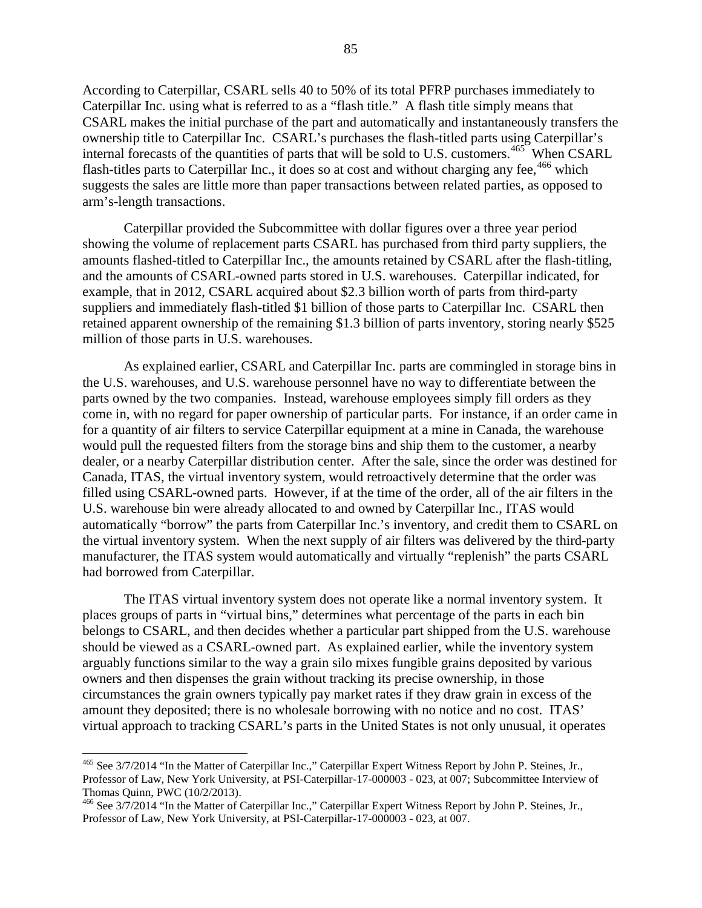According to Caterpillar, CSARL sells 40 to 50% of its total PFRP purchases immediately to Caterpillar Inc. using what is referred to as a "flash title." A flash title simply means that CSARL makes the initial purchase of the part and automatically and instantaneously transfers the ownership title to Caterpillar Inc. CSARL's purchases the flash-titled parts using Caterpillar's internal forecasts of the quantities of parts that will be sold to U.S. customers.[465] When CSARL flash-titles parts to Caterpillar Inc., it does so at cost and without charging any fee,[466] which suggests the sales are little more than paper transactions between related parties, as opposed to arm's-length transactions.

Caterpillar provided the Subcommittee with dollar figures over a three year period showing the volume of replacement parts CSARL has purchased from third party suppliers, the amounts flashed-titled to Caterpillar Inc., the amounts retained by CSARL after the flash-titling, and the amounts of CSARL-owned parts stored in U.S. warehouses. Caterpillar indicated, for example, that in 2012, CSARL acquired about $2.3 billion worth of parts from third-party suppliers and immediately flash-titled $1 billion of those parts to Caterpillar Inc. CSARL then retained apparent ownership of the remaining $1.3 billion of parts inventory, storing nearly $525 million of those parts in U.S. warehouses.

As explained earlier, CSARL and Caterpillar Inc. parts are commingled in storage bins in the U.S. warehouses, and U.S. warehouse personnel have no way to differentiate between the parts owned by the two companies. Instead, warehouse employees simply fill orders as they come in, with no regard for paper ownership of particular parts. For instance, if an order came in for a quantity of air filters to service Caterpillar equipment at a mine in Canada, the warehouse would pull the requested filters from the storage bins and ship them to the customer, a nearby dealer, or a nearby Caterpillar distribution center. After the sale, since the order was destined for Canada, ITAS, the virtual inventory system, would retroactively determine that the order was filled using CSARL-owned parts. However, if at the time of the order, all of the air filters in the U.S. warehouse bin were already allocated to and owned by Caterpillar Inc., ITAS would automatically "borrow" the parts from Caterpillar Inc.'s inventory, and credit them to CSARL on the virtual inventory system. When the next supply of air filters was delivered by the third-party manufacturer, the ITAS system would automatically and virtually "replenish" the parts CSARL had borrowed from Caterpillar.

The ITAS virtual inventory system does not operate like a normal inventory system. It places groups of parts in "virtual bins," determines what percentage of the parts in each bin belongs to CSARL, and then decides whether a particular part shipped from the U.S. warehouse should be viewed as a CSARL-owned part. As explained earlier, while the inventory system arguably functions similar to the way a grain silo mixes fungible grains deposited by various owners and then dispenses the grain without tracking its precise ownership, in those circumstances the grain owners typically pay market rates if they draw grain in excess of the amount they deposited; there is no wholesale borrowing with no notice and no cost. ITAS' virtual approach to tracking CSARL's parts in the United States is not only unusual, it operates

---

[465] See 3/7/2014 "In the Matter of Caterpillar Inc.," Caterpillar Expert Witness Report by John P. Steines, Jr., Professor of Law, New York University, at PSI-Caterpillar-17-000003 - 023, at 007; Subcommittee Interview of Thomas Quinn, PWC (10/2/2013).

[466] See 3/7/2014 "In the Matter of Caterpillar Inc.," Caterpillar Expert Witness Report by John P. Steines, Jr., Professor of Law, New York University, at PSI-Caterpillar-17-000003 - 023, at 007.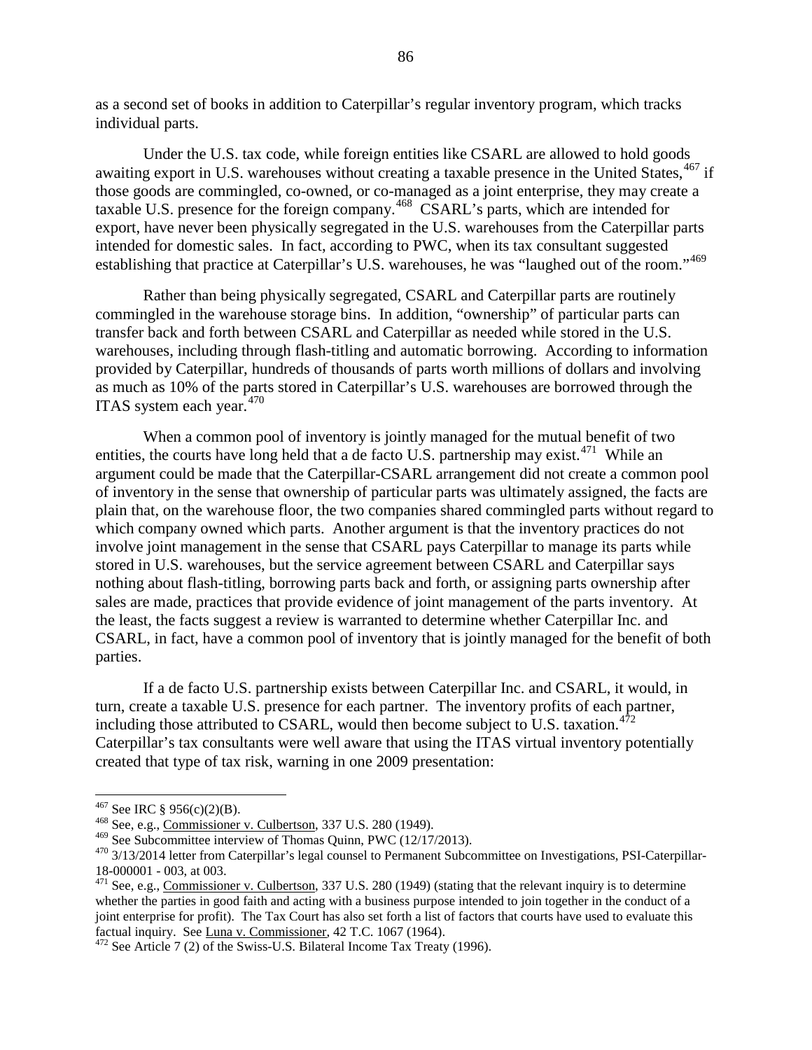as a second set of books in addition to Caterpillar's regular inventory program, which tracks individual parts.

Under the U.S. tax code, while foreign entities like CSARL are allowed to hold goods awaiting export in U.S. warehouses without creating a taxable presence in the United States,[467] if those goods are commingled, co-owned, or co-managed as a joint enterprise, they may create a taxable U.S. presence for the foreign company.[468] CSARL's parts, which are intended for export, have never been physically segregated in the U.S. warehouses from the Caterpillar parts intended for domestic sales. In fact, according to PWC, when its tax consultant suggested establishing that practice at Caterpillar's U.S. warehouses, he was "laughed out of the room."[469]

Rather than being physically segregated, CSARL and Caterpillar parts are routinely commingled in the warehouse storage bins. In addition, "ownership" of particular parts can transfer back and forth between CSARL and Caterpillar as needed while stored in the U.S. warehouses, including through flash-titling and automatic borrowing. According to information provided by Caterpillar, hundreds of thousands of parts worth millions of dollars and involving as much as 10% of the parts stored in Caterpillar's U.S. warehouses are borrowed through the ITAS system each year.[470]

When a common pool of inventory is jointly managed for the mutual benefit of two entities, the courts have long held that a de facto U.S. partnership may exist.[471] While an argument could be made that the Caterpillar-CSARL arrangement did not create a common pool of inventory in the sense that ownership of particular parts was ultimately assigned, the facts are plain that, on the warehouse floor, the two companies shared commingled parts without regard to which company owned which parts. Another argument is that the inventory practices do not involve joint management in the sense that CSARL pays Caterpillar to manage its parts while stored in U.S. warehouses, but the service agreement between CSARL and Caterpillar says nothing about flash-titling, borrowing parts back and forth, or assigning parts ownership after sales are made, practices that provide evidence of joint management of the parts inventory. At the least, the facts suggest a review is warranted to determine whether Caterpillar Inc. and CSARL, in fact, have a common pool of inventory that is jointly managed for the benefit of both parties.

If a de facto U.S. partnership exists between Caterpillar Inc. and CSARL, it would, in turn, create a taxable U.S. presence for each partner. The inventory profits of each partner, including those attributed to CSARL, would then become subject to U.S. taxation.[472] Caterpillar's tax consultants were well aware that using the ITAS virtual inventory potentially created that type of tax risk, warning in one 2009 presentation:

---

[467] See IRC § 956(c)(2)(B).

[468] See, e.g., Commissioner v. Culbertson, 337 U.S. 280 (1949).

[469] See Subcommittee interview of Thomas Quinn, PWC (12/17/2013).

[470] 3/13/2014 letter from Caterpillar's legal counsel to Permanent Subcommittee on Investigations, PSI-Caterpillar-18-000001 - 003, at 003.

[471] See, e.g., Commissioner v. Culbertson, 337 U.S. 280 (1949) (stating that the relevant inquiry is to determine whether the parties in good faith and acting with a business purpose intended to join together in the conduct of a joint enterprise for profit). The Tax Court has also set forth a list of factors that courts have used to evaluate this factual inquiry. See Luna v. Commissioner, 42 T.C. 1067 (1964).

[472] See Article 7 (2) of the Swiss-U.S. Bilateral Income Tax Treaty (1996).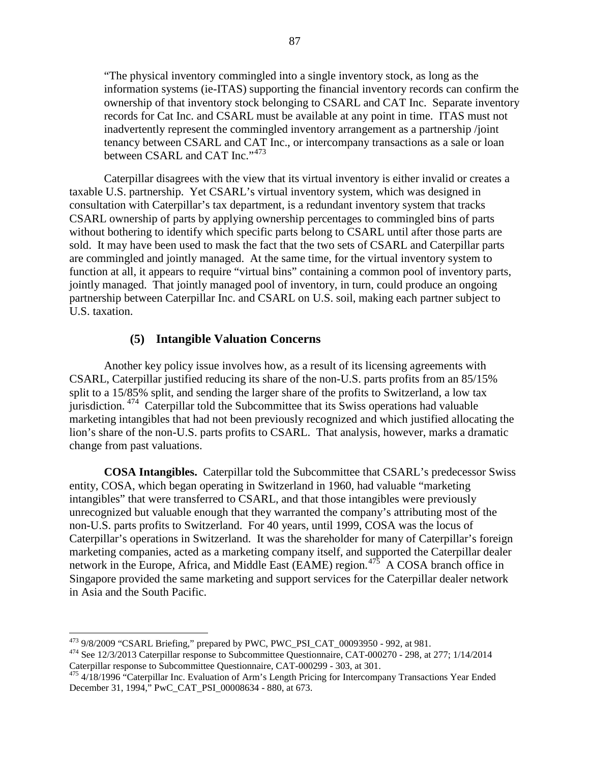> "The physical inventory commingled into a single inventory stock, as long as the information systems (ie-ITAS) supporting the financial inventory records can confirm the ownership of that inventory stock belonging to CSARL and CAT Inc. Separate inventory records for Cat Inc. and CSARL must be available at any point in time. ITAS must not inadvertently represent the commingled inventory arrangement as a partnership /joint tenancy between CSARL and CAT Inc., or intercompany transactions as a sale or loan between CSARL and CAT Inc."[473]

Caterpillar disagrees with the view that its virtual inventory is either invalid or creates a taxable U.S. partnership. Yet CSARL's virtual inventory system, which was designed in consultation with Caterpillar's tax department, is a redundant inventory system that tracks CSARL ownership of parts by applying ownership percentages to commingled bins of parts without bothering to identify which specific parts belong to CSARL until after those parts are sold. It may have been used to mask the fact that the two sets of CSARL and Caterpillar parts are commingled and jointly managed. At the same time, for the virtual inventory system to function at all, it appears to require "virtual bins" containing a common pool of inventory parts, jointly managed. That jointly managed pool of inventory, in turn, could produce an ongoing partnership between Caterpillar Inc. and CSARL on U.S. soil, making each partner subject to U.S. taxation.

### (5) Intangible Valuation Concerns

Another key policy issue involves how, as a result of its licensing agreements with CSARL, Caterpillar justified reducing its share of the non-U.S. parts profits from an 85/15% split to a 15/85% split, and sending the larger share of the profits to Switzerland, a low tax jurisdiction.[474] Caterpillar told the Subcommittee that its Swiss operations had valuable marketing intangibles that had not been previously recognized and which justified allocating the lion's share of the non-U.S. parts profits to CSARL. That analysis, however, marks a dramatic change from past valuations.

**COSA Intangibles.** Caterpillar told the Subcommittee that CSARL's predecessor Swiss entity, COSA, which began operating in Switzerland in 1960, had valuable "marketing intangibles" that were transferred to CSARL, and that those intangibles were previously unrecognized but valuable enough that they warranted the company's attributing most of the non-U.S. parts profits to Switzerland. For 40 years, until 1999, COSA was the locus of Caterpillar's operations in Switzerland. It was the shareholder for many of Caterpillar's foreign marketing companies, acted as a marketing company itself, and supported the Caterpillar dealer network in the Europe, Africa, and Middle East (EAME) region.[475] A COSA branch office in Singapore provided the same marketing and support services for the Caterpillar dealer network in Asia and the South Pacific.

---

[473] 9/8/2009 "CSARL Briefing," prepared by PWC, PWC_PSI_CAT_00093950 - 992, at 981.

[474] See 12/3/2013 Caterpillar response to Subcommittee Questionnaire, CAT-000270 - 298, at 277; 1/14/2014 Caterpillar response to Subcommittee Questionnaire, CAT-000299 - 303, at 301.

[475] 4/18/1996 "Caterpillar Inc. Evaluation of Arm's Length Pricing for Intercompany Transactions Year Ended December 31, 1994," PwC_CAT_PSI_00008634 - 880, at 673.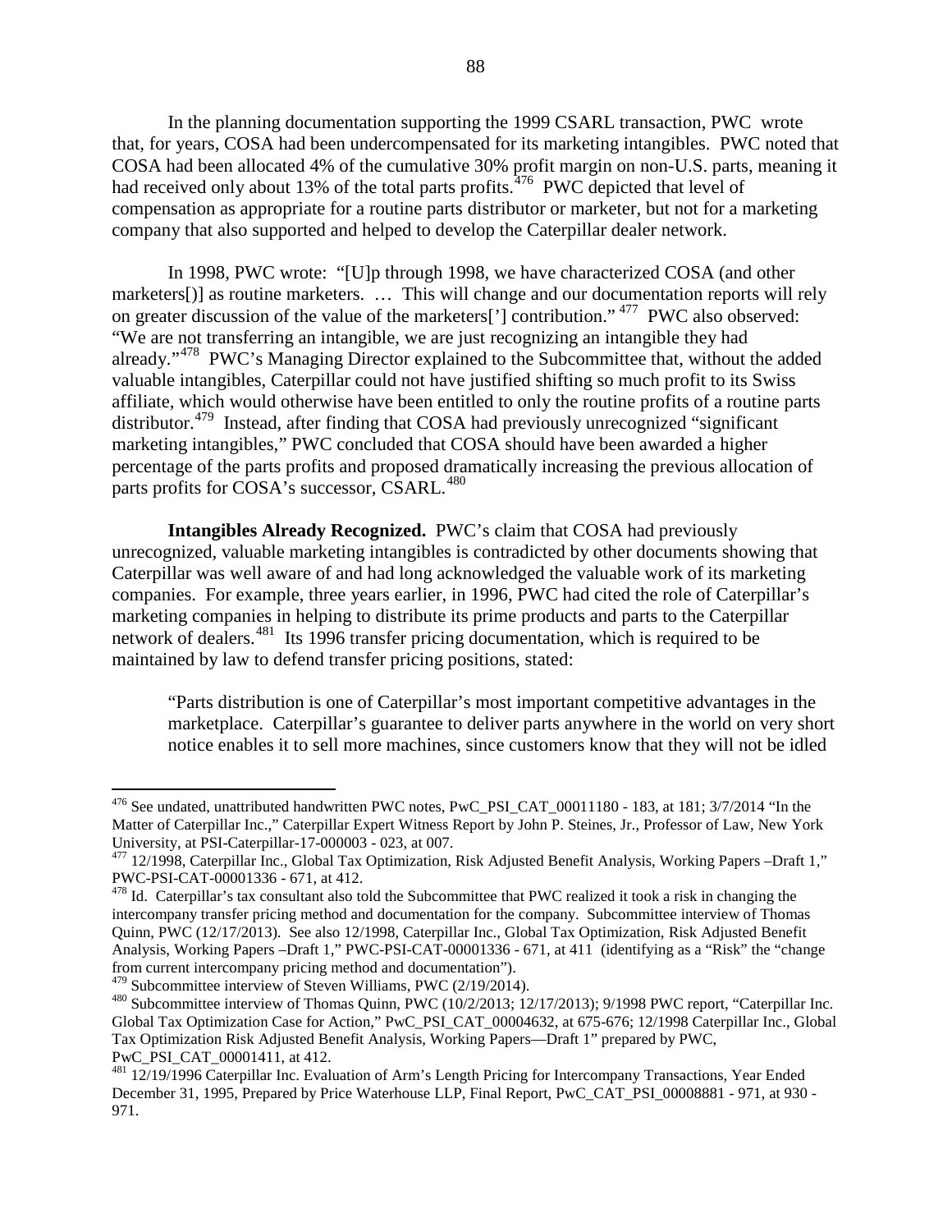In the planning documentation supporting the 1999 CSARL transaction, PWC wrote that, for years, COSA had been undercompensated for its marketing intangibles. PWC noted that COSA had been allocated 4% of the cumulative 30% profit margin on non-U.S. parts, meaning it had received only about 13% of the total parts profits.[476] PWC depicted that level of compensation as appropriate for a routine parts distributor or marketer, but not for a marketing company that also supported and helped to develop the Caterpillar dealer network.

In 1998, PWC wrote: "[U]p through 1998, we have characterized COSA (and other marketers[)] as routine marketers. … This will change and our documentation reports will rely on greater discussion of the value of the marketers['] contribution."[477] PWC also observed: "We are not transferring an intangible, we are just recognizing an intangible they had already."[478] PWC's Managing Director explained to the Subcommittee that, without the added valuable intangibles, Caterpillar could not have justified shifting so much profit to its Swiss affiliate, which would otherwise have been entitled to only the routine profits of a routine parts distributor.[479] Instead, after finding that COSA had previously unrecognized "significant marketing intangibles," PWC concluded that COSA should have been awarded a higher percentage of the parts profits and proposed dramatically increasing the previous allocation of parts profits for COSA's successor, CSARL.[480]

**Intangibles Already Recognized.** PWC's claim that COSA had previously unrecognized, valuable marketing intangibles is contradicted by other documents showing that Caterpillar was well aware of and had long acknowledged the valuable work of its marketing companies. For example, three years earlier, in 1996, PWC had cited the role of Caterpillar's marketing companies in helping to distribute its prime products and parts to the Caterpillar network of dealers.[481] Its 1996 transfer pricing documentation, which is required to be maintained by law to defend transfer pricing positions, stated:

> "Parts distribution is one of Caterpillar's most important competitive advantages in the marketplace. Caterpillar's guarantee to deliver parts anywhere in the world on very short notice enables it to sell more machines, since customers know that they will not be idled

---

[476] See undated, unattributed handwritten PWC notes, PwC_PSI_CAT_00011180 - 183, at 181; 3/7/2014 "In the Matter of Caterpillar Inc.," Caterpillar Expert Witness Report by John P. Steines, Jr., Professor of Law, New York University, at PSI-Caterpillar-17-000003 - 023, at 007.

[477] 12/1998, Caterpillar Inc., Global Tax Optimization, Risk Adjusted Benefit Analysis, Working Papers –Draft 1," PWC-PSI-CAT-00001336 - 671, at 412.

[478] Id. Caterpillar's tax consultant also told the Subcommittee that PWC realized it took a risk in changing the intercompany transfer pricing method and documentation for the company. Subcommittee interview of Thomas Quinn, PWC (12/17/2013). See also 12/1998, Caterpillar Inc., Global Tax Optimization, Risk Adjusted Benefit Analysis, Working Papers –Draft 1," PWC-PSI-CAT-00001336 - 671, at 411 (identifying as a "Risk" the "change from current intercompany pricing method and documentation").

[479] Subcommittee interview of Steven Williams, PWC (2/19/2014).

[480] Subcommittee interview of Thomas Quinn, PWC (10/2/2013; 12/17/2013); 9/1998 PWC report, "Caterpillar Inc. Global Tax Optimization Case for Action," PwC_PSI_CAT_00004632, at 675-676; 12/1998 Caterpillar Inc., Global Tax Optimization Risk Adjusted Benefit Analysis, Working Papers—Draft 1" prepared by PWC, PwC_PSI_CAT_00001411, at 412.

[481] 12/19/1996 Caterpillar Inc. Evaluation of Arm's Length Pricing for Intercompany Transactions, Year Ended December 31, 1995, Prepared by Price Waterhouse LLP, Final Report, PwC_CAT_PSI_00008881 - 971, at 930 - 971.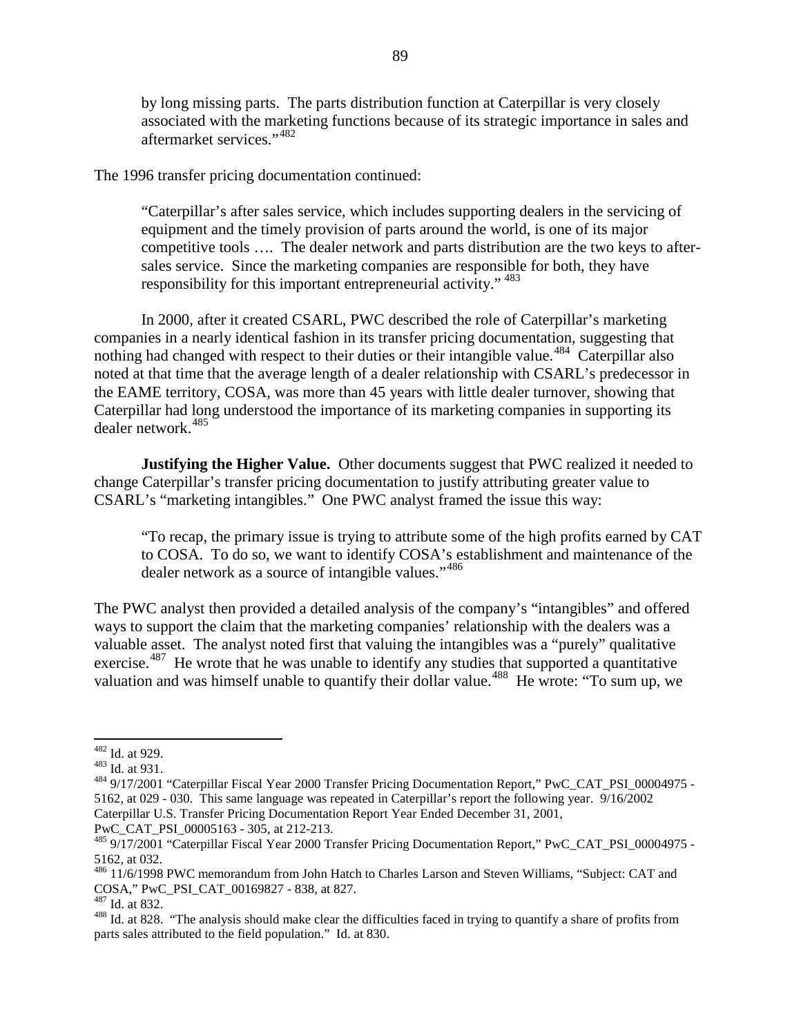by long missing parts. The parts distribution function at Caterpillar is very closely associated with the marketing functions because of its strategic importance in sales and aftermarket services."[482]

The 1996 transfer pricing documentation continued:

> "Caterpillar's after sales service, which includes supporting dealers in the servicing of equipment and the timely provision of parts around the world, is one of its major competitive tools …. The dealer network and parts distribution are the two keys to after-sales service. Since the marketing companies are responsible for both, they have responsibility for this important entrepreneurial activity." [483]

In 2000, after it created CSARL, PWC described the role of Caterpillar's marketing companies in a nearly identical fashion in its transfer pricing documentation, suggesting that nothing had changed with respect to their duties or their intangible value.[484] Caterpillar also noted at that time that the average length of a dealer relationship with CSARL's predecessor in the EAME territory, COSA, was more than 45 years with little dealer turnover, showing that Caterpillar had long understood the importance of its marketing companies in supporting its dealer network.[485]

**Justifying the Higher Value.** Other documents suggest that PWC realized it needed to change Caterpillar's transfer pricing documentation to justify attributing greater value to CSARL's "marketing intangibles." One PWC analyst framed the issue this way:

> "To recap, the primary issue is trying to attribute some of the high profits earned by CAT to COSA. To do so, we want to identify COSA's establishment and maintenance of the dealer network as a source of intangible values."[486]

The PWC analyst then provided a detailed analysis of the company's "intangibles" and offered ways to support the claim that the marketing companies' relationship with the dealers was a valuable asset. The analyst noted first that valuing the intangibles was a "purely" qualitative exercise.[487] He wrote that he was unable to identify any studies that supported a quantitative valuation and was himself unable to quantify their dollar value.[488] He wrote: "To sum up, we

---

[482] Id. at 929.

[483] Id. at 931.

[484] 9/17/2001 "Caterpillar Fiscal Year 2000 Transfer Pricing Documentation Report," PwC_CAT_PSI_00004975 - 5162, at 029 - 030. This same language was repeated in Caterpillar's report the following year. 9/16/2002 Caterpillar U.S. Transfer Pricing Documentation Report Year Ended December 31, 2001, PwC_CAT_PSI_00005163 - 305, at 212-213.

[485] 9/17/2001 "Caterpillar Fiscal Year 2000 Transfer Pricing Documentation Report," PwC_CAT_PSI_00004975 - 5162, at 032.

[486] 11/6/1998 PWC memorandum from John Hatch to Charles Larson and Steven Williams, "Subject: CAT and COSA," PwC_PSI_CAT_00169827 - 838, at 827.

[487] Id. at 832.

[488] Id. at 828. "The analysis should make clear the difficulties faced in trying to quantify a share of profits from parts sales attributed to the field population." Id. at 830.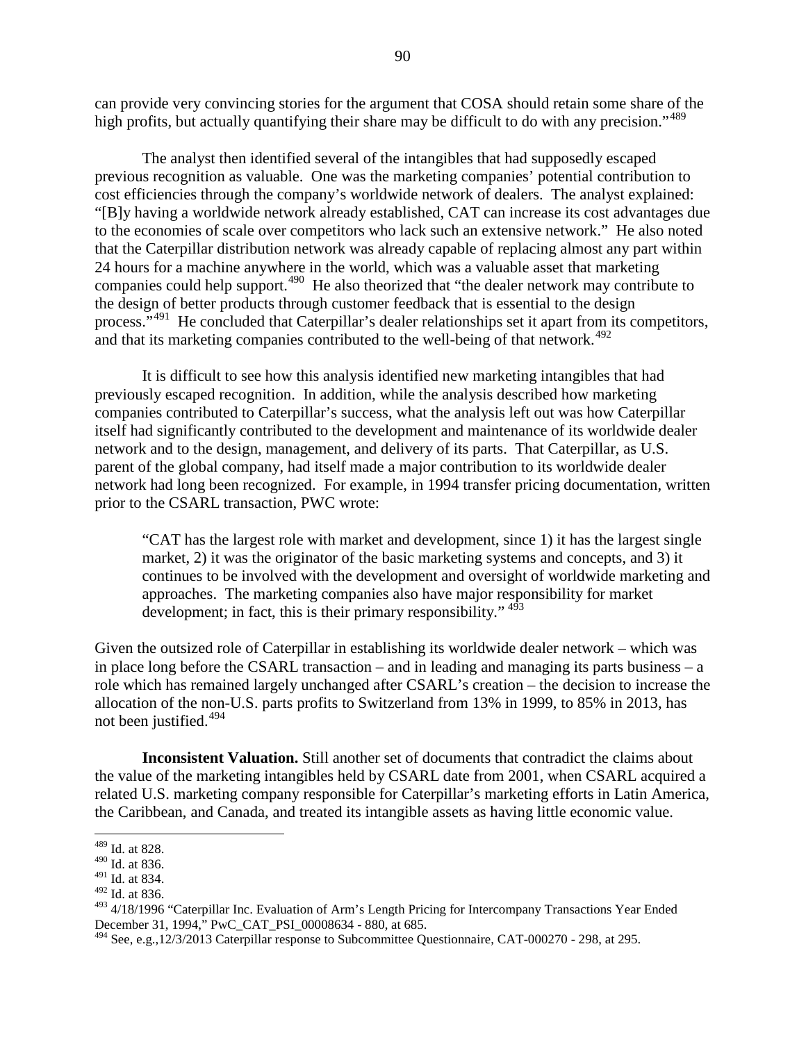can provide very convincing stories for the argument that COSA should retain some share of the high profits, but actually quantifying their share may be difficult to do with any precision."[489]

The analyst then identified several of the intangibles that had supposedly escaped previous recognition as valuable. One was the marketing companies' potential contribution to cost efficiencies through the company's worldwide network of dealers. The analyst explained: "[B]y having a worldwide network already established, CAT can increase its cost advantages due to the economies of scale over competitors who lack such an extensive network." He also noted that the Caterpillar distribution network was already capable of replacing almost any part within 24 hours for a machine anywhere in the world, which was a valuable asset that marketing companies could help support.[490] He also theorized that "the dealer network may contribute to the design of better products through customer feedback that is essential to the design process."[491] He concluded that Caterpillar's dealer relationships set it apart from its competitors, and that its marketing companies contributed to the well-being of that network.[492]

It is difficult to see how this analysis identified new marketing intangibles that had previously escaped recognition. In addition, while the analysis described how marketing companies contributed to Caterpillar's success, what the analysis left out was how Caterpillar itself had significantly contributed to the development and maintenance of its worldwide dealer network and to the design, management, and delivery of its parts. That Caterpillar, as U.S. parent of the global company, had itself made a major contribution to its worldwide dealer network had long been recognized. For example, in 1994 transfer pricing documentation, written prior to the CSARL transaction, PWC wrote:

> "CAT has the largest role with market and development, since 1) it has the largest single market, 2) it was the originator of the basic marketing systems and concepts, and 3) it continues to be involved with the development and oversight of worldwide marketing and approaches. The marketing companies also have major responsibility for market development; in fact, this is their primary responsibility." [493]

Given the outsized role of Caterpillar in establishing its worldwide dealer network – which was in place long before the CSARL transaction – and in leading and managing its parts business – a role which has remained largely unchanged after CSARL's creation – the decision to increase the allocation of the non-U.S. parts profits to Switzerland from 13% in 1999, to 85% in 2013, has not been justified.[494]

**Inconsistent Valuation.** Still another set of documents that contradict the claims about the value of the marketing intangibles held by CSARL date from 2001, when CSARL acquired a related U.S. marketing company responsible for Caterpillar's marketing efforts in Latin America, the Caribbean, and Canada, and treated its intangible assets as having little economic value.

---

[489] Id. at 828.
[490] Id. at 836.
[491] Id. at 834.
[492] Id. at 836.
[493] 4/18/1996 "Caterpillar Inc. Evaluation of Arm's Length Pricing for Intercompany Transactions Year Ended December 31, 1994," PwC_CAT_PSI_00008634 - 880, at 685.
[494] See, e.g.,12/3/2013 Caterpillar response to Subcommittee Questionnaire, CAT-000270 - 298, at 295.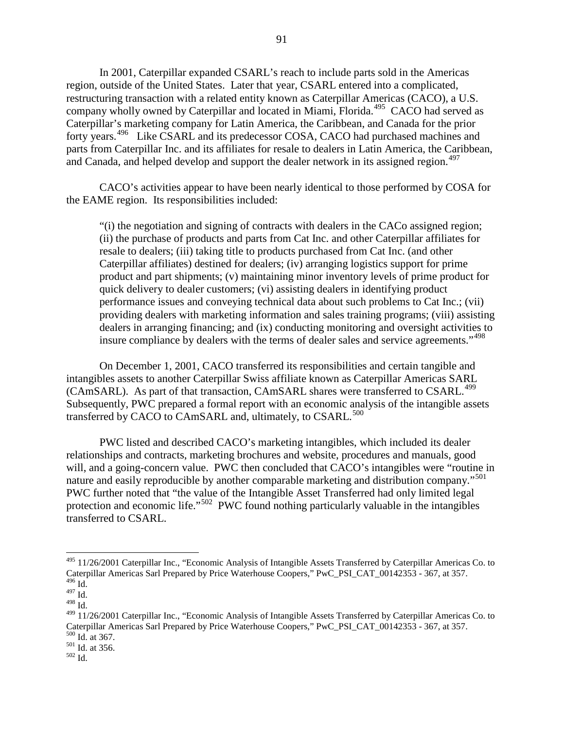In 2001, Caterpillar expanded CSARL's reach to include parts sold in the Americas region, outside of the United States. Later that year, CSARL entered into a complicated, restructuring transaction with a related entity known as Caterpillar Americas (CACO), a U.S. company wholly owned by Caterpillar and located in Miami, Florida.[495] CACO had served as Caterpillar's marketing company for Latin America, the Caribbean, and Canada for the prior forty years.[496] Like CSARL and its predecessor COSA, CACO had purchased machines and parts from Caterpillar Inc. and its affiliates for resale to dealers in Latin America, the Caribbean, and Canada, and helped develop and support the dealer network in its assigned region.[497]

CACO's activities appear to have been nearly identical to those performed by COSA for the EAME region. Its responsibilities included:

> "(i) the negotiation and signing of contracts with dealers in the CACo assigned region; (ii) the purchase of products and parts from Cat Inc. and other Caterpillar affiliates for resale to dealers; (iii) taking title to products purchased from Cat Inc. (and other Caterpillar affiliates) destined for dealers; (iv) arranging logistics support for prime product and part shipments; (v) maintaining minor inventory levels of prime product for quick delivery to dealer customers; (vi) assisting dealers in identifying product performance issues and conveying technical data about such problems to Cat Inc.; (vii) providing dealers with marketing information and sales training programs; (viii) assisting dealers in arranging financing; and (ix) conducting monitoring and oversight activities to insure compliance by dealers with the terms of dealer sales and service agreements."[498]

On December 1, 2001, CACO transferred its responsibilities and certain tangible and intangibles assets to another Caterpillar Swiss affiliate known as Caterpillar Americas SARL (CAmSARL). As part of that transaction, CAmSARL shares were transferred to CSARL.[499] Subsequently, PWC prepared a formal report with an economic analysis of the intangible assets transferred by CACO to CAmSARL and, ultimately, to CSARL.[500]

PWC listed and described CACO's marketing intangibles, which included its dealer relationships and contracts, marketing brochures and website, procedures and manuals, good will, and a going-concern value. PWC then concluded that CACO's intangibles were "routine in nature and easily reproducible by another comparable marketing and distribution company."[501] PWC further noted that "the value of the Intangible Asset Transferred had only limited legal protection and economic life."[502] PWC found nothing particularly valuable in the intangibles transferred to CSARL.

---

[495] 11/26/2001 Caterpillar Inc., "Economic Analysis of Intangible Assets Transferred by Caterpillar Americas Co. to Caterpillar Americas Sarl Prepared by Price Waterhouse Coopers," PwC_PSI_CAT_00142353 - 367, at 357.
[496] Id.
[497] Id.
[498] Id.
[499] 11/26/2001 Caterpillar Inc., "Economic Analysis of Intangible Assets Transferred by Caterpillar Americas Co. to Caterpillar Americas Sarl Prepared by Price Waterhouse Coopers," PwC_PSI_CAT_00142353 - 367, at 357.
[500] Id. at 367.
[501] Id. at 356.
[502] Id.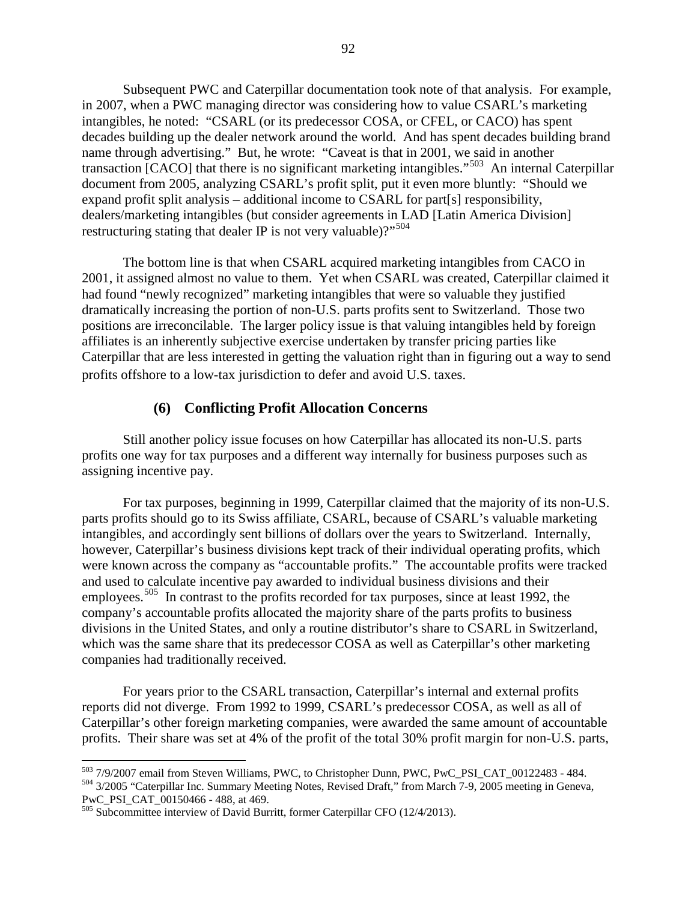Subsequent PWC and Caterpillar documentation took note of that analysis. For example, in 2007, when a PWC managing director was considering how to value CSARL's marketing intangibles, he noted: "CSARL (or its predecessor COSA, or CFEL, or CACO) has spent decades building up the dealer network around the world. And has spent decades building brand name through advertising." But, he wrote: "Caveat is that in 2001, we said in another transaction [CACO] that there is no significant marketing intangibles."[503] An internal Caterpillar document from 2005, analyzing CSARL's profit split, put it even more bluntly: "Should we expand profit split analysis – additional income to CSARL for part[s] responsibility, dealers/marketing intangibles (but consider agreements in LAD [Latin America Division] restructuring stating that dealer IP is not very valuable)?"[504]

The bottom line is that when CSARL acquired marketing intangibles from CACO in 2001, it assigned almost no value to them. Yet when CSARL was created, Caterpillar claimed it had found "newly recognized" marketing intangibles that were so valuable they justified dramatically increasing the portion of non-U.S. parts profits sent to Switzerland. Those two positions are irreconcilable. The larger policy issue is that valuing intangibles held by foreign affiliates is an inherently subjective exercise undertaken by transfer pricing parties like Caterpillar that are less interested in getting the valuation right than in figuring out a way to send profits offshore to a low-tax jurisdiction to defer and avoid U.S. taxes.

### (6) Conflicting Profit Allocation Concerns

Still another policy issue focuses on how Caterpillar has allocated its non-U.S. parts profits one way for tax purposes and a different way internally for business purposes such as assigning incentive pay.

For tax purposes, beginning in 1999, Caterpillar claimed that the majority of its non-U.S. parts profits should go to its Swiss affiliate, CSARL, because of CSARL's valuable marketing intangibles, and accordingly sent billions of dollars over the years to Switzerland. Internally, however, Caterpillar's business divisions kept track of their individual operating profits, which were known across the company as "accountable profits." The accountable profits were tracked and used to calculate incentive pay awarded to individual business divisions and their employees.[505] In contrast to the profits recorded for tax purposes, since at least 1992, the company's accountable profits allocated the majority share of the parts profits to business divisions in the United States, and only a routine distributor's share to CSARL in Switzerland, which was the same share that its predecessor COSA as well as Caterpillar's other marketing companies had traditionally received.

For years prior to the CSARL transaction, Caterpillar's internal and external profits reports did not diverge. From 1992 to 1999, CSARL's predecessor COSA, as well as all of Caterpillar's other foreign marketing companies, were awarded the same amount of accountable profits. Their share was set at 4% of the profit of the total 30% profit margin for non-U.S. parts,

---

[503] 7/9/2007 email from Steven Williams, PWC, to Christopher Dunn, PWC, PwC_PSI_CAT_00122483 - 484.

[504] 3/2005 "Caterpillar Inc. Summary Meeting Notes, Revised Draft," from March 7-9, 2005 meeting in Geneva, PwC_PSI_CAT_00150466 - 488, at 469.

[505] Subcommittee interview of David Burritt, former Caterpillar CFO (12/4/2013).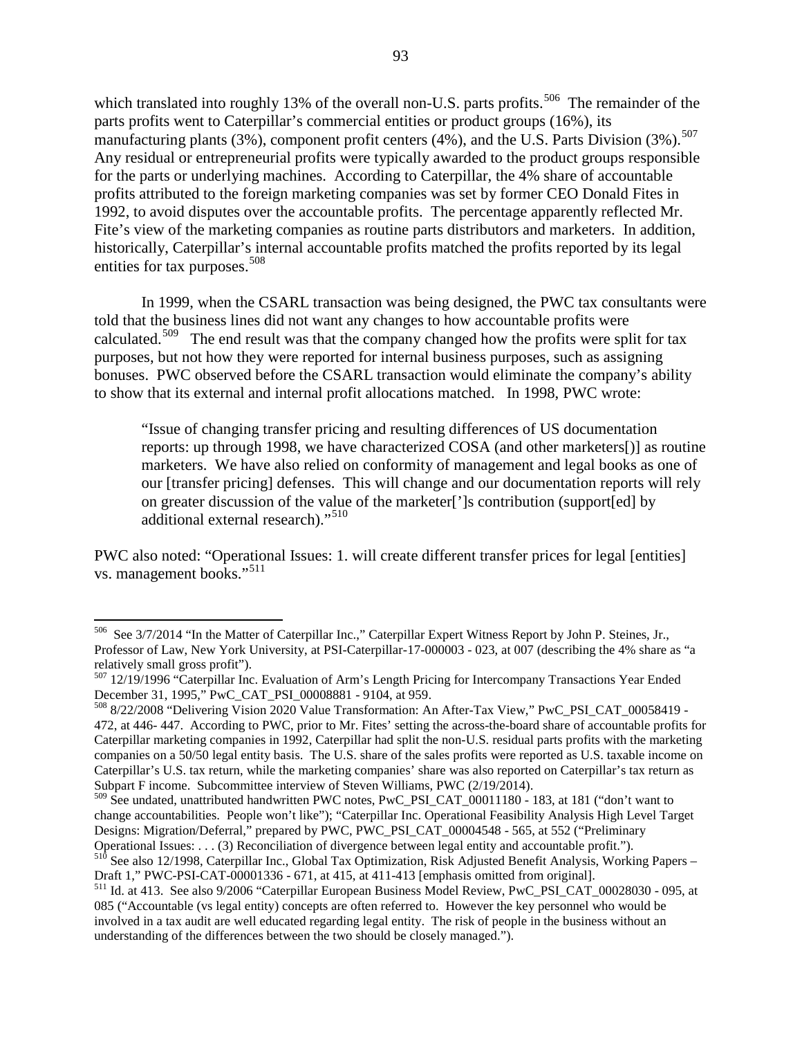which translated into roughly 13% of the overall non-U.S. parts profits.[506] The remainder of the parts profits went to Caterpillar's commercial entities or product groups (16%), its manufacturing plants (3%), component profit centers (4%), and the U.S. Parts Division (3%).[507] Any residual or entrepreneurial profits were typically awarded to the product groups responsible for the parts or underlying machines. According to Caterpillar, the 4% share of accountable profits attributed to the foreign marketing companies was set by former CEO Donald Fites in 1992, to avoid disputes over the accountable profits. The percentage apparently reflected Mr. Fite's view of the marketing companies as routine parts distributors and marketers. In addition, historically, Caterpillar's internal accountable profits matched the profits reported by its legal entities for tax purposes.[508]

In 1999, when the CSARL transaction was being designed, the PWC tax consultants were told that the business lines did not want any changes to how accountable profits were calculated.[509] The end result was that the company changed how the profits were split for tax purposes, but not how they were reported for internal business purposes, such as assigning bonuses. PWC observed before the CSARL transaction would eliminate the company's ability to show that its external and internal profit allocations matched. In 1998, PWC wrote:

> "Issue of changing transfer pricing and resulting differences of US documentation reports: up through 1998, we have characterized COSA (and other marketers[)] as routine marketers. We have also relied on conformity of management and legal books as one of our [transfer pricing] defenses. This will change and our documentation reports will rely on greater discussion of the value of the marketer[']s contribution (support[ed] by additional external research)."[510]

PWC also noted: "Operational Issues: 1. will create different transfer prices for legal [entities] vs. management books."[511]

---

[506] See 3/7/2014 "In the Matter of Caterpillar Inc.," Caterpillar Expert Witness Report by John P. Steines, Jr., Professor of Law, New York University, at PSI-Caterpillar-17-000003 - 023, at 007 (describing the 4% share as "a relatively small gross profit").

[507] 12/19/1996 "Caterpillar Inc. Evaluation of Arm's Length Pricing for Intercompany Transactions Year Ended December 31, 1995," PwC_CAT_PSI_00008881 - 9104, at 959.

[508] 8/22/2008 "Delivering Vision 2020 Value Transformation: An After-Tax View," PwC_PSI_CAT_00058419 - 472, at 446- 447. According to PWC, prior to Mr. Fites' setting the across-the-board share of accountable profits for Caterpillar marketing companies in 1992, Caterpillar had split the non-U.S. residual parts profits with the marketing companies on a 50/50 legal entity basis. The U.S. share of the sales profits were reported as U.S. taxable income on Caterpillar's U.S. tax return, while the marketing companies' share was also reported on Caterpillar's tax return as Subpart F income. Subcommittee interview of Steven Williams, PWC (2/19/2014).

[509] See undated, unattributed handwritten PWC notes, PwC_PSI_CAT_00011180 - 183, at 181 ("don't want to change accountabilities. People won't like"); "Caterpillar Inc. Operational Feasibility Analysis High Level Target Designs: Migration/Deferral," prepared by PWC, PWC_PSI_CAT_00004548 - 565, at 552 ("Preliminary Operational Issues: . . . (3) Reconciliation of divergence between legal entity and accountable profit.").

[510] See also 12/1998, Caterpillar Inc., Global Tax Optimization, Risk Adjusted Benefit Analysis, Working Papers – Draft 1," PWC-PSI-CAT-00001336 - 671, at 415, at 411-413 [emphasis omitted from original].

[511] Id. at 413. See also 9/2006 "Caterpillar European Business Model Review, PwC_PSI_CAT_00028030 - 095, at 085 ("Accountable (vs legal entity) concepts are often referred to. However the key personnel who would be involved in a tax audit are well educated regarding legal entity. The risk of people in the business without an understanding of the differences between the two should be closely managed.").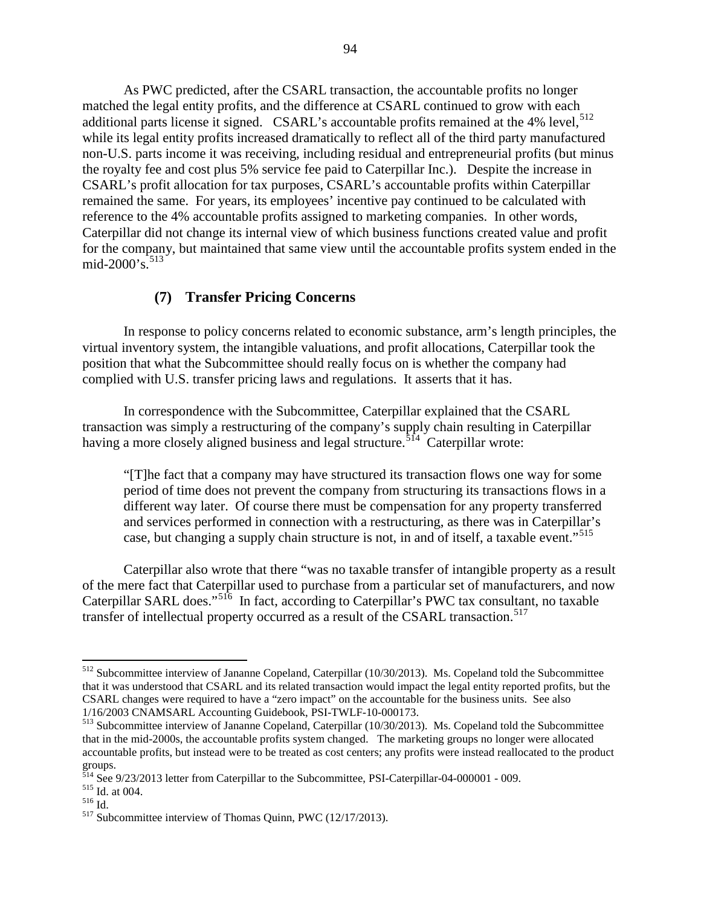As PWC predicted, after the CSARL transaction, the accountable profits no longer matched the legal entity profits, and the difference at CSARL continued to grow with each additional parts license it signed. CSARL's accountable profits remained at the 4% level,[512] while its legal entity profits increased dramatically to reflect all of the third party manufactured non-U.S. parts income it was receiving, including residual and entrepreneurial profits (but minus the royalty fee and cost plus 5% service fee paid to Caterpillar Inc.). Despite the increase in CSARL's profit allocation for tax purposes, CSARL's accountable profits within Caterpillar remained the same. For years, its employees' incentive pay continued to be calculated with reference to the 4% accountable profits assigned to marketing companies. In other words, Caterpillar did not change its internal view of which business functions created value and profit for the company, but maintained that same view until the accountable profits system ended in the mid-2000's.[513]

### (7) Transfer Pricing Concerns

In response to policy concerns related to economic substance, arm's length principles, the virtual inventory system, the intangible valuations, and profit allocations, Caterpillar took the position that what the Subcommittee should really focus on is whether the company had complied with U.S. transfer pricing laws and regulations. It asserts that it has.

In correspondence with the Subcommittee, Caterpillar explained that the CSARL transaction was simply a restructuring of the company's supply chain resulting in Caterpillar having a more closely aligned business and legal structure.[514] Caterpillar wrote:

> "[T]he fact that a company may have structured its transaction flows one way for some period of time does not prevent the company from structuring its transactions flows in a different way later. Of course there must be compensation for any property transferred and services performed in connection with a restructuring, as there was in Caterpillar's case, but changing a supply chain structure is not, in and of itself, a taxable event."[515]

Caterpillar also wrote that there "was no taxable transfer of intangible property as a result of the mere fact that Caterpillar used to purchase from a particular set of manufacturers, and now Caterpillar SARL does."[516] In fact, according to Caterpillar's PWC tax consultant, no taxable transfer of intellectual property occurred as a result of the CSARL transaction.[517]

---

[512] Subcommittee interview of Jananne Copeland, Caterpillar (10/30/2013). Ms. Copeland told the Subcommittee that it was understood that CSARL and its related transaction would impact the legal entity reported profits, but the CSARL changes were required to have a "zero impact" on the accountable for the business units. See also 1/16/2003 CNAMSARL Accounting Guidebook, PSI-TWLF-10-000173.

[513] Subcommittee interview of Jananne Copeland, Caterpillar (10/30/2013). Ms. Copeland told the Subcommittee that in the mid-2000s, the accountable profits system changed. The marketing groups no longer were allocated accountable profits, but instead were to be treated as cost centers; any profits were instead reallocated to the product groups.

[514] See 9/23/2013 letter from Caterpillar to the Subcommittee, PSI-Caterpillar-04-000001 - 009.

[515] Id. at 004.

[516] Id.

[517] Subcommittee interview of Thomas Quinn, PWC (12/17/2013).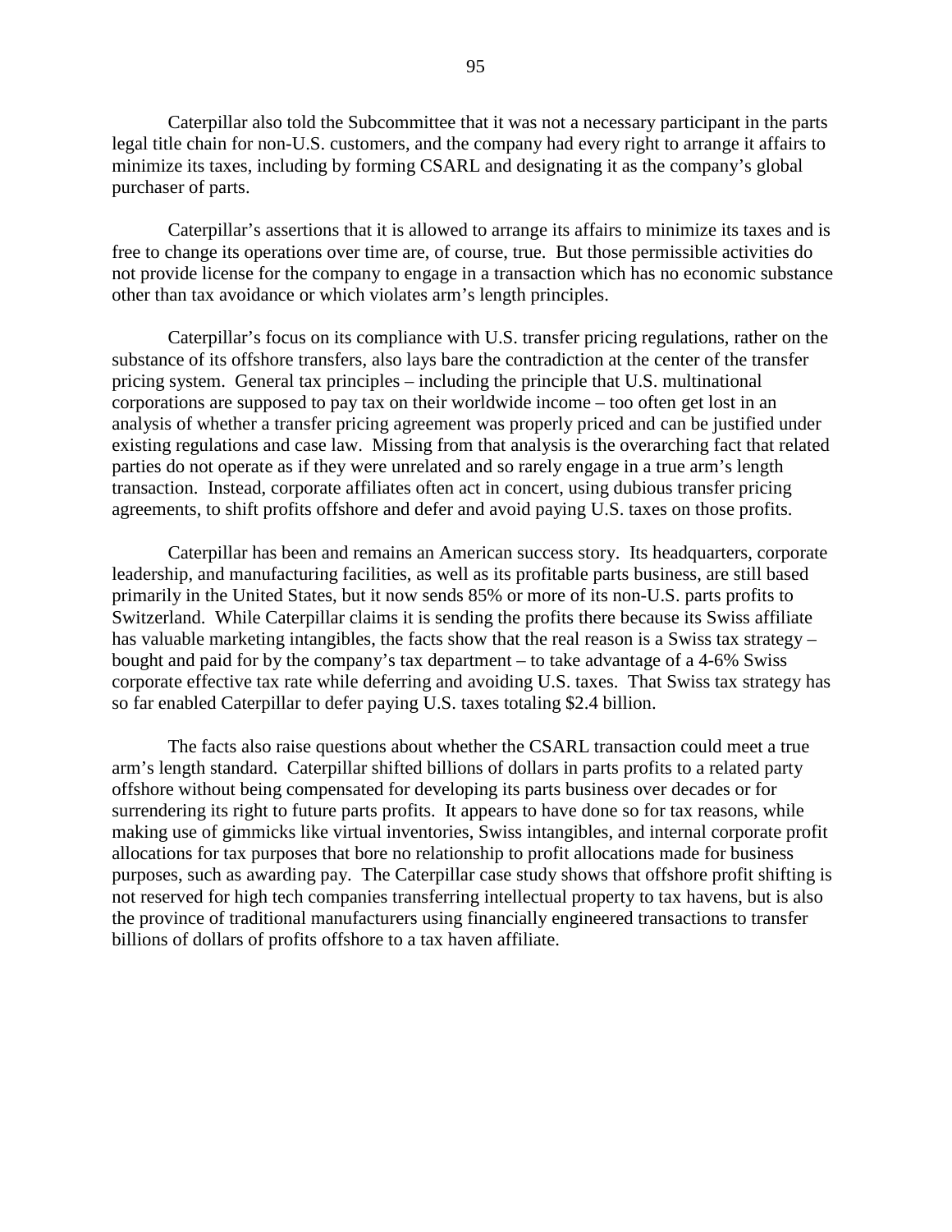Caterpillar also told the Subcommittee that it was not a necessary participant in the parts legal title chain for non-U.S. customers, and the company had every right to arrange it affairs to minimize its taxes, including by forming CSARL and designating it as the company's global purchaser of parts.

Caterpillar's assertions that it is allowed to arrange its affairs to minimize its taxes and is free to change its operations over time are, of course, true. But those permissible activities do not provide license for the company to engage in a transaction which has no economic substance other than tax avoidance or which violates arm's length principles.

Caterpillar's focus on its compliance with U.S. transfer pricing regulations, rather on the substance of its offshore transfers, also lays bare the contradiction at the center of the transfer pricing system. General tax principles – including the principle that U.S. multinational corporations are supposed to pay tax on their worldwide income – too often get lost in an analysis of whether a transfer pricing agreement was properly priced and can be justified under existing regulations and case law. Missing from that analysis is the overarching fact that related parties do not operate as if they were unrelated and so rarely engage in a true arm's length transaction. Instead, corporate affiliates often act in concert, using dubious transfer pricing agreements, to shift profits offshore and defer and avoid paying U.S. taxes on those profits.

Caterpillar has been and remains an American success story. Its headquarters, corporate leadership, and manufacturing facilities, as well as its profitable parts business, are still based primarily in the United States, but it now sends 85% or more of its non-U.S. parts profits to Switzerland. While Caterpillar claims it is sending the profits there because its Swiss affiliate has valuable marketing intangibles, the facts show that the real reason is a Swiss tax strategy – bought and paid for by the company's tax department – to take advantage of a 4-6% Swiss corporate effective tax rate while deferring and avoiding U.S. taxes. That Swiss tax strategy has so far enabled Caterpillar to defer paying U.S. taxes totaling $2.4 billion.

The facts also raise questions about whether the CSARL transaction could meet a true arm's length standard. Caterpillar shifted billions of dollars in parts profits to a related party offshore without being compensated for developing its parts business over decades or for surrendering its right to future parts profits. It appears to have done so for tax reasons, while making use of gimmicks like virtual inventories, Swiss intangibles, and internal corporate profit allocations for tax purposes that bore no relationship to profit allocations made for business purposes, such as awarding pay. The Caterpillar case study shows that offshore profit shifting is not reserved for high tech companies transferring intellectual property to tax havens, but is also the province of traditional manufacturers using financially engineered transactions to transfer billions of dollars of profits offshore to a tax haven affiliate.